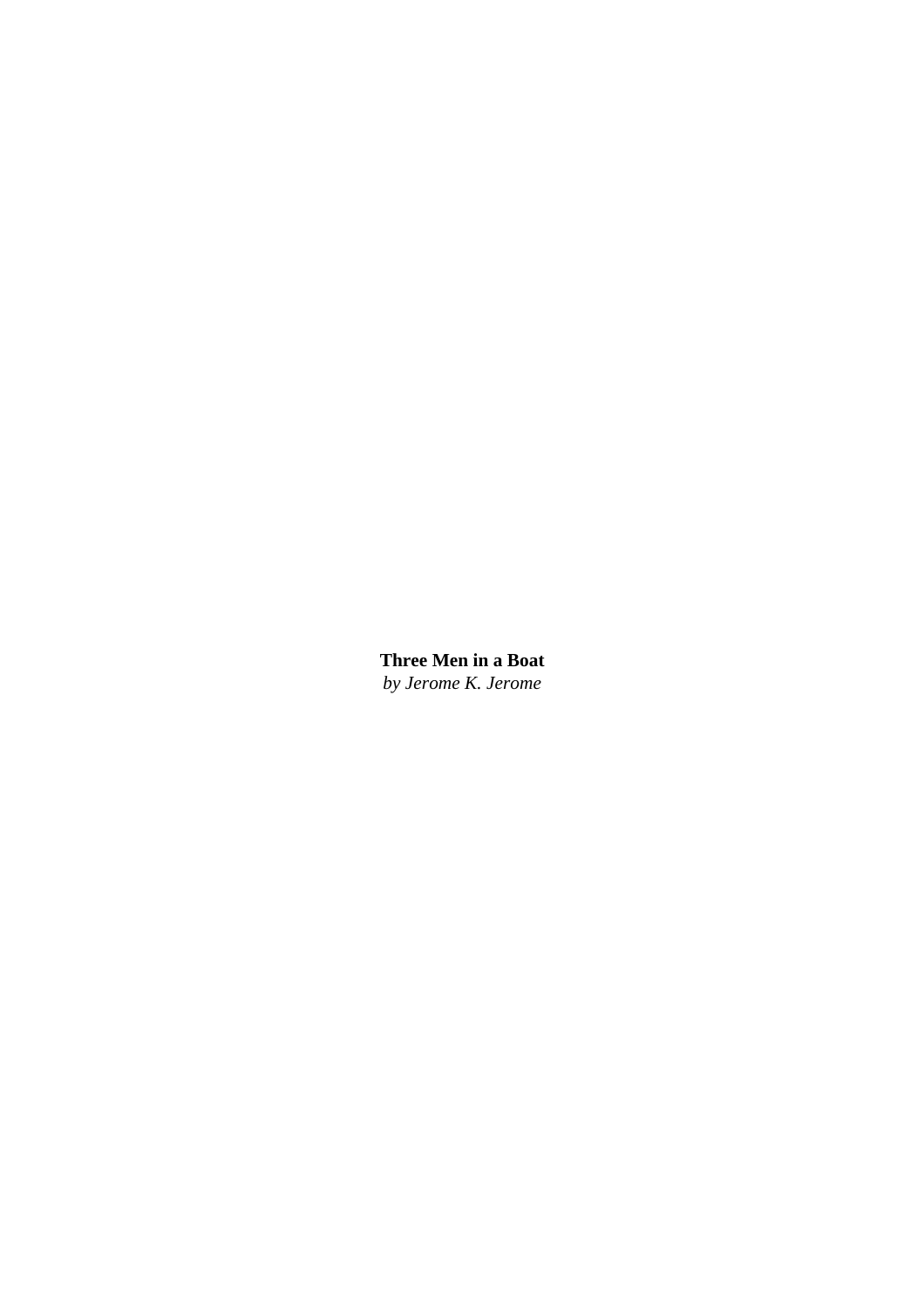**Three Men in a Boat**
*by Jerome K. Jerome*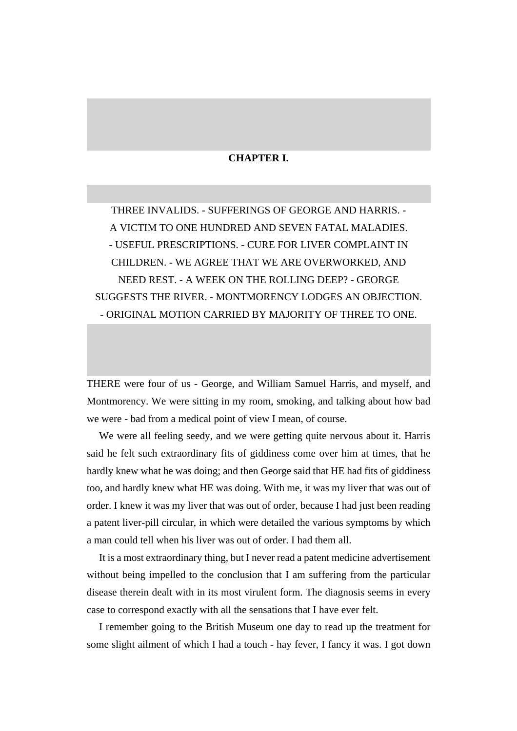# CHAPTER I.

THREE INVALIDS. - SUFFERINGS OF GEORGE AND HARRIS. - A VICTIM TO ONE HUNDRED AND SEVEN FATAL MALADIES. - USEFUL PRESCRIPTIONS. - CURE FOR LIVER COMPLAINT IN CHILDREN. - WE AGREE THAT WE ARE OVERWORKED, AND NEED REST. - A WEEK ON THE ROLLING DEEP? - GEORGE SUGGESTS THE RIVER. - MONTMORENCY LODGES AN OBJECTION. - ORIGINAL MOTION CARRIED BY MAJORITY OF THREE TO ONE.

THERE were four of us - George, and William Samuel Harris, and myself, and Montmorency. We were sitting in my room, smoking, and talking about how bad we were - bad from a medical point of view I mean, of course.

We were all feeling seedy, and we were getting quite nervous about it. Harris said he felt such extraordinary fits of giddiness come over him at times, that he hardly knew what he was doing; and then George said that HE had fits of giddiness too, and hardly knew what HE was doing. With me, it was my liver that was out of order. I knew it was my liver that was out of order, because I had just been reading a patent liver-pill circular, in which were detailed the various symptoms by which a man could tell when his liver was out of order. I had them all.

It is a most extraordinary thing, but I never read a patent medicine advertisement without being impelled to the conclusion that I am suffering from the particular disease therein dealt with in its most virulent form. The diagnosis seems in every case to correspond exactly with all the sensations that I have ever felt.

I remember going to the British Museum one day to read up the treatment for some slight ailment of which I had a touch - hay fever, I fancy it was. I got down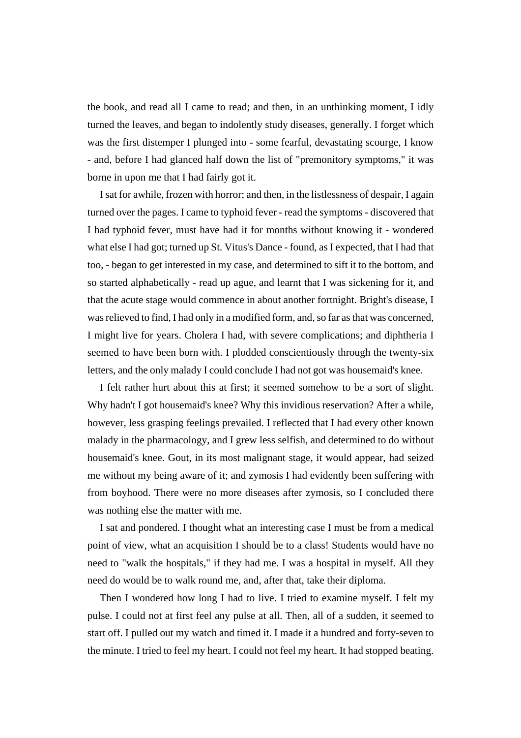the book, and read all I came to read; and then, in an unthinking moment, I idly turned the leaves, and began to indolently study diseases, generally. I forget which was the first distemper I plunged into - some fearful, devastating scourge, I know - and, before I had glanced half down the list of "premonitory symptoms," it was borne in upon me that I had fairly got it.

I sat for awhile, frozen with horror; and then, in the listlessness of despair, I again turned over the pages. I came to typhoid fever - read the symptoms - discovered that I had typhoid fever, must have had it for months without knowing it - wondered what else I had got; turned up St. Vitus's Dance - found, as I expected, that I had that too, - began to get interested in my case, and determined to sift it to the bottom, and so started alphabetically - read up ague, and learnt that I was sickening for it, and that the acute stage would commence in about another fortnight. Bright's disease, I was relieved to find, I had only in a modified form, and, so far as that was concerned, I might live for years. Cholera I had, with severe complications; and diphtheria I seemed to have been born with. I plodded conscientiously through the twenty-six letters, and the only malady I could conclude I had not got was housemaid's knee.

I felt rather hurt about this at first; it seemed somehow to be a sort of slight. Why hadn't I got housemaid's knee? Why this invidious reservation? After a while, however, less grasping feelings prevailed. I reflected that I had every other known malady in the pharmacology, and I grew less selfish, and determined to do without housemaid's knee. Gout, in its most malignant stage, it would appear, had seized me without my being aware of it; and zymosis I had evidently been suffering with from boyhood. There were no more diseases after zymosis, so I concluded there was nothing else the matter with me.

I sat and pondered. I thought what an interesting case I must be from a medical point of view, what an acquisition I should be to a class! Students would have no need to "walk the hospitals," if they had me. I was a hospital in myself. All they need do would be to walk round me, and, after that, take their diploma.

Then I wondered how long I had to live. I tried to examine myself. I felt my pulse. I could not at first feel any pulse at all. Then, all of a sudden, it seemed to start off. I pulled out my watch and timed it. I made it a hundred and forty-seven to the minute. I tried to feel my heart. I could not feel my heart. It had stopped beating.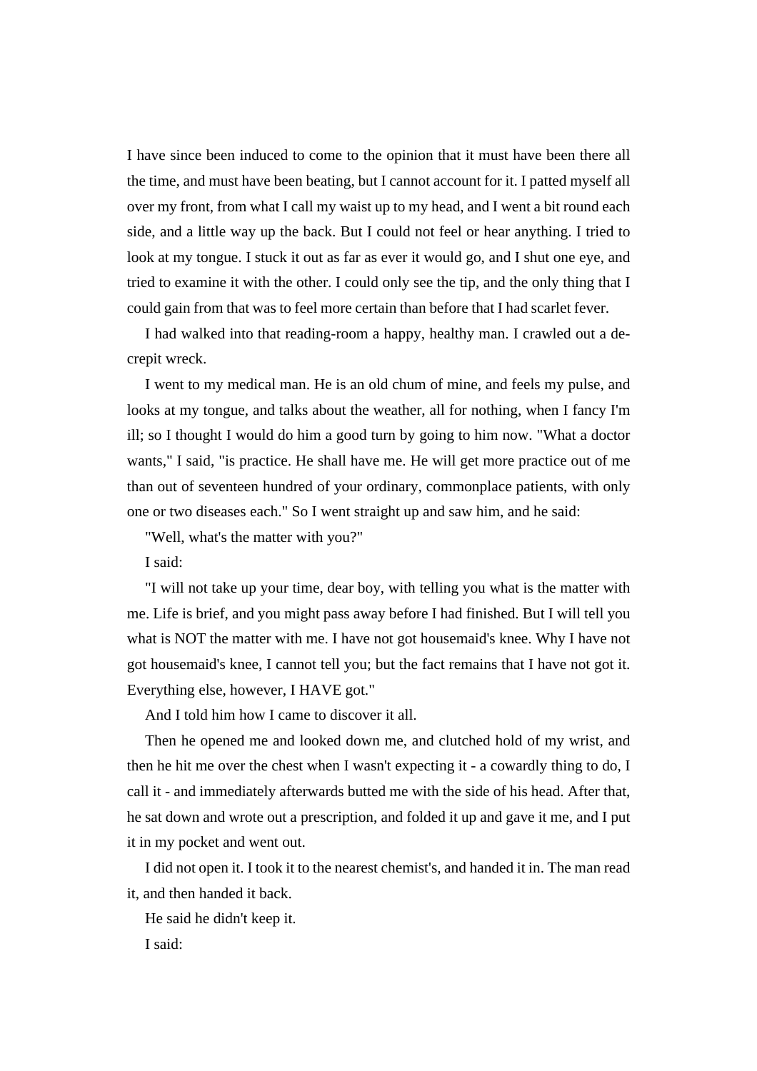I have since been induced to come to the opinion that it must have been there all the time, and must have been beating, but I cannot account for it. I patted myself all over my front, from what I call my waist up to my head, and I went a bit round each side, and a little way up the back. But I could not feel or hear anything. I tried to look at my tongue. I stuck it out as far as ever it would go, and I shut one eye, and tried to examine it with the other. I could only see the tip, and the only thing that I could gain from that was to feel more certain than before that I had scarlet fever.

I had walked into that reading-room a happy, healthy man. I crawled out a decrepit wreck.

I went to my medical man. He is an old chum of mine, and feels my pulse, and looks at my tongue, and talks about the weather, all for nothing, when I fancy I'm ill; so I thought I would do him a good turn by going to him now. "What a doctor wants," I said, "is practice. He shall have me. He will get more practice out of me than out of seventeen hundred of your ordinary, commonplace patients, with only one or two diseases each." So I went straight up and saw him, and he said:

"Well, what's the matter with you?"

I said:

"I will not take up your time, dear boy, with telling you what is the matter with me. Life is brief, and you might pass away before I had finished. But I will tell you what is NOT the matter with me. I have not got housemaid's knee. Why I have not got housemaid's knee, I cannot tell you; but the fact remains that I have not got it. Everything else, however, I HAVE got."

And I told him how I came to discover it all.

Then he opened me and looked down me, and clutched hold of my wrist, and then he hit me over the chest when I wasn't expecting it - a cowardly thing to do, I call it - and immediately afterwards butted me with the side of his head. After that, he sat down and wrote out a prescription, and folded it up and gave it me, and I put it in my pocket and went out.

I did not open it. I took it to the nearest chemist's, and handed it in. The man read it, and then handed it back.

He said he didn't keep it.

I said: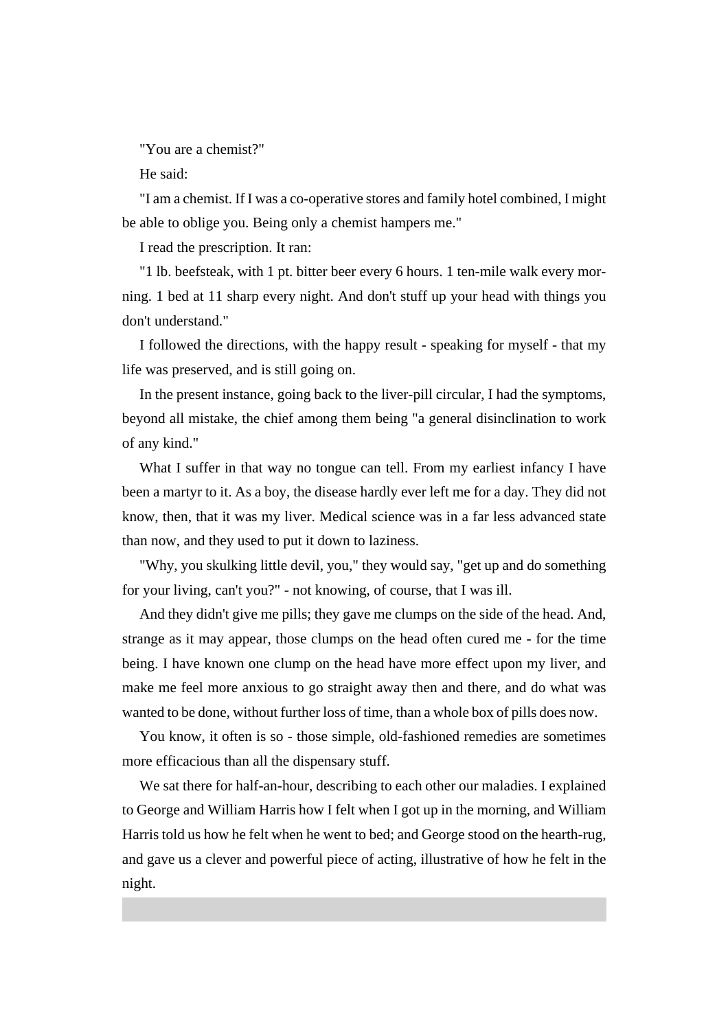"You are a chemist?"

He said:

"I am a chemist. If I was a co-operative stores and family hotel combined, I might be able to oblige you. Being only a chemist hampers me."

I read the prescription. It ran:

"1 lb. beefsteak, with 1 pt. bitter beer every 6 hours. 1 ten-mile walk every morning. 1 bed at 11 sharp every night. And don't stuff up your head with things you don't understand."

I followed the directions, with the happy result - speaking for myself - that my life was preserved, and is still going on.

In the present instance, going back to the liver-pill circular, I had the symptoms, beyond all mistake, the chief among them being "a general disinclination to work of any kind."

What I suffer in that way no tongue can tell. From my earliest infancy I have been a martyr to it. As a boy, the disease hardly ever left me for a day. They did not know, then, that it was my liver. Medical science was in a far less advanced state than now, and they used to put it down to laziness.

"Why, you skulking little devil, you," they would say, "get up and do something for your living, can't you?" - not knowing, of course, that I was ill.

And they didn't give me pills; they gave me clumps on the side of the head. And, strange as it may appear, those clumps on the head often cured me - for the time being. I have known one clump on the head have more effect upon my liver, and make me feel more anxious to go straight away then and there, and do what was wanted to be done, without further loss of time, than a whole box of pills does now.

You know, it often is so - those simple, old-fashioned remedies are sometimes more efficacious than all the dispensary stuff.

We sat there for half-an-hour, describing to each other our maladies. I explained to George and William Harris how I felt when I got up in the morning, and William Harris told us how he felt when he went to bed; and George stood on the hearth-rug, and gave us a clever and powerful piece of acting, illustrative of how he felt in the night.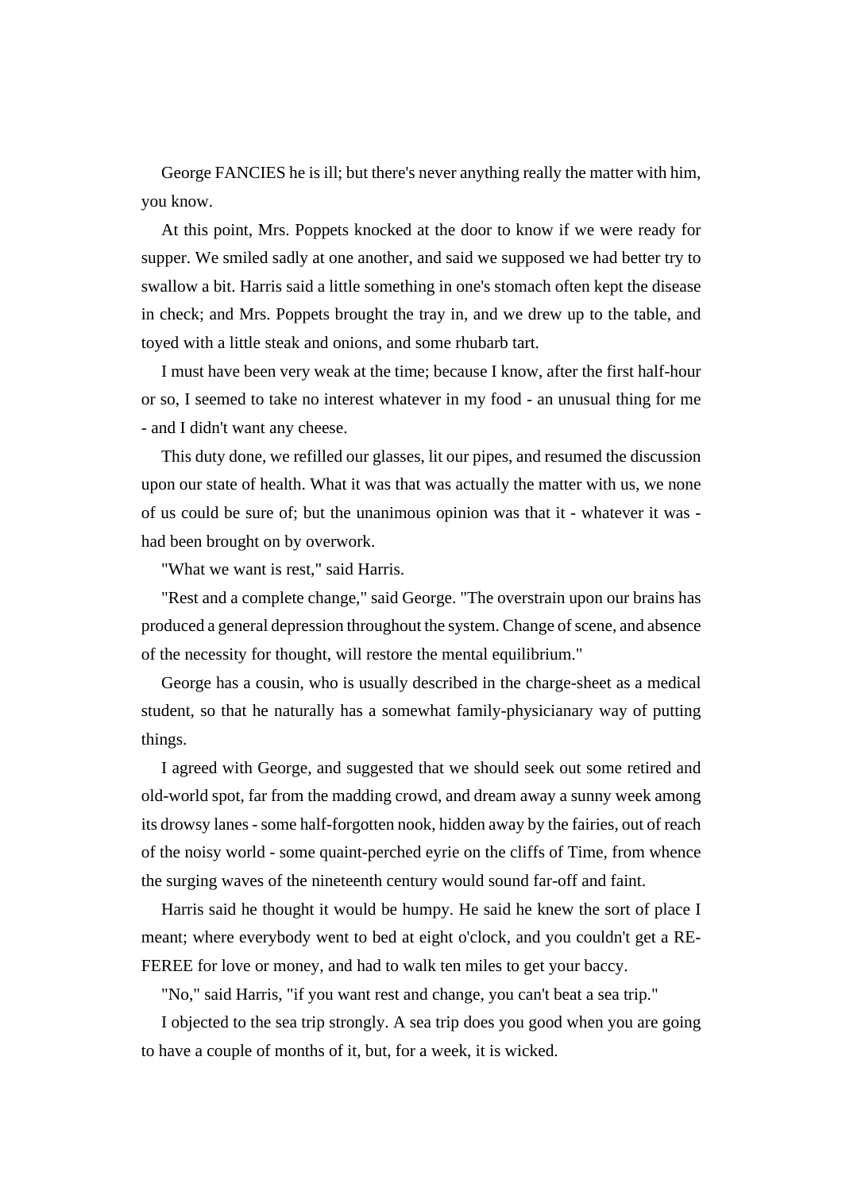George FANCIES he is ill; but there's never anything really the matter with him, you know.

At this point, Mrs. Poppets knocked at the door to know if we were ready for supper. We smiled sadly at one another, and said we supposed we had better try to swallow a bit. Harris said a little something in one's stomach often kept the disease in check; and Mrs. Poppets brought the tray in, and we drew up to the table, and toyed with a little steak and onions, and some rhubarb tart.

I must have been very weak at the time; because I know, after the first half-hour or so, I seemed to take no interest whatever in my food - an unusual thing for me - and I didn't want any cheese.

This duty done, we refilled our glasses, lit our pipes, and resumed the discussion upon our state of health. What it was that was actually the matter with us, we none of us could be sure of; but the unanimous opinion was that it - whatever it was - had been brought on by overwork.

"What we want is rest," said Harris.

"Rest and a complete change," said George. "The overstrain upon our brains has produced a general depression throughout the system. Change of scene, and absence of the necessity for thought, will restore the mental equilibrium."

George has a cousin, who is usually described in the charge-sheet as a medical student, so that he naturally has a somewhat family-physicianary way of putting things.

I agreed with George, and suggested that we should seek out some retired and old-world spot, far from the madding crowd, and dream away a sunny week among its drowsy lanes - some half-forgotten nook, hidden away by the fairies, out of reach of the noisy world - some quaint-perched eyrie on the cliffs of Time, from whence the surging waves of the nineteenth century would sound far-off and faint.

Harris said he thought it would be humpy. He said he knew the sort of place I meant; where everybody went to bed at eight o'clock, and you couldn't get a REFEREE for love or money, and had to walk ten miles to get your baccy.

"No," said Harris, "if you want rest and change, you can't beat a sea trip."

I objected to the sea trip strongly. A sea trip does you good when you are going to have a couple of months of it, but, for a week, it is wicked.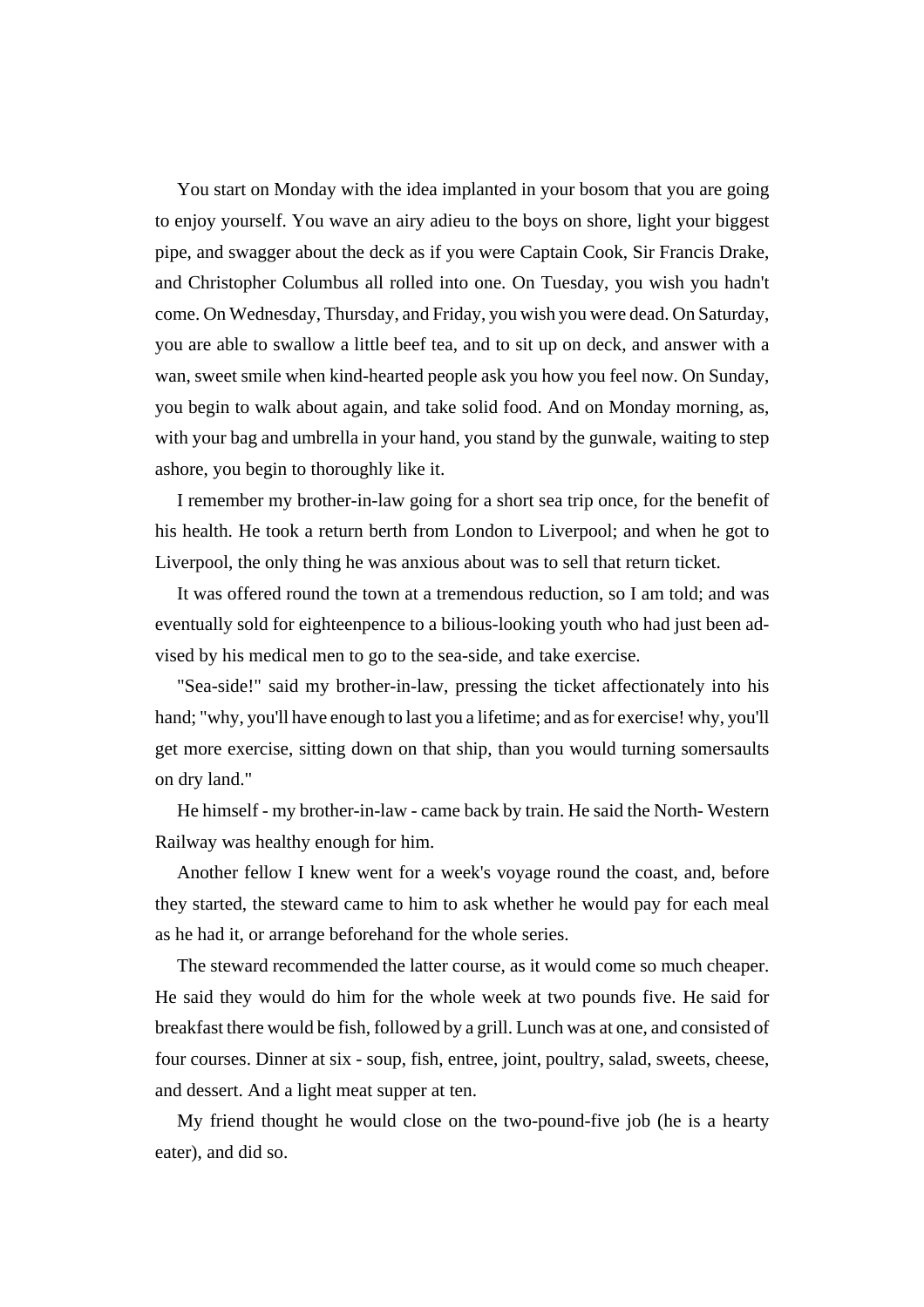You start on Monday with the idea implanted in your bosom that you are going to enjoy yourself. You wave an airy adieu to the boys on shore, light your biggest pipe, and swagger about the deck as if you were Captain Cook, Sir Francis Drake, and Christopher Columbus all rolled into one. On Tuesday, you wish you hadn't come. On Wednesday, Thursday, and Friday, you wish you were dead. On Saturday, you are able to swallow a little beef tea, and to sit up on deck, and answer with a wan, sweet smile when kind-hearted people ask you how you feel now. On Sunday, you begin to walk about again, and take solid food. And on Monday morning, as, with your bag and umbrella in your hand, you stand by the gunwale, waiting to step ashore, you begin to thoroughly like it.

I remember my brother-in-law going for a short sea trip once, for the benefit of his health. He took a return berth from London to Liverpool; and when he got to Liverpool, the only thing he was anxious about was to sell that return ticket.

It was offered round the town at a tremendous reduction, so I am told; and was eventually sold for eighteenpence to a bilious-looking youth who had just been advised by his medical men to go to the sea-side, and take exercise.

"Sea-side!" said my brother-in-law, pressing the ticket affectionately into his hand; "why, you'll have enough to last you a lifetime; and as for exercise! why, you'll get more exercise, sitting down on that ship, than you would turning somersaults on dry land."

He himself - my brother-in-law - came back by train. He said the North- Western Railway was healthy enough for him.

Another fellow I knew went for a week's voyage round the coast, and, before they started, the steward came to him to ask whether he would pay for each meal as he had it, or arrange beforehand for the whole series.

The steward recommended the latter course, as it would come so much cheaper. He said they would do him for the whole week at two pounds five. He said for breakfast there would be fish, followed by a grill. Lunch was at one, and consisted of four courses. Dinner at six - soup, fish, entree, joint, poultry, salad, sweets, cheese, and dessert. And a light meat supper at ten.

My friend thought he would close on the two-pound-five job (he is a hearty eater), and did so.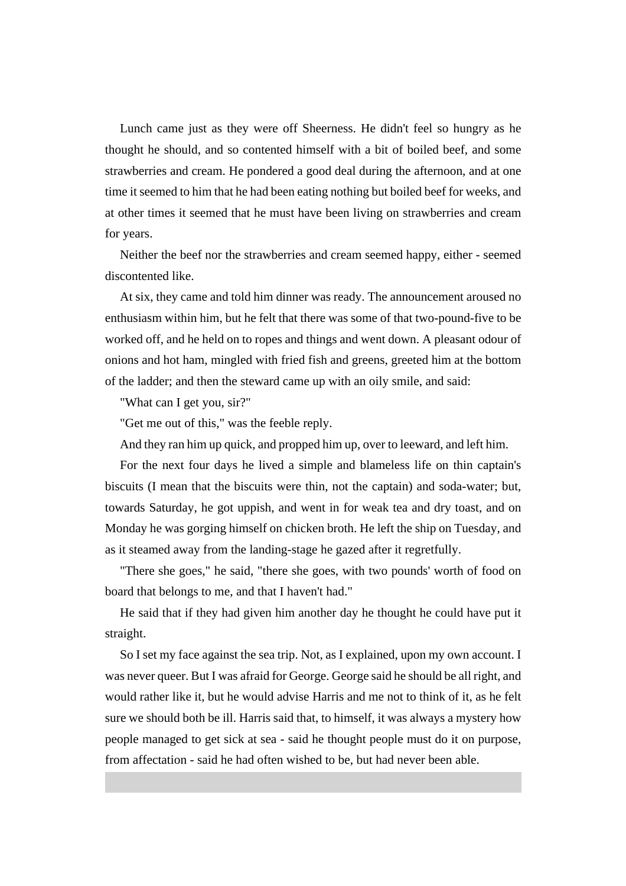Lunch came just as they were off Sheerness. He didn't feel so hungry as he thought he should, and so contented himself with a bit of boiled beef, and some strawberries and cream. He pondered a good deal during the afternoon, and at one time it seemed to him that he had been eating nothing but boiled beef for weeks, and at other times it seemed that he must have been living on strawberries and cream for years.

Neither the beef nor the strawberries and cream seemed happy, either - seemed discontented like.

At six, they came and told him dinner was ready. The announcement aroused no enthusiasm within him, but he felt that there was some of that two-pound-five to be worked off, and he held on to ropes and things and went down. A pleasant odour of onions and hot ham, mingled with fried fish and greens, greeted him at the bottom of the ladder; and then the steward came up with an oily smile, and said:

"What can I get you, sir?"

"Get me out of this," was the feeble reply.

And they ran him up quick, and propped him up, over to leeward, and left him.

For the next four days he lived a simple and blameless life on thin captain's biscuits (I mean that the biscuits were thin, not the captain) and soda-water; but, towards Saturday, he got uppish, and went in for weak tea and dry toast, and on Monday he was gorging himself on chicken broth. He left the ship on Tuesday, and as it steamed away from the landing-stage he gazed after it regretfully.

"There she goes," he said, "there she goes, with two pounds' worth of food on board that belongs to me, and that I haven't had."

He said that if they had given him another day he thought he could have put it straight.

So I set my face against the sea trip. Not, as I explained, upon my own account. I was never queer. But I was afraid for George. George said he should be all right, and would rather like it, but he would advise Harris and me not to think of it, as he felt sure we should both be ill. Harris said that, to himself, it was always a mystery how people managed to get sick at sea - said he thought people must do it on purpose, from affectation - said he had often wished to be, but had never been able.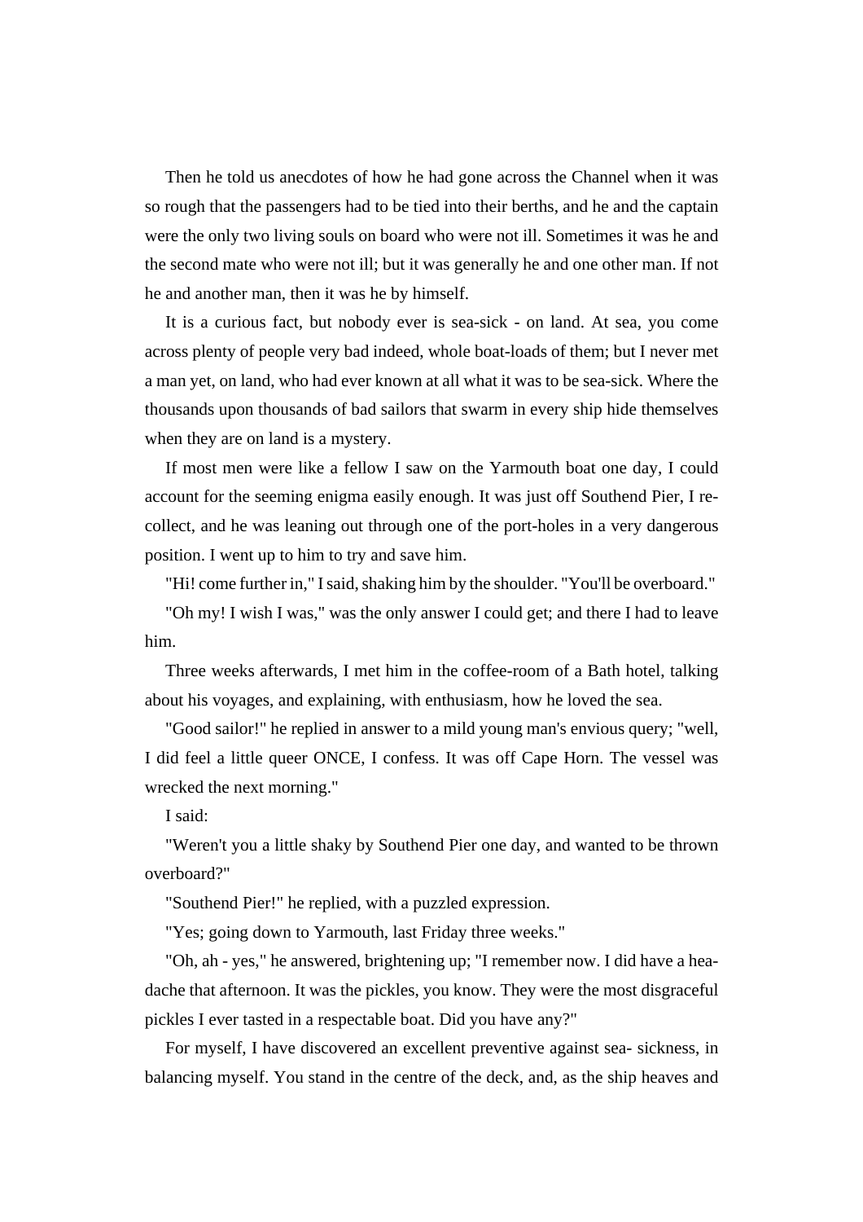Then he told us anecdotes of how he had gone across the Channel when it was so rough that the passengers had to be tied into their berths, and he and the captain were the only two living souls on board who were not ill. Sometimes it was he and the second mate who were not ill; but it was generally he and one other man. If not he and another man, then it was he by himself.

It is a curious fact, but nobody ever is sea-sick - on land. At sea, you come across plenty of people very bad indeed, whole boat-loads of them; but I never met a man yet, on land, who had ever known at all what it was to be sea-sick. Where the thousands upon thousands of bad sailors that swarm in every ship hide themselves when they are on land is a mystery.

If most men were like a fellow I saw on the Yarmouth boat one day, I could account for the seeming enigma easily enough. It was just off Southend Pier, I recollect, and he was leaning out through one of the port-holes in a very dangerous position. I went up to him to try and save him.

"Hi! come further in," I said, shaking him by the shoulder. "You'll be overboard."

"Oh my! I wish I was," was the only answer I could get; and there I had to leave him.

Three weeks afterwards, I met him in the coffee-room of a Bath hotel, talking about his voyages, and explaining, with enthusiasm, how he loved the sea.

"Good sailor!" he replied in answer to a mild young man's envious query; "well, I did feel a little queer ONCE, I confess. It was off Cape Horn. The vessel was wrecked the next morning."

I said:

"Weren't you a little shaky by Southend Pier one day, and wanted to be thrown overboard?"

"Southend Pier!" he replied, with a puzzled expression.

"Yes; going down to Yarmouth, last Friday three weeks."

"Oh, ah - yes," he answered, brightening up; "I remember now. I did have a headache that afternoon. It was the pickles, you know. They were the most disgraceful pickles I ever tasted in a respectable boat. Did you have any?"

For myself, I have discovered an excellent preventive against sea- sickness, in balancing myself. You stand in the centre of the deck, and, as the ship heaves and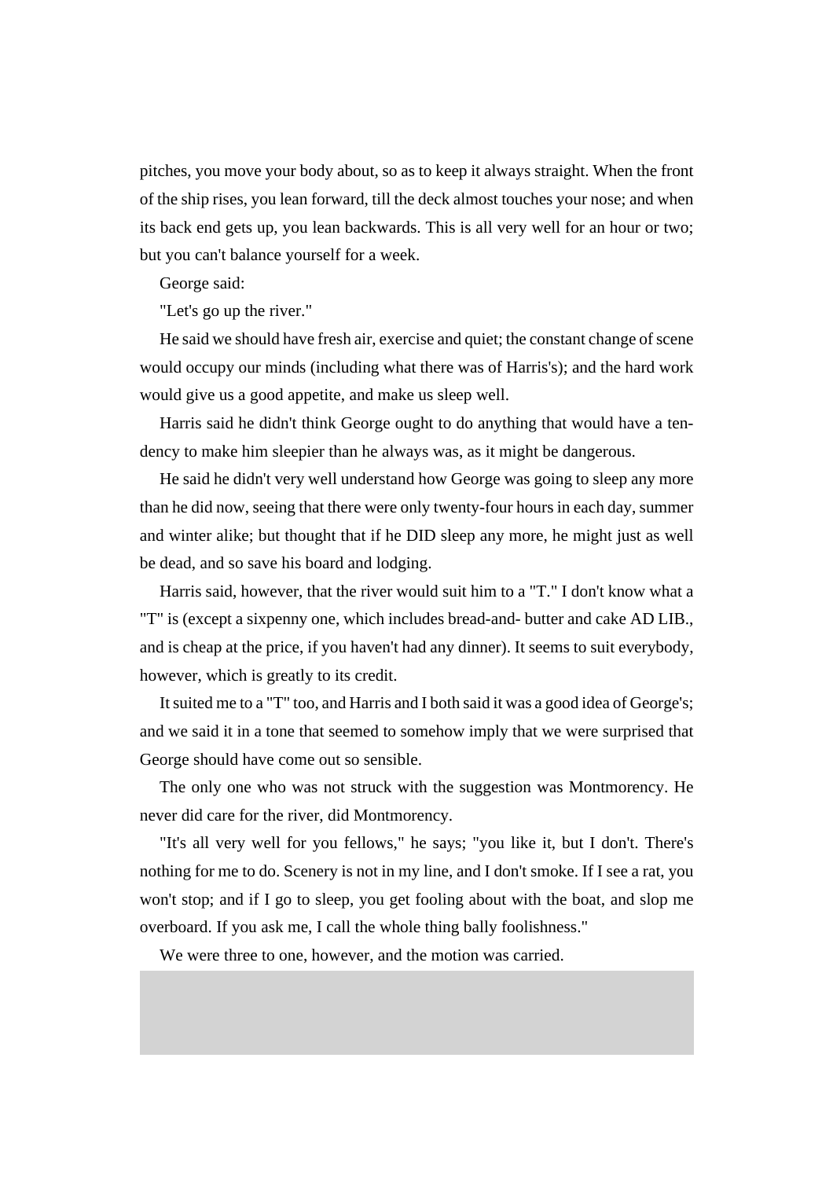pitches, you move your body about, so as to keep it always straight. When the front of the ship rises, you lean forward, till the deck almost touches your nose; and when its back end gets up, you lean backwards. This is all very well for an hour or two; but you can't balance yourself for a week.

George said:

"Let's go up the river."

He said we should have fresh air, exercise and quiet; the constant change of scene would occupy our minds (including what there was of Harris's); and the hard work would give us a good appetite, and make us sleep well.

Harris said he didn't think George ought to do anything that would have a tendency to make him sleepier than he always was, as it might be dangerous.

He said he didn't very well understand how George was going to sleep any more than he did now, seeing that there were only twenty-four hours in each day, summer and winter alike; but thought that if he DID sleep any more, he might just as well be dead, and so save his board and lodging.

Harris said, however, that the river would suit him to a "T." I don't know what a "T" is (except a sixpenny one, which includes bread-and- butter and cake AD LIB., and is cheap at the price, if you haven't had any dinner). It seems to suit everybody, however, which is greatly to its credit.

It suited me to a "T" too, and Harris and I both said it was a good idea of George's; and we said it in a tone that seemed to somehow imply that we were surprised that George should have come out so sensible.

The only one who was not struck with the suggestion was Montmorency. He never did care for the river, did Montmorency.

"It's all very well for you fellows," he says; "you like it, but I don't. There's nothing for me to do. Scenery is not in my line, and I don't smoke. If I see a rat, you won't stop; and if I go to sleep, you get fooling about with the boat, and slop me overboard. If you ask me, I call the whole thing bally foolishness."

We were three to one, however, and the motion was carried.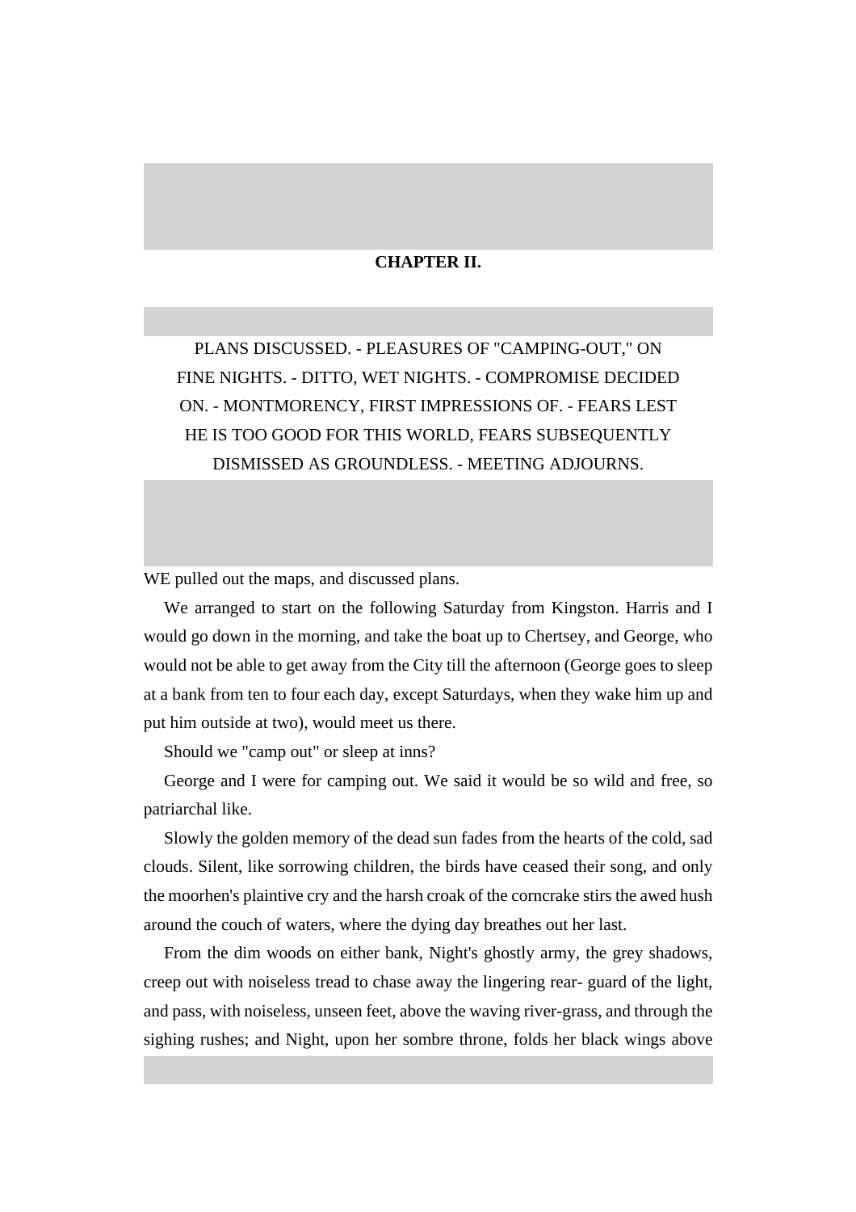## CHAPTER II.

PLANS DISCUSSED. - PLEASURES OF "CAMPING-OUT," ON FINE NIGHTS. - DITTO, WET NIGHTS. - COMPROMISE DECIDED ON. - MONTMORENCY, FIRST IMPRESSIONS OF. - FEARS LEST HE IS TOO GOOD FOR THIS WORLD, FEARS SUBSEQUENTLY DISMISSED AS GROUNDLESS. - MEETING ADJOURNS.

WE pulled out the maps, and discussed plans.

We arranged to start on the following Saturday from Kingston. Harris and I would go down in the morning, and take the boat up to Chertsey, and George, who would not be able to get away from the City till the afternoon (George goes to sleep at a bank from ten to four each day, except Saturdays, when they wake him up and put him outside at two), would meet us there.

Should we "camp out" or sleep at inns?

George and I were for camping out. We said it would be so wild and free, so patriarchal like.

Slowly the golden memory of the dead sun fades from the hearts of the cold, sad clouds. Silent, like sorrowing children, the birds have ceased their song, and only the moorhen's plaintive cry and the harsh croak of the corncrake stirs the awed hush around the couch of waters, where the dying day breathes out her last.

From the dim woods on either bank, Night's ghostly army, the grey shadows, creep out with noiseless tread to chase away the lingering rear- guard of the light, and pass, with noiseless, unseen feet, above the waving river-grass, and through the sighing rushes; and Night, upon her sombre throne, folds her black wings above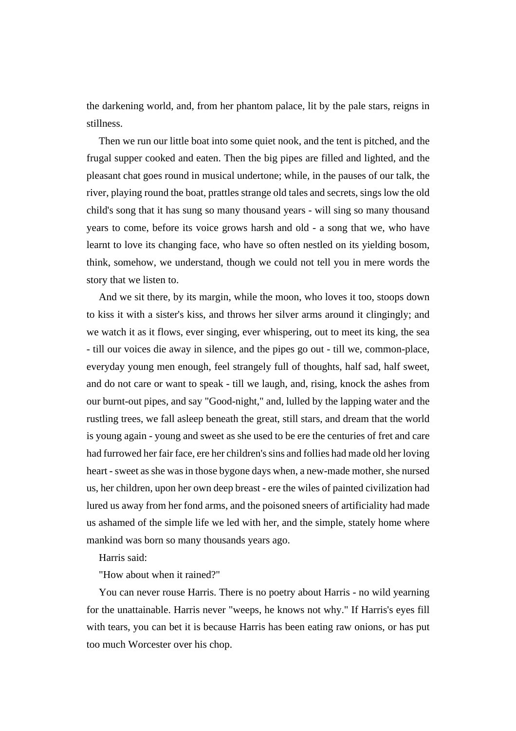the darkening world, and, from her phantom palace, lit by the pale stars, reigns in stillness.

Then we run our little boat into some quiet nook, and the tent is pitched, and the frugal supper cooked and eaten. Then the big pipes are filled and lighted, and the pleasant chat goes round in musical undertone; while, in the pauses of our talk, the river, playing round the boat, prattles strange old tales and secrets, sings low the old child's song that it has sung so many thousand years - will sing so many thousand years to come, before its voice grows harsh and old - a song that we, who have learnt to love its changing face, who have so often nestled on its yielding bosom, think, somehow, we understand, though we could not tell you in mere words the story that we listen to.

And we sit there, by its margin, while the moon, who loves it too, stoops down to kiss it with a sister's kiss, and throws her silver arms around it clingingly; and we watch it as it flows, ever singing, ever whispering, out to meet its king, the sea - till our voices die away in silence, and the pipes go out - till we, common-place, everyday young men enough, feel strangely full of thoughts, half sad, half sweet, and do not care or want to speak - till we laugh, and, rising, knock the ashes from our burnt-out pipes, and say "Good-night," and, lulled by the lapping water and the rustling trees, we fall asleep beneath the great, still stars, and dream that the world is young again - young and sweet as she used to be ere the centuries of fret and care had furrowed her fair face, ere her children's sins and follies had made old her loving heart - sweet as she was in those bygone days when, a new-made mother, she nursed us, her children, upon her own deep breast - ere the wiles of painted civilization had lured us away from her fond arms, and the poisoned sneers of artificiality had made us ashamed of the simple life we led with her, and the simple, stately home where mankind was born so many thousands years ago.

Harris said:

"How about when it rained?"

You can never rouse Harris. There is no poetry about Harris - no wild yearning for the unattainable. Harris never "weeps, he knows not why." If Harris's eyes fill with tears, you can bet it is because Harris has been eating raw onions, or has put too much Worcester over his chop.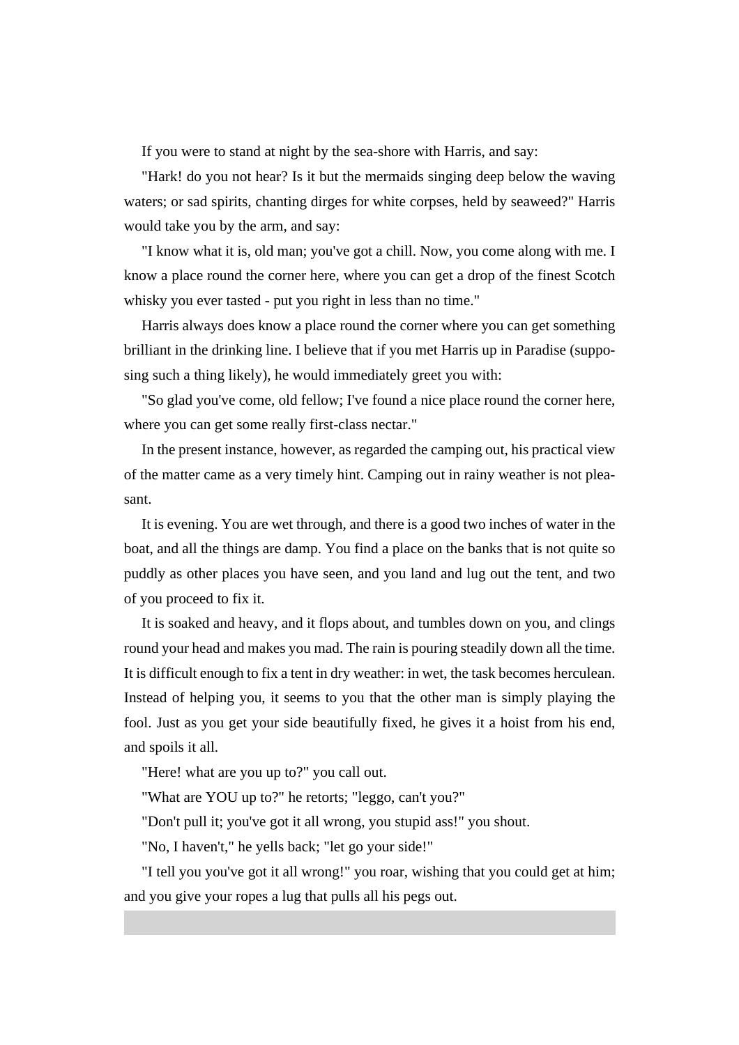If you were to stand at night by the sea-shore with Harris, and say:

"Hark! do you not hear? Is it but the mermaids singing deep below the waving waters; or sad spirits, chanting dirges for white corpses, held by seaweed?" Harris would take you by the arm, and say:

"I know what it is, old man; you've got a chill. Now, you come along with me. I know a place round the corner here, where you can get a drop of the finest Scotch whisky you ever tasted - put you right in less than no time."

Harris always does know a place round the corner where you can get something brilliant in the drinking line. I believe that if you met Harris up in Paradise (supposing such a thing likely), he would immediately greet you with:

"So glad you've come, old fellow; I've found a nice place round the corner here, where you can get some really first-class nectar."

In the present instance, however, as regarded the camping out, his practical view of the matter came as a very timely hint. Camping out in rainy weather is not pleasant.

It is evening. You are wet through, and there is a good two inches of water in the boat, and all the things are damp. You find a place on the banks that is not quite so puddly as other places you have seen, and you land and lug out the tent, and two of you proceed to fix it.

It is soaked and heavy, and it flops about, and tumbles down on you, and clings round your head and makes you mad. The rain is pouring steadily down all the time. It is difficult enough to fix a tent in dry weather: in wet, the task becomes herculean. Instead of helping you, it seems to you that the other man is simply playing the fool. Just as you get your side beautifully fixed, he gives it a hoist from his end, and spoils it all.

"Here! what are you up to?" you call out.

"What are YOU up to?" he retorts; "leggo, can't you?"

"Don't pull it; you've got it all wrong, you stupid ass!" you shout.

"No, I haven't," he yells back; "let go your side!"

"I tell you you've got it all wrong!" you roar, wishing that you could get at him; and you give your ropes a lug that pulls all his pegs out.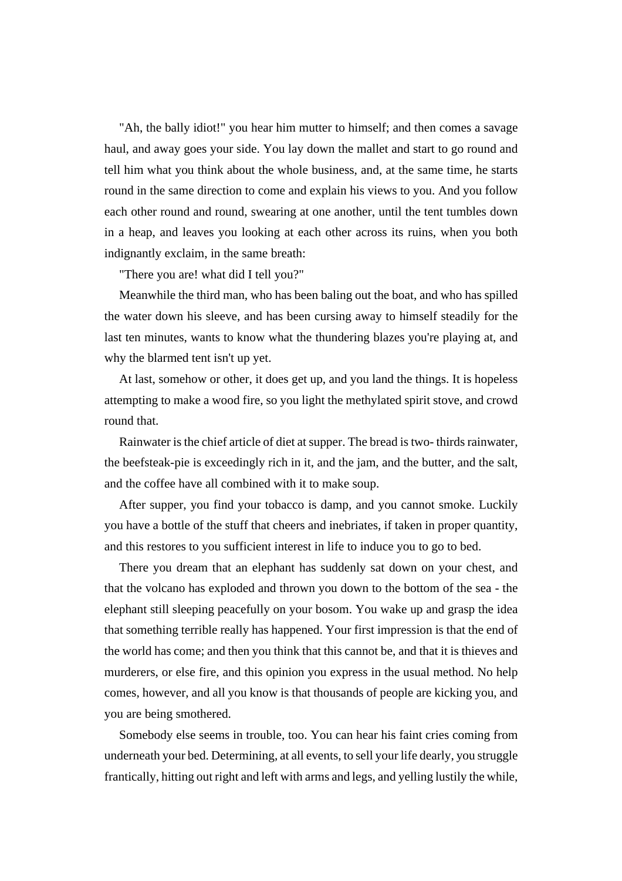"Ah, the bally idiot!" you hear him mutter to himself; and then comes a savage haul, and away goes your side. You lay down the mallet and start to go round and tell him what you think about the whole business, and, at the same time, he starts round in the same direction to come and explain his views to you. And you follow each other round and round, swearing at one another, until the tent tumbles down in a heap, and leaves you looking at each other across its ruins, when you both indignantly exclaim, in the same breath:

"There you are! what did I tell you?"

Meanwhile the third man, who has been baling out the boat, and who has spilled the water down his sleeve, and has been cursing away to himself steadily for the last ten minutes, wants to know what the thundering blazes you're playing at, and why the blarmed tent isn't up yet.

At last, somehow or other, it does get up, and you land the things. It is hopeless attempting to make a wood fire, so you light the methylated spirit stove, and crowd round that.

Rainwater is the chief article of diet at supper. The bread is two- thirds rainwater, the beefsteak-pie is exceedingly rich in it, and the jam, and the butter, and the salt, and the coffee have all combined with it to make soup.

After supper, you find your tobacco is damp, and you cannot smoke. Luckily you have a bottle of the stuff that cheers and inebriates, if taken in proper quantity, and this restores to you sufficient interest in life to induce you to go to bed.

There you dream that an elephant has suddenly sat down on your chest, and that the volcano has exploded and thrown you down to the bottom of the sea - the elephant still sleeping peacefully on your bosom. You wake up and grasp the idea that something terrible really has happened. Your first impression is that the end of the world has come; and then you think that this cannot be, and that it is thieves and murderers, or else fire, and this opinion you express in the usual method. No help comes, however, and all you know is that thousands of people are kicking you, and you are being smothered.

Somebody else seems in trouble, too. You can hear his faint cries coming from underneath your bed. Determining, at all events, to sell your life dearly, you struggle frantically, hitting out right and left with arms and legs, and yelling lustily the while,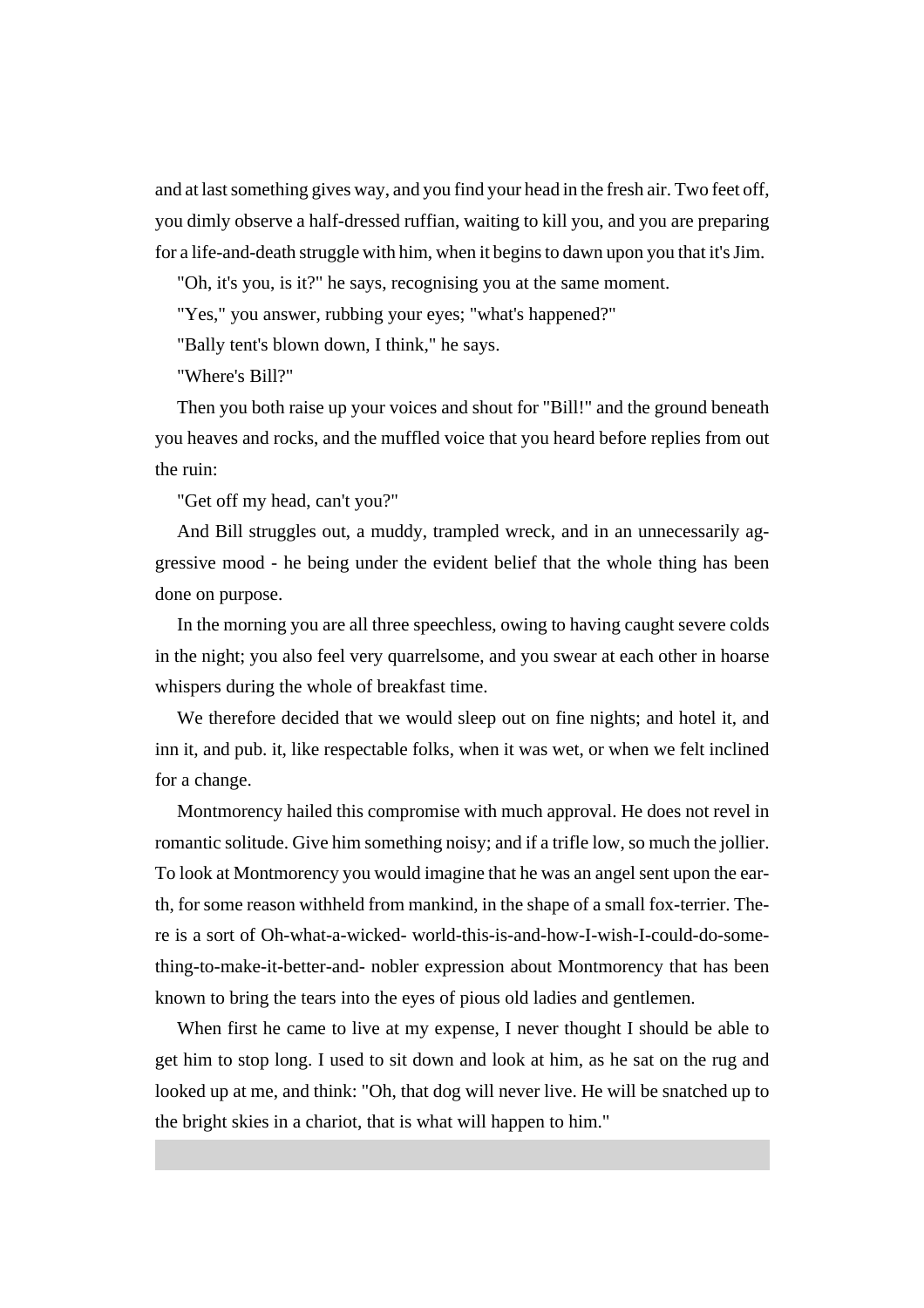and at last something gives way, and you find your head in the fresh air. Two feet off, you dimly observe a half-dressed ruffian, waiting to kill you, and you are preparing for a life-and-death struggle with him, when it begins to dawn upon you that it's Jim.

"Oh, it's you, is it?" he says, recognising you at the same moment.

"Yes," you answer, rubbing your eyes; "what's happened?"

"Bally tent's blown down, I think," he says.

"Where's Bill?"

Then you both raise up your voices and shout for "Bill!" and the ground beneath you heaves and rocks, and the muffled voice that you heard before replies from out the ruin:

"Get off my head, can't you?"

And Bill struggles out, a muddy, trampled wreck, and in an unnecessarily aggressive mood - he being under the evident belief that the whole thing has been done on purpose.

In the morning you are all three speechless, owing to having caught severe colds in the night; you also feel very quarrelsome, and you swear at each other in hoarse whispers during the whole of breakfast time.

We therefore decided that we would sleep out on fine nights; and hotel it, and inn it, and pub. it, like respectable folks, when it was wet, or when we felt inclined for a change.

Montmorency hailed this compromise with much approval. He does not revel in romantic solitude. Give him something noisy; and if a trifle low, so much the jollier. To look at Montmorency you would imagine that he was an angel sent upon the earth, for some reason withheld from mankind, in the shape of a small fox-terrier. There is a sort of Oh-what-a-wicked- world-this-is-and-how-I-wish-I-could-do-something-to-make-it-better-and- nobler expression about Montmorency that has been known to bring the tears into the eyes of pious old ladies and gentlemen.

When first he came to live at my expense, I never thought I should be able to get him to stop long. I used to sit down and look at him, as he sat on the rug and looked up at me, and think: "Oh, that dog will never live. He will be snatched up to the bright skies in a chariot, that is what will happen to him."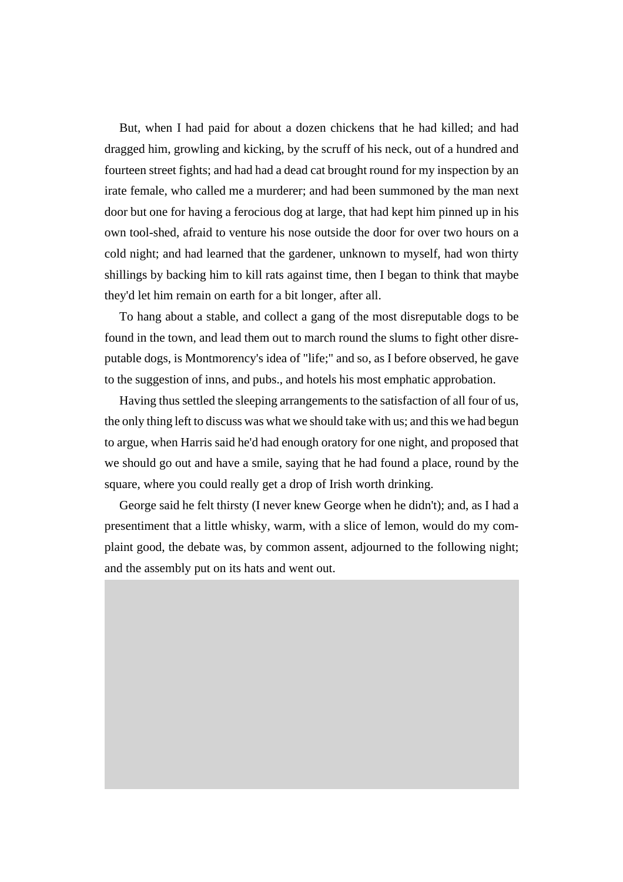But, when I had paid for about a dozen chickens that he had killed; and had dragged him, growling and kicking, by the scruff of his neck, out of a hundred and fourteen street fights; and had had a dead cat brought round for my inspection by an irate female, who called me a murderer; and had been summoned by the man next door but one for having a ferocious dog at large, that had kept him pinned up in his own tool-shed, afraid to venture his nose outside the door for over two hours on a cold night; and had learned that the gardener, unknown to myself, had won thirty shillings by backing him to kill rats against time, then I began to think that maybe they'd let him remain on earth for a bit longer, after all.

To hang about a stable, and collect a gang of the most disreputable dogs to be found in the town, and lead them out to march round the slums to fight other disreputable dogs, is Montmorency's idea of "life;" and so, as I before observed, he gave to the suggestion of inns, and pubs., and hotels his most emphatic approbation.

Having thus settled the sleeping arrangements to the satisfaction of all four of us, the only thing left to discuss was what we should take with us; and this we had begun to argue, when Harris said he'd had enough oratory for one night, and proposed that we should go out and have a smile, saying that he had found a place, round by the square, where you could really get a drop of Irish worth drinking.

George said he felt thirsty (I never knew George when he didn't); and, as I had a presentiment that a little whisky, warm, with a slice of lemon, would do my complaint good, the debate was, by common assent, adjourned to the following night; and the assembly put on its hats and went out.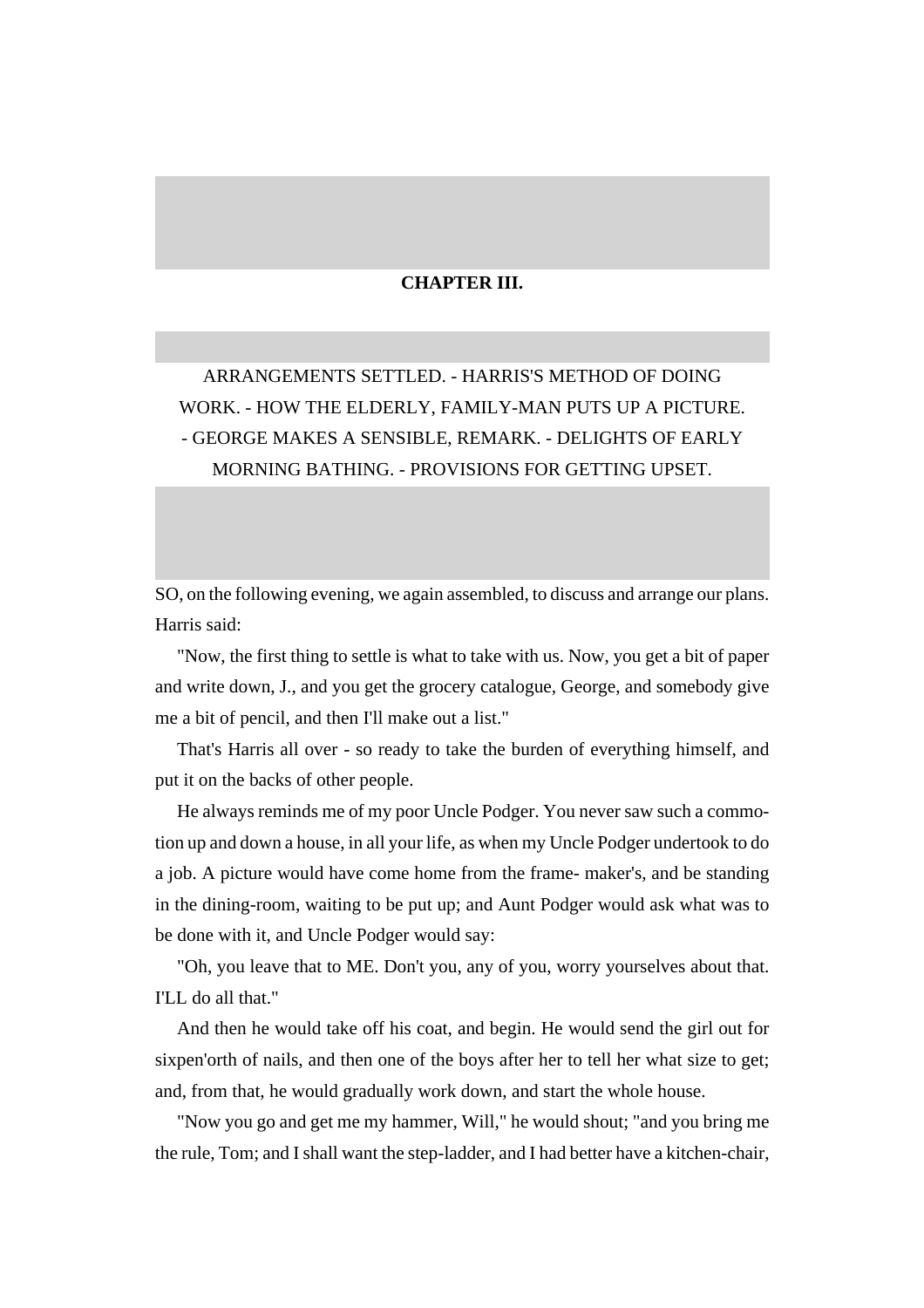## CHAPTER III.

ARRANGEMENTS SETTLED. - HARRIS'S METHOD OF DOING WORK. - HOW THE ELDERLY, FAMILY-MAN PUTS UP A PICTURE. - GEORGE MAKES A SENSIBLE, REMARK. - DELIGHTS OF EARLY MORNING BATHING. - PROVISIONS FOR GETTING UPSET.

SO, on the following evening, we again assembled, to discuss and arrange our plans. Harris said:

"Now, the first thing to settle is what to take with us. Now, you get a bit of paper and write down, J., and you get the grocery catalogue, George, and somebody give me a bit of pencil, and then I'll make out a list."

That's Harris all over - so ready to take the burden of everything himself, and put it on the backs of other people.

He always reminds me of my poor Uncle Podger. You never saw such a commotion up and down a house, in all your life, as when my Uncle Podger undertook to do a job. A picture would have come home from the frame- maker's, and be standing in the dining-room, waiting to be put up; and Aunt Podger would ask what was to be done with it, and Uncle Podger would say:

"Oh, you leave that to ME. Don't you, any of you, worry yourselves about that. I'LL do all that."

And then he would take off his coat, and begin. He would send the girl out for sixpen'orth of nails, and then one of the boys after her to tell her what size to get; and, from that, he would gradually work down, and start the whole house.

"Now you go and get me my hammer, Will," he would shout; "and you bring me the rule, Tom; and I shall want the step-ladder, and I had better have a kitchen-chair,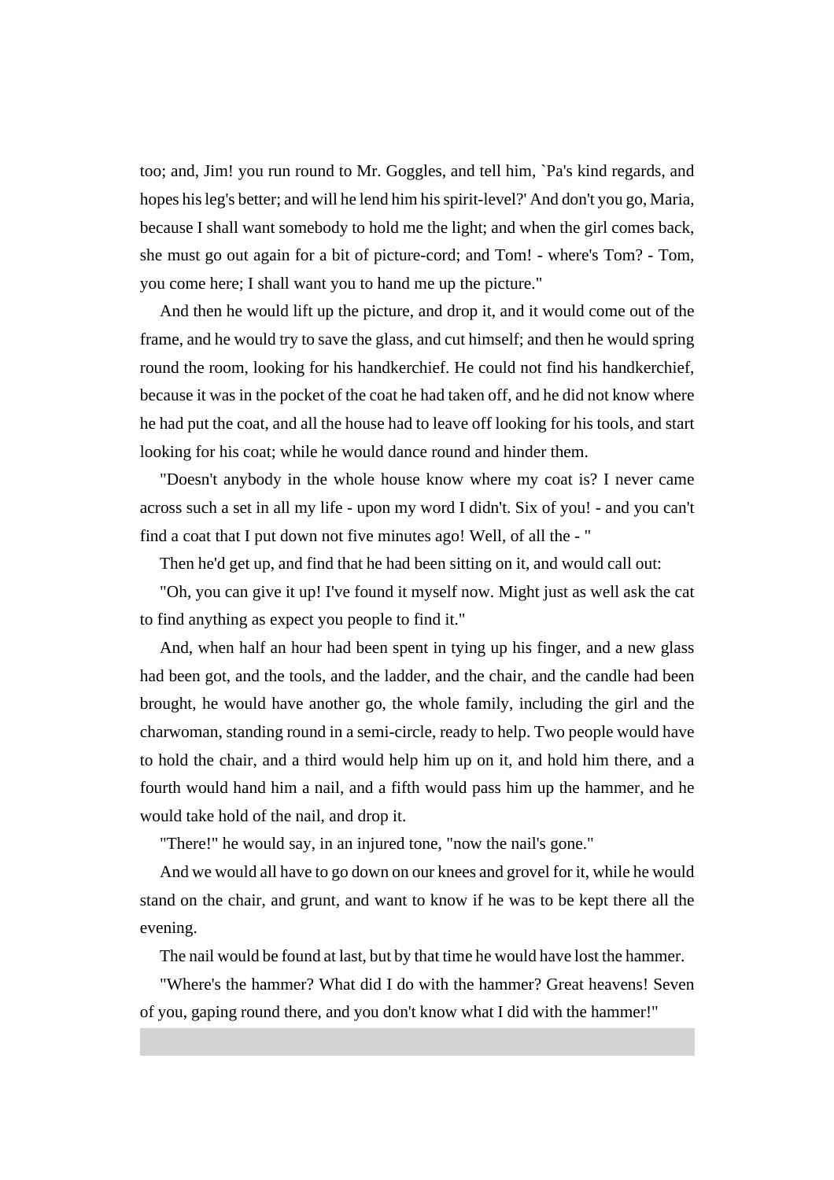too; and, Jim! you run round to Mr. Goggles, and tell him, `Pa's kind regards, and hopes his leg's better; and will he lend him his spirit-level?' And don't you go, Maria, because I shall want somebody to hold me the light; and when the girl comes back, she must go out again for a bit of picture-cord; and Tom! - where's Tom? - Tom, you come here; I shall want you to hand me up the picture."

And then he would lift up the picture, and drop it, and it would come out of the frame, and he would try to save the glass, and cut himself; and then he would spring round the room, looking for his handkerchief. He could not find his handkerchief, because it was in the pocket of the coat he had taken off, and he did not know where he had put the coat, and all the house had to leave off looking for his tools, and start looking for his coat; while he would dance round and hinder them.

"Doesn't anybody in the whole house know where my coat is? I never came across such a set in all my life - upon my word I didn't. Six of you! - and you can't find a coat that I put down not five minutes ago! Well, of all the - "

Then he'd get up, and find that he had been sitting on it, and would call out:

"Oh, you can give it up! I've found it myself now. Might just as well ask the cat to find anything as expect you people to find it."

And, when half an hour had been spent in tying up his finger, and a new glass had been got, and the tools, and the ladder, and the chair, and the candle had been brought, he would have another go, the whole family, including the girl and the charwoman, standing round in a semi-circle, ready to help. Two people would have to hold the chair, and a third would help him up on it, and hold him there, and a fourth would hand him a nail, and a fifth would pass him up the hammer, and he would take hold of the nail, and drop it.

"There!" he would say, in an injured tone, "now the nail's gone."

And we would all have to go down on our knees and grovel for it, while he would stand on the chair, and grunt, and want to know if he was to be kept there all the evening.

The nail would be found at last, but by that time he would have lost the hammer.

"Where's the hammer? What did I do with the hammer? Great heavens! Seven of you, gaping round there, and you don't know what I did with the hammer!"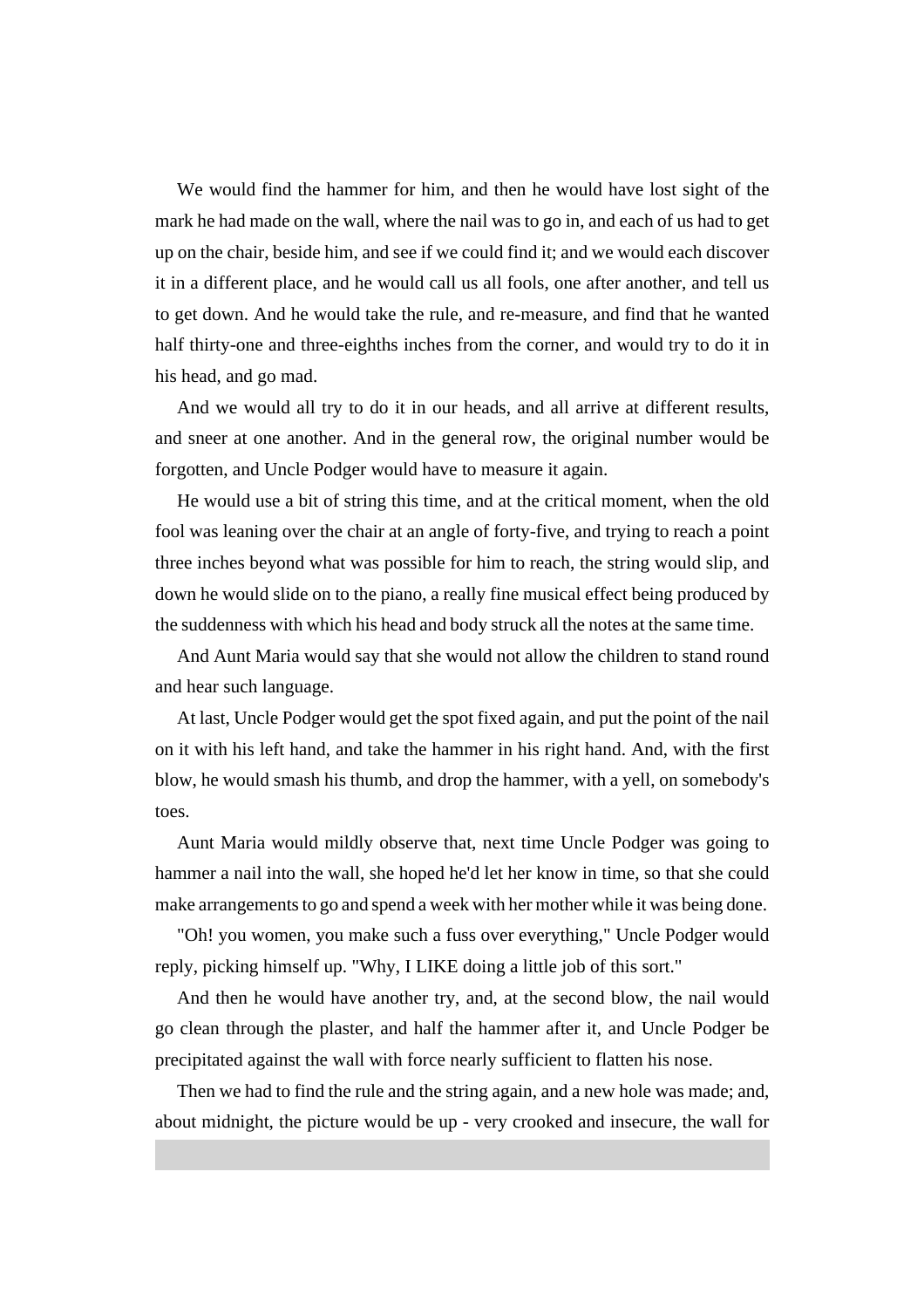We would find the hammer for him, and then he would have lost sight of the mark he had made on the wall, where the nail was to go in, and each of us had to get up on the chair, beside him, and see if we could find it; and we would each discover it in a different place, and he would call us all fools, one after another, and tell us to get down. And he would take the rule, and re-measure, and find that he wanted half thirty-one and three-eighths inches from the corner, and would try to do it in his head, and go mad.

And we would all try to do it in our heads, and all arrive at different results, and sneer at one another. And in the general row, the original number would be forgotten, and Uncle Podger would have to measure it again.

He would use a bit of string this time, and at the critical moment, when the old fool was leaning over the chair at an angle of forty-five, and trying to reach a point three inches beyond what was possible for him to reach, the string would slip, and down he would slide on to the piano, a really fine musical effect being produced by the suddenness with which his head and body struck all the notes at the same time.

And Aunt Maria would say that she would not allow the children to stand round and hear such language.

At last, Uncle Podger would get the spot fixed again, and put the point of the nail on it with his left hand, and take the hammer in his right hand. And, with the first blow, he would smash his thumb, and drop the hammer, with a yell, on somebody's toes.

Aunt Maria would mildly observe that, next time Uncle Podger was going to hammer a nail into the wall, she hoped he'd let her know in time, so that she could make arrangements to go and spend a week with her mother while it was being done.

"Oh! you women, you make such a fuss over everything," Uncle Podger would reply, picking himself up. "Why, I LIKE doing a little job of this sort."

And then he would have another try, and, at the second blow, the nail would go clean through the plaster, and half the hammer after it, and Uncle Podger be precipitated against the wall with force nearly sufficient to flatten his nose.

Then we had to find the rule and the string again, and a new hole was made; and, about midnight, the picture would be up - very crooked and insecure, the wall for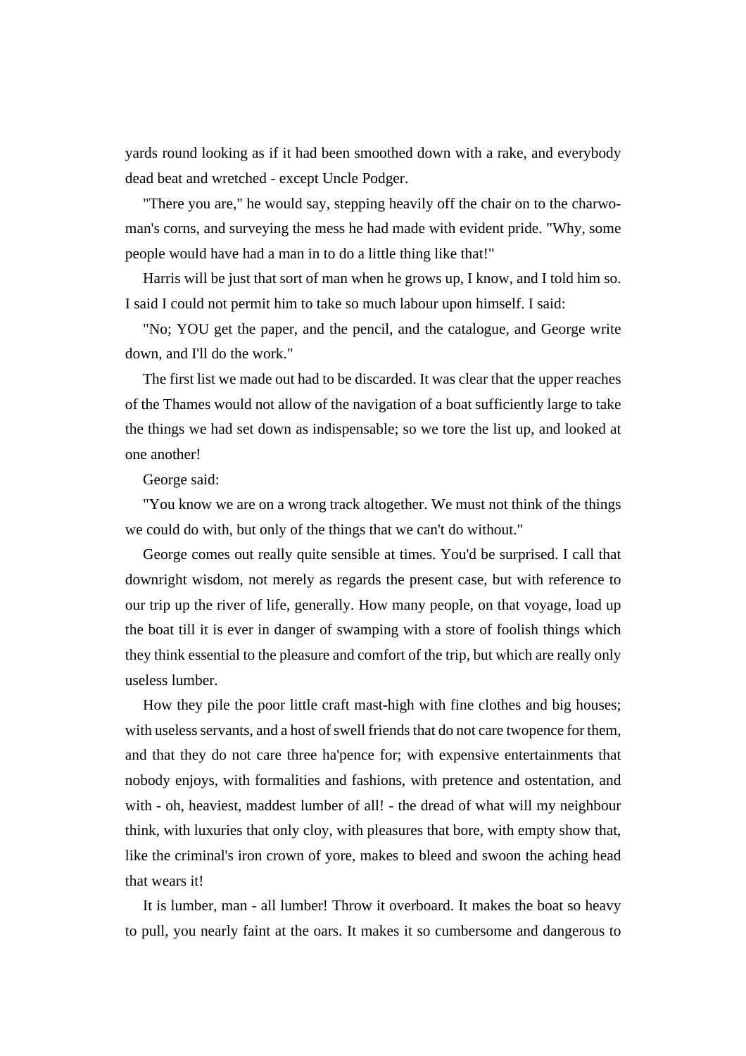yards round looking as if it had been smoothed down with a rake, and everybody dead beat and wretched - except Uncle Podger.

"There you are," he would say, stepping heavily off the chair on to the charwoman's corns, and surveying the mess he had made with evident pride. "Why, some people would have had a man in to do a little thing like that!"

Harris will be just that sort of man when he grows up, I know, and I told him so. I said I could not permit him to take so much labour upon himself. I said:

"No; YOU get the paper, and the pencil, and the catalogue, and George write down, and I'll do the work."

The first list we made out had to be discarded. It was clear that the upper reaches of the Thames would not allow of the navigation of a boat sufficiently large to take the things we had set down as indispensable; so we tore the list up, and looked at one another!

George said:

"You know we are on a wrong track altogether. We must not think of the things we could do with, but only of the things that we can't do without."

George comes out really quite sensible at times. You'd be surprised. I call that downright wisdom, not merely as regards the present case, but with reference to our trip up the river of life, generally. How many people, on that voyage, load up the boat till it is ever in danger of swamping with a store of foolish things which they think essential to the pleasure and comfort of the trip, but which are really only useless lumber.

How they pile the poor little craft mast-high with fine clothes and big houses; with useless servants, and a host of swell friends that do not care twopence for them, and that they do not care three ha'pence for; with expensive entertainments that nobody enjoys, with formalities and fashions, with pretence and ostentation, and with - oh, heaviest, maddest lumber of all! - the dread of what will my neighbour think, with luxuries that only cloy, with pleasures that bore, with empty show that, like the criminal's iron crown of yore, makes to bleed and swoon the aching head that wears it!

It is lumber, man - all lumber! Throw it overboard. It makes the boat so heavy to pull, you nearly faint at the oars. It makes it so cumbersome and dangerous to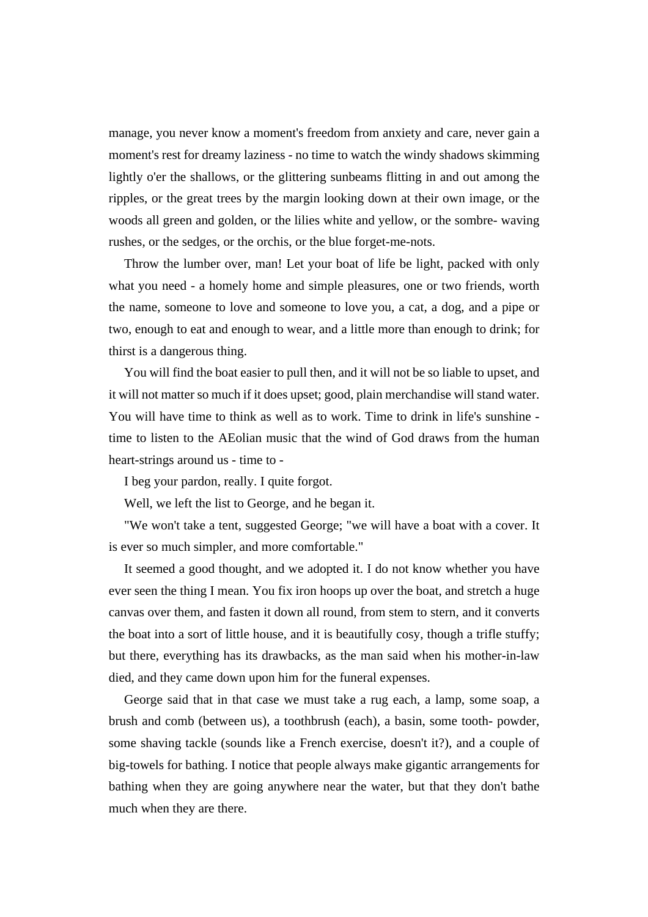manage, you never know a moment's freedom from anxiety and care, never gain a moment's rest for dreamy laziness - no time to watch the windy shadows skimming lightly o'er the shallows, or the glittering sunbeams flitting in and out among the ripples, or the great trees by the margin looking down at their own image, or the woods all green and golden, or the lilies white and yellow, or the sombre- waving rushes, or the sedges, or the orchis, or the blue forget-me-nots.

Throw the lumber over, man! Let your boat of life be light, packed with only what you need - a homely home and simple pleasures, one or two friends, worth the name, someone to love and someone to love you, a cat, a dog, and a pipe or two, enough to eat and enough to wear, and a little more than enough to drink; for thirst is a dangerous thing.

You will find the boat easier to pull then, and it will not be so liable to upset, and it will not matter so much if it does upset; good, plain merchandise will stand water. You will have time to think as well as to work. Time to drink in life's sunshine - time to listen to the AEolian music that the wind of God draws from the human heart-strings around us - time to -

I beg your pardon, really. I quite forgot.

Well, we left the list to George, and he began it.

"We won't take a tent, suggested George; "we will have a boat with a cover. It is ever so much simpler, and more comfortable."

It seemed a good thought, and we adopted it. I do not know whether you have ever seen the thing I mean. You fix iron hoops up over the boat, and stretch a huge canvas over them, and fasten it down all round, from stem to stern, and it converts the boat into a sort of little house, and it is beautifully cosy, though a trifle stuffy; but there, everything has its drawbacks, as the man said when his mother-in-law died, and they came down upon him for the funeral expenses.

George said that in that case we must take a rug each, a lamp, some soap, a brush and comb (between us), a toothbrush (each), a basin, some tooth- powder, some shaving tackle (sounds like a French exercise, doesn't it?), and a couple of big-towels for bathing. I notice that people always make gigantic arrangements for bathing when they are going anywhere near the water, but that they don't bathe much when they are there.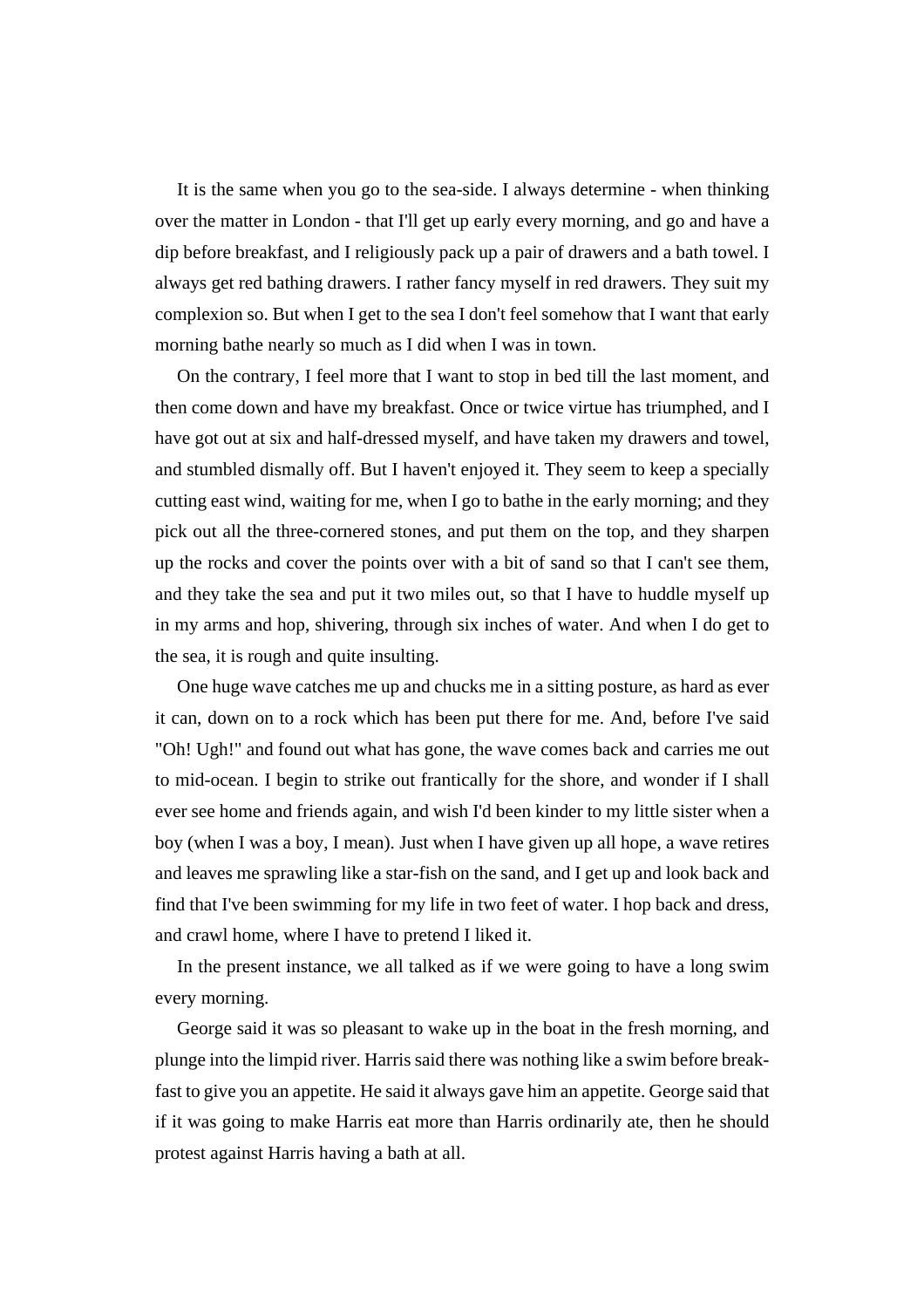It is the same when you go to the sea-side. I always determine - when thinking over the matter in London - that I'll get up early every morning, and go and have a dip before breakfast, and I religiously pack up a pair of drawers and a bath towel. I always get red bathing drawers. I rather fancy myself in red drawers. They suit my complexion so. But when I get to the sea I don't feel somehow that I want that early morning bathe nearly so much as I did when I was in town.

On the contrary, I feel more that I want to stop in bed till the last moment, and then come down and have my breakfast. Once or twice virtue has triumphed, and I have got out at six and half-dressed myself, and have taken my drawers and towel, and stumbled dismally off. But I haven't enjoyed it. They seem to keep a specially cutting east wind, waiting for me, when I go to bathe in the early morning; and they pick out all the three-cornered stones, and put them on the top, and they sharpen up the rocks and cover the points over with a bit of sand so that I can't see them, and they take the sea and put it two miles out, so that I have to huddle myself up in my arms and hop, shivering, through six inches of water. And when I do get to the sea, it is rough and quite insulting.

One huge wave catches me up and chucks me in a sitting posture, as hard as ever it can, down on to a rock which has been put there for me. And, before I've said "Oh! Ugh!" and found out what has gone, the wave comes back and carries me out to mid-ocean. I begin to strike out frantically for the shore, and wonder if I shall ever see home and friends again, and wish I'd been kinder to my little sister when a boy (when I was a boy, I mean). Just when I have given up all hope, a wave retires and leaves me sprawling like a star-fish on the sand, and I get up and look back and find that I've been swimming for my life in two feet of water. I hop back and dress, and crawl home, where I have to pretend I liked it.

In the present instance, we all talked as if we were going to have a long swim every morning.

George said it was so pleasant to wake up in the boat in the fresh morning, and plunge into the limpid river. Harris said there was nothing like a swim before breakfast to give you an appetite. He said it always gave him an appetite. George said that if it was going to make Harris eat more than Harris ordinarily ate, then he should protest against Harris having a bath at all.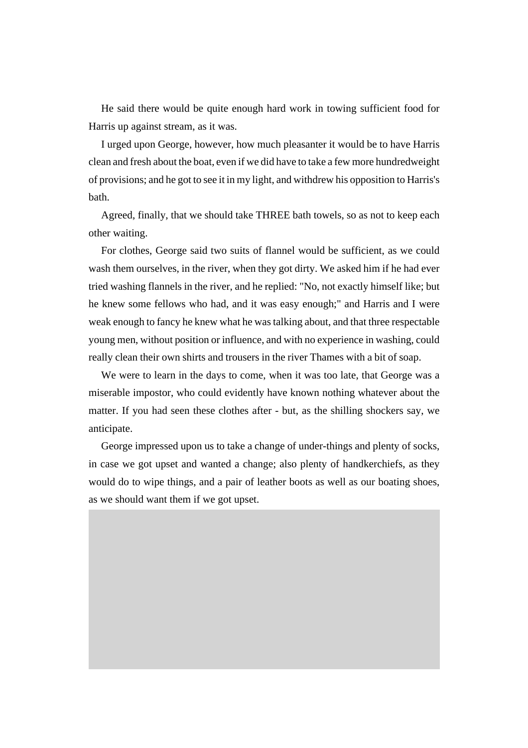He said there would be quite enough hard work in towing sufficient food for Harris up against stream, as it was.

I urged upon George, however, how much pleasanter it would be to have Harris clean and fresh about the boat, even if we did have to take a few more hundredweight of provisions; and he got to see it in my light, and withdrew his opposition to Harris's bath.

Agreed, finally, that we should take THREE bath towels, so as not to keep each other waiting.

For clothes, George said two suits of flannel would be sufficient, as we could wash them ourselves, in the river, when they got dirty. We asked him if he had ever tried washing flannels in the river, and he replied: "No, not exactly himself like; but he knew some fellows who had, and it was easy enough;" and Harris and I were weak enough to fancy he knew what he was talking about, and that three respectable young men, without position or influence, and with no experience in washing, could really clean their own shirts and trousers in the river Thames with a bit of soap.

We were to learn in the days to come, when it was too late, that George was a miserable impostor, who could evidently have known nothing whatever about the matter. If you had seen these clothes after - but, as the shilling shockers say, we anticipate.

George impressed upon us to take a change of under-things and plenty of socks, in case we got upset and wanted a change; also plenty of handkerchiefs, as they would do to wipe things, and a pair of leather boots as well as our boating shoes, as we should want them if we got upset.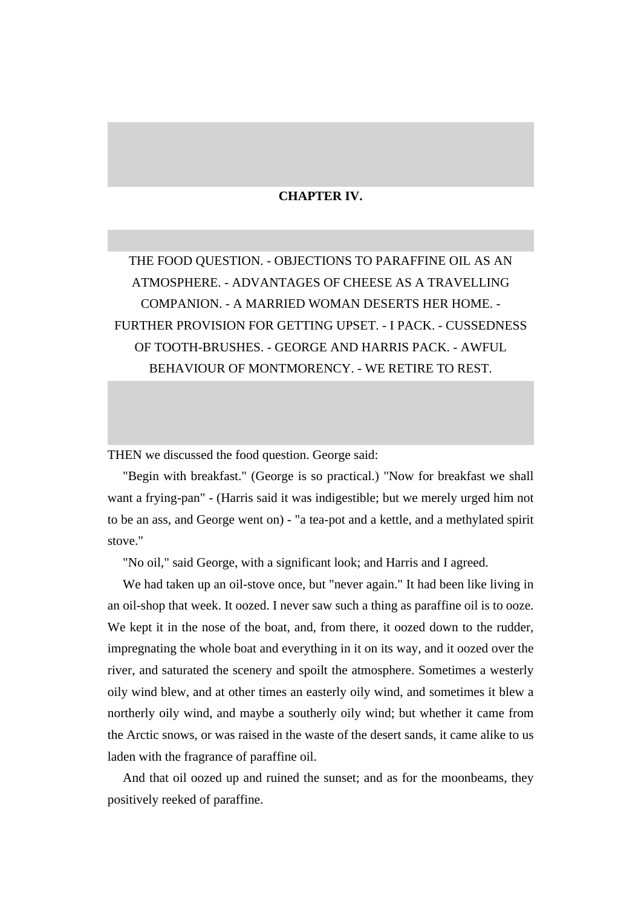## CHAPTER IV.

THE FOOD QUESTION. - OBJECTIONS TO PARAFFINE OIL AS AN ATMOSPHERE. - ADVANTAGES OF CHEESE AS A TRAVELLING COMPANION. - A MARRIED WOMAN DESERTS HER HOME. - FURTHER PROVISION FOR GETTING UPSET. - I PACK. - CUSSEDNESS OF TOOTH-BRUSHES. - GEORGE AND HARRIS PACK. - AWFUL BEHAVIOUR OF MONTMORENCY. - WE RETIRE TO REST.

THEN we discussed the food question. George said:

"Begin with breakfast." (George is so practical.) "Now for breakfast we shall want a frying-pan" - (Harris said it was indigestible; but we merely urged him not to be an ass, and George went on) - "a tea-pot and a kettle, and a methylated spirit stove."

"No oil," said George, with a significant look; and Harris and I agreed.

We had taken up an oil-stove once, but "never again." It had been like living in an oil-shop that week. It oozed. I never saw such a thing as paraffine oil is to ooze. We kept it in the nose of the boat, and, from there, it oozed down to the rudder, impregnating the whole boat and everything in it on its way, and it oozed over the river, and saturated the scenery and spoilt the atmosphere. Sometimes a westerly oily wind blew, and at other times an easterly oily wind, and sometimes it blew a northerly oily wind, and maybe a southerly oily wind; but whether it came from the Arctic snows, or was raised in the waste of the desert sands, it came alike to us laden with the fragrance of paraffine oil.

And that oil oozed up and ruined the sunset; and as for the moonbeams, they positively reeked of paraffine.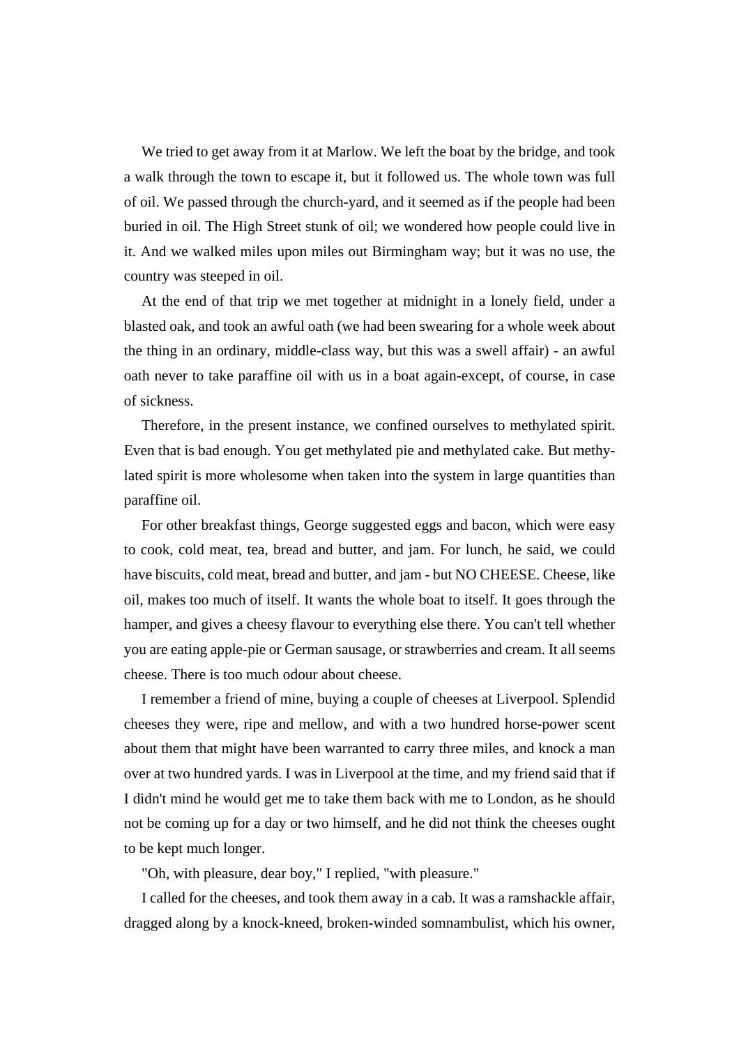We tried to get away from it at Marlow. We left the boat by the bridge, and took a walk through the town to escape it, but it followed us. The whole town was full of oil. We passed through the church-yard, and it seemed as if the people had been buried in oil. The High Street stunk of oil; we wondered how people could live in it. And we walked miles upon miles out Birmingham way; but it was no use, the country was steeped in oil.

At the end of that trip we met together at midnight in a lonely field, under a blasted oak, and took an awful oath (we had been swearing for a whole week about the thing in an ordinary, middle-class way, but this was a swell affair) - an awful oath never to take paraffine oil with us in a boat again-except, of course, in case of sickness.

Therefore, in the present instance, we confined ourselves to methylated spirit. Even that is bad enough. You get methylated pie and methylated cake. But methylated spirit is more wholesome when taken into the system in large quantities than paraffine oil.

For other breakfast things, George suggested eggs and bacon, which were easy to cook, cold meat, tea, bread and butter, and jam. For lunch, he said, we could have biscuits, cold meat, bread and butter, and jam - but NO CHEESE. Cheese, like oil, makes too much of itself. It wants the whole boat to itself. It goes through the hamper, and gives a cheesy flavour to everything else there. You can't tell whether you are eating apple-pie or German sausage, or strawberries and cream. It all seems cheese. There is too much odour about cheese.

I remember a friend of mine, buying a couple of cheeses at Liverpool. Splendid cheeses they were, ripe and mellow, and with a two hundred horse-power scent about them that might have been warranted to carry three miles, and knock a man over at two hundred yards. I was in Liverpool at the time, and my friend said that if I didn't mind he would get me to take them back with me to London, as he should not be coming up for a day or two himself, and he did not think the cheeses ought to be kept much longer.

"Oh, with pleasure, dear boy," I replied, "with pleasure."

I called for the cheeses, and took them away in a cab. It was a ramshackle affair, dragged along by a knock-kneed, broken-winded somnambulist, which his owner,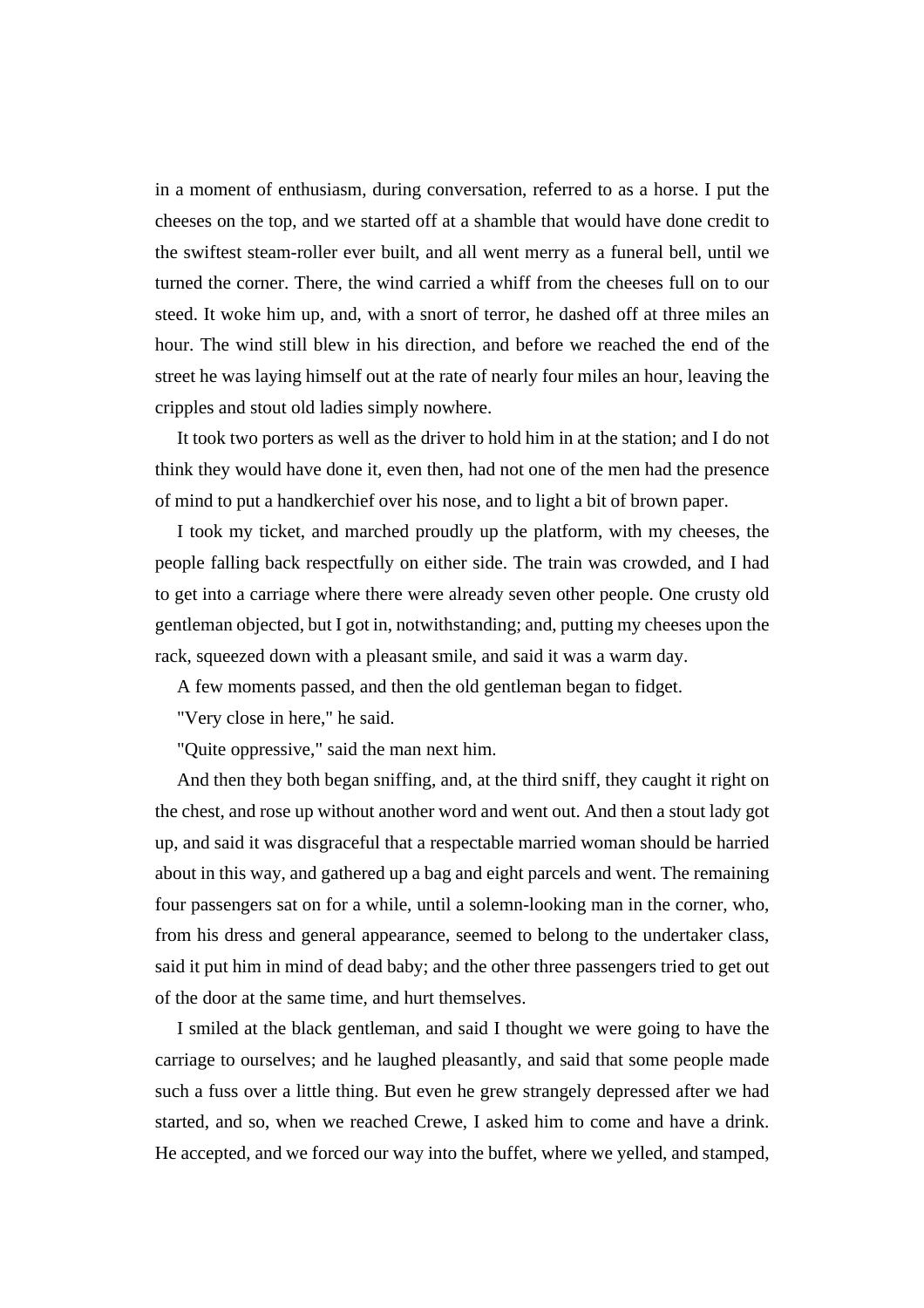in a moment of enthusiasm, during conversation, referred to as a horse. I put the cheeses on the top, and we started off at a shamble that would have done credit to the swiftest steam-roller ever built, and all went merry as a funeral bell, until we turned the corner. There, the wind carried a whiff from the cheeses full on to our steed. It woke him up, and, with a snort of terror, he dashed off at three miles an hour. The wind still blew in his direction, and before we reached the end of the street he was laying himself out at the rate of nearly four miles an hour, leaving the cripples and stout old ladies simply nowhere.

It took two porters as well as the driver to hold him in at the station; and I do not think they would have done it, even then, had not one of the men had the presence of mind to put a handkerchief over his nose, and to light a bit of brown paper.

I took my ticket, and marched proudly up the platform, with my cheeses, the people falling back respectfully on either side. The train was crowded, and I had to get into a carriage where there were already seven other people. One crusty old gentleman objected, but I got in, notwithstanding; and, putting my cheeses upon the rack, squeezed down with a pleasant smile, and said it was a warm day.

A few moments passed, and then the old gentleman began to fidget.

"Very close in here," he said.

"Quite oppressive," said the man next him.

And then they both began sniffing, and, at the third sniff, they caught it right on the chest, and rose up without another word and went out. And then a stout lady got up, and said it was disgraceful that a respectable married woman should be harried about in this way, and gathered up a bag and eight parcels and went. The remaining four passengers sat on for a while, until a solemn-looking man in the corner, who, from his dress and general appearance, seemed to belong to the undertaker class, said it put him in mind of dead baby; and the other three passengers tried to get out of the door at the same time, and hurt themselves.

I smiled at the black gentleman, and said I thought we were going to have the carriage to ourselves; and he laughed pleasantly, and said that some people made such a fuss over a little thing. But even he grew strangely depressed after we had started, and so, when we reached Crewe, I asked him to come and have a drink. He accepted, and we forced our way into the buffet, where we yelled, and stamped,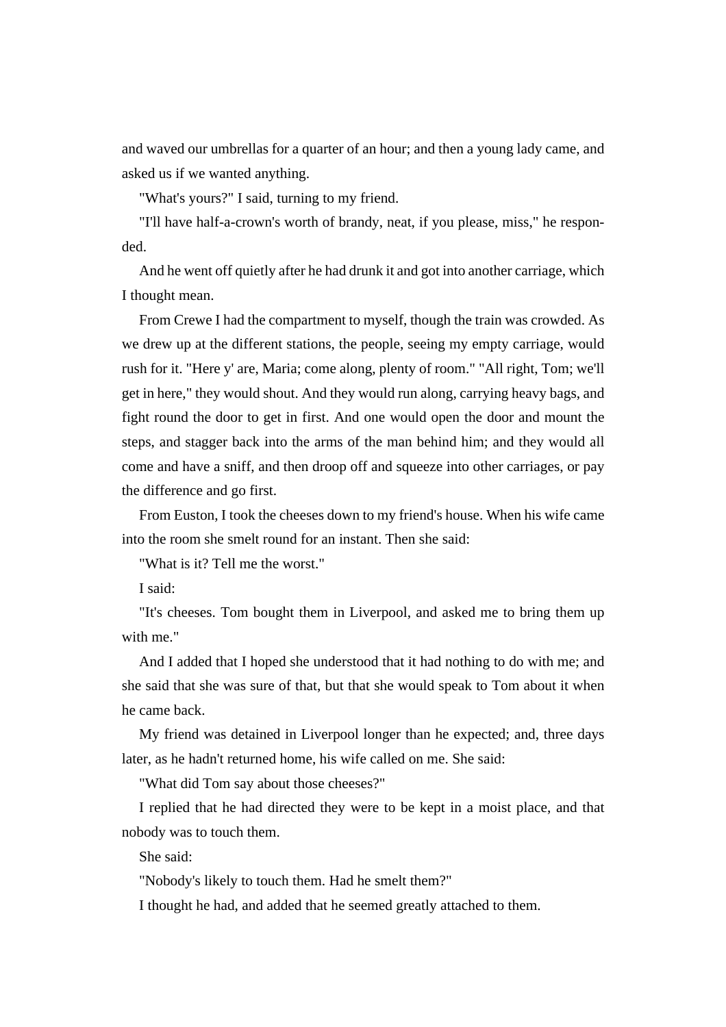and waved our umbrellas for a quarter of an hour; and then a young lady came, and asked us if we wanted anything.

"What's yours?" I said, turning to my friend.

"I'll have half-a-crown's worth of brandy, neat, if you please, miss," he responded.

And he went off quietly after he had drunk it and got into another carriage, which I thought mean.

From Crewe I had the compartment to myself, though the train was crowded. As we drew up at the different stations, the people, seeing my empty carriage, would rush for it. "Here y' are, Maria; come along, plenty of room." "All right, Tom; we'll get in here," they would shout. And they would run along, carrying heavy bags, and fight round the door to get in first. And one would open the door and mount the steps, and stagger back into the arms of the man behind him; and they would all come and have a sniff, and then droop off and squeeze into other carriages, or pay the difference and go first.

From Euston, I took the cheeses down to my friend's house. When his wife came into the room she smelt round for an instant. Then she said:

"What is it? Tell me the worst."

I said:

"It's cheeses. Tom bought them in Liverpool, and asked me to bring them up with me."

And I added that I hoped she understood that it had nothing to do with me; and she said that she was sure of that, but that she would speak to Tom about it when he came back.

My friend was detained in Liverpool longer than he expected; and, three days later, as he hadn't returned home, his wife called on me. She said:

"What did Tom say about those cheeses?"

I replied that he had directed they were to be kept in a moist place, and that nobody was to touch them.

She said:

"Nobody's likely to touch them. Had he smelt them?"

I thought he had, and added that he seemed greatly attached to them.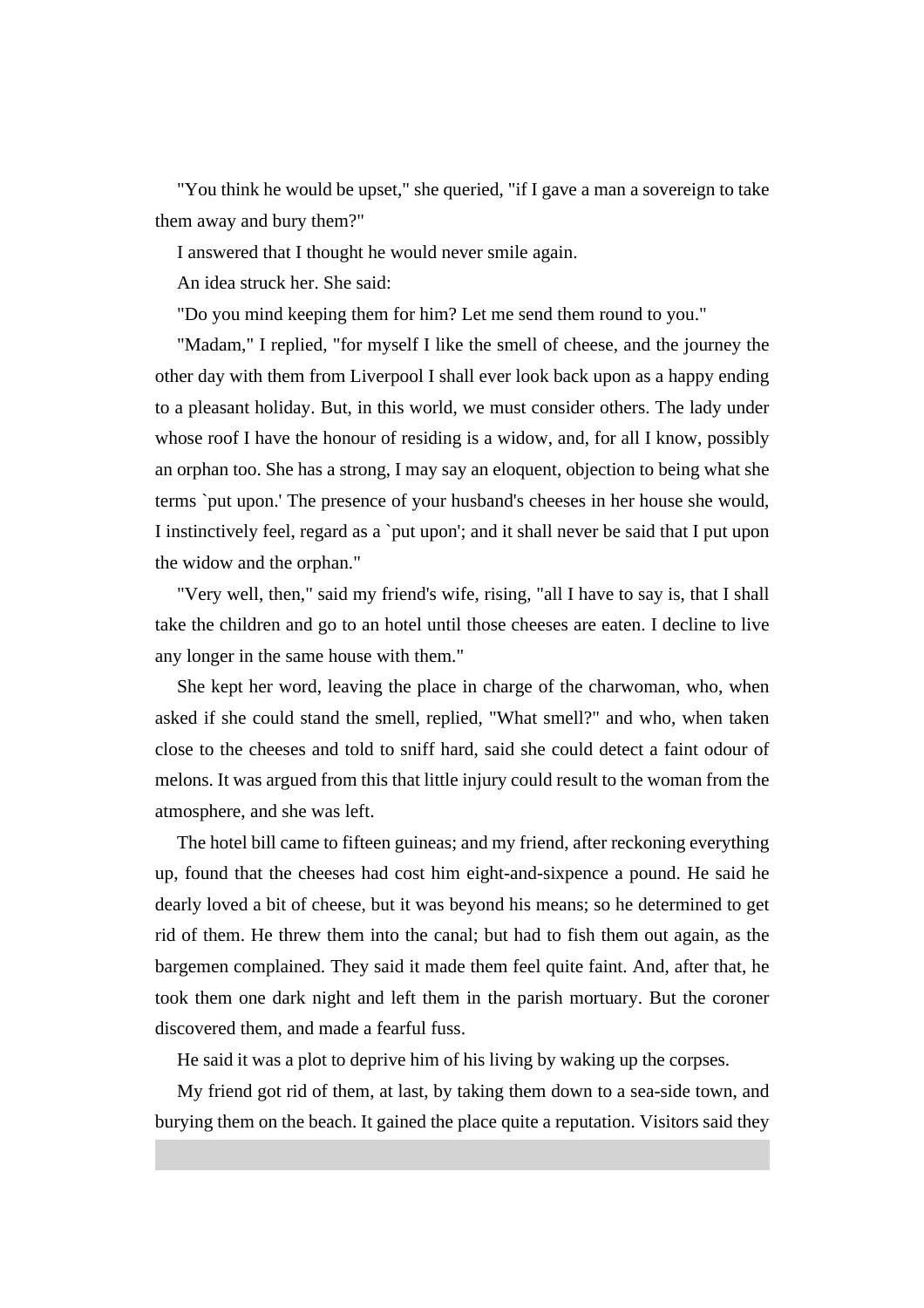"You think he would be upset," she queried, "if I gave a man a sovereign to take them away and bury them?"

I answered that I thought he would never smile again.

An idea struck her. She said:

"Do you mind keeping them for him? Let me send them round to you."

"Madam," I replied, "for myself I like the smell of cheese, and the journey the other day with them from Liverpool I shall ever look back upon as a happy ending to a pleasant holiday. But, in this world, we must consider others. The lady under whose roof I have the honour of residing is a widow, and, for all I know, possibly an orphan too. She has a strong, I may say an eloquent, objection to being what she terms `put upon.' The presence of your husband's cheeses in her house she would, I instinctively feel, regard as a `put upon'; and it shall never be said that I put upon the widow and the orphan."

"Very well, then," said my friend's wife, rising, "all I have to say is, that I shall take the children and go to an hotel until those cheeses are eaten. I decline to live any longer in the same house with them."

She kept her word, leaving the place in charge of the charwoman, who, when asked if she could stand the smell, replied, "What smell?" and who, when taken close to the cheeses and told to sniff hard, said she could detect a faint odour of melons. It was argued from this that little injury could result to the woman from the atmosphere, and she was left.

The hotel bill came to fifteen guineas; and my friend, after reckoning everything up, found that the cheeses had cost him eight-and-sixpence a pound. He said he dearly loved a bit of cheese, but it was beyond his means; so he determined to get rid of them. He threw them into the canal; but had to fish them out again, as the bargemen complained. They said it made them feel quite faint. And, after that, he took them one dark night and left them in the parish mortuary. But the coroner discovered them, and made a fearful fuss.

He said it was a plot to deprive him of his living by waking up the corpses.

My friend got rid of them, at last, by taking them down to a sea-side town, and burying them on the beach. It gained the place quite a reputation. Visitors said they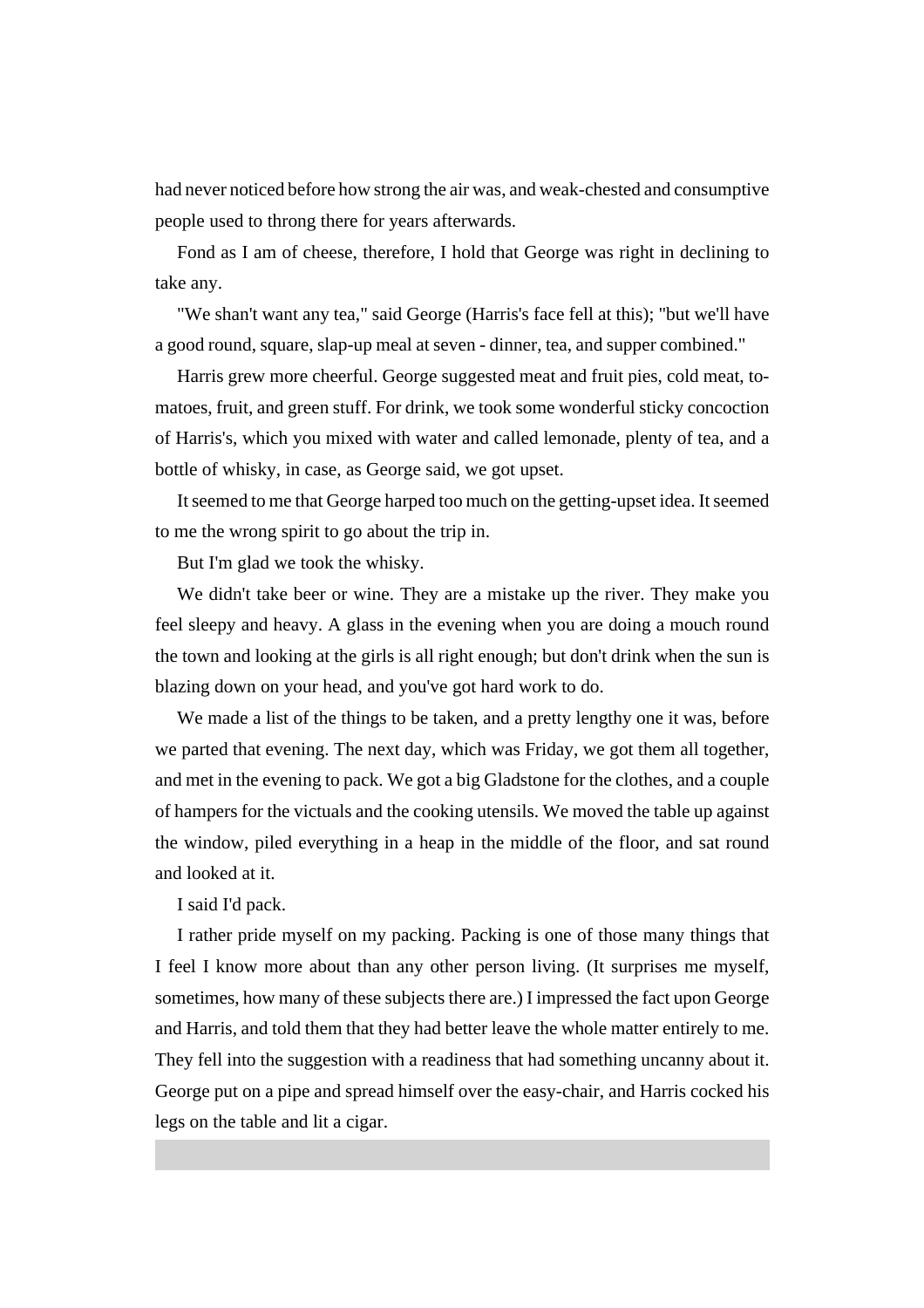had never noticed before how strong the air was, and weak-chested and consumptive people used to throng there for years afterwards.

Fond as I am of cheese, therefore, I hold that George was right in declining to take any.

"We shan't want any tea," said George (Harris's face fell at this); "but we'll have a good round, square, slap-up meal at seven - dinner, tea, and supper combined."

Harris grew more cheerful. George suggested meat and fruit pies, cold meat, tomatoes, fruit, and green stuff. For drink, we took some wonderful sticky concoction of Harris's, which you mixed with water and called lemonade, plenty of tea, and a bottle of whisky, in case, as George said, we got upset.

It seemed to me that George harped too much on the getting-upset idea. It seemed to me the wrong spirit to go about the trip in.

But I'm glad we took the whisky.

We didn't take beer or wine. They are a mistake up the river. They make you feel sleepy and heavy. A glass in the evening when you are doing a mouch round the town and looking at the girls is all right enough; but don't drink when the sun is blazing down on your head, and you've got hard work to do.

We made a list of the things to be taken, and a pretty lengthy one it was, before we parted that evening. The next day, which was Friday, we got them all together, and met in the evening to pack. We got a big Gladstone for the clothes, and a couple of hampers for the victuals and the cooking utensils. We moved the table up against the window, piled everything in a heap in the middle of the floor, and sat round and looked at it.

I said I'd pack.

I rather pride myself on my packing. Packing is one of those many things that I feel I know more about than any other person living. (It surprises me myself, sometimes, how many of these subjects there are.) I impressed the fact upon George and Harris, and told them that they had better leave the whole matter entirely to me. They fell into the suggestion with a readiness that had something uncanny about it. George put on a pipe and spread himself over the easy-chair, and Harris cocked his legs on the table and lit a cigar.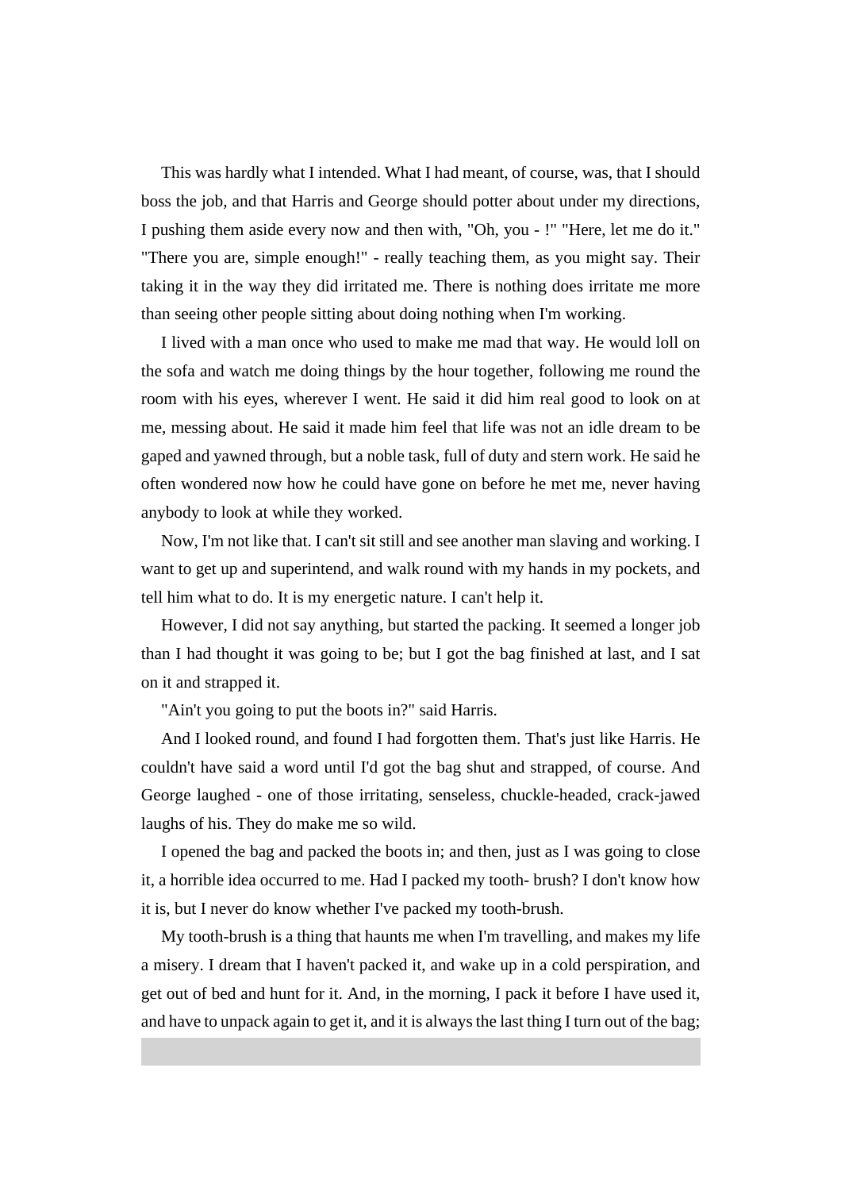This was hardly what I intended. What I had meant, of course, was, that I should boss the job, and that Harris and George should potter about under my directions, I pushing them aside every now and then with, "Oh, you - !" "Here, let me do it." "There you are, simple enough!" - really teaching them, as you might say. Their taking it in the way they did irritated me. There is nothing does irritate me more than seeing other people sitting about doing nothing when I'm working.

I lived with a man once who used to make me mad that way. He would loll on the sofa and watch me doing things by the hour together, following me round the room with his eyes, wherever I went. He said it did him real good to look on at me, messing about. He said it made him feel that life was not an idle dream to be gaped and yawned through, but a noble task, full of duty and stern work. He said he often wondered now how he could have gone on before he met me, never having anybody to look at while they worked.

Now, I'm not like that. I can't sit still and see another man slaving and working. I want to get up and superintend, and walk round with my hands in my pockets, and tell him what to do. It is my energetic nature. I can't help it.

However, I did not say anything, but started the packing. It seemed a longer job than I had thought it was going to be; but I got the bag finished at last, and I sat on it and strapped it.

"Ain't you going to put the boots in?" said Harris.

And I looked round, and found I had forgotten them. That's just like Harris. He couldn't have said a word until I'd got the bag shut and strapped, of course. And George laughed - one of those irritating, senseless, chuckle-headed, crack-jawed laughs of his. They do make me so wild.

I opened the bag and packed the boots in; and then, just as I was going to close it, a horrible idea occurred to me. Had I packed my tooth- brush? I don't know how it is, but I never do know whether I've packed my tooth-brush.

My tooth-brush is a thing that haunts me when I'm travelling, and makes my life a misery. I dream that I haven't packed it, and wake up in a cold perspiration, and get out of bed and hunt for it. And, in the morning, I pack it before I have used it, and have to unpack again to get it, and it is always the last thing I turn out of the bag;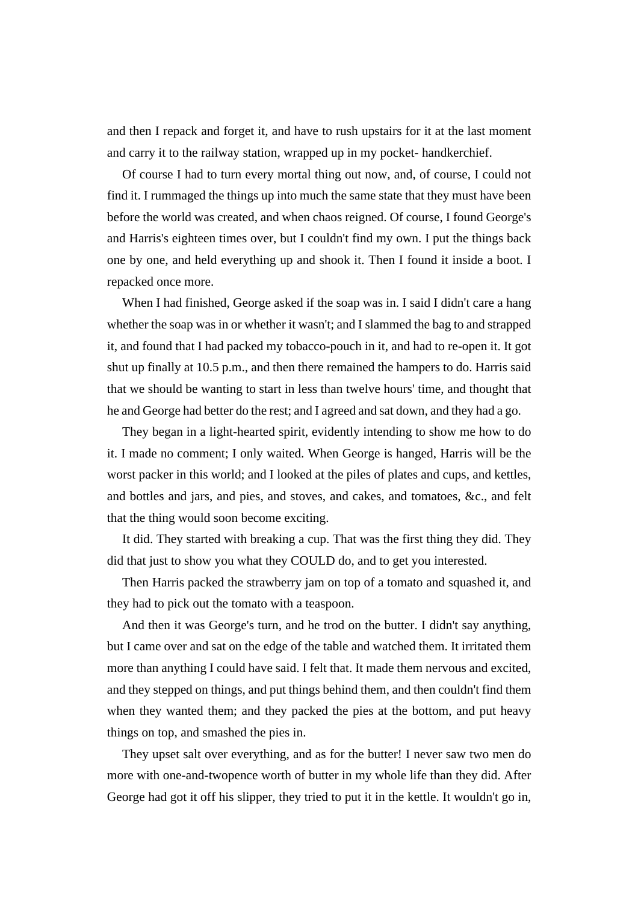and then I repack and forget it, and have to rush upstairs for it at the last moment and carry it to the railway station, wrapped up in my pocket- handkerchief.

Of course I had to turn every mortal thing out now, and, of course, I could not find it. I rummaged the things up into much the same state that they must have been before the world was created, and when chaos reigned. Of course, I found George's and Harris's eighteen times over, but I couldn't find my own. I put the things back one by one, and held everything up and shook it. Then I found it inside a boot. I repacked once more.

When I had finished, George asked if the soap was in. I said I didn't care a hang whether the soap was in or whether it wasn't; and I slammed the bag to and strapped it, and found that I had packed my tobacco-pouch in it, and had to re-open it. It got shut up finally at 10.5 p.m., and then there remained the hampers to do. Harris said that we should be wanting to start in less than twelve hours' time, and thought that he and George had better do the rest; and I agreed and sat down, and they had a go.

They began in a light-hearted spirit, evidently intending to show me how to do it. I made no comment; I only waited. When George is hanged, Harris will be the worst packer in this world; and I looked at the piles of plates and cups, and kettles, and bottles and jars, and pies, and stoves, and cakes, and tomatoes, &c., and felt that the thing would soon become exciting.

It did. They started with breaking a cup. That was the first thing they did. They did that just to show you what they COULD do, and to get you interested.

Then Harris packed the strawberry jam on top of a tomato and squashed it, and they had to pick out the tomato with a teaspoon.

And then it was George's turn, and he trod on the butter. I didn't say anything, but I came over and sat on the edge of the table and watched them. It irritated them more than anything I could have said. I felt that. It made them nervous and excited, and they stepped on things, and put things behind them, and then couldn't find them when they wanted them; and they packed the pies at the bottom, and put heavy things on top, and smashed the pies in.

They upset salt over everything, and as for the butter! I never saw two men do more with one-and-twopence worth of butter in my whole life than they did. After George had got it off his slipper, they tried to put it in the kettle. It wouldn't go in,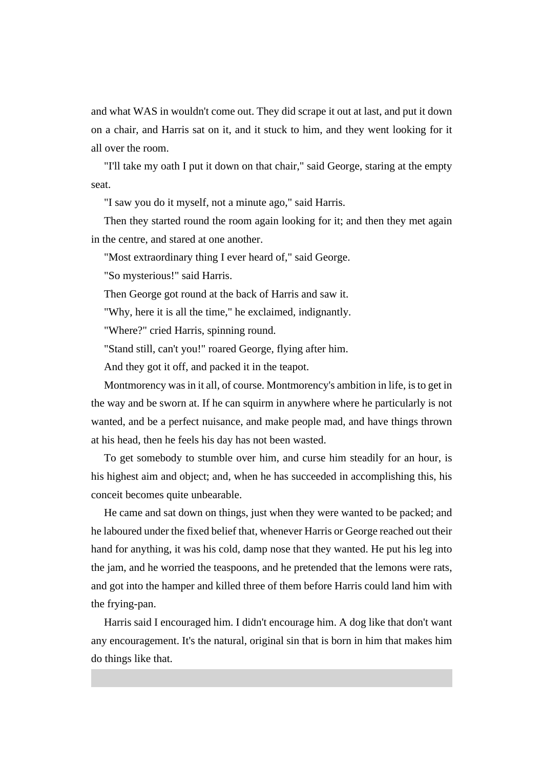and what WAS in wouldn't come out. They did scrape it out at last, and put it down on a chair, and Harris sat on it, and it stuck to him, and they went looking for it all over the room.

"I'll take my oath I put it down on that chair," said George, staring at the empty seat.

"I saw you do it myself, not a minute ago," said Harris.

Then they started round the room again looking for it; and then they met again in the centre, and stared at one another.

"Most extraordinary thing I ever heard of," said George.

"So mysterious!" said Harris.

Then George got round at the back of Harris and saw it.

"Why, here it is all the time," he exclaimed, indignantly.

"Where?" cried Harris, spinning round.

"Stand still, can't you!" roared George, flying after him.

And they got it off, and packed it in the teapot.

Montmorency was in it all, of course. Montmorency's ambition in life, is to get in the way and be sworn at. If he can squirm in anywhere where he particularly is not wanted, and be a perfect nuisance, and make people mad, and have things thrown at his head, then he feels his day has not been wasted.

To get somebody to stumble over him, and curse him steadily for an hour, is his highest aim and object; and, when he has succeeded in accomplishing this, his conceit becomes quite unbearable.

He came and sat down on things, just when they were wanted to be packed; and he laboured under the fixed belief that, whenever Harris or George reached out their hand for anything, it was his cold, damp nose that they wanted. He put his leg into the jam, and he worried the teaspoons, and he pretended that the lemons were rats, and got into the hamper and killed three of them before Harris could land him with the frying-pan.

Harris said I encouraged him. I didn't encourage him. A dog like that don't want any encouragement. It's the natural, original sin that is born in him that makes him do things like that.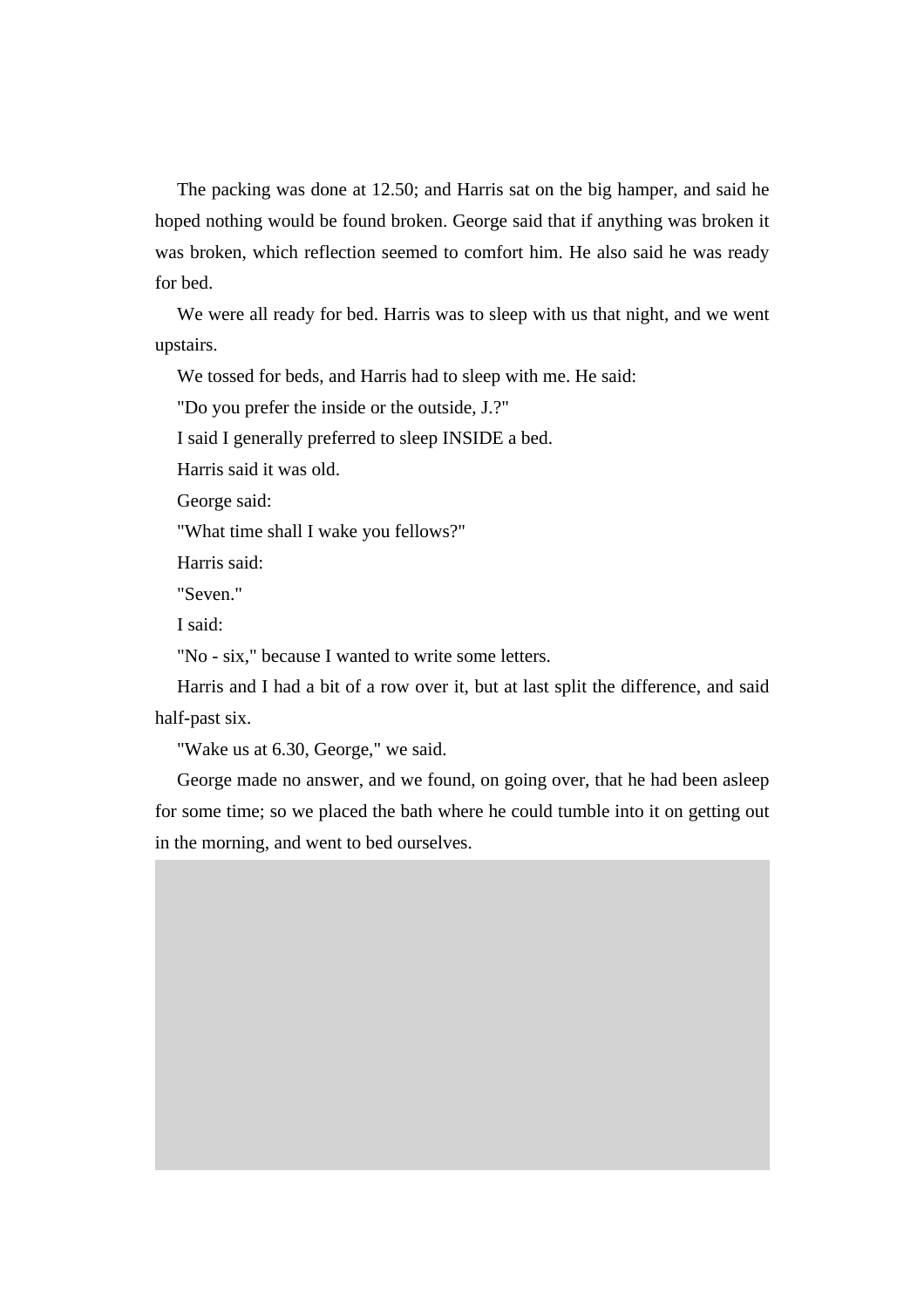The packing was done at 12.50; and Harris sat on the big hamper, and said he hoped nothing would be found broken. George said that if anything was broken it was broken, which reflection seemed to comfort him. He also said he was ready for bed.

We were all ready for bed. Harris was to sleep with us that night, and we went upstairs.

We tossed for beds, and Harris had to sleep with me. He said:

"Do you prefer the inside or the outside, J.?"

I said I generally preferred to sleep INSIDE a bed.

Harris said it was old.

George said:

"What time shall I wake you fellows?"

Harris said:

"Seven."

I said:

"No - six," because I wanted to write some letters.

Harris and I had a bit of a row over it, but at last split the difference, and said half-past six.

"Wake us at 6.30, George," we said.

George made no answer, and we found, on going over, that he had been asleep for some time; so we placed the bath where he could tumble into it on getting out in the morning, and went to bed ourselves.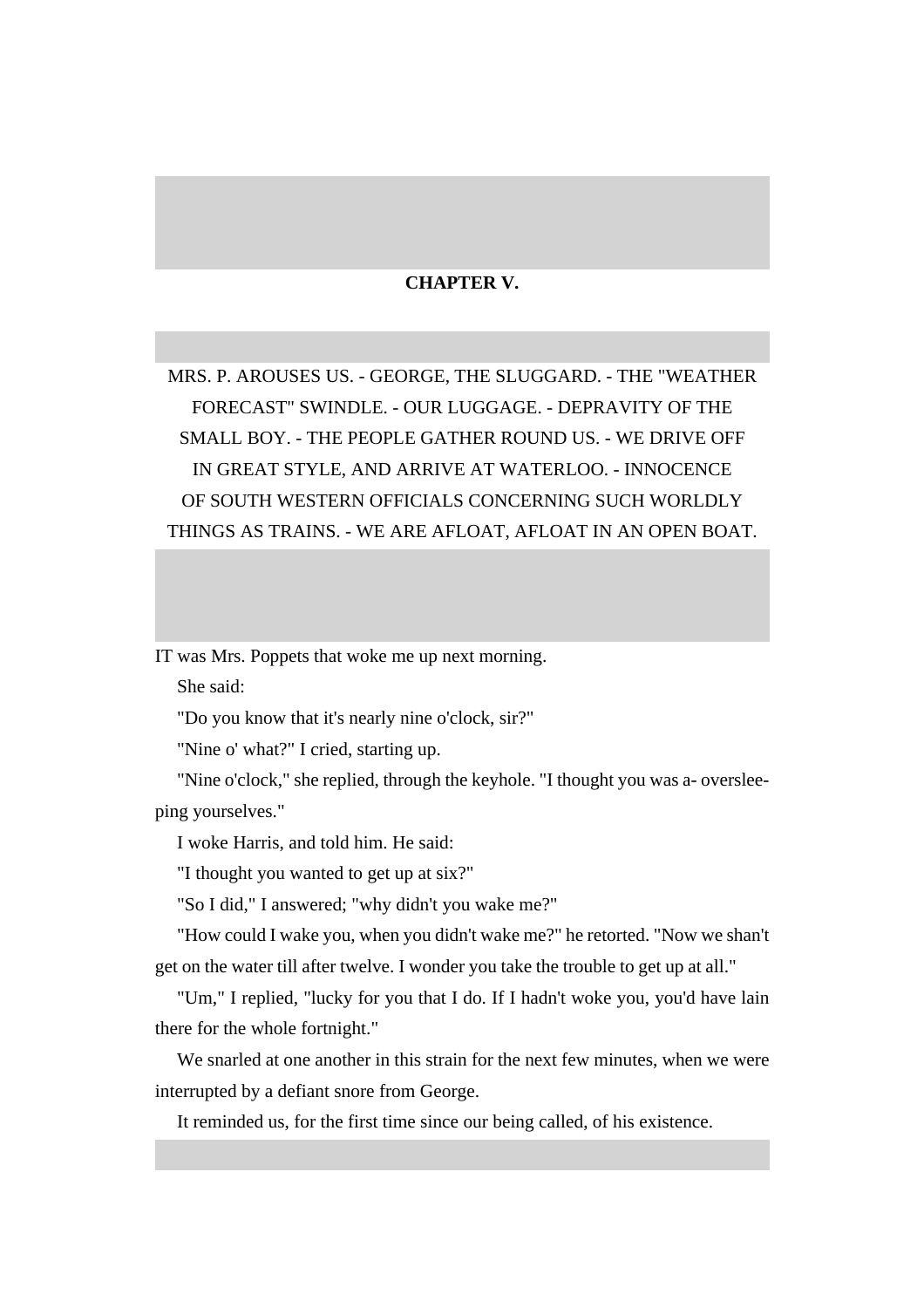## CHAPTER V.

MRS. P. AROUSES US. - GEORGE, THE SLUGGARD. - THE "WEATHER FORECAST" SWINDLE. - OUR LUGGAGE. - DEPRAVITY OF THE SMALL BOY. - THE PEOPLE GATHER ROUND US. - WE DRIVE OFF IN GREAT STYLE, AND ARRIVE AT WATERLOO. - INNOCENCE OF SOUTH WESTERN OFFICIALS CONCERNING SUCH WORLDLY THINGS AS TRAINS. - WE ARE AFLOAT, AFLOAT IN AN OPEN BOAT.

IT was Mrs. Poppets that woke me up next morning.

She said:

"Do you know that it's nearly nine o'clock, sir?"

"Nine o' what?" I cried, starting up.

"Nine o'clock," she replied, through the keyhole. "I thought you was a- oversleeping yourselves."

I woke Harris, and told him. He said:

"I thought you wanted to get up at six?"

"So I did," I answered; "why didn't you wake me?"

"How could I wake you, when you didn't wake me?" he retorted. "Now we shan't get on the water till after twelve. I wonder you take the trouble to get up at all."

"Um," I replied, "lucky for you that I do. If I hadn't woke you, you'd have lain there for the whole fortnight."

We snarled at one another in this strain for the next few minutes, when we were interrupted by a defiant snore from George.

It reminded us, for the first time since our being called, of his existence.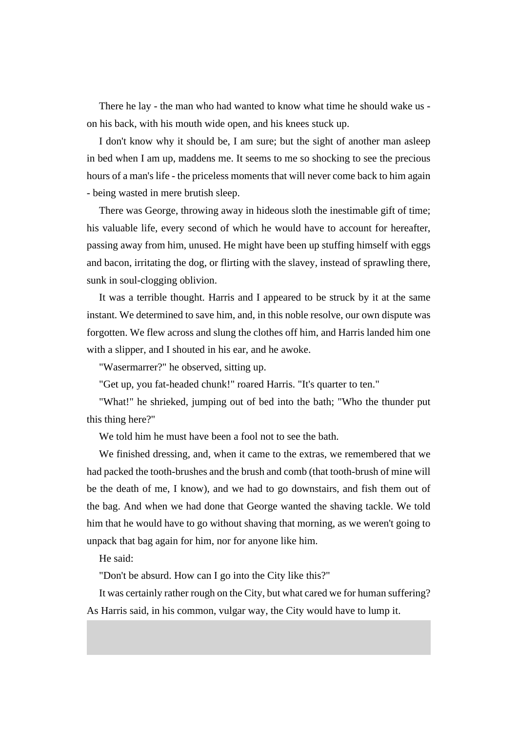There he lay - the man who had wanted to know what time he should wake us - on his back, with his mouth wide open, and his knees stuck up.

I don't know why it should be, I am sure; but the sight of another man asleep in bed when I am up, maddens me. It seems to me so shocking to see the precious hours of a man's life - the priceless moments that will never come back to him again - being wasted in mere brutish sleep.

There was George, throwing away in hideous sloth the inestimable gift of time; his valuable life, every second of which he would have to account for hereafter, passing away from him, unused. He might have been up stuffing himself with eggs and bacon, irritating the dog, or flirting with the slavey, instead of sprawling there, sunk in soul-clogging oblivion.

It was a terrible thought. Harris and I appeared to be struck by it at the same instant. We determined to save him, and, in this noble resolve, our own dispute was forgotten. We flew across and slung the clothes off him, and Harris landed him one with a slipper, and I shouted in his ear, and he awoke.

"Wasermarrer?" he observed, sitting up.

"Get up, you fat-headed chunk!" roared Harris. "It's quarter to ten."

"What!" he shrieked, jumping out of bed into the bath; "Who the thunder put this thing here?"

We told him he must have been a fool not to see the bath.

We finished dressing, and, when it came to the extras, we remembered that we had packed the tooth-brushes and the brush and comb (that tooth-brush of mine will be the death of me, I know), and we had to go downstairs, and fish them out of the bag. And when we had done that George wanted the shaving tackle. We told him that he would have to go without shaving that morning, as we weren't going to unpack that bag again for him, nor for anyone like him.

He said:

"Don't be absurd. How can I go into the City like this?"

It was certainly rather rough on the City, but what cared we for human suffering? As Harris said, in his common, vulgar way, the City would have to lump it.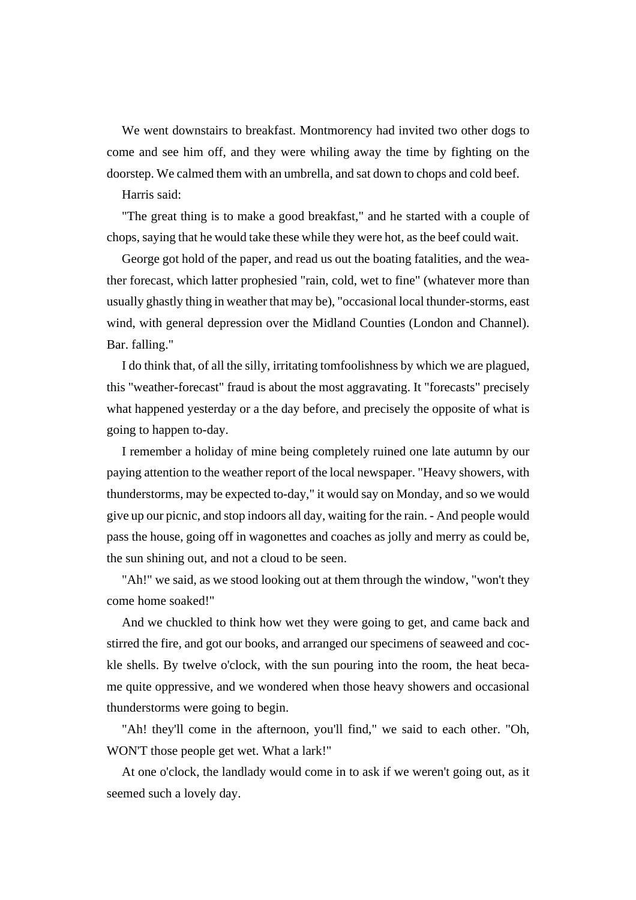We went downstairs to breakfast. Montmorency had invited two other dogs to come and see him off, and they were whiling away the time by fighting on the doorstep. We calmed them with an umbrella, and sat down to chops and cold beef.

Harris said:

"The great thing is to make a good breakfast," and he started with a couple of chops, saying that he would take these while they were hot, as the beef could wait.

George got hold of the paper, and read us out the boating fatalities, and the weather forecast, which latter prophesied "rain, cold, wet to fine" (whatever more than usually ghastly thing in weather that may be), "occasional local thunder-storms, east wind, with general depression over the Midland Counties (London and Channel). Bar. falling."

I do think that, of all the silly, irritating tomfoolishness by which we are plagued, this "weather-forecast" fraud is about the most aggravating. It "forecasts" precisely what happened yesterday or a the day before, and precisely the opposite of what is going to happen to-day.

I remember a holiday of mine being completely ruined one late autumn by our paying attention to the weather report of the local newspaper. "Heavy showers, with thunderstorms, may be expected to-day," it would say on Monday, and so we would give up our picnic, and stop indoors all day, waiting for the rain. - And people would pass the house, going off in wagonettes and coaches as jolly and merry as could be, the sun shining out, and not a cloud to be seen.

"Ah!" we said, as we stood looking out at them through the window, "won't they come home soaked!"

And we chuckled to think how wet they were going to get, and came back and stirred the fire, and got our books, and arranged our specimens of seaweed and cockle shells. By twelve o'clock, with the sun pouring into the room, the heat became quite oppressive, and we wondered when those heavy showers and occasional thunderstorms were going to begin.

"Ah! they'll come in the afternoon, you'll find," we said to each other. "Oh, WON'T those people get wet. What a lark!"

At one o'clock, the landlady would come in to ask if we weren't going out, as it seemed such a lovely day.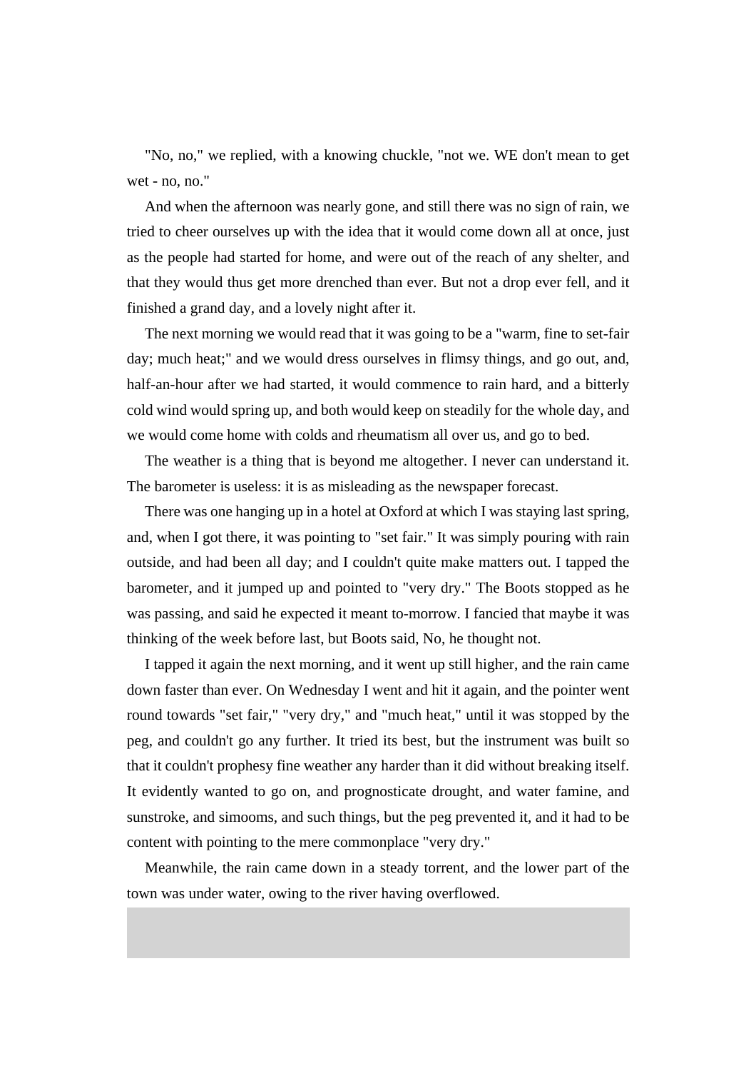"No, no," we replied, with a knowing chuckle, "not we. WE don't mean to get wet - no, no."

And when the afternoon was nearly gone, and still there was no sign of rain, we tried to cheer ourselves up with the idea that it would come down all at once, just as the people had started for home, and were out of the reach of any shelter, and that they would thus get more drenched than ever. But not a drop ever fell, and it finished a grand day, and a lovely night after it.

The next morning we would read that it was going to be a "warm, fine to set-fair day; much heat;" and we would dress ourselves in flimsy things, and go out, and, half-an-hour after we had started, it would commence to rain hard, and a bitterly cold wind would spring up, and both would keep on steadily for the whole day, and we would come home with colds and rheumatism all over us, and go to bed.

The weather is a thing that is beyond me altogether. I never can understand it. The barometer is useless: it is as misleading as the newspaper forecast.

There was one hanging up in a hotel at Oxford at which I was staying last spring, and, when I got there, it was pointing to "set fair." It was simply pouring with rain outside, and had been all day; and I couldn't quite make matters out. I tapped the barometer, and it jumped up and pointed to "very dry." The Boots stopped as he was passing, and said he expected it meant to-morrow. I fancied that maybe it was thinking of the week before last, but Boots said, No, he thought not.

I tapped it again the next morning, and it went up still higher, and the rain came down faster than ever. On Wednesday I went and hit it again, and the pointer went round towards "set fair," "very dry," and "much heat," until it was stopped by the peg, and couldn't go any further. It tried its best, but the instrument was built so that it couldn't prophesy fine weather any harder than it did without breaking itself. It evidently wanted to go on, and prognosticate drought, and water famine, and sunstroke, and simooms, and such things, but the peg prevented it, and it had to be content with pointing to the mere commonplace "very dry."

Meanwhile, the rain came down in a steady torrent, and the lower part of the town was under water, owing to the river having overflowed.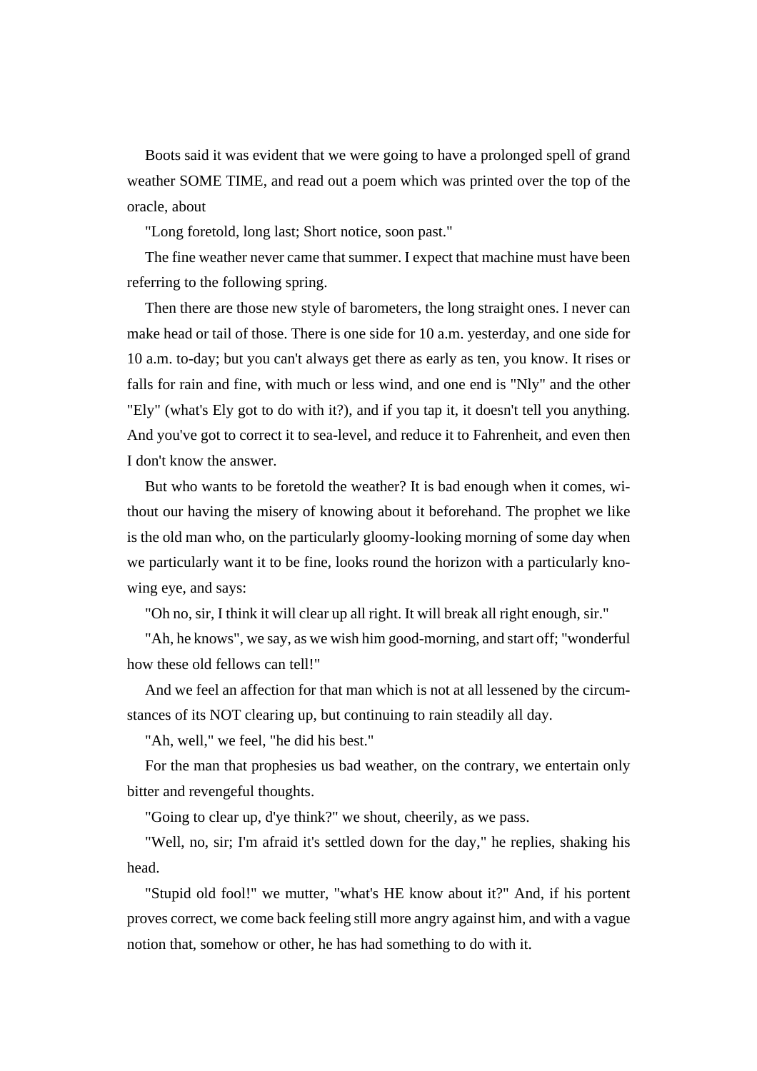Boots said it was evident that we were going to have a prolonged spell of grand weather SOME TIME, and read out a poem which was printed over the top of the oracle, about

"Long foretold, long last; Short notice, soon past."

The fine weather never came that summer. I expect that machine must have been referring to the following spring.

Then there are those new style of barometers, the long straight ones. I never can make head or tail of those. There is one side for 10 a.m. yesterday, and one side for 10 a.m. to-day; but you can't always get there as early as ten, you know. It rises or falls for rain and fine, with much or less wind, and one end is "Nly" and the other "Ely" (what's Ely got to do with it?), and if you tap it, it doesn't tell you anything. And you've got to correct it to sea-level, and reduce it to Fahrenheit, and even then I don't know the answer.

But who wants to be foretold the weather? It is bad enough when it comes, without our having the misery of knowing about it beforehand. The prophet we like is the old man who, on the particularly gloomy-looking morning of some day when we particularly want it to be fine, looks round the horizon with a particularly knowing eye, and says:

"Oh no, sir, I think it will clear up all right. It will break all right enough, sir."

"Ah, he knows", we say, as we wish him good-morning, and start off; "wonderful how these old fellows can tell!"

And we feel an affection for that man which is not at all lessened by the circumstances of its NOT clearing up, but continuing to rain steadily all day.

"Ah, well," we feel, "he did his best."

For the man that prophesies us bad weather, on the contrary, we entertain only bitter and revengeful thoughts.

"Going to clear up, d'ye think?" we shout, cheerily, as we pass.

"Well, no, sir; I'm afraid it's settled down for the day," he replies, shaking his head.

"Stupid old fool!" we mutter, "what's HE know about it?" And, if his portent proves correct, we come back feeling still more angry against him, and with a vague notion that, somehow or other, he has had something to do with it.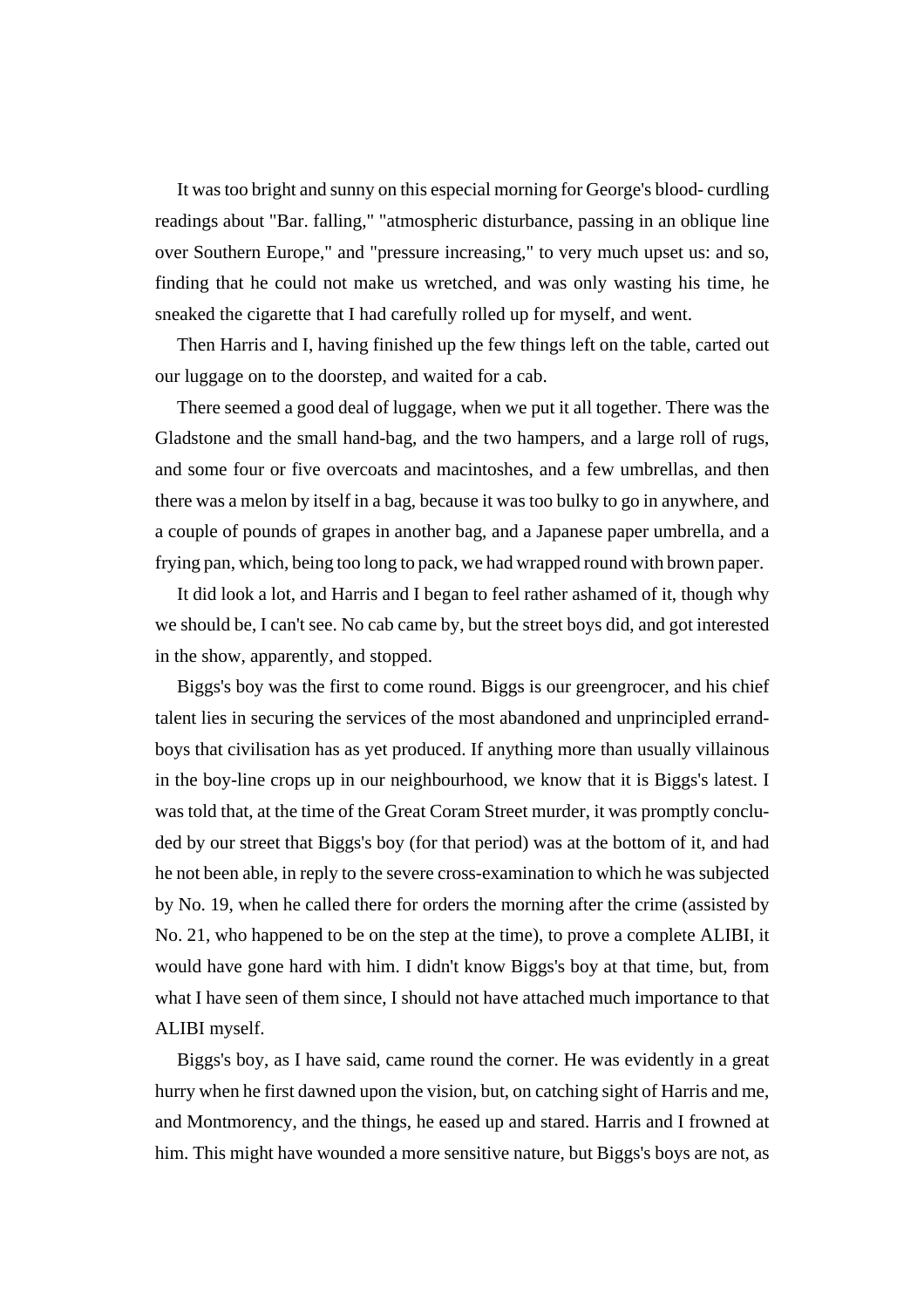It was too bright and sunny on this especial morning for George's blood- curdling readings about "Bar. falling," "atmospheric disturbance, passing in an oblique line over Southern Europe," and "pressure increasing," to very much upset us: and so, finding that he could not make us wretched, and was only wasting his time, he sneaked the cigarette that I had carefully rolled up for myself, and went.

Then Harris and I, having finished up the few things left on the table, carted out our luggage on to the doorstep, and waited for a cab.

There seemed a good deal of luggage, when we put it all together. There was the Gladstone and the small hand-bag, and the two hampers, and a large roll of rugs, and some four or five overcoats and macintoshes, and a few umbrellas, and then there was a melon by itself in a bag, because it was too bulky to go in anywhere, and a couple of pounds of grapes in another bag, and a Japanese paper umbrella, and a frying pan, which, being too long to pack, we had wrapped round with brown paper.

It did look a lot, and Harris and I began to feel rather ashamed of it, though why we should be, I can't see. No cab came by, but the street boys did, and got interested in the show, apparently, and stopped.

Biggs's boy was the first to come round. Biggs is our greengrocer, and his chief talent lies in securing the services of the most abandoned and unprincipled errand-boys that civilisation has as yet produced. If anything more than usually villainous in the boy-line crops up in our neighbourhood, we know that it is Biggs's latest. I was told that, at the time of the Great Coram Street murder, it was promptly concluded by our street that Biggs's boy (for that period) was at the bottom of it, and had he not been able, in reply to the severe cross-examination to which he was subjected by No. 19, when he called there for orders the morning after the crime (assisted by No. 21, who happened to be on the step at the time), to prove a complete ALIBI, it would have gone hard with him. I didn't know Biggs's boy at that time, but, from what I have seen of them since, I should not have attached much importance to that ALIBI myself.

Biggs's boy, as I have said, came round the corner. He was evidently in a great hurry when he first dawned upon the vision, but, on catching sight of Harris and me, and Montmorency, and the things, he eased up and stared. Harris and I frowned at him. This might have wounded a more sensitive nature, but Biggs's boys are not, as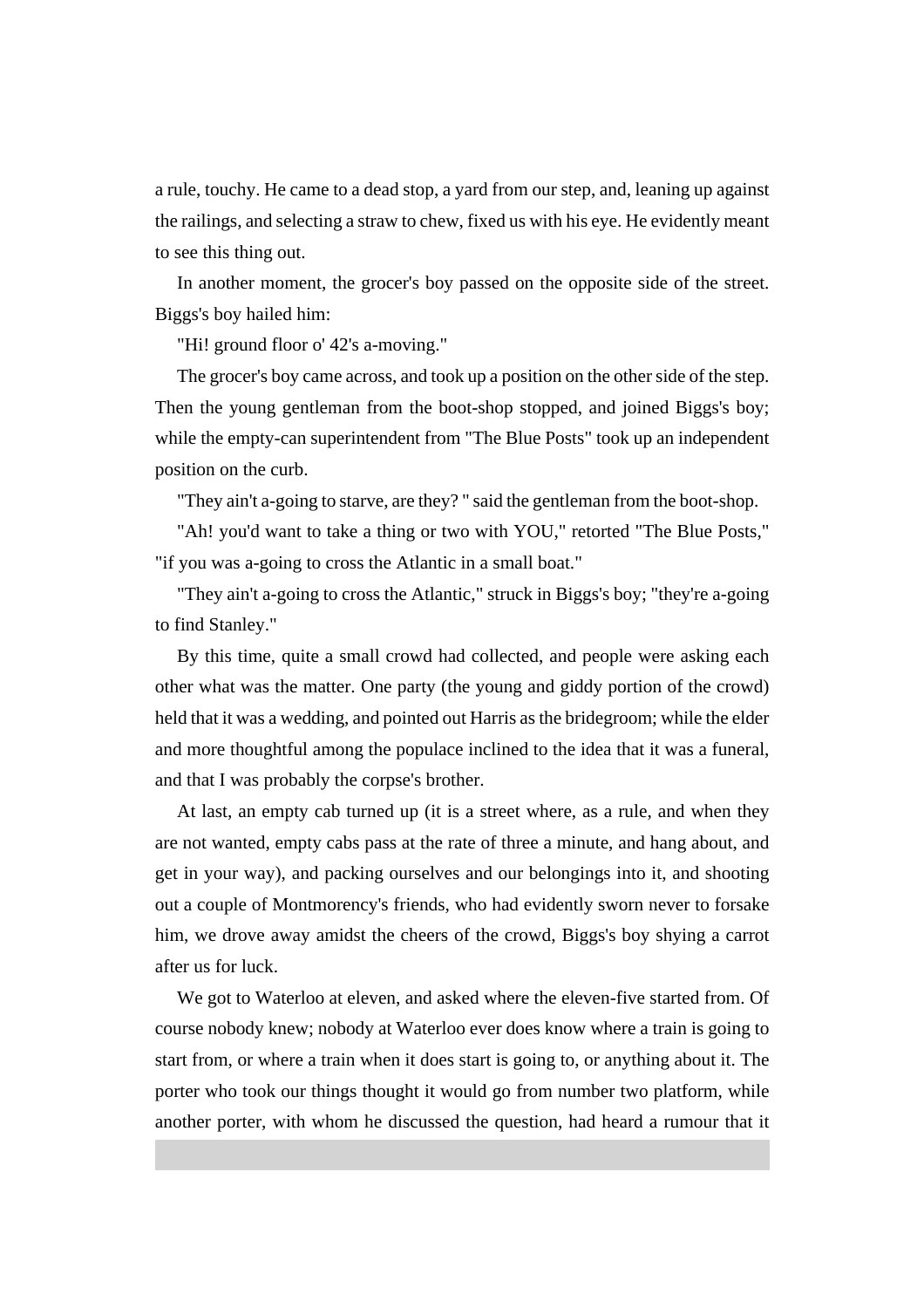a rule, touchy. He came to a dead stop, a yard from our step, and, leaning up against the railings, and selecting a straw to chew, fixed us with his eye. He evidently meant to see this thing out.

In another moment, the grocer's boy passed on the opposite side of the street. Biggs's boy hailed him:

"Hi! ground floor o' 42's a-moving."

The grocer's boy came across, and took up a position on the other side of the step. Then the young gentleman from the boot-shop stopped, and joined Biggs's boy; while the empty-can superintendent from "The Blue Posts" took up an independent position on the curb.

"They ain't a-going to starve, are they? " said the gentleman from the boot-shop.

"Ah! you'd want to take a thing or two with YOU," retorted "The Blue Posts," "if you was a-going to cross the Atlantic in a small boat."

"They ain't a-going to cross the Atlantic," struck in Biggs's boy; "they're a-going to find Stanley."

By this time, quite a small crowd had collected, and people were asking each other what was the matter. One party (the young and giddy portion of the crowd) held that it was a wedding, and pointed out Harris as the bridegroom; while the elder and more thoughtful among the populace inclined to the idea that it was a funeral, and that I was probably the corpse's brother.

At last, an empty cab turned up (it is a street where, as a rule, and when they are not wanted, empty cabs pass at the rate of three a minute, and hang about, and get in your way), and packing ourselves and our belongings into it, and shooting out a couple of Montmorency's friends, who had evidently sworn never to forsake him, we drove away amidst the cheers of the crowd, Biggs's boy shying a carrot after us for luck.

We got to Waterloo at eleven, and asked where the eleven-five started from. Of course nobody knew; nobody at Waterloo ever does know where a train is going to start from, or where a train when it does start is going to, or anything about it. The porter who took our things thought it would go from number two platform, while another porter, with whom he discussed the question, had heard a rumour that it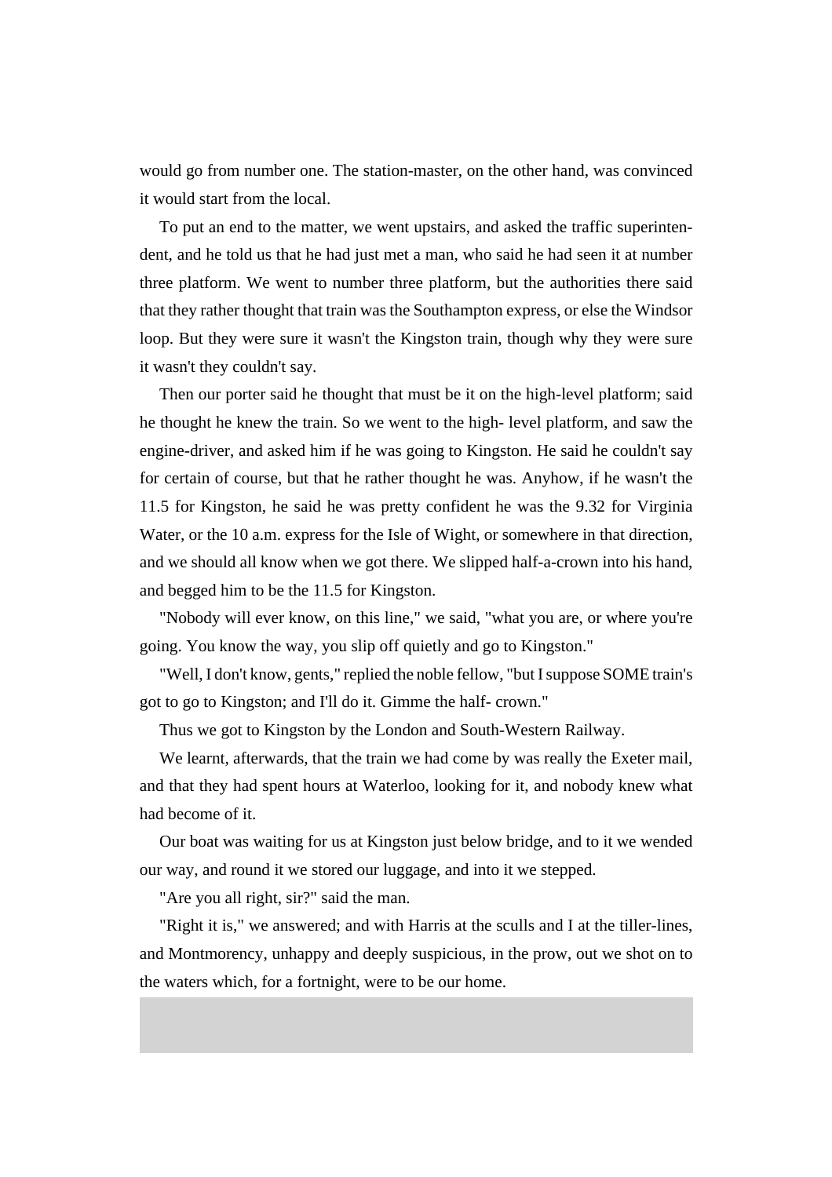would go from number one. The station-master, on the other hand, was convinced it would start from the local.

To put an end to the matter, we went upstairs, and asked the traffic superintendent, and he told us that he had just met a man, who said he had seen it at number three platform. We went to number three platform, but the authorities there said that they rather thought that train was the Southampton express, or else the Windsor loop. But they were sure it wasn't the Kingston train, though why they were sure it wasn't they couldn't say.

Then our porter said he thought that must be it on the high-level platform; said he thought he knew the train. So we went to the high- level platform, and saw the engine-driver, and asked him if he was going to Kingston. He said he couldn't say for certain of course, but that he rather thought he was. Anyhow, if he wasn't the 11.5 for Kingston, he said he was pretty confident he was the 9.32 for Virginia Water, or the 10 a.m. express for the Isle of Wight, or somewhere in that direction, and we should all know when we got there. We slipped half-a-crown into his hand, and begged him to be the 11.5 for Kingston.

"Nobody will ever know, on this line," we said, "what you are, or where you're going. You know the way, you slip off quietly and go to Kingston."

"Well, I don't know, gents," replied the noble fellow, "but I suppose SOME train's got to go to Kingston; and I'll do it. Gimme the half- crown."

Thus we got to Kingston by the London and South-Western Railway.

We learnt, afterwards, that the train we had come by was really the Exeter mail, and that they had spent hours at Waterloo, looking for it, and nobody knew what had become of it.

Our boat was waiting for us at Kingston just below bridge, and to it we wended our way, and round it we stored our luggage, and into it we stepped.

"Are you all right, sir?" said the man.

"Right it is," we answered; and with Harris at the sculls and I at the tiller-lines, and Montmorency, unhappy and deeply suspicious, in the prow, out we shot on to the waters which, for a fortnight, were to be our home.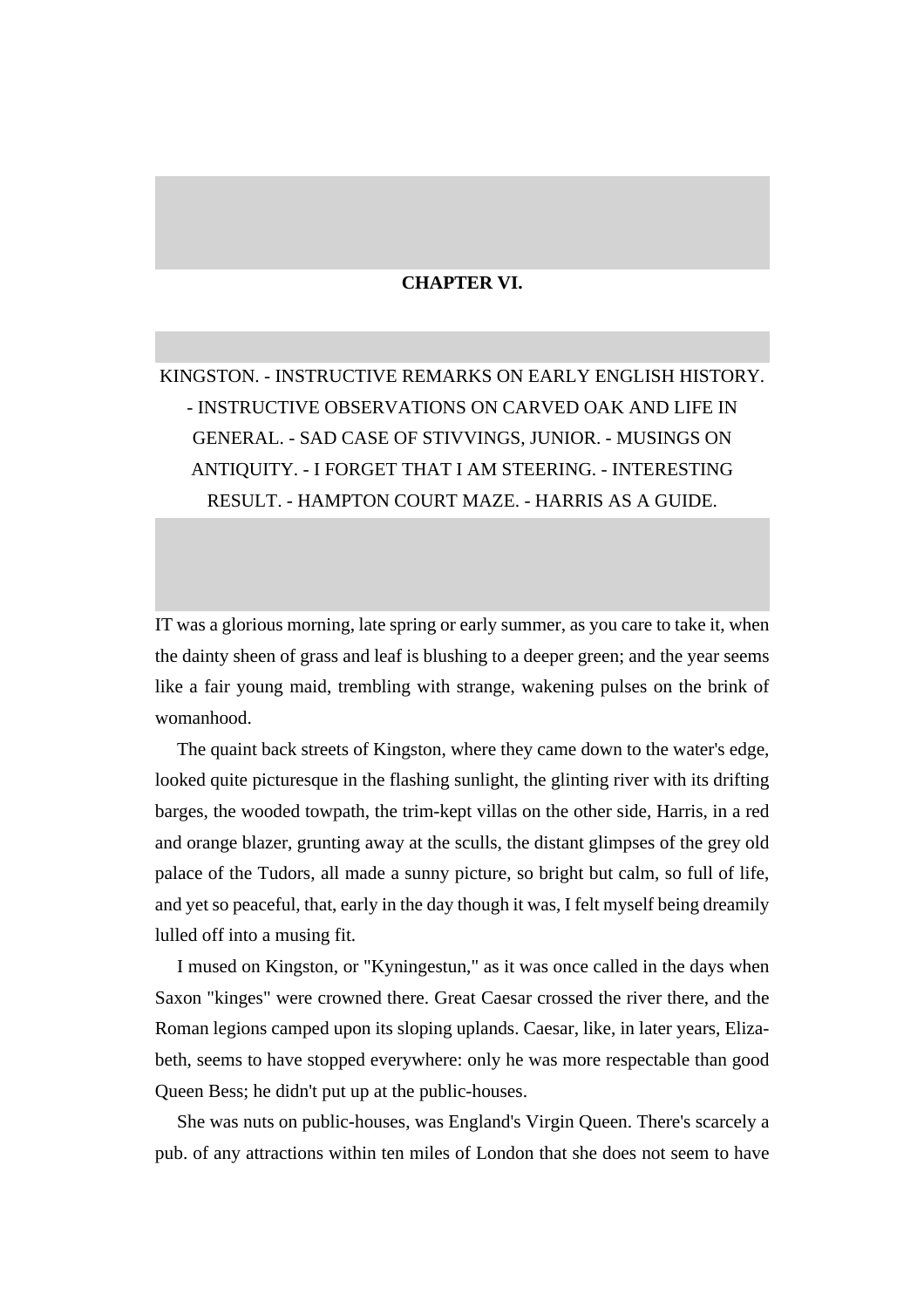## CHAPTER VI.

KINGSTON. - INSTRUCTIVE REMARKS ON EARLY ENGLISH HISTORY. - INSTRUCTIVE OBSERVATIONS ON CARVED OAK AND LIFE IN GENERAL. - SAD CASE OF STIVVINGS, JUNIOR. - MUSINGS ON ANTIQUITY. - I FORGET THAT I AM STEERING. - INTERESTING RESULT. - HAMPTON COURT MAZE. - HARRIS AS A GUIDE.

IT was a glorious morning, late spring or early summer, as you care to take it, when the dainty sheen of grass and leaf is blushing to a deeper green; and the year seems like a fair young maid, trembling with strange, wakening pulses on the brink of womanhood.

The quaint back streets of Kingston, where they came down to the water's edge, looked quite picturesque in the flashing sunlight, the glinting river with its drifting barges, the wooded towpath, the trim-kept villas on the other side, Harris, in a red and orange blazer, grunting away at the sculls, the distant glimpses of the grey old palace of the Tudors, all made a sunny picture, so bright but calm, so full of life, and yet so peaceful, that, early in the day though it was, I felt myself being dreamily lulled off into a musing fit.

I mused on Kingston, or "Kyningestun," as it was once called in the days when Saxon "kinges" were crowned there. Great Caesar crossed the river there, and the Roman legions camped upon its sloping uplands. Caesar, like, in later years, Elizabeth, seems to have stopped everywhere: only he was more respectable than good Queen Bess; he didn't put up at the public-houses.

She was nuts on public-houses, was England's Virgin Queen. There's scarcely a pub. of any attractions within ten miles of London that she does not seem to have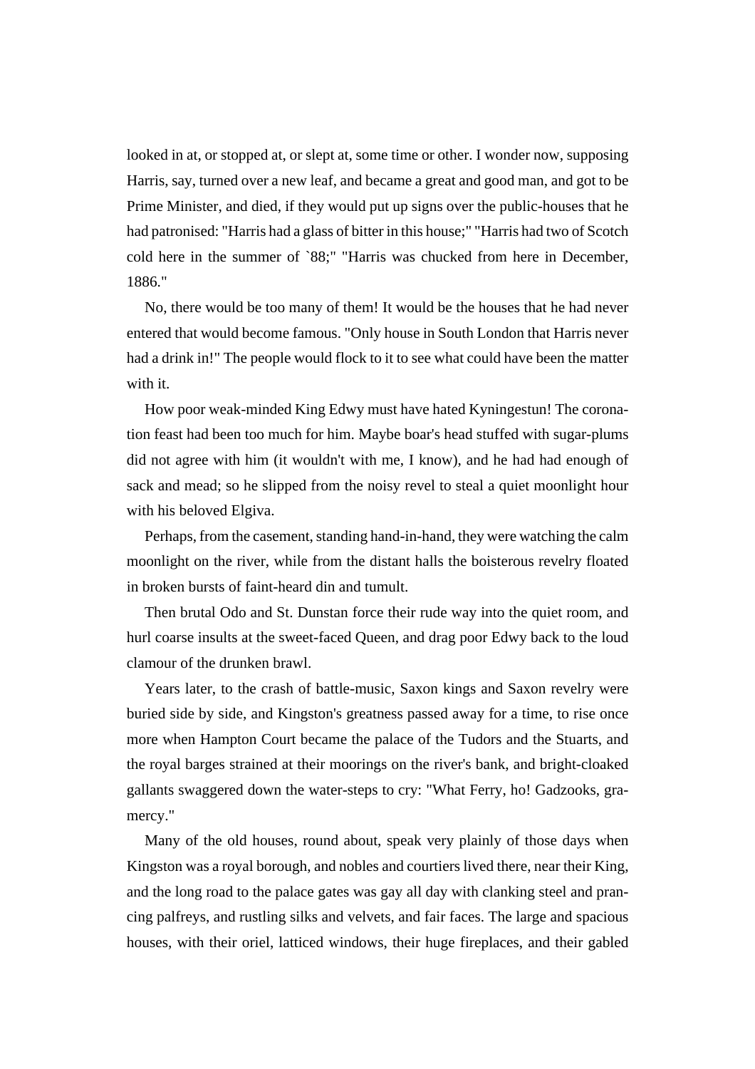looked in at, or stopped at, or slept at, some time or other. I wonder now, supposing Harris, say, turned over a new leaf, and became a great and good man, and got to be Prime Minister, and died, if they would put up signs over the public-houses that he had patronised: "Harris had a glass of bitter in this house;" "Harris had two of Scotch cold here in the summer of `88;" "Harris was chucked from here in December, 1886."

No, there would be too many of them! It would be the houses that he had never entered that would become famous. "Only house in South London that Harris never had a drink in!" The people would flock to it to see what could have been the matter with it.

How poor weak-minded King Edwy must have hated Kyningestun! The coronation feast had been too much for him. Maybe boar's head stuffed with sugar-plums did not agree with him (it wouldn't with me, I know), and he had had enough of sack and mead; so he slipped from the noisy revel to steal a quiet moonlight hour with his beloved Elgiva.

Perhaps, from the casement, standing hand-in-hand, they were watching the calm moonlight on the river, while from the distant halls the boisterous revelry floated in broken bursts of faint-heard din and tumult.

Then brutal Odo and St. Dunstan force their rude way into the quiet room, and hurl coarse insults at the sweet-faced Queen, and drag poor Edwy back to the loud clamour of the drunken brawl.

Years later, to the crash of battle-music, Saxon kings and Saxon revelry were buried side by side, and Kingston's greatness passed away for a time, to rise once more when Hampton Court became the palace of the Tudors and the Stuarts, and the royal barges strained at their moorings on the river's bank, and bright-cloaked gallants swaggered down the water-steps to cry: "What Ferry, ho! Gadzooks, gramercy."

Many of the old houses, round about, speak very plainly of those days when Kingston was a royal borough, and nobles and courtiers lived there, near their King, and the long road to the palace gates was gay all day with clanking steel and prancing palfreys, and rustling silks and velvets, and fair faces. The large and spacious houses, with their oriel, latticed windows, their huge fireplaces, and their gabled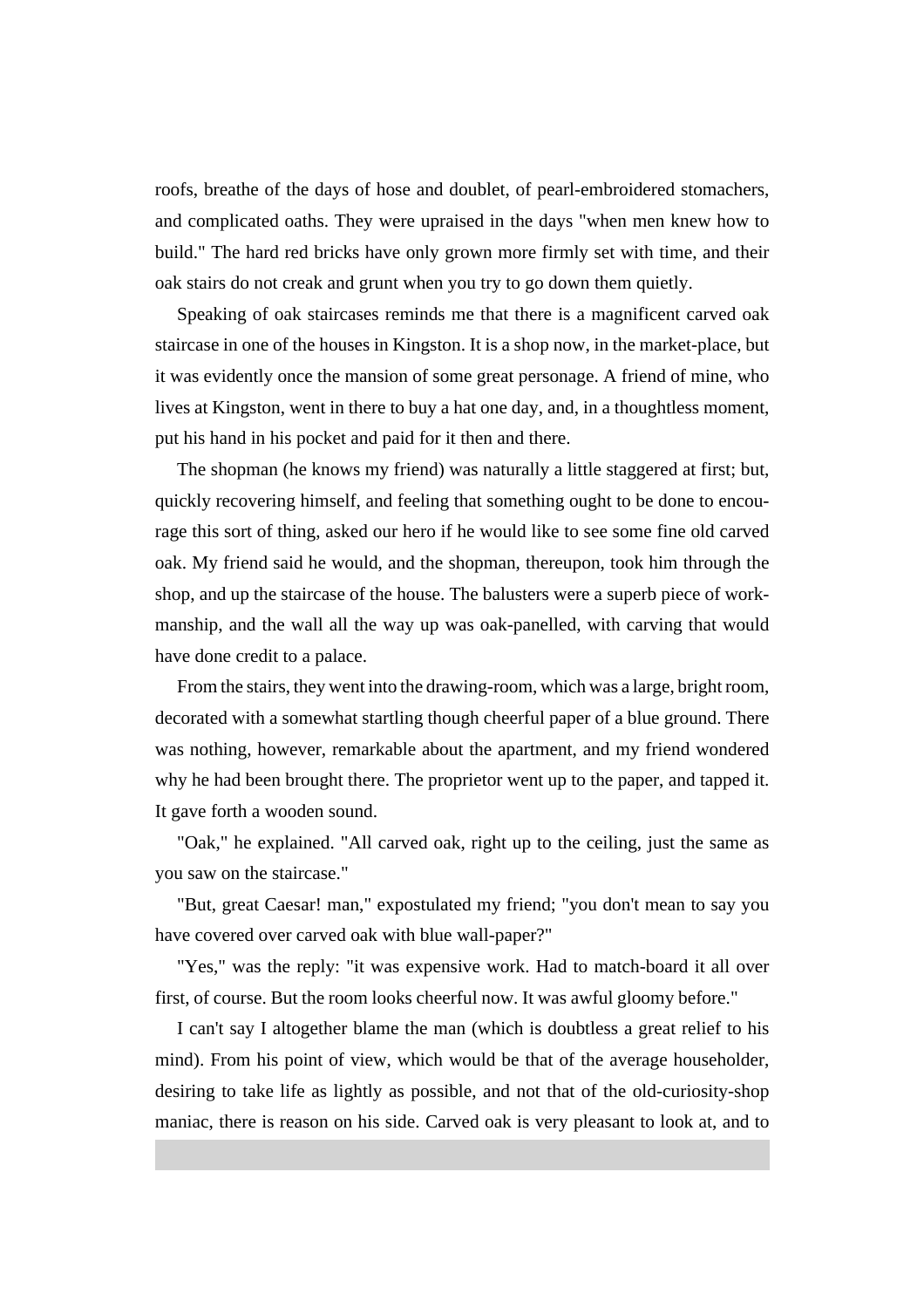roofs, breathe of the days of hose and doublet, of pearl-embroidered stomachers, and complicated oaths. They were upraised in the days "when men knew how to build." The hard red bricks have only grown more firmly set with time, and their oak stairs do not creak and grunt when you try to go down them quietly.

Speaking of oak staircases reminds me that there is a magnificent carved oak staircase in one of the houses in Kingston. It is a shop now, in the market-place, but it was evidently once the mansion of some great personage. A friend of mine, who lives at Kingston, went in there to buy a hat one day, and, in a thoughtless moment, put his hand in his pocket and paid for it then and there.

The shopman (he knows my friend) was naturally a little staggered at first; but, quickly recovering himself, and feeling that something ought to be done to encourage this sort of thing, asked our hero if he would like to see some fine old carved oak. My friend said he would, and the shopman, thereupon, took him through the shop, and up the staircase of the house. The balusters were a superb piece of workmanship, and the wall all the way up was oak-panelled, with carving that would have done credit to a palace.

From the stairs, they went into the drawing-room, which was a large, bright room, decorated with a somewhat startling though cheerful paper of a blue ground. There was nothing, however, remarkable about the apartment, and my friend wondered why he had been brought there. The proprietor went up to the paper, and tapped it. It gave forth a wooden sound.

"Oak," he explained. "All carved oak, right up to the ceiling, just the same as you saw on the staircase."

"But, great Caesar! man," expostulated my friend; "you don't mean to say you have covered over carved oak with blue wall-paper?"

"Yes," was the reply: "it was expensive work. Had to match-board it all over first, of course. But the room looks cheerful now. It was awful gloomy before."

I can't say I altogether blame the man (which is doubtless a great relief to his mind). From his point of view, which would be that of the average householder, desiring to take life as lightly as possible, and not that of the old-curiosity-shop maniac, there is reason on his side. Carved oak is very pleasant to look at, and to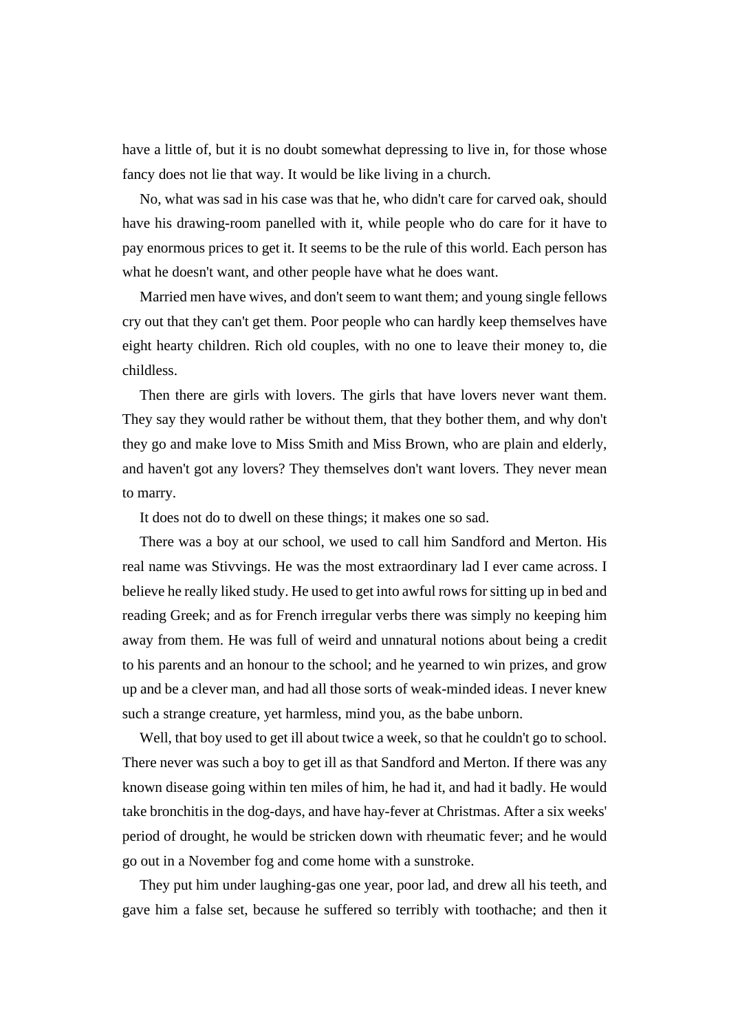have a little of, but it is no doubt somewhat depressing to live in, for those whose fancy does not lie that way. It would be like living in a church.

No, what was sad in his case was that he, who didn't care for carved oak, should have his drawing-room panelled with it, while people who do care for it have to pay enormous prices to get it. It seems to be the rule of this world. Each person has what he doesn't want, and other people have what he does want.

Married men have wives, and don't seem to want them; and young single fellows cry out that they can't get them. Poor people who can hardly keep themselves have eight hearty children. Rich old couples, with no one to leave their money to, die childless.

Then there are girls with lovers. The girls that have lovers never want them. They say they would rather be without them, that they bother them, and why don't they go and make love to Miss Smith and Miss Brown, who are plain and elderly, and haven't got any lovers? They themselves don't want lovers. They never mean to marry.

It does not do to dwell on these things; it makes one so sad.

There was a boy at our school, we used to call him Sandford and Merton. His real name was Stivvings. He was the most extraordinary lad I ever came across. I believe he really liked study. He used to get into awful rows for sitting up in bed and reading Greek; and as for French irregular verbs there was simply no keeping him away from them. He was full of weird and unnatural notions about being a credit to his parents and an honour to the school; and he yearned to win prizes, and grow up and be a clever man, and had all those sorts of weak-minded ideas. I never knew such a strange creature, yet harmless, mind you, as the babe unborn.

Well, that boy used to get ill about twice a week, so that he couldn't go to school. There never was such a boy to get ill as that Sandford and Merton. If there was any known disease going within ten miles of him, he had it, and had it badly. He would take bronchitis in the dog-days, and have hay-fever at Christmas. After a six weeks' period of drought, he would be stricken down with rheumatic fever; and he would go out in a November fog and come home with a sunstroke.

They put him under laughing-gas one year, poor lad, and drew all his teeth, and gave him a false set, because he suffered so terribly with toothache; and then it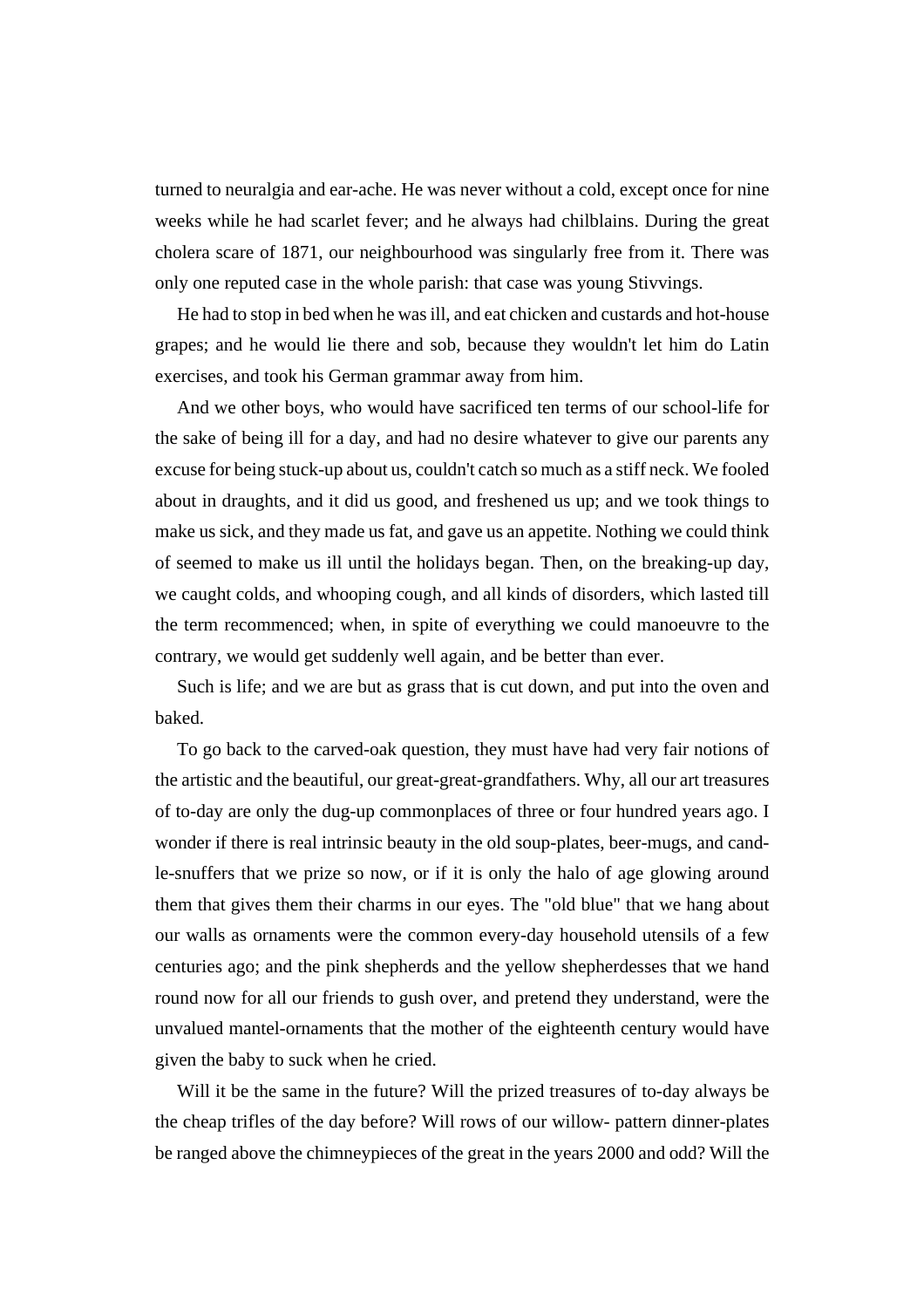turned to neuralgia and ear-ache. He was never without a cold, except once for nine weeks while he had scarlet fever; and he always had chilblains. During the great cholera scare of 1871, our neighbourhood was singularly free from it. There was only one reputed case in the whole parish: that case was young Stivvings.

He had to stop in bed when he was ill, and eat chicken and custards and hot-house grapes; and he would lie there and sob, because they wouldn't let him do Latin exercises, and took his German grammar away from him.

And we other boys, who would have sacrificed ten terms of our school-life for the sake of being ill for a day, and had no desire whatever to give our parents any excuse for being stuck-up about us, couldn't catch so much as a stiff neck. We fooled about in draughts, and it did us good, and freshened us up; and we took things to make us sick, and they made us fat, and gave us an appetite. Nothing we could think of seemed to make us ill until the holidays began. Then, on the breaking-up day, we caught colds, and whooping cough, and all kinds of disorders, which lasted till the term recommenced; when, in spite of everything we could manoeuvre to the contrary, we would get suddenly well again, and be better than ever.

Such is life; and we are but as grass that is cut down, and put into the oven and baked.

To go back to the carved-oak question, they must have had very fair notions of the artistic and the beautiful, our great-great-grandfathers. Why, all our art treasures of to-day are only the dug-up commonplaces of three or four hundred years ago. I wonder if there is real intrinsic beauty in the old soup-plates, beer-mugs, and candle-snuffers that we prize so now, or if it is only the halo of age glowing around them that gives them their charms in our eyes. The "old blue" that we hang about our walls as ornaments were the common every-day household utensils of a few centuries ago; and the pink shepherds and the yellow shepherdesses that we hand round now for all our friends to gush over, and pretend they understand, were the unvalued mantel-ornaments that the mother of the eighteenth century would have given the baby to suck when he cried.

Will it be the same in the future? Will the prized treasures of to-day always be the cheap trifles of the day before? Will rows of our willow- pattern dinner-plates be ranged above the chimneypieces of the great in the years 2000 and odd? Will the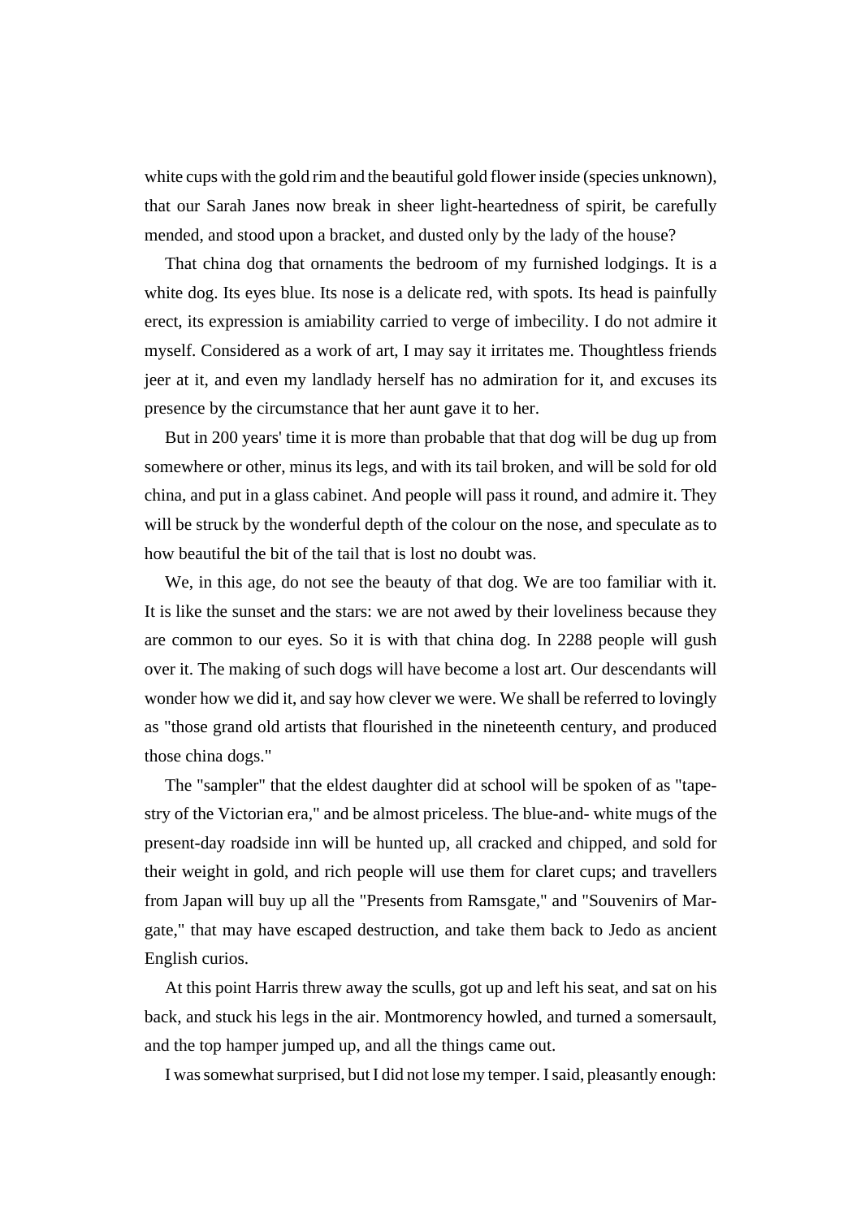white cups with the gold rim and the beautiful gold flower inside (species unknown), that our Sarah Janes now break in sheer light-heartedness of spirit, be carefully mended, and stood upon a bracket, and dusted only by the lady of the house?

That china dog that ornaments the bedroom of my furnished lodgings. It is a white dog. Its eyes blue. Its nose is a delicate red, with spots. Its head is painfully erect, its expression is amiability carried to verge of imbecility. I do not admire it myself. Considered as a work of art, I may say it irritates me. Thoughtless friends jeer at it, and even my landlady herself has no admiration for it, and excuses its presence by the circumstance that her aunt gave it to her.

But in 200 years' time it is more than probable that that dog will be dug up from somewhere or other, minus its legs, and with its tail broken, and will be sold for old china, and put in a glass cabinet. And people will pass it round, and admire it. They will be struck by the wonderful depth of the colour on the nose, and speculate as to how beautiful the bit of the tail that is lost no doubt was.

We, in this age, do not see the beauty of that dog. We are too familiar with it. It is like the sunset and the stars: we are not awed by their loveliness because they are common to our eyes. So it is with that china dog. In 2288 people will gush over it. The making of such dogs will have become a lost art. Our descendants will wonder how we did it, and say how clever we were. We shall be referred to lovingly as "those grand old artists that flourished in the nineteenth century, and produced those china dogs."

The "sampler" that the eldest daughter did at school will be spoken of as "tapestry of the Victorian era," and be almost priceless. The blue-and- white mugs of the present-day roadside inn will be hunted up, all cracked and chipped, and sold for their weight in gold, and rich people will use them for claret cups; and travellers from Japan will buy up all the "Presents from Ramsgate," and "Souvenirs of Margate," that may have escaped destruction, and take them back to Jedo as ancient English curios.

At this point Harris threw away the sculls, got up and left his seat, and sat on his back, and stuck his legs in the air. Montmorency howled, and turned a somersault, and the top hamper jumped up, and all the things came out.

I was somewhat surprised, but I did not lose my temper. I said, pleasantly enough: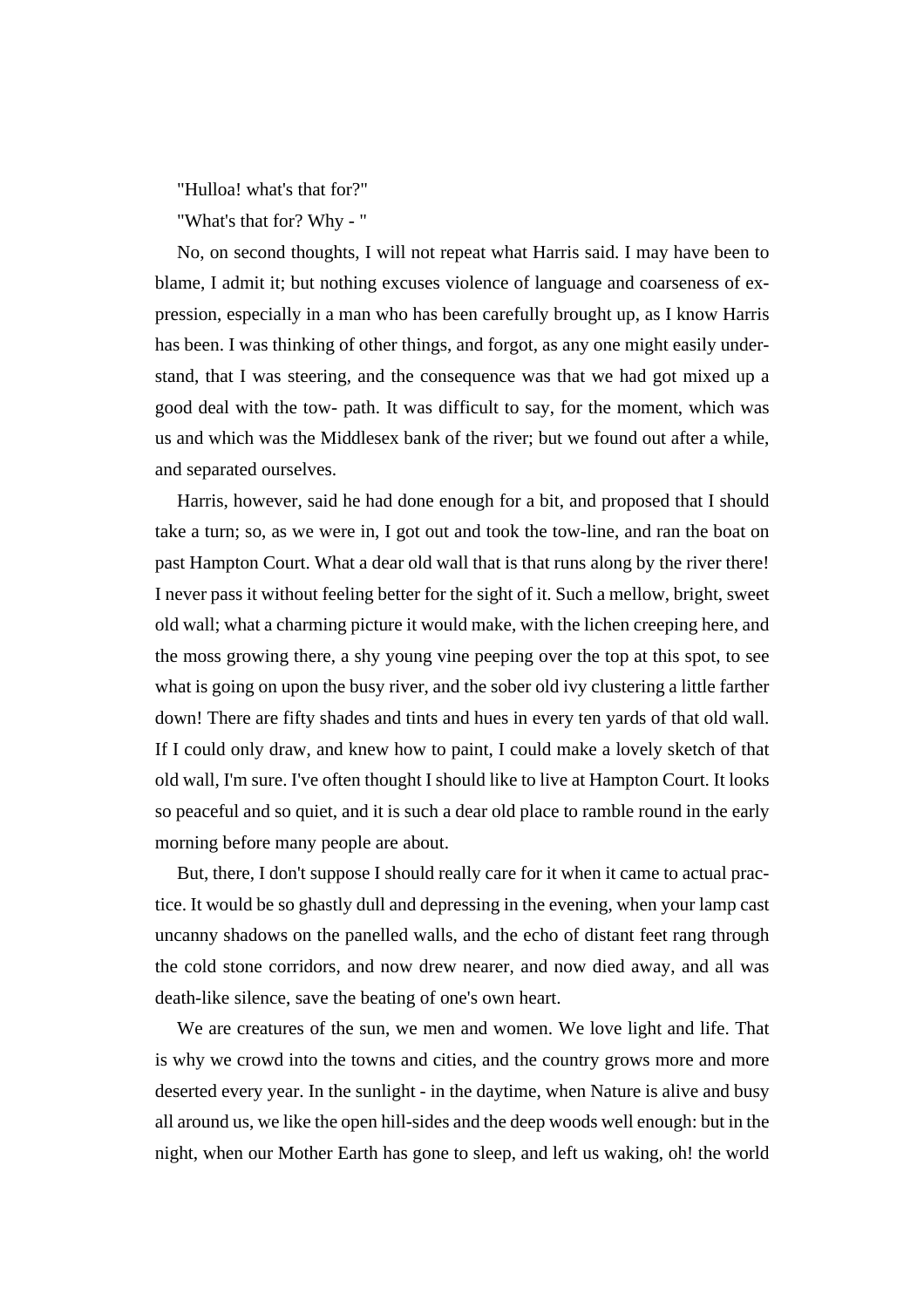"Hulloa! what's that for?"

"What's that for? Why - "

No, on second thoughts, I will not repeat what Harris said. I may have been to blame, I admit it; but nothing excuses violence of language and coarseness of expression, especially in a man who has been carefully brought up, as I know Harris has been. I was thinking of other things, and forgot, as any one might easily understand, that I was steering, and the consequence was that we had got mixed up a good deal with the tow- path. It was difficult to say, for the moment, which was us and which was the Middlesex bank of the river; but we found out after a while, and separated ourselves.

Harris, however, said he had done enough for a bit, and proposed that I should take a turn; so, as we were in, I got out and took the tow-line, and ran the boat on past Hampton Court. What a dear old wall that is that runs along by the river there! I never pass it without feeling better for the sight of it. Such a mellow, bright, sweet old wall; what a charming picture it would make, with the lichen creeping here, and the moss growing there, a shy young vine peeping over the top at this spot, to see what is going on upon the busy river, and the sober old ivy clustering a little farther down! There are fifty shades and tints and hues in every ten yards of that old wall. If I could only draw, and knew how to paint, I could make a lovely sketch of that old wall, I'm sure. I've often thought I should like to live at Hampton Court. It looks so peaceful and so quiet, and it is such a dear old place to ramble round in the early morning before many people are about.

But, there, I don't suppose I should really care for it when it came to actual practice. It would be so ghastly dull and depressing in the evening, when your lamp cast uncanny shadows on the panelled walls, and the echo of distant feet rang through the cold stone corridors, and now drew nearer, and now died away, and all was death-like silence, save the beating of one's own heart.

We are creatures of the sun, we men and women. We love light and life. That is why we crowd into the towns and cities, and the country grows more and more deserted every year. In the sunlight - in the daytime, when Nature is alive and busy all around us, we like the open hill-sides and the deep woods well enough: but in the night, when our Mother Earth has gone to sleep, and left us waking, oh! the world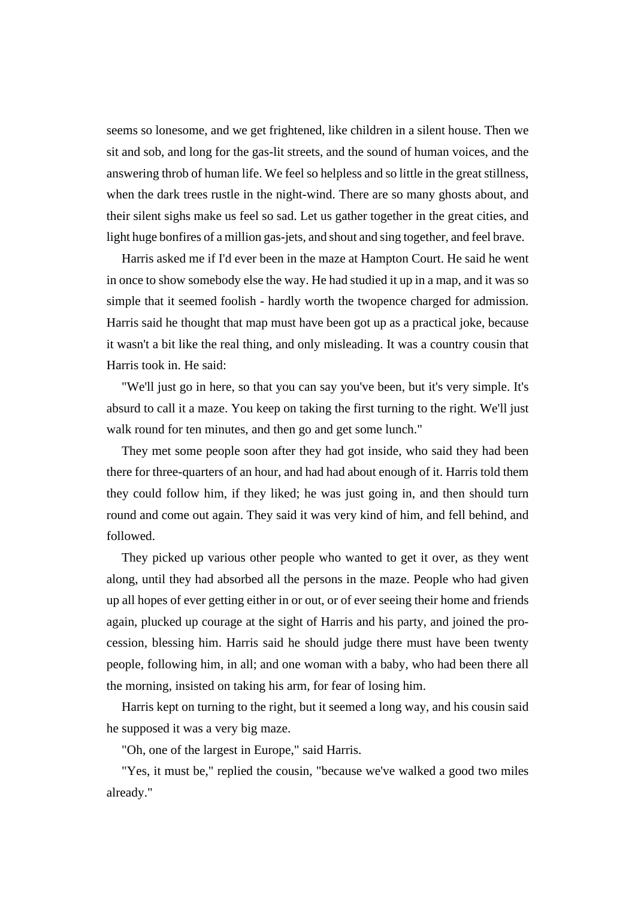seems so lonesome, and we get frightened, like children in a silent house. Then we sit and sob, and long for the gas-lit streets, and the sound of human voices, and the answering throb of human life. We feel so helpless and so little in the great stillness, when the dark trees rustle in the night-wind. There are so many ghosts about, and their silent sighs make us feel so sad. Let us gather together in the great cities, and light huge bonfires of a million gas-jets, and shout and sing together, and feel brave.

Harris asked me if I'd ever been in the maze at Hampton Court. He said he went in once to show somebody else the way. He had studied it up in a map, and it was so simple that it seemed foolish - hardly worth the twopence charged for admission. Harris said he thought that map must have been got up as a practical joke, because it wasn't a bit like the real thing, and only misleading. It was a country cousin that Harris took in. He said:

"We'll just go in here, so that you can say you've been, but it's very simple. It's absurd to call it a maze. You keep on taking the first turning to the right. We'll just walk round for ten minutes, and then go and get some lunch."

They met some people soon after they had got inside, who said they had been there for three-quarters of an hour, and had had about enough of it. Harris told them they could follow him, if they liked; he was just going in, and then should turn round and come out again. They said it was very kind of him, and fell behind, and followed.

They picked up various other people who wanted to get it over, as they went along, until they had absorbed all the persons in the maze. People who had given up all hopes of ever getting either in or out, or of ever seeing their home and friends again, plucked up courage at the sight of Harris and his party, and joined the procession, blessing him. Harris said he should judge there must have been twenty people, following him, in all; and one woman with a baby, who had been there all the morning, insisted on taking his arm, for fear of losing him.

Harris kept on turning to the right, but it seemed a long way, and his cousin said he supposed it was a very big maze.

"Oh, one of the largest in Europe," said Harris.

"Yes, it must be," replied the cousin, "because we've walked a good two miles already."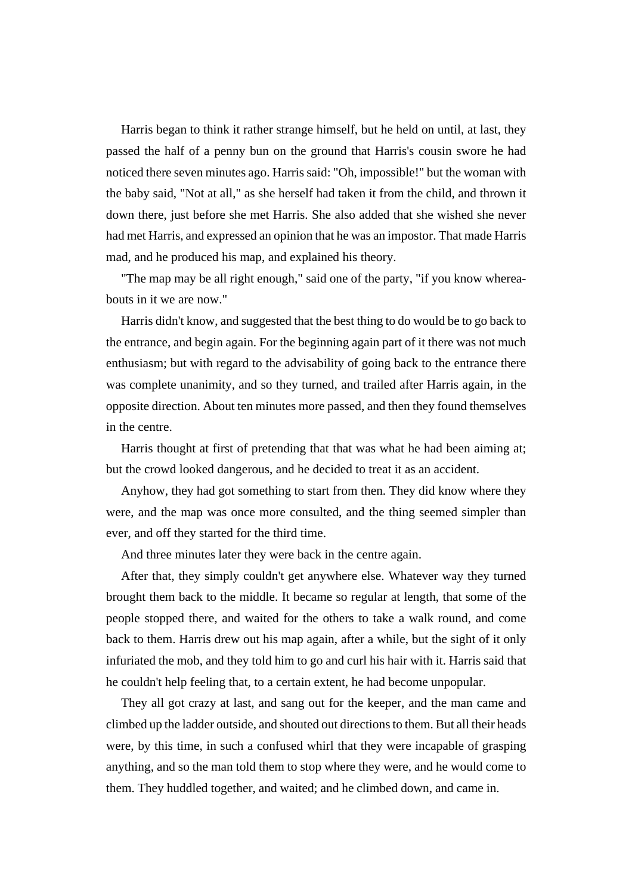Harris began to think it rather strange himself, but he held on until, at last, they passed the half of a penny bun on the ground that Harris's cousin swore he had noticed there seven minutes ago. Harris said: "Oh, impossible!" but the woman with the baby said, "Not at all," as she herself had taken it from the child, and thrown it down there, just before she met Harris. She also added that she wished she never had met Harris, and expressed an opinion that he was an impostor. That made Harris mad, and he produced his map, and explained his theory.

"The map may be all right enough," said one of the party, "if you know whereabouts in it we are now."

Harris didn't know, and suggested that the best thing to do would be to go back to the entrance, and begin again. For the beginning again part of it there was not much enthusiasm; but with regard to the advisability of going back to the entrance there was complete unanimity, and so they turned, and trailed after Harris again, in the opposite direction. About ten minutes more passed, and then they found themselves in the centre.

Harris thought at first of pretending that that was what he had been aiming at; but the crowd looked dangerous, and he decided to treat it as an accident.

Anyhow, they had got something to start from then. They did know where they were, and the map was once more consulted, and the thing seemed simpler than ever, and off they started for the third time.

And three minutes later they were back in the centre again.

After that, they simply couldn't get anywhere else. Whatever way they turned brought them back to the middle. It became so regular at length, that some of the people stopped there, and waited for the others to take a walk round, and come back to them. Harris drew out his map again, after a while, but the sight of it only infuriated the mob, and they told him to go and curl his hair with it. Harris said that he couldn't help feeling that, to a certain extent, he had become unpopular.

They all got crazy at last, and sang out for the keeper, and the man came and climbed up the ladder outside, and shouted out directions to them. But all their heads were, by this time, in such a confused whirl that they were incapable of grasping anything, and so the man told them to stop where they were, and he would come to them. They huddled together, and waited; and he climbed down, and came in.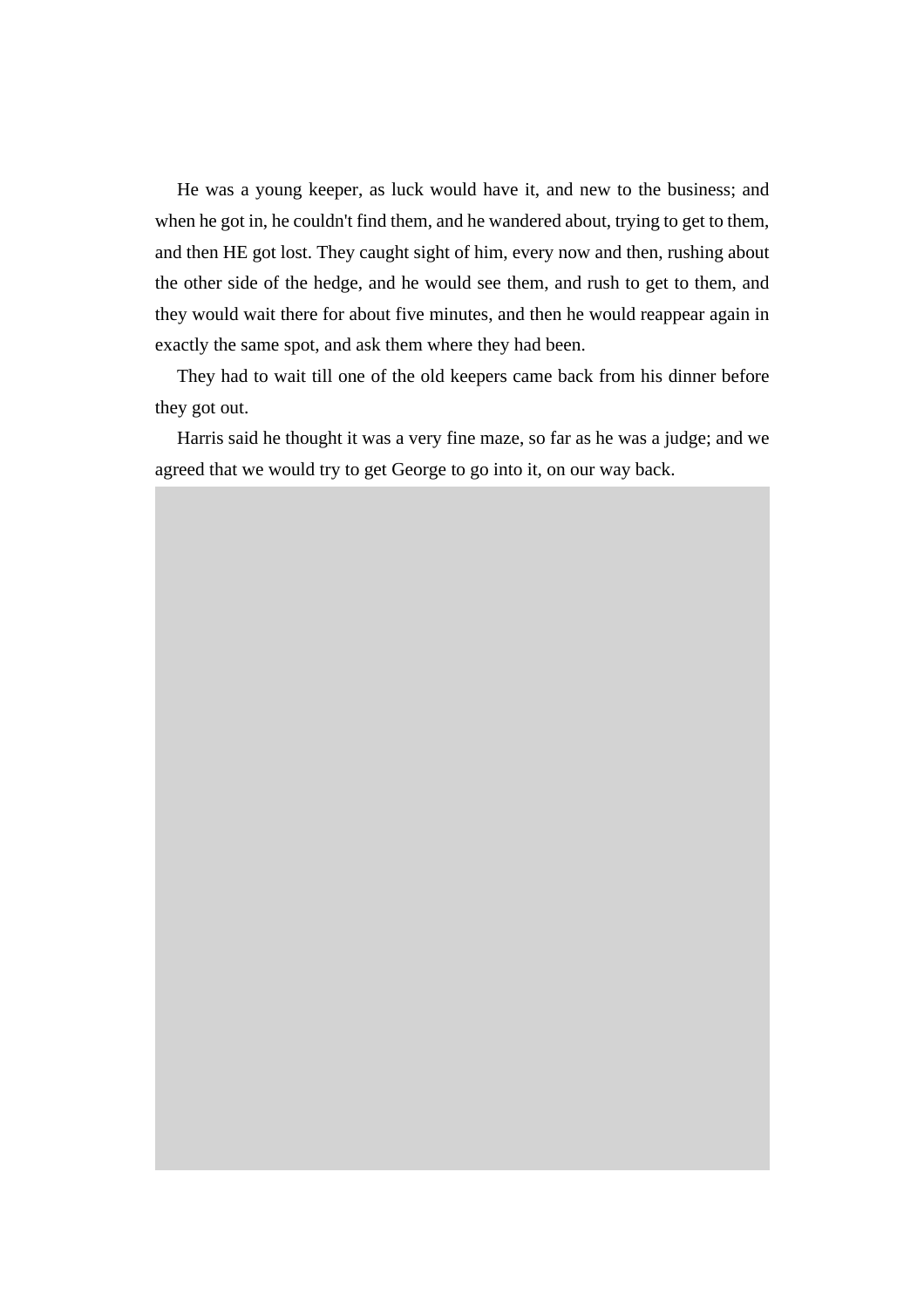He was a young keeper, as luck would have it, and new to the business; and when he got in, he couldn't find them, and he wandered about, trying to get to them, and then HE got lost. They caught sight of him, every now and then, rushing about the other side of the hedge, and he would see them, and rush to get to them, and they would wait there for about five minutes, and then he would reappear again in exactly the same spot, and ask them where they had been.

They had to wait till one of the old keepers came back from his dinner before they got out.

Harris said he thought it was a very fine maze, so far as he was a judge; and we agreed that we would try to get George to go into it, on our way back.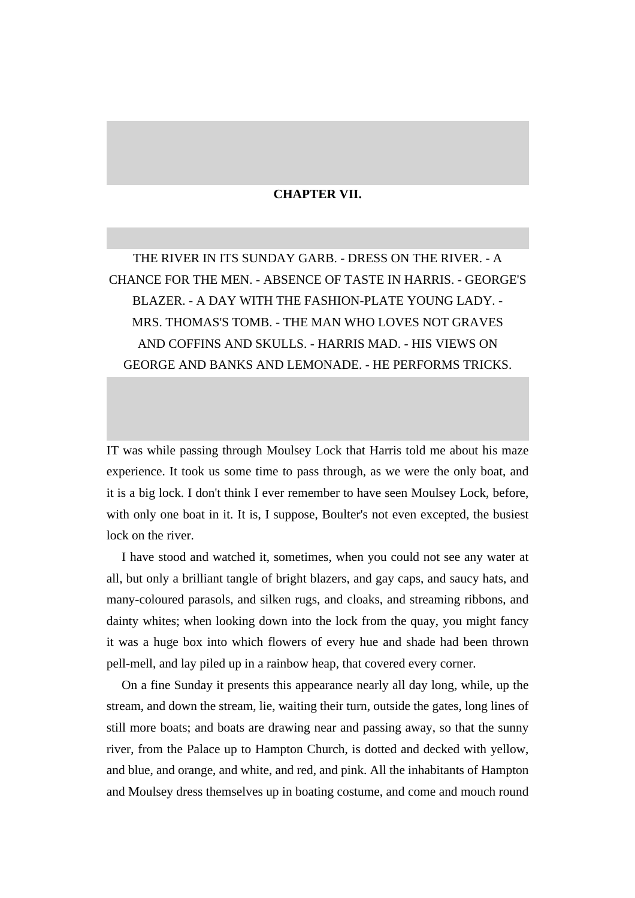## CHAPTER VII.

THE RIVER IN ITS SUNDAY GARB. - DRESS ON THE RIVER. - A CHANCE FOR THE MEN. - ABSENCE OF TASTE IN HARRIS. - GEORGE'S BLAZER. - A DAY WITH THE FASHION-PLATE YOUNG LADY. - MRS. THOMAS'S TOMB. - THE MAN WHO LOVES NOT GRAVES AND COFFINS AND SKULLS. - HARRIS MAD. - HIS VIEWS ON GEORGE AND BANKS AND LEMONADE. - HE PERFORMS TRICKS.

IT was while passing through Moulsey Lock that Harris told me about his maze experience. It took us some time to pass through, as we were the only boat, and it is a big lock. I don't think I ever remember to have seen Moulsey Lock, before, with only one boat in it. It is, I suppose, Boulter's not even excepted, the busiest lock on the river.

I have stood and watched it, sometimes, when you could not see any water at all, but only a brilliant tangle of bright blazers, and gay caps, and saucy hats, and many-coloured parasols, and silken rugs, and cloaks, and streaming ribbons, and dainty whites; when looking down into the lock from the quay, you might fancy it was a huge box into which flowers of every hue and shade had been thrown pell-mell, and lay piled up in a rainbow heap, that covered every corner.

On a fine Sunday it presents this appearance nearly all day long, while, up the stream, and down the stream, lie, waiting their turn, outside the gates, long lines of still more boats; and boats are drawing near and passing away, so that the sunny river, from the Palace up to Hampton Church, is dotted and decked with yellow, and blue, and orange, and white, and red, and pink. All the inhabitants of Hampton and Moulsey dress themselves up in boating costume, and come and mouch round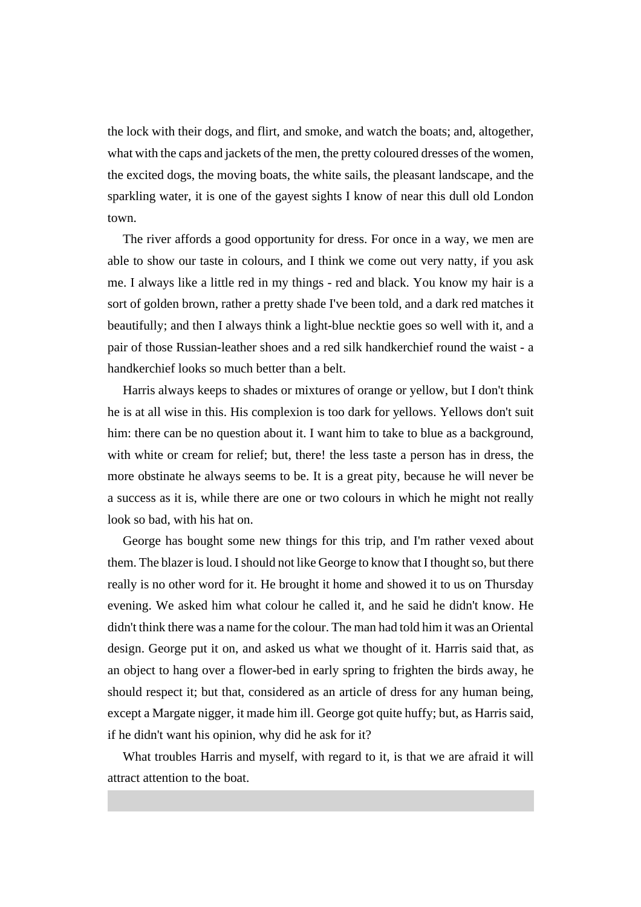the lock with their dogs, and flirt, and smoke, and watch the boats; and, altogether, what with the caps and jackets of the men, the pretty coloured dresses of the women, the excited dogs, the moving boats, the white sails, the pleasant landscape, and the sparkling water, it is one of the gayest sights I know of near this dull old London town.

The river affords a good opportunity for dress. For once in a way, we men are able to show our taste in colours, and I think we come out very natty, if you ask me. I always like a little red in my things - red and black. You know my hair is a sort of golden brown, rather a pretty shade I've been told, and a dark red matches it beautifully; and then I always think a light-blue necktie goes so well with it, and a pair of those Russian-leather shoes and a red silk handkerchief round the waist - a handkerchief looks so much better than a belt.

Harris always keeps to shades or mixtures of orange or yellow, but I don't think he is at all wise in this. His complexion is too dark for yellows. Yellows don't suit him: there can be no question about it. I want him to take to blue as a background, with white or cream for relief; but, there! the less taste a person has in dress, the more obstinate he always seems to be. It is a great pity, because he will never be a success as it is, while there are one or two colours in which he might not really look so bad, with his hat on.

George has bought some new things for this trip, and I'm rather vexed about them. The blazer is loud. I should not like George to know that I thought so, but there really is no other word for it. He brought it home and showed it to us on Thursday evening. We asked him what colour he called it, and he said he didn't know. He didn't think there was a name for the colour. The man had told him it was an Oriental design. George put it on, and asked us what we thought of it. Harris said that, as an object to hang over a flower-bed in early spring to frighten the birds away, he should respect it; but that, considered as an article of dress for any human being, except a Margate nigger, it made him ill. George got quite huffy; but, as Harris said, if he didn't want his opinion, why did he ask for it?

What troubles Harris and myself, with regard to it, is that we are afraid it will attract attention to the boat.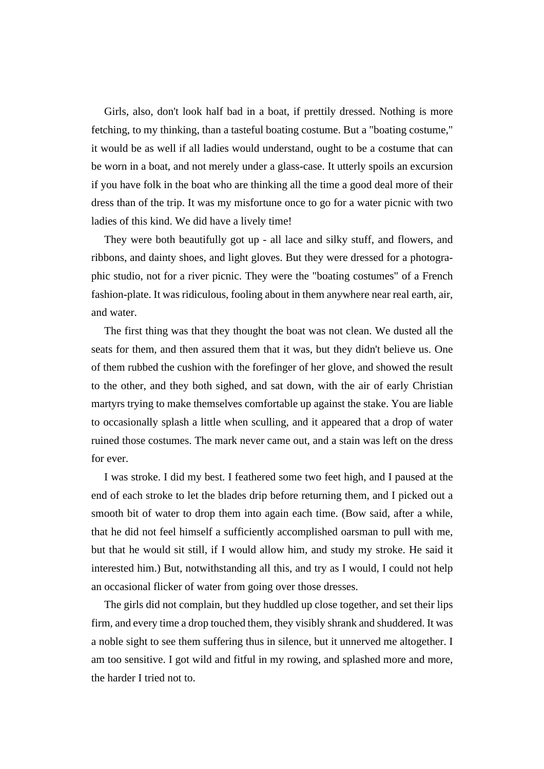Girls, also, don't look half bad in a boat, if prettily dressed. Nothing is more fetching, to my thinking, than a tasteful boating costume. But a "boating costume," it would be as well if all ladies would understand, ought to be a costume that can be worn in a boat, and not merely under a glass-case. It utterly spoils an excursion if you have folk in the boat who are thinking all the time a good deal more of their dress than of the trip. It was my misfortune once to go for a water picnic with two ladies of this kind. We did have a lively time!

They were both beautifully got up - all lace and silky stuff, and flowers, and ribbons, and dainty shoes, and light gloves. But they were dressed for a photographic studio, not for a river picnic. They were the "boating costumes" of a French fashion-plate. It was ridiculous, fooling about in them anywhere near real earth, air, and water.

The first thing was that they thought the boat was not clean. We dusted all the seats for them, and then assured them that it was, but they didn't believe us. One of them rubbed the cushion with the forefinger of her glove, and showed the result to the other, and they both sighed, and sat down, with the air of early Christian martyrs trying to make themselves comfortable up against the stake. You are liable to occasionally splash a little when sculling, and it appeared that a drop of water ruined those costumes. The mark never came out, and a stain was left on the dress for ever.

I was stroke. I did my best. I feathered some two feet high, and I paused at the end of each stroke to let the blades drip before returning them, and I picked out a smooth bit of water to drop them into again each time. (Bow said, after a while, that he did not feel himself a sufficiently accomplished oarsman to pull with me, but that he would sit still, if I would allow him, and study my stroke. He said it interested him.) But, notwithstanding all this, and try as I would, I could not help an occasional flicker of water from going over those dresses.

The girls did not complain, but they huddled up close together, and set their lips firm, and every time a drop touched them, they visibly shrank and shuddered. It was a noble sight to see them suffering thus in silence, but it unnerved me altogether. I am too sensitive. I got wild and fitful in my rowing, and splashed more and more, the harder I tried not to.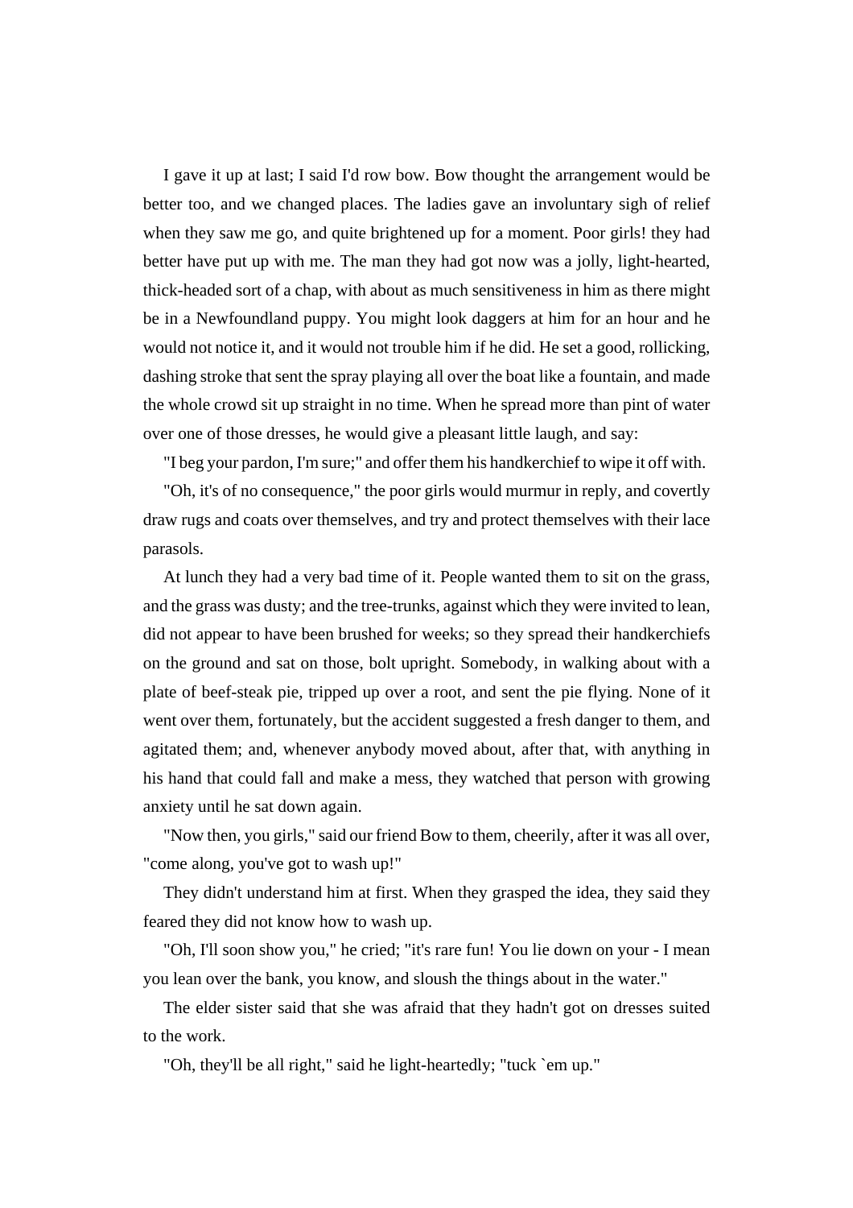I gave it up at last; I said I'd row bow. Bow thought the arrangement would be better too, and we changed places. The ladies gave an involuntary sigh of relief when they saw me go, and quite brightened up for a moment. Poor girls! they had better have put up with me. The man they had got now was a jolly, light-hearted, thick-headed sort of a chap, with about as much sensitiveness in him as there might be in a Newfoundland puppy. You might look daggers at him for an hour and he would not notice it, and it would not trouble him if he did. He set a good, rollicking, dashing stroke that sent the spray playing all over the boat like a fountain, and made the whole crowd sit up straight in no time. When he spread more than pint of water over one of those dresses, he would give a pleasant little laugh, and say:

"I beg your pardon, I'm sure;" and offer them his handkerchief to wipe it off with.

"Oh, it's of no consequence," the poor girls would murmur in reply, and covertly draw rugs and coats over themselves, and try and protect themselves with their lace parasols.

At lunch they had a very bad time of it. People wanted them to sit on the grass, and the grass was dusty; and the tree-trunks, against which they were invited to lean, did not appear to have been brushed for weeks; so they spread their handkerchiefs on the ground and sat on those, bolt upright. Somebody, in walking about with a plate of beef-steak pie, tripped up over a root, and sent the pie flying. None of it went over them, fortunately, but the accident suggested a fresh danger to them, and agitated them; and, whenever anybody moved about, after that, with anything in his hand that could fall and make a mess, they watched that person with growing anxiety until he sat down again.

"Now then, you girls," said our friend Bow to them, cheerily, after it was all over, "come along, you've got to wash up!"

They didn't understand him at first. When they grasped the idea, they said they feared they did not know how to wash up.

"Oh, I'll soon show you," he cried; "it's rare fun! You lie down on your - I mean you lean over the bank, you know, and sloush the things about in the water."

The elder sister said that she was afraid that they hadn't got on dresses suited to the work.

"Oh, they'll be all right," said he light-heartedly; "tuck `em up."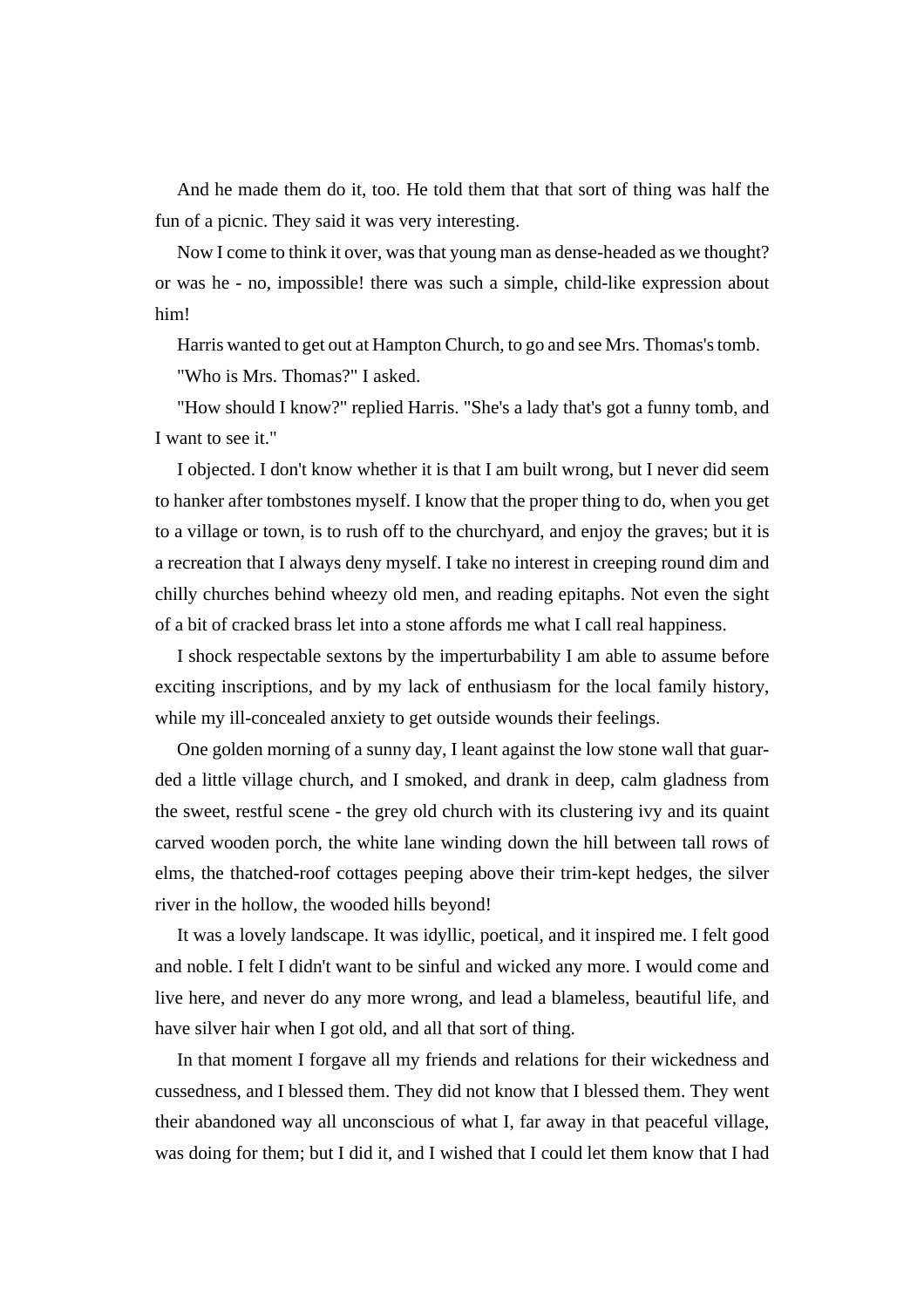And he made them do it, too. He told them that that sort of thing was half the fun of a picnic. They said it was very interesting.

Now I come to think it over, was that young man as dense-headed as we thought? or was he - no, impossible! there was such a simple, child-like expression about him!

Harris wanted to get out at Hampton Church, to go and see Mrs. Thomas's tomb.

"Who is Mrs. Thomas?" I asked.

"How should I know?" replied Harris. "She's a lady that's got a funny tomb, and I want to see it."

I objected. I don't know whether it is that I am built wrong, but I never did seem to hanker after tombstones myself. I know that the proper thing to do, when you get to a village or town, is to rush off to the churchyard, and enjoy the graves; but it is a recreation that I always deny myself. I take no interest in creeping round dim and chilly churches behind wheezy old men, and reading epitaphs. Not even the sight of a bit of cracked brass let into a stone affords me what I call real happiness.

I shock respectable sextons by the imperturbability I am able to assume before exciting inscriptions, and by my lack of enthusiasm for the local family history, while my ill-concealed anxiety to get outside wounds their feelings.

One golden morning of a sunny day, I leant against the low stone wall that guarded a little village church, and I smoked, and drank in deep, calm gladness from the sweet, restful scene - the grey old church with its clustering ivy and its quaint carved wooden porch, the white lane winding down the hill between tall rows of elms, the thatched-roof cottages peeping above their trim-kept hedges, the silver river in the hollow, the wooded hills beyond!

It was a lovely landscape. It was idyllic, poetical, and it inspired me. I felt good and noble. I felt I didn't want to be sinful and wicked any more. I would come and live here, and never do any more wrong, and lead a blameless, beautiful life, and have silver hair when I got old, and all that sort of thing.

In that moment I forgave all my friends and relations for their wickedness and cussedness, and I blessed them. They did not know that I blessed them. They went their abandoned way all unconscious of what I, far away in that peaceful village, was doing for them; but I did it, and I wished that I could let them know that I had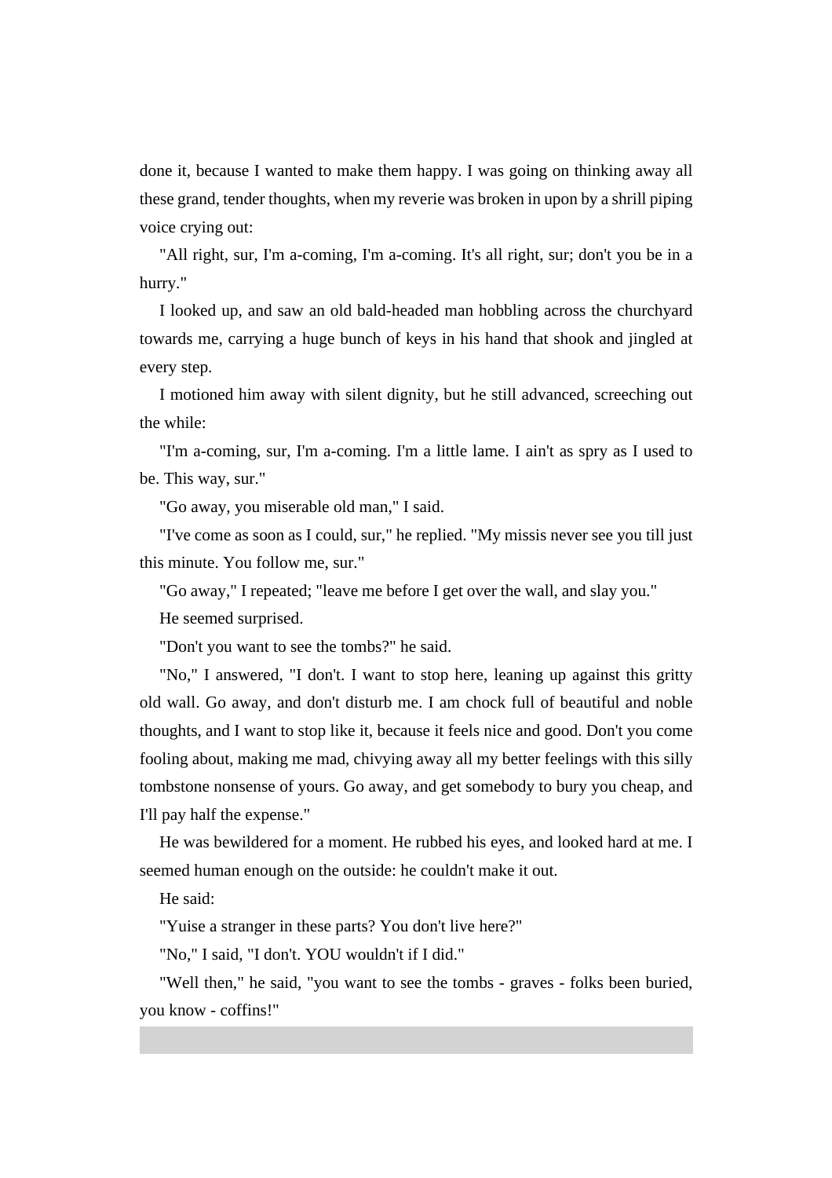done it, because I wanted to make them happy. I was going on thinking away all these grand, tender thoughts, when my reverie was broken in upon by a shrill piping voice crying out:

"All right, sur, I'm a-coming, I'm a-coming. It's all right, sur; don't you be in a hurry."

I looked up, and saw an old bald-headed man hobbling across the churchyard towards me, carrying a huge bunch of keys in his hand that shook and jingled at every step.

I motioned him away with silent dignity, but he still advanced, screeching out the while:

"I'm a-coming, sur, I'm a-coming. I'm a little lame. I ain't as spry as I used to be. This way, sur."

"Go away, you miserable old man," I said.

"I've come as soon as I could, sur," he replied. "My missis never see you till just this minute. You follow me, sur."

"Go away," I repeated; "leave me before I get over the wall, and slay you."

He seemed surprised.

"Don't you want to see the tombs?" he said.

"No," I answered, "I don't. I want to stop here, leaning up against this gritty old wall. Go away, and don't disturb me. I am chock full of beautiful and noble thoughts, and I want to stop like it, because it feels nice and good. Don't you come fooling about, making me mad, chivying away all my better feelings with this silly tombstone nonsense of yours. Go away, and get somebody to bury you cheap, and I'll pay half the expense."

He was bewildered for a moment. He rubbed his eyes, and looked hard at me. I seemed human enough on the outside: he couldn't make it out.

He said:

"Yuise a stranger in these parts? You don't live here?"

"No," I said, "I don't. YOU wouldn't if I did."

"Well then," he said, "you want to see the tombs - graves - folks been buried, you know - coffins!"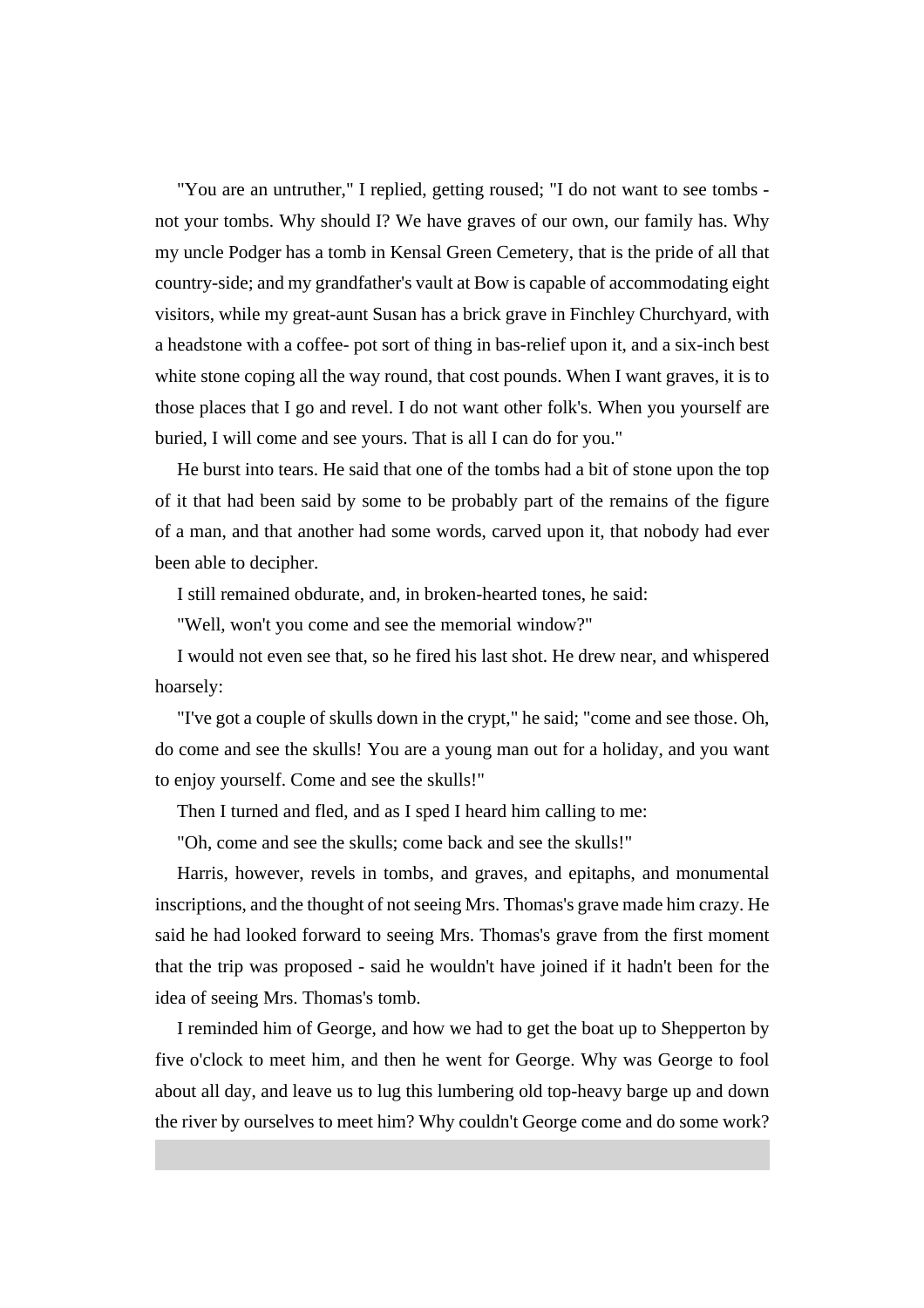"You are an untruther," I replied, getting roused; "I do not want to see tombs - not your tombs. Why should I? We have graves of our own, our family has. Why my uncle Podger has a tomb in Kensal Green Cemetery, that is the pride of all that country-side; and my grandfather's vault at Bow is capable of accommodating eight visitors, while my great-aunt Susan has a brick grave in Finchley Churchyard, with a headstone with a coffee- pot sort of thing in bas-relief upon it, and a six-inch best white stone coping all the way round, that cost pounds. When I want graves, it is to those places that I go and revel. I do not want other folk's. When you yourself are buried, I will come and see yours. That is all I can do for you."

He burst into tears. He said that one of the tombs had a bit of stone upon the top of it that had been said by some to be probably part of the remains of the figure of a man, and that another had some words, carved upon it, that nobody had ever been able to decipher.

I still remained obdurate, and, in broken-hearted tones, he said:

"Well, won't you come and see the memorial window?"

I would not even see that, so he fired his last shot. He drew near, and whispered hoarsely:

"I've got a couple of skulls down in the crypt," he said; "come and see those. Oh, do come and see the skulls! You are a young man out for a holiday, and you want to enjoy yourself. Come and see the skulls!"

Then I turned and fled, and as I sped I heard him calling to me:

"Oh, come and see the skulls; come back and see the skulls!"

Harris, however, revels in tombs, and graves, and epitaphs, and monumental inscriptions, and the thought of not seeing Mrs. Thomas's grave made him crazy. He said he had looked forward to seeing Mrs. Thomas's grave from the first moment that the trip was proposed - said he wouldn't have joined if it hadn't been for the idea of seeing Mrs. Thomas's tomb.

I reminded him of George, and how we had to get the boat up to Shepperton by five o'clock to meet him, and then he went for George. Why was George to fool about all day, and leave us to lug this lumbering old top-heavy barge up and down the river by ourselves to meet him? Why couldn't George come and do some work?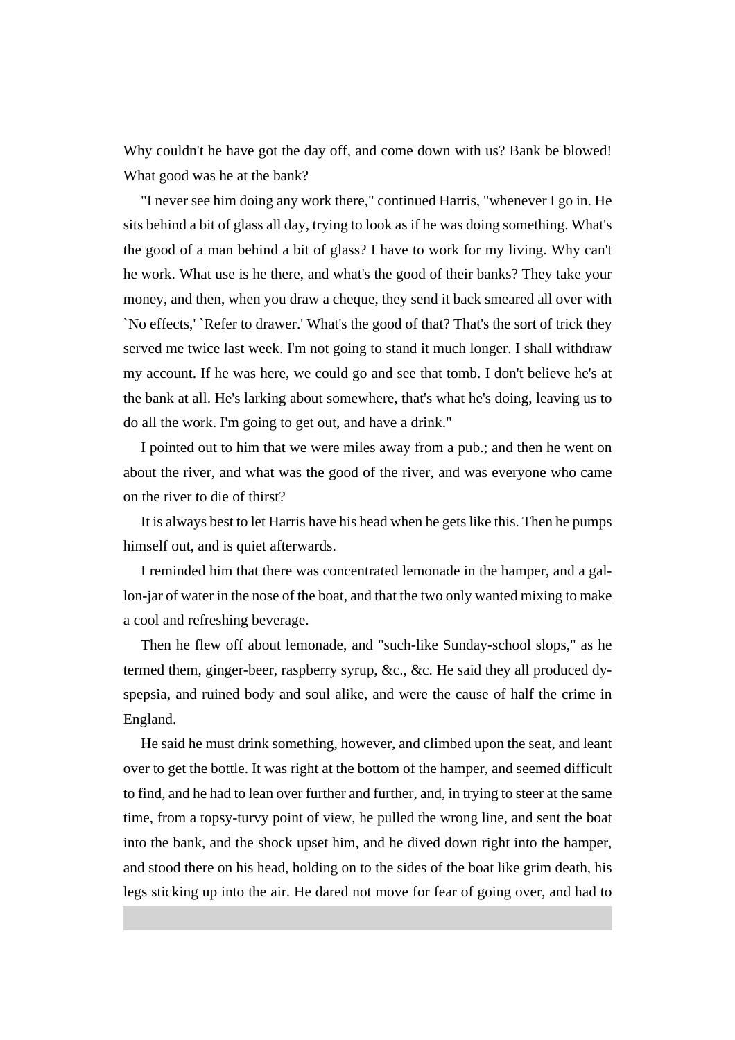Why couldn't he have got the day off, and come down with us? Bank be blowed! What good was he at the bank?

"I never see him doing any work there," continued Harris, "whenever I go in. He sits behind a bit of glass all day, trying to look as if he was doing something. What's the good of a man behind a bit of glass? I have to work for my living. Why can't he work. What use is he there, and what's the good of their banks? They take your money, and then, when you draw a cheque, they send it back smeared all over with `No effects,' `Refer to drawer.' What's the good of that? That's the sort of trick they served me twice last week. I'm not going to stand it much longer. I shall withdraw my account. If he was here, we could go and see that tomb. I don't believe he's at the bank at all. He's larking about somewhere, that's what he's doing, leaving us to do all the work. I'm going to get out, and have a drink."

I pointed out to him that we were miles away from a pub.; and then he went on about the river, and what was the good of the river, and was everyone who came on the river to die of thirst?

It is always best to let Harris have his head when he gets like this. Then he pumps himself out, and is quiet afterwards.

I reminded him that there was concentrated lemonade in the hamper, and a gallon-jar of water in the nose of the boat, and that the two only wanted mixing to make a cool and refreshing beverage.

Then he flew off about lemonade, and "such-like Sunday-school slops," as he termed them, ginger-beer, raspberry syrup, &c., &c. He said they all produced dyspepsia, and ruined body and soul alike, and were the cause of half the crime in England.

He said he must drink something, however, and climbed upon the seat, and leant over to get the bottle. It was right at the bottom of the hamper, and seemed difficult to find, and he had to lean over further and further, and, in trying to steer at the same time, from a topsy-turvy point of view, he pulled the wrong line, and sent the boat into the bank, and the shock upset him, and he dived down right into the hamper, and stood there on his head, holding on to the sides of the boat like grim death, his legs sticking up into the air. He dared not move for fear of going over, and had to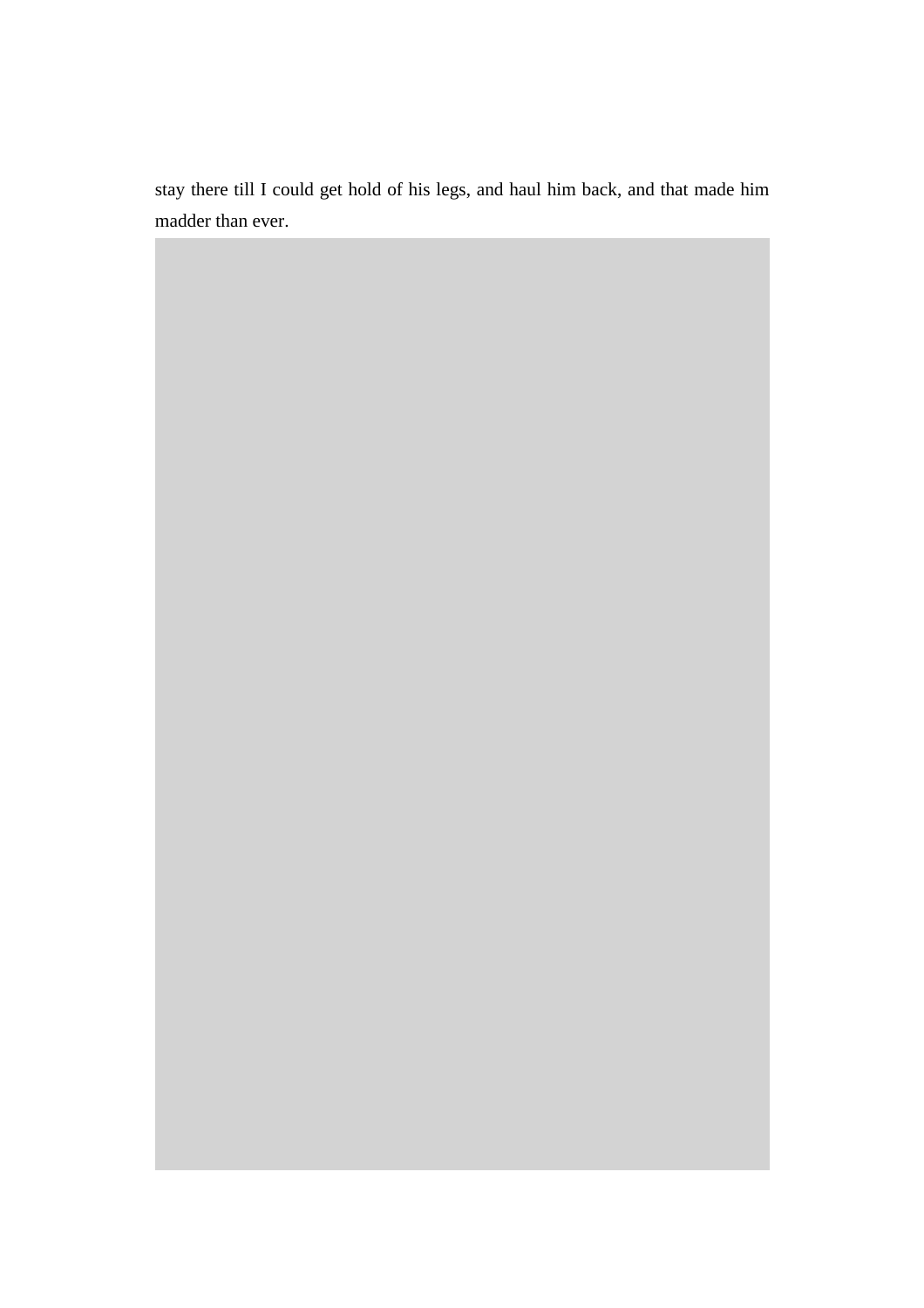stay there till I could get hold of his legs, and haul him back, and that made him madder than ever.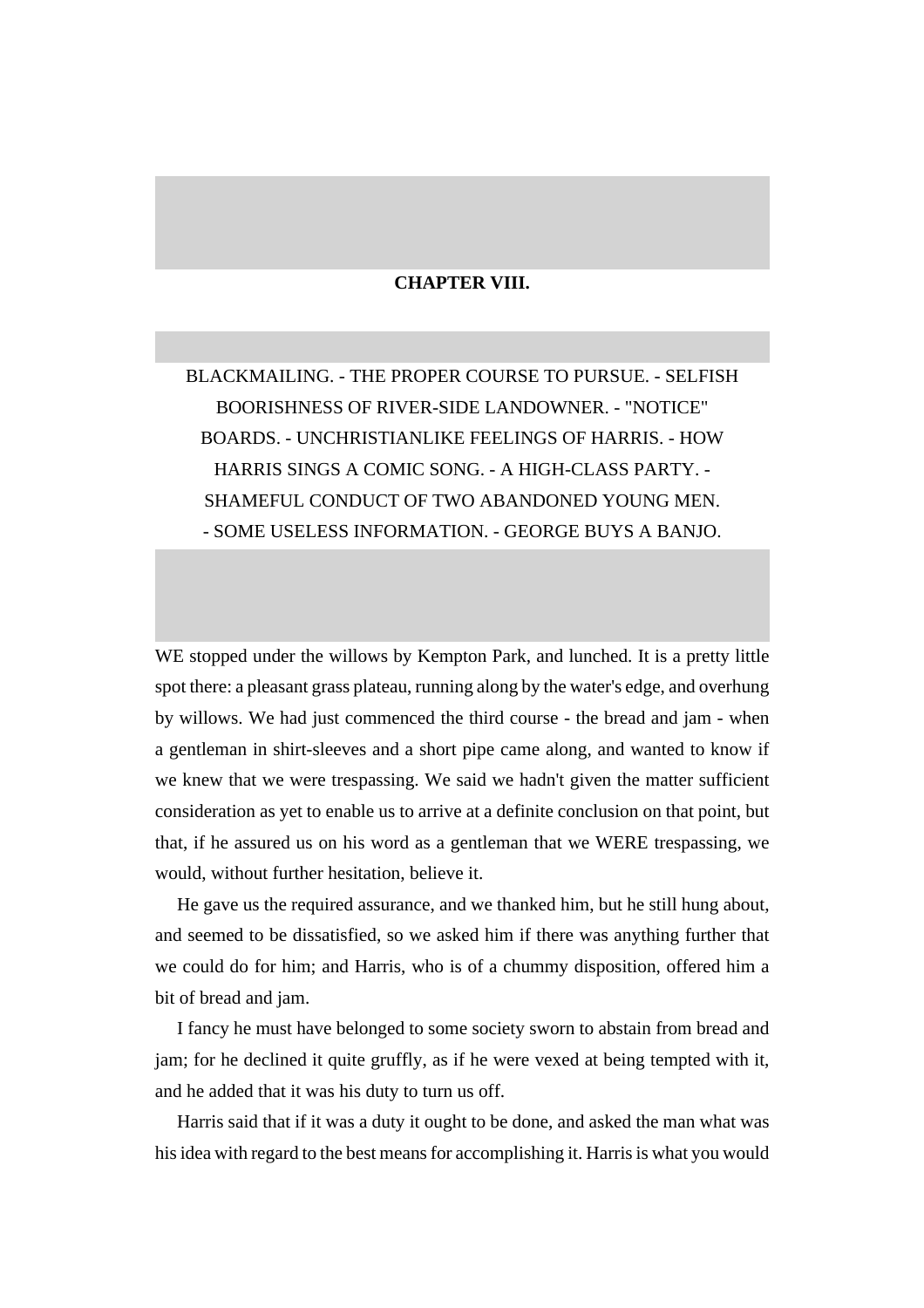## CHAPTER VIII.

BLACKMAILING. - THE PROPER COURSE TO PURSUE. - SELFISH BOORISHNESS OF RIVER-SIDE LANDOWNER. - "NOTICE" BOARDS. - UNCHRISTIANLIKE FEELINGS OF HARRIS. - HOW HARRIS SINGS A COMIC SONG. - A HIGH-CLASS PARTY. - SHAMEFUL CONDUCT OF TWO ABANDONED YOUNG MEN. - SOME USELESS INFORMATION. - GEORGE BUYS A BANJO.

WE stopped under the willows by Kempton Park, and lunched. It is a pretty little spot there: a pleasant grass plateau, running along by the water's edge, and overhung by willows. We had just commenced the third course - the bread and jam - when a gentleman in shirt-sleeves and a short pipe came along, and wanted to know if we knew that we were trespassing. We said we hadn't given the matter sufficient consideration as yet to enable us to arrive at a definite conclusion on that point, but that, if he assured us on his word as a gentleman that we WERE trespassing, we would, without further hesitation, believe it.

He gave us the required assurance, and we thanked him, but he still hung about, and seemed to be dissatisfied, so we asked him if there was anything further that we could do for him; and Harris, who is of a chummy disposition, offered him a bit of bread and jam.

I fancy he must have belonged to some society sworn to abstain from bread and jam; for he declined it quite gruffly, as if he were vexed at being tempted with it, and he added that it was his duty to turn us off.

Harris said that if it was a duty it ought to be done, and asked the man what was his idea with regard to the best means for accomplishing it. Harris is what you would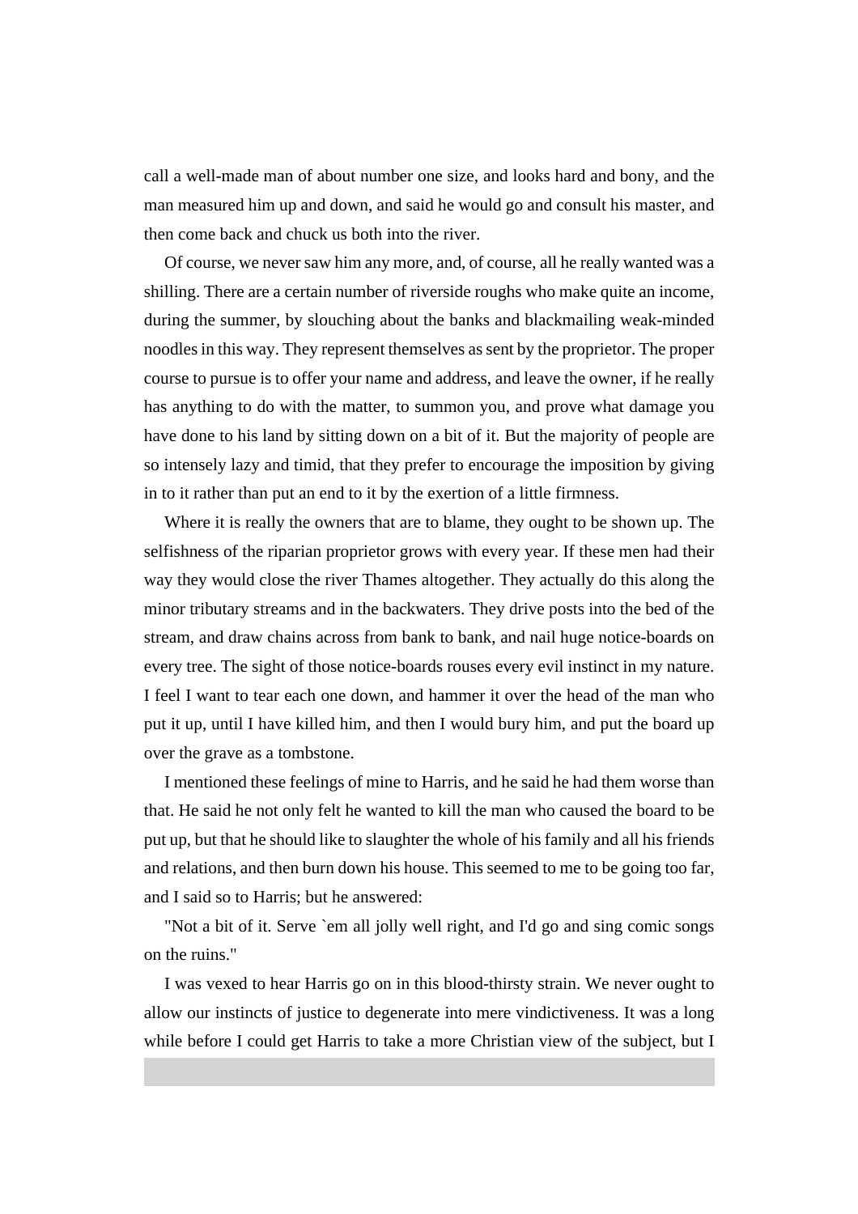call a well-made man of about number one size, and looks hard and bony, and the man measured him up and down, and said he would go and consult his master, and then come back and chuck us both into the river.

Of course, we never saw him any more, and, of course, all he really wanted was a shilling. There are a certain number of riverside roughs who make quite an income, during the summer, by slouching about the banks and blackmailing weak-minded noodles in this way. They represent themselves as sent by the proprietor. The proper course to pursue is to offer your name and address, and leave the owner, if he really has anything to do with the matter, to summon you, and prove what damage you have done to his land by sitting down on a bit of it. But the majority of people are so intensely lazy and timid, that they prefer to encourage the imposition by giving in to it rather than put an end to it by the exertion of a little firmness.

Where it is really the owners that are to blame, they ought to be shown up. The selfishness of the riparian proprietor grows with every year. If these men had their way they would close the river Thames altogether. They actually do this along the minor tributary streams and in the backwaters. They drive posts into the bed of the stream, and draw chains across from bank to bank, and nail huge notice-boards on every tree. The sight of those notice-boards rouses every evil instinct in my nature. I feel I want to tear each one down, and hammer it over the head of the man who put it up, until I have killed him, and then I would bury him, and put the board up over the grave as a tombstone.

I mentioned these feelings of mine to Harris, and he said he had them worse than that. He said he not only felt he wanted to kill the man who caused the board to be put up, but that he should like to slaughter the whole of his family and all his friends and relations, and then burn down his house. This seemed to me to be going too far, and I said so to Harris; but he answered:

"Not a bit of it. Serve `em all jolly well right, and I'd go and sing comic songs on the ruins."

I was vexed to hear Harris go on in this blood-thirsty strain. We never ought to allow our instincts of justice to degenerate into mere vindictiveness. It was a long while before I could get Harris to take a more Christian view of the subject, but I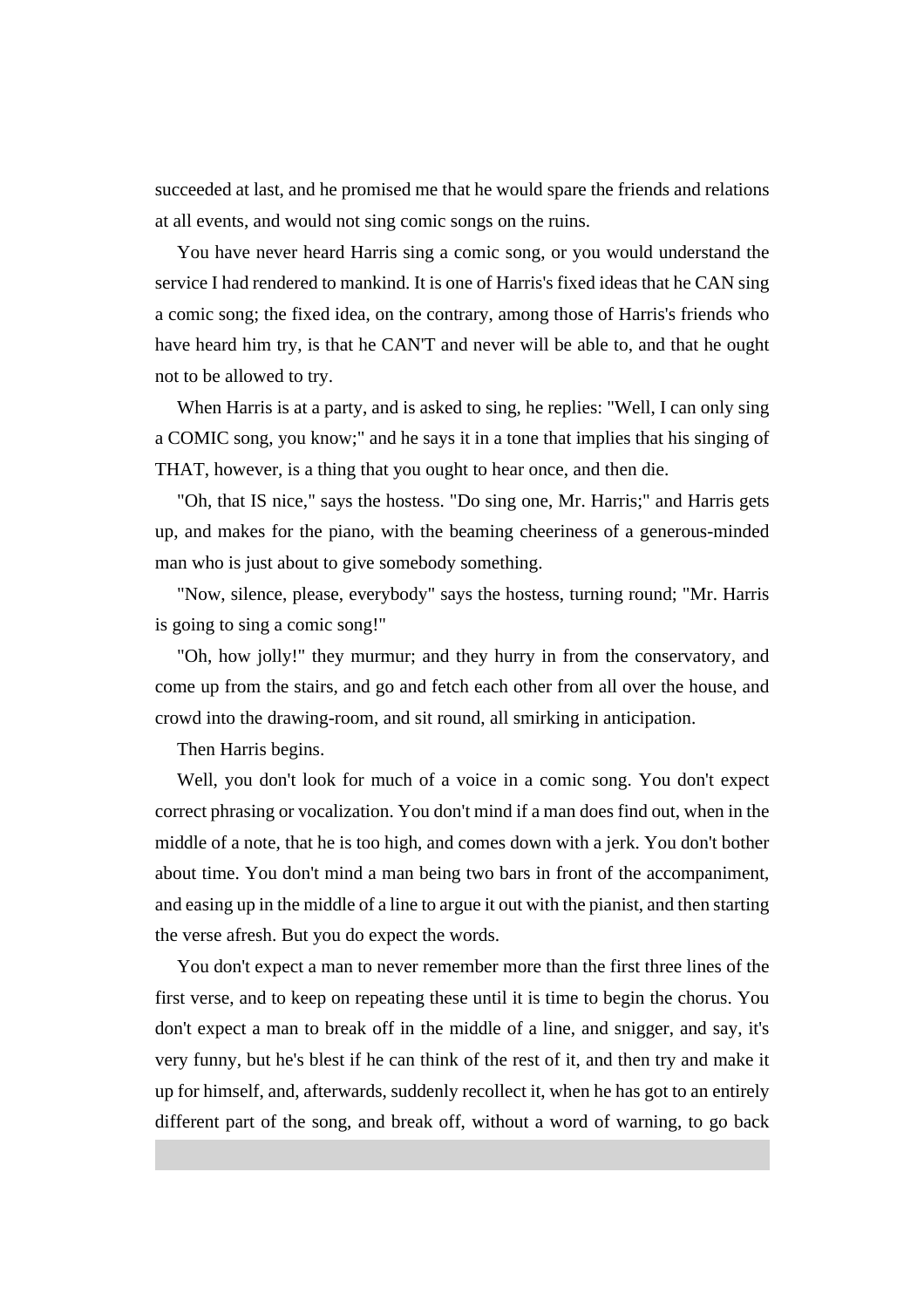succeeded at last, and he promised me that he would spare the friends and relations at all events, and would not sing comic songs on the ruins.

You have never heard Harris sing a comic song, or you would understand the service I had rendered to mankind. It is one of Harris's fixed ideas that he CAN sing a comic song; the fixed idea, on the contrary, among those of Harris's friends who have heard him try, is that he CAN'T and never will be able to, and that he ought not to be allowed to try.

When Harris is at a party, and is asked to sing, he replies: "Well, I can only sing a COMIC song, you know;" and he says it in a tone that implies that his singing of THAT, however, is a thing that you ought to hear once, and then die.

"Oh, that IS nice," says the hostess. "Do sing one, Mr. Harris;" and Harris gets up, and makes for the piano, with the beaming cheeriness of a generous-minded man who is just about to give somebody something.

"Now, silence, please, everybody" says the hostess, turning round; "Mr. Harris is going to sing a comic song!"

"Oh, how jolly!" they murmur; and they hurry in from the conservatory, and come up from the stairs, and go and fetch each other from all over the house, and crowd into the drawing-room, and sit round, all smirking in anticipation.

Then Harris begins.

Well, you don't look for much of a voice in a comic song. You don't expect correct phrasing or vocalization. You don't mind if a man does find out, when in the middle of a note, that he is too high, and comes down with a jerk. You don't bother about time. You don't mind a man being two bars in front of the accompaniment, and easing up in the middle of a line to argue it out with the pianist, and then starting the verse afresh. But you do expect the words.

You don't expect a man to never remember more than the first three lines of the first verse, and to keep on repeating these until it is time to begin the chorus. You don't expect a man to break off in the middle of a line, and snigger, and say, it's very funny, but he's blest if he can think of the rest of it, and then try and make it up for himself, and, afterwards, suddenly recollect it, when he has got to an entirely different part of the song, and break off, without a word of warning, to go back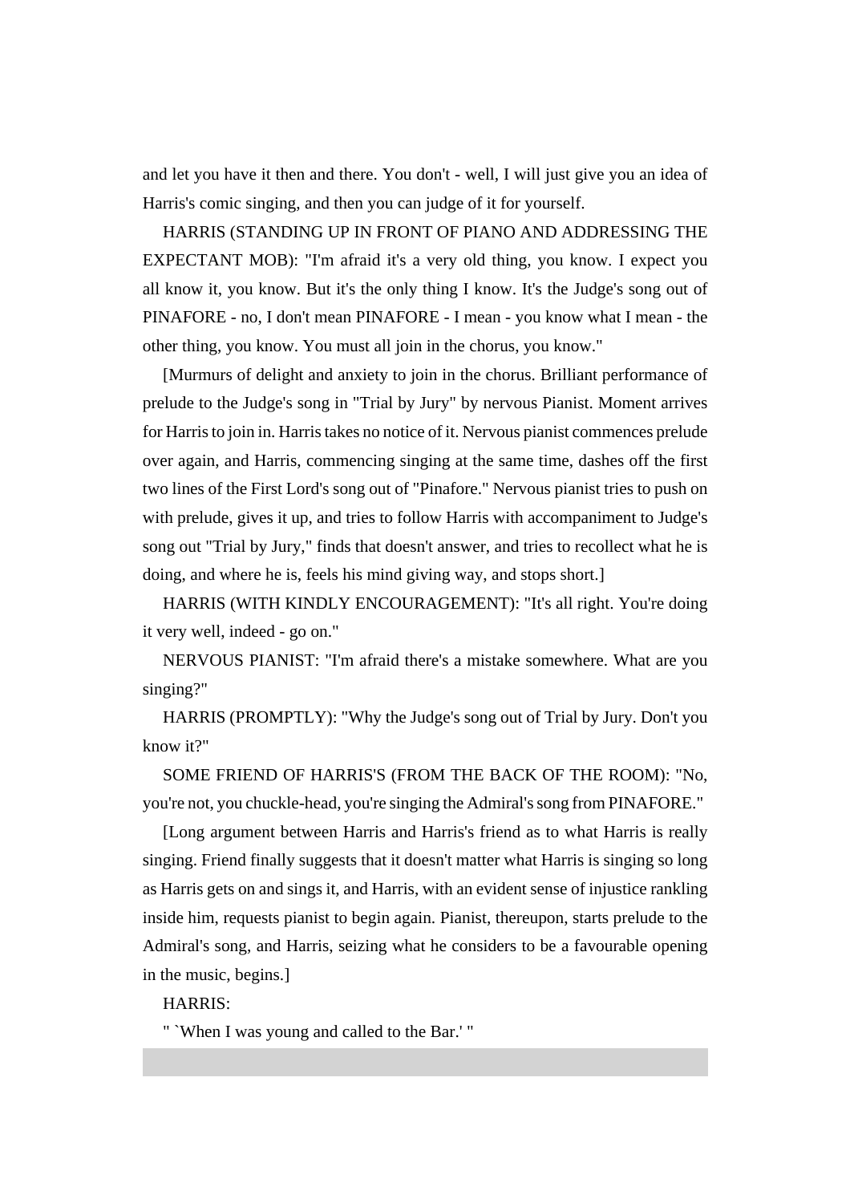and let you have it then and there. You don't - well, I will just give you an idea of Harris's comic singing, and then you can judge of it for yourself.

HARRIS (STANDING UP IN FRONT OF PIANO AND ADDRESSING THE EXPECTANT MOB): "I'm afraid it's a very old thing, you know. I expect you all know it, you know. But it's the only thing I know. It's the Judge's song out of PINAFORE - no, I don't mean PINAFORE - I mean - you know what I mean - the other thing, you know. You must all join in the chorus, you know."

[Murmurs of delight and anxiety to join in the chorus. Brilliant performance of prelude to the Judge's song in "Trial by Jury" by nervous Pianist. Moment arrives for Harris to join in. Harris takes no notice of it. Nervous pianist commences prelude over again, and Harris, commencing singing at the same time, dashes off the first two lines of the First Lord's song out of "Pinafore." Nervous pianist tries to push on with prelude, gives it up, and tries to follow Harris with accompaniment to Judge's song out "Trial by Jury," finds that doesn't answer, and tries to recollect what he is doing, and where he is, feels his mind giving way, and stops short.]

HARRIS (WITH KINDLY ENCOURAGEMENT): "It's all right. You're doing it very well, indeed - go on."

NERVOUS PIANIST: "I'm afraid there's a mistake somewhere. What are you singing?"

HARRIS (PROMPTLY): "Why the Judge's song out of Trial by Jury. Don't you know it?"

SOME FRIEND OF HARRIS'S (FROM THE BACK OF THE ROOM): "No, you're not, you chuckle-head, you're singing the Admiral's song from PINAFORE."

[Long argument between Harris and Harris's friend as to what Harris is really singing. Friend finally suggests that it doesn't matter what Harris is singing so long as Harris gets on and sings it, and Harris, with an evident sense of injustice rankling inside him, requests pianist to begin again. Pianist, thereupon, starts prelude to the Admiral's song, and Harris, seizing what he considers to be a favourable opening in the music, begins.]

HARRIS:

" `When I was young and called to the Bar.' "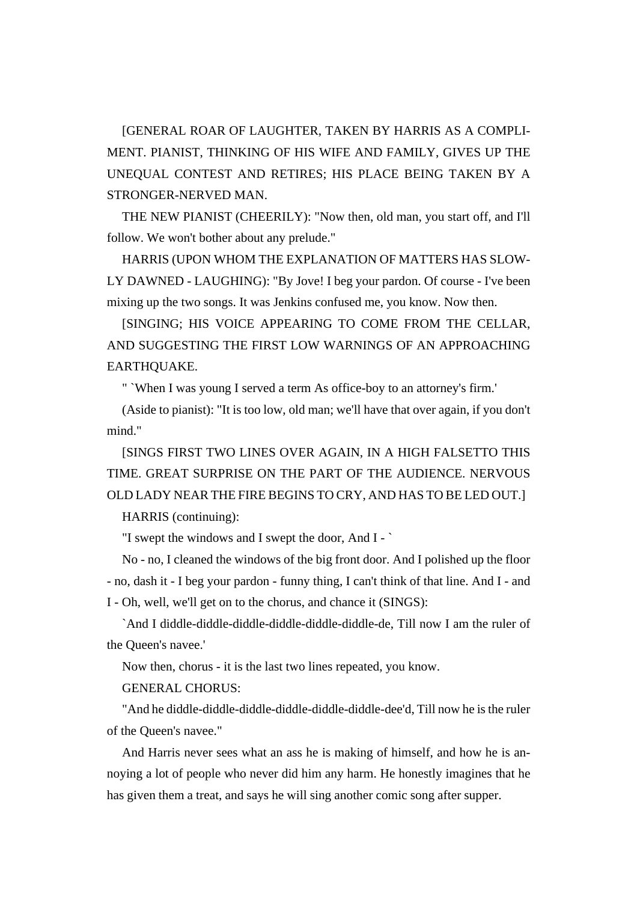[GENERAL ROAR OF LAUGHTER, TAKEN BY HARRIS AS A COMPLIMENT. PIANIST, THINKING OF HIS WIFE AND FAMILY, GIVES UP THE UNEQUAL CONTEST AND RETIRES; HIS PLACE BEING TAKEN BY A STRONGER-NERVED MAN.

THE NEW PIANIST (CHEERILY): "Now then, old man, you start off, and I'll follow. We won't bother about any prelude."

HARRIS (UPON WHOM THE EXPLANATION OF MATTERS HAS SLOWLY DAWNED - LAUGHING): "By Jove! I beg your pardon. Of course - I've been mixing up the two songs. It was Jenkins confused me, you know. Now then.

[SINGING; HIS VOICE APPEARING TO COME FROM THE CELLAR, AND SUGGESTING THE FIRST LOW WARNINGS OF AN APPROACHING EARTHQUAKE.

" `When I was young I served a term As office-boy to an attorney's firm.'

(Aside to pianist): "It is too low, old man; we'll have that over again, if you don't mind."

[SINGS FIRST TWO LINES OVER AGAIN, IN A HIGH FALSETTO THIS TIME. GREAT SURPRISE ON THE PART OF THE AUDIENCE. NERVOUS OLD LADY NEAR THE FIRE BEGINS TO CRY, AND HAS TO BE LED OUT.]

HARRIS (continuing):

"I swept the windows and I swept the door, And I - `

No - no, I cleaned the windows of the big front door. And I polished up the floor - no, dash it - I beg your pardon - funny thing, I can't think of that line. And I - and I - Oh, well, we'll get on to the chorus, and chance it (SINGS):

`And I diddle-diddle-diddle-diddle-diddle-diddle-de, Till now I am the ruler of the Queen's navee.'

Now then, chorus - it is the last two lines repeated, you know.

GENERAL CHORUS:

"And he diddle-diddle-diddle-diddle-diddle-diddle-dee'd, Till now he is the ruler of the Queen's navee."

And Harris never sees what an ass he is making of himself, and how he is annoying a lot of people who never did him any harm. He honestly imagines that he has given them a treat, and says he will sing another comic song after supper.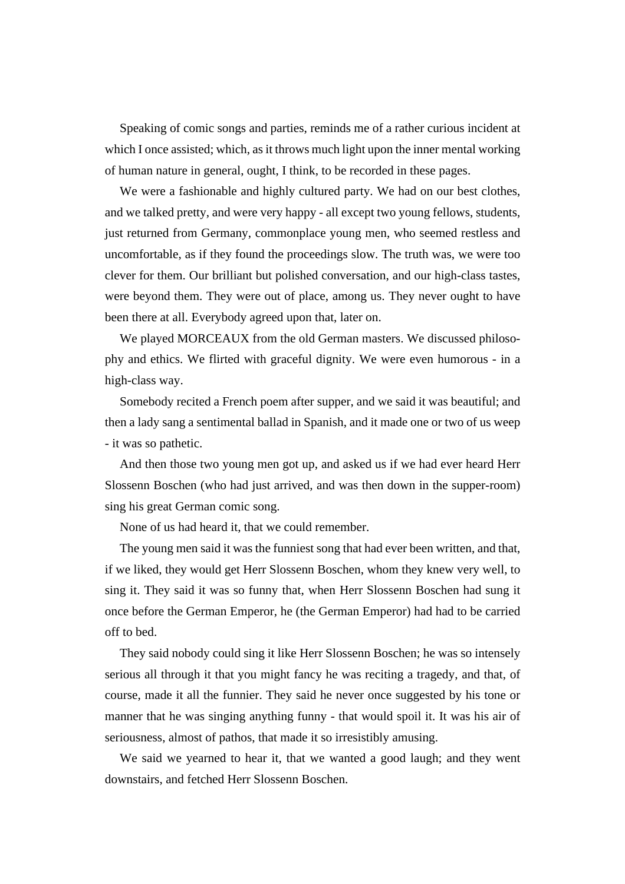Speaking of comic songs and parties, reminds me of a rather curious incident at which I once assisted; which, as it throws much light upon the inner mental working of human nature in general, ought, I think, to be recorded in these pages.

We were a fashionable and highly cultured party. We had on our best clothes, and we talked pretty, and were very happy - all except two young fellows, students, just returned from Germany, commonplace young men, who seemed restless and uncomfortable, as if they found the proceedings slow. The truth was, we were too clever for them. Our brilliant but polished conversation, and our high-class tastes, were beyond them. They were out of place, among us. They never ought to have been there at all. Everybody agreed upon that, later on.

We played MORCEAUX from the old German masters. We discussed philosophy and ethics. We flirted with graceful dignity. We were even humorous - in a high-class way.

Somebody recited a French poem after supper, and we said it was beautiful; and then a lady sang a sentimental ballad in Spanish, and it made one or two of us weep - it was so pathetic.

And then those two young men got up, and asked us if we had ever heard Herr Slossenn Boschen (who had just arrived, and was then down in the supper-room) sing his great German comic song.

None of us had heard it, that we could remember.

The young men said it was the funniest song that had ever been written, and that, if we liked, they would get Herr Slossenn Boschen, whom they knew very well, to sing it. They said it was so funny that, when Herr Slossenn Boschen had sung it once before the German Emperor, he (the German Emperor) had had to be carried off to bed.

They said nobody could sing it like Herr Slossenn Boschen; he was so intensely serious all through it that you might fancy he was reciting a tragedy, and that, of course, made it all the funnier. They said he never once suggested by his tone or manner that he was singing anything funny - that would spoil it. It was his air of seriousness, almost of pathos, that made it so irresistibly amusing.

We said we yearned to hear it, that we wanted a good laugh; and they went downstairs, and fetched Herr Slossenn Boschen.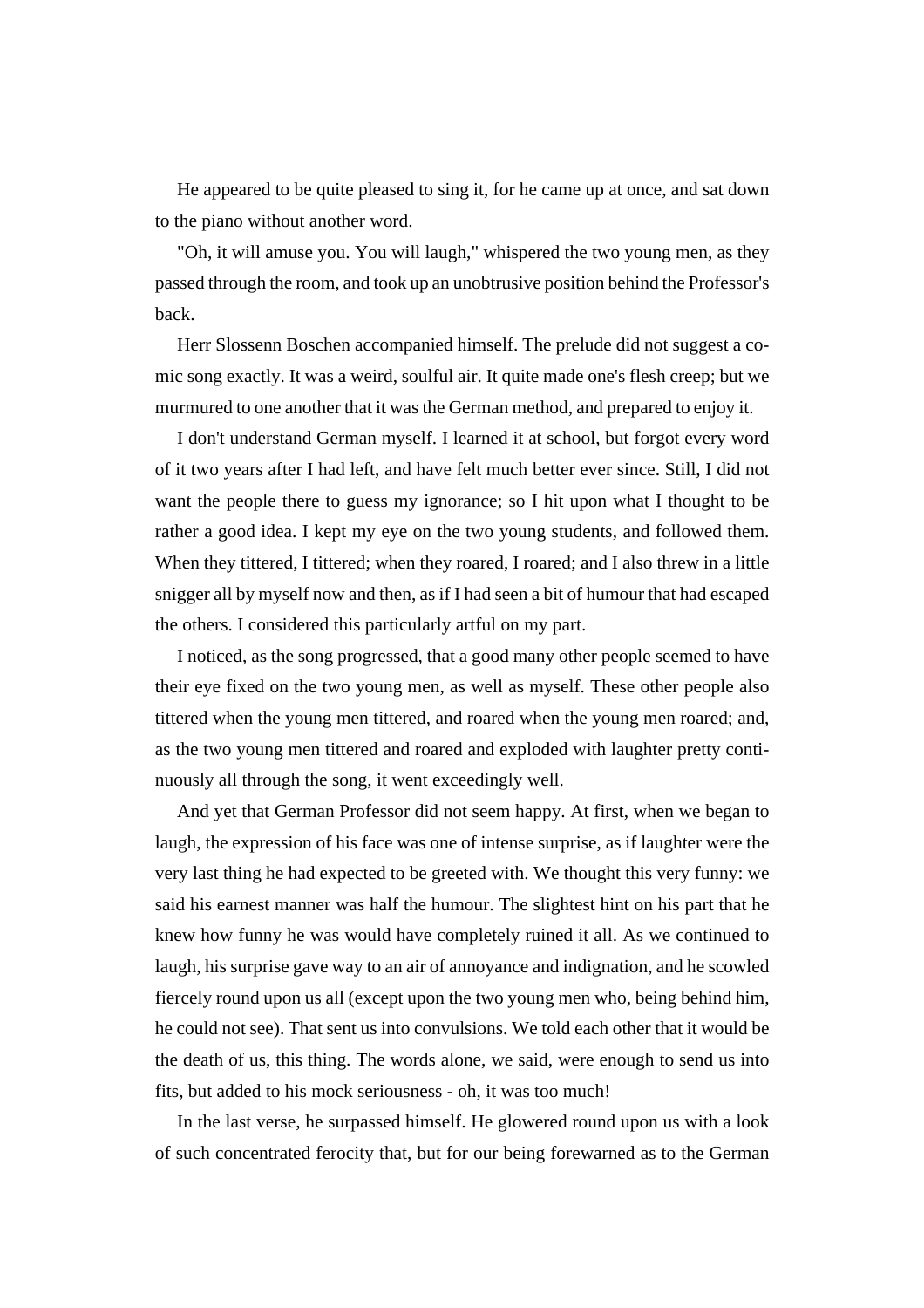He appeared to be quite pleased to sing it, for he came up at once, and sat down to the piano without another word.

"Oh, it will amuse you. You will laugh," whispered the two young men, as they passed through the room, and took up an unobtrusive position behind the Professor's back.

Herr Slossenn Boschen accompanied himself. The prelude did not suggest a comic song exactly. It was a weird, soulful air. It quite made one's flesh creep; but we murmured to one another that it was the German method, and prepared to enjoy it.

I don't understand German myself. I learned it at school, but forgot every word of it two years after I had left, and have felt much better ever since. Still, I did not want the people there to guess my ignorance; so I hit upon what I thought to be rather a good idea. I kept my eye on the two young students, and followed them. When they tittered, I tittered; when they roared, I roared; and I also threw in a little snigger all by myself now and then, as if I had seen a bit of humour that had escaped the others. I considered this particularly artful on my part.

I noticed, as the song progressed, that a good many other people seemed to have their eye fixed on the two young men, as well as myself. These other people also tittered when the young men tittered, and roared when the young men roared; and, as the two young men tittered and roared and exploded with laughter pretty continuously all through the song, it went exceedingly well.

And yet that German Professor did not seem happy. At first, when we began to laugh, the expression of his face was one of intense surprise, as if laughter were the very last thing he had expected to be greeted with. We thought this very funny: we said his earnest manner was half the humour. The slightest hint on his part that he knew how funny he was would have completely ruined it all. As we continued to laugh, his surprise gave way to an air of annoyance and indignation, and he scowled fiercely round upon us all (except upon the two young men who, being behind him, he could not see). That sent us into convulsions. We told each other that it would be the death of us, this thing. The words alone, we said, were enough to send us into fits, but added to his mock seriousness - oh, it was too much!

In the last verse, he surpassed himself. He glowered round upon us with a look of such concentrated ferocity that, but for our being forewarned as to the German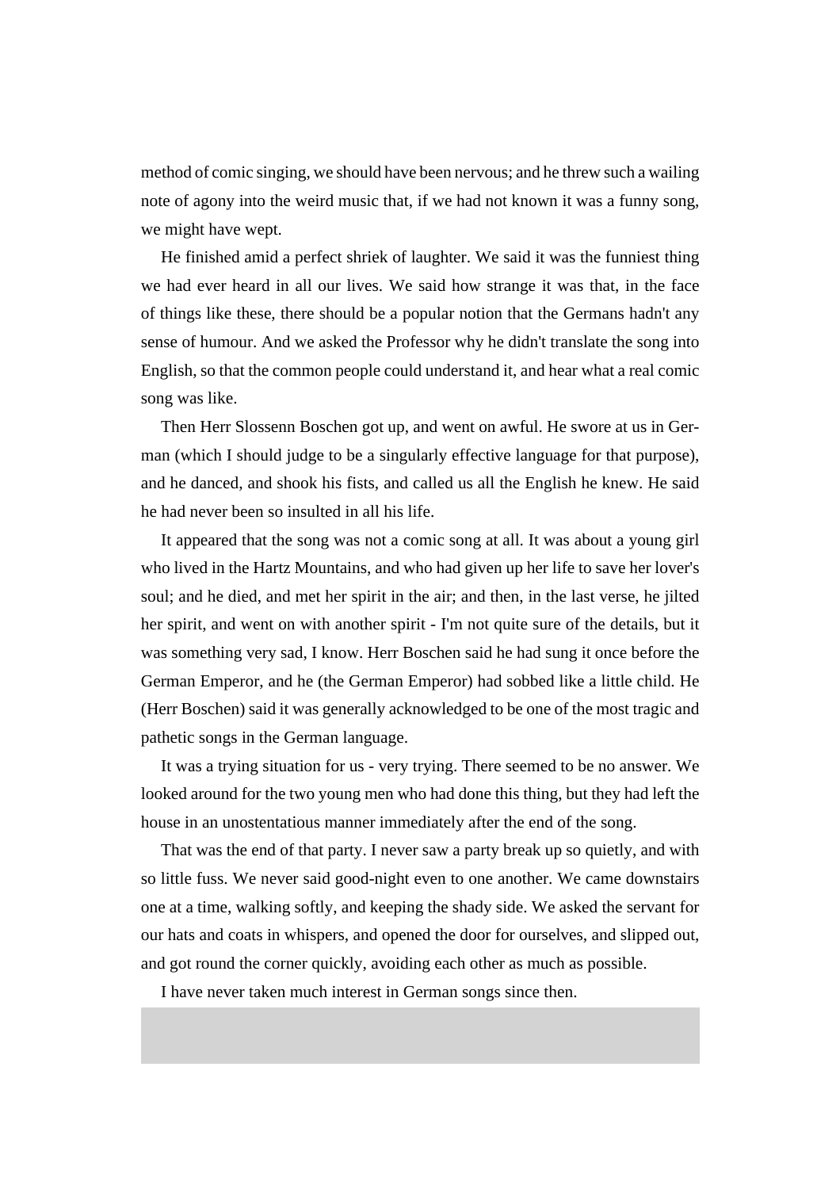method of comic singing, we should have been nervous; and he threw such a wailing note of agony into the weird music that, if we had not known it was a funny song, we might have wept.

He finished amid a perfect shriek of laughter. We said it was the funniest thing we had ever heard in all our lives. We said how strange it was that, in the face of things like these, there should be a popular notion that the Germans hadn't any sense of humour. And we asked the Professor why he didn't translate the song into English, so that the common people could understand it, and hear what a real comic song was like.

Then Herr Slossenn Boschen got up, and went on awful. He swore at us in German (which I should judge to be a singularly effective language for that purpose), and he danced, and shook his fists, and called us all the English he knew. He said he had never been so insulted in all his life.

It appeared that the song was not a comic song at all. It was about a young girl who lived in the Hartz Mountains, and who had given up her life to save her lover's soul; and he died, and met her spirit in the air; and then, in the last verse, he jilted her spirit, and went on with another spirit - I'm not quite sure of the details, but it was something very sad, I know. Herr Boschen said he had sung it once before the German Emperor, and he (the German Emperor) had sobbed like a little child. He (Herr Boschen) said it was generally acknowledged to be one of the most tragic and pathetic songs in the German language.

It was a trying situation for us - very trying. There seemed to be no answer. We looked around for the two young men who had done this thing, but they had left the house in an unostentatious manner immediately after the end of the song.

That was the end of that party. I never saw a party break up so quietly, and with so little fuss. We never said good-night even to one another. We came downstairs one at a time, walking softly, and keeping the shady side. We asked the servant for our hats and coats in whispers, and opened the door for ourselves, and slipped out, and got round the corner quickly, avoiding each other as much as possible.

I have never taken much interest in German songs since then.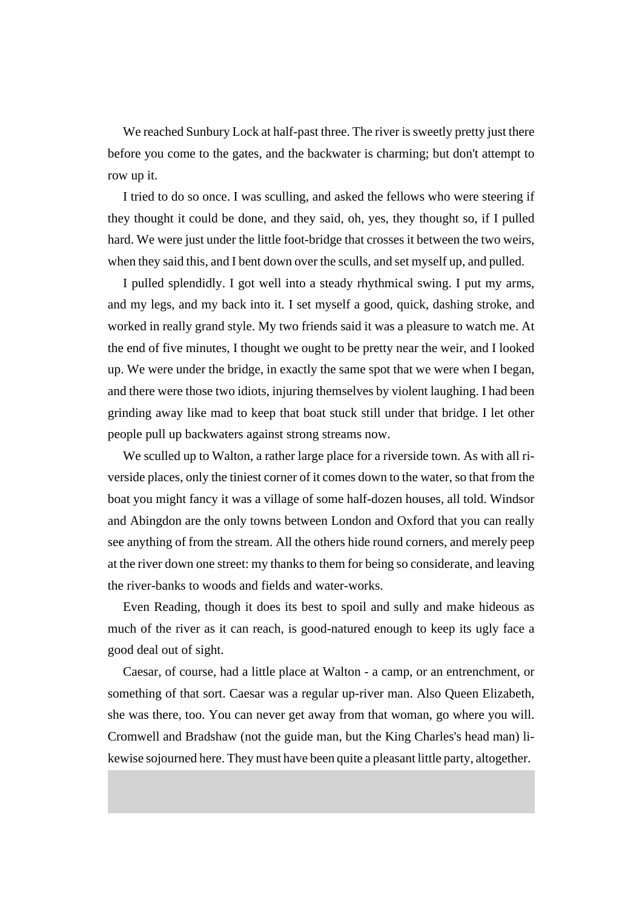We reached Sunbury Lock at half-past three. The river is sweetly pretty just there before you come to the gates, and the backwater is charming; but don't attempt to row up it.

I tried to do so once. I was sculling, and asked the fellows who were steering if they thought it could be done, and they said, oh, yes, they thought so, if I pulled hard. We were just under the little foot-bridge that crosses it between the two weirs, when they said this, and I bent down over the sculls, and set myself up, and pulled.

I pulled splendidly. I got well into a steady rhythmical swing. I put my arms, and my legs, and my back into it. I set myself a good, quick, dashing stroke, and worked in really grand style. My two friends said it was a pleasure to watch me. At the end of five minutes, I thought we ought to be pretty near the weir, and I looked up. We were under the bridge, in exactly the same spot that we were when I began, and there were those two idiots, injuring themselves by violent laughing. I had been grinding away like mad to keep that boat stuck still under that bridge. I let other people pull up backwaters against strong streams now.

We sculled up to Walton, a rather large place for a riverside town. As with all riverside places, only the tiniest corner of it comes down to the water, so that from the boat you might fancy it was a village of some half-dozen houses, all told. Windsor and Abingdon are the only towns between London and Oxford that you can really see anything of from the stream. All the others hide round corners, and merely peep at the river down one street: my thanks to them for being so considerate, and leaving the river-banks to woods and fields and water-works.

Even Reading, though it does its best to spoil and sully and make hideous as much of the river as it can reach, is good-natured enough to keep its ugly face a good deal out of sight.

Caesar, of course, had a little place at Walton - a camp, or an entrenchment, or something of that sort. Caesar was a regular up-river man. Also Queen Elizabeth, she was there, too. You can never get away from that woman, go where you will. Cromwell and Bradshaw (not the guide man, but the King Charles's head man) likewise sojourned here. They must have been quite a pleasant little party, altogether.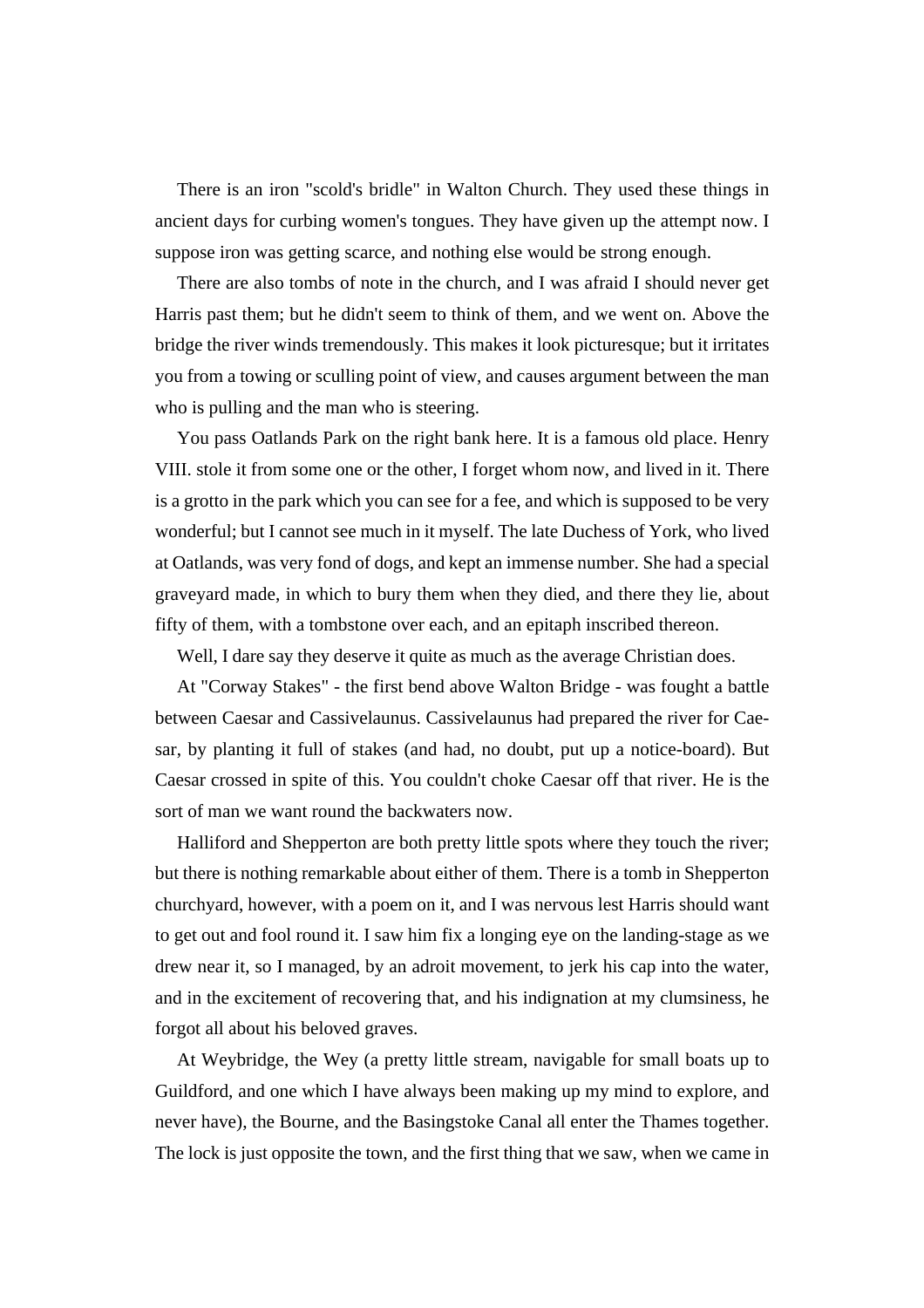There is an iron "scold's bridle" in Walton Church. They used these things in ancient days for curbing women's tongues. They have given up the attempt now. I suppose iron was getting scarce, and nothing else would be strong enough.

There are also tombs of note in the church, and I was afraid I should never get Harris past them; but he didn't seem to think of them, and we went on. Above the bridge the river winds tremendously. This makes it look picturesque; but it irritates you from a towing or sculling point of view, and causes argument between the man who is pulling and the man who is steering.

You pass Oatlands Park on the right bank here. It is a famous old place. Henry VIII. stole it from some one or the other, I forget whom now, and lived in it. There is a grotto in the park which you can see for a fee, and which is supposed to be very wonderful; but I cannot see much in it myself. The late Duchess of York, who lived at Oatlands, was very fond of dogs, and kept an immense number. She had a special graveyard made, in which to bury them when they died, and there they lie, about fifty of them, with a tombstone over each, and an epitaph inscribed thereon.

Well, I dare say they deserve it quite as much as the average Christian does.

At "Corway Stakes" - the first bend above Walton Bridge - was fought a battle between Caesar and Cassivelaunus. Cassivelaunus had prepared the river for Caesar, by planting it full of stakes (and had, no doubt, put up a notice-board). But Caesar crossed in spite of this. You couldn't choke Caesar off that river. He is the sort of man we want round the backwaters now.

Halliford and Shepperton are both pretty little spots where they touch the river; but there is nothing remarkable about either of them. There is a tomb in Shepperton churchyard, however, with a poem on it, and I was nervous lest Harris should want to get out and fool round it. I saw him fix a longing eye on the landing-stage as we drew near it, so I managed, by an adroit movement, to jerk his cap into the water, and in the excitement of recovering that, and his indignation at my clumsiness, he forgot all about his beloved graves.

At Weybridge, the Wey (a pretty little stream, navigable for small boats up to Guildford, and one which I have always been making up my mind to explore, and never have), the Bourne, and the Basingstoke Canal all enter the Thames together. The lock is just opposite the town, and the first thing that we saw, when we came in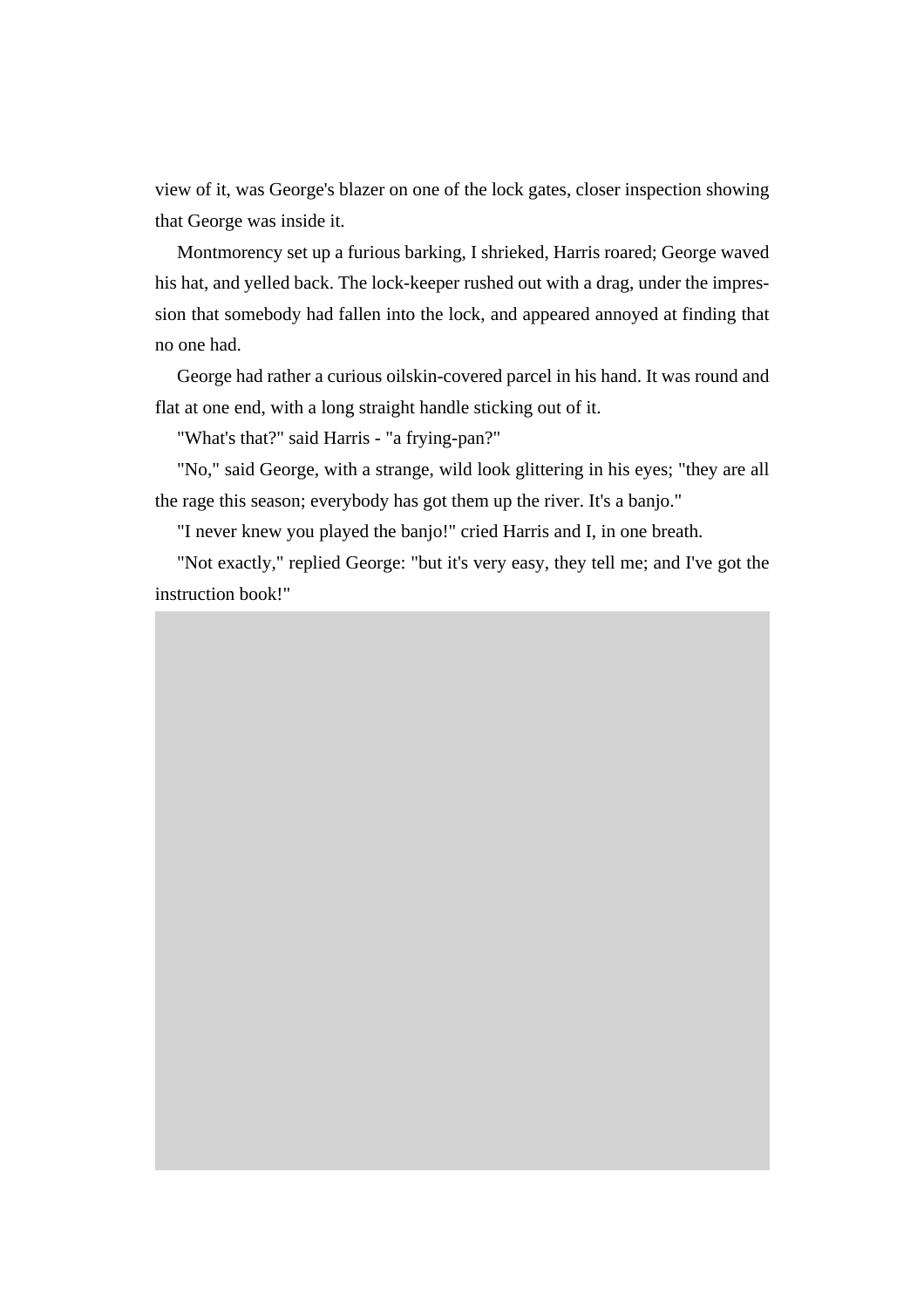view of it, was George's blazer on one of the lock gates, closer inspection showing that George was inside it.

Montmorency set up a furious barking, I shrieked, Harris roared; George waved his hat, and yelled back. The lock-keeper rushed out with a drag, under the impression that somebody had fallen into the lock, and appeared annoyed at finding that no one had.

George had rather a curious oilskin-covered parcel in his hand. It was round and flat at one end, with a long straight handle sticking out of it.

"What's that?" said Harris - "a frying-pan?"

"No," said George, with a strange, wild look glittering in his eyes; "they are all the rage this season; everybody has got them up the river. It's a banjo."

"I never knew you played the banjo!" cried Harris and I, in one breath.

"Not exactly," replied George: "but it's very easy, they tell me; and I've got the instruction book!"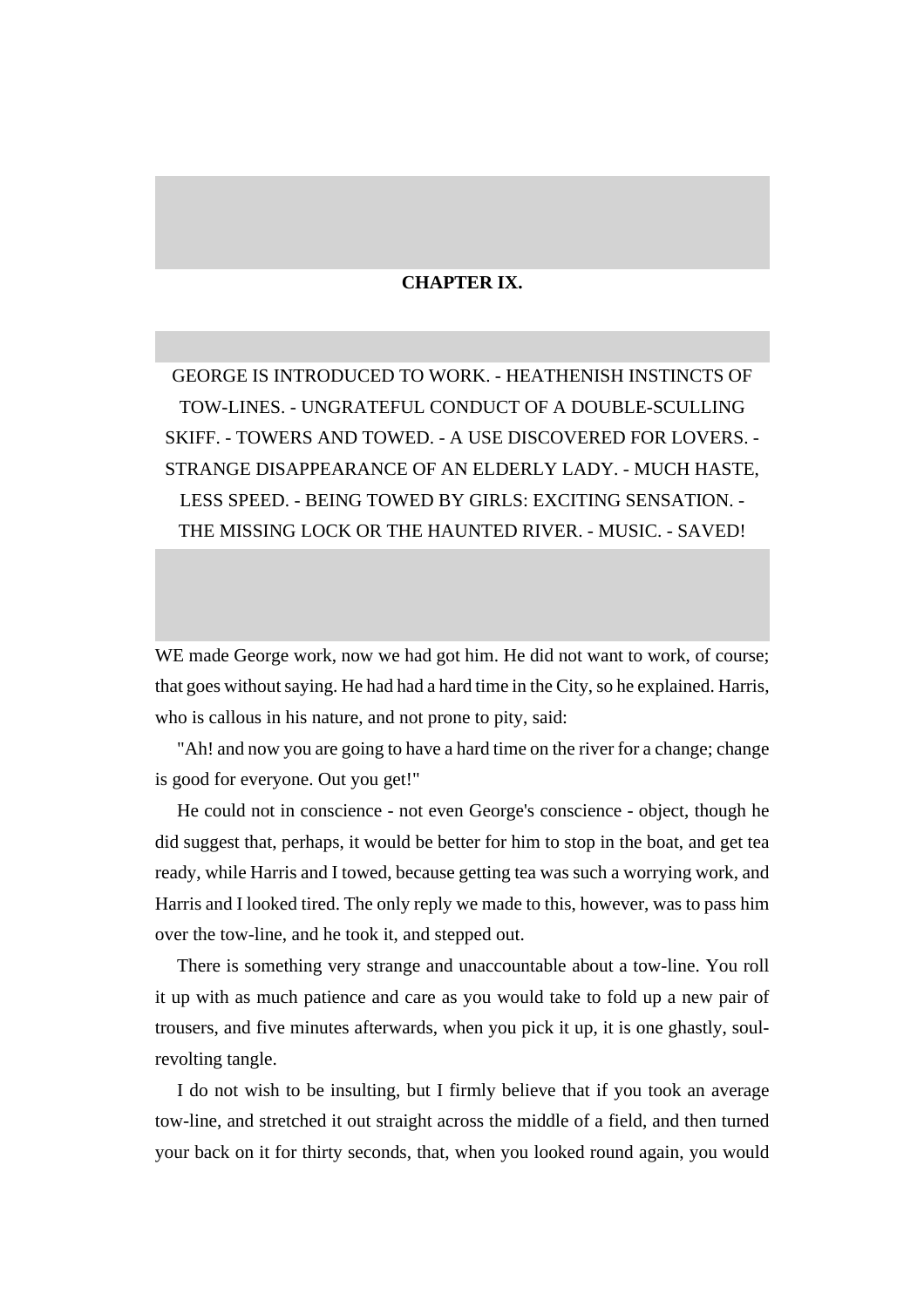## CHAPTER IX.

GEORGE IS INTRODUCED TO WORK. - HEATHENISH INSTINCTS OF TOW-LINES. - UNGRATEFUL CONDUCT OF A DOUBLE-SCULLING SKIFF. - TOWERS AND TOWED. - A USE DISCOVERED FOR LOVERS. - STRANGE DISAPPEARANCE OF AN ELDERLY LADY. - MUCH HASTE, LESS SPEED. - BEING TOWED BY GIRLS: EXCITING SENSATION. - THE MISSING LOCK OR THE HAUNTED RIVER. - MUSIC. - SAVED!

WE made George work, now we had got him. He did not want to work, of course; that goes without saying. He had had a hard time in the City, so he explained. Harris, who is callous in his nature, and not prone to pity, said:

"Ah! and now you are going to have a hard time on the river for a change; change is good for everyone. Out you get!"

He could not in conscience - not even George's conscience - object, though he did suggest that, perhaps, it would be better for him to stop in the boat, and get tea ready, while Harris and I towed, because getting tea was such a worrying work, and Harris and I looked tired. The only reply we made to this, however, was to pass him over the tow-line, and he took it, and stepped out.

There is something very strange and unaccountable about a tow-line. You roll it up with as much patience and care as you would take to fold up a new pair of trousers, and five minutes afterwards, when you pick it up, it is one ghastly, soul-revolting tangle.

I do not wish to be insulting, but I firmly believe that if you took an average tow-line, and stretched it out straight across the middle of a field, and then turned your back on it for thirty seconds, that, when you looked round again, you would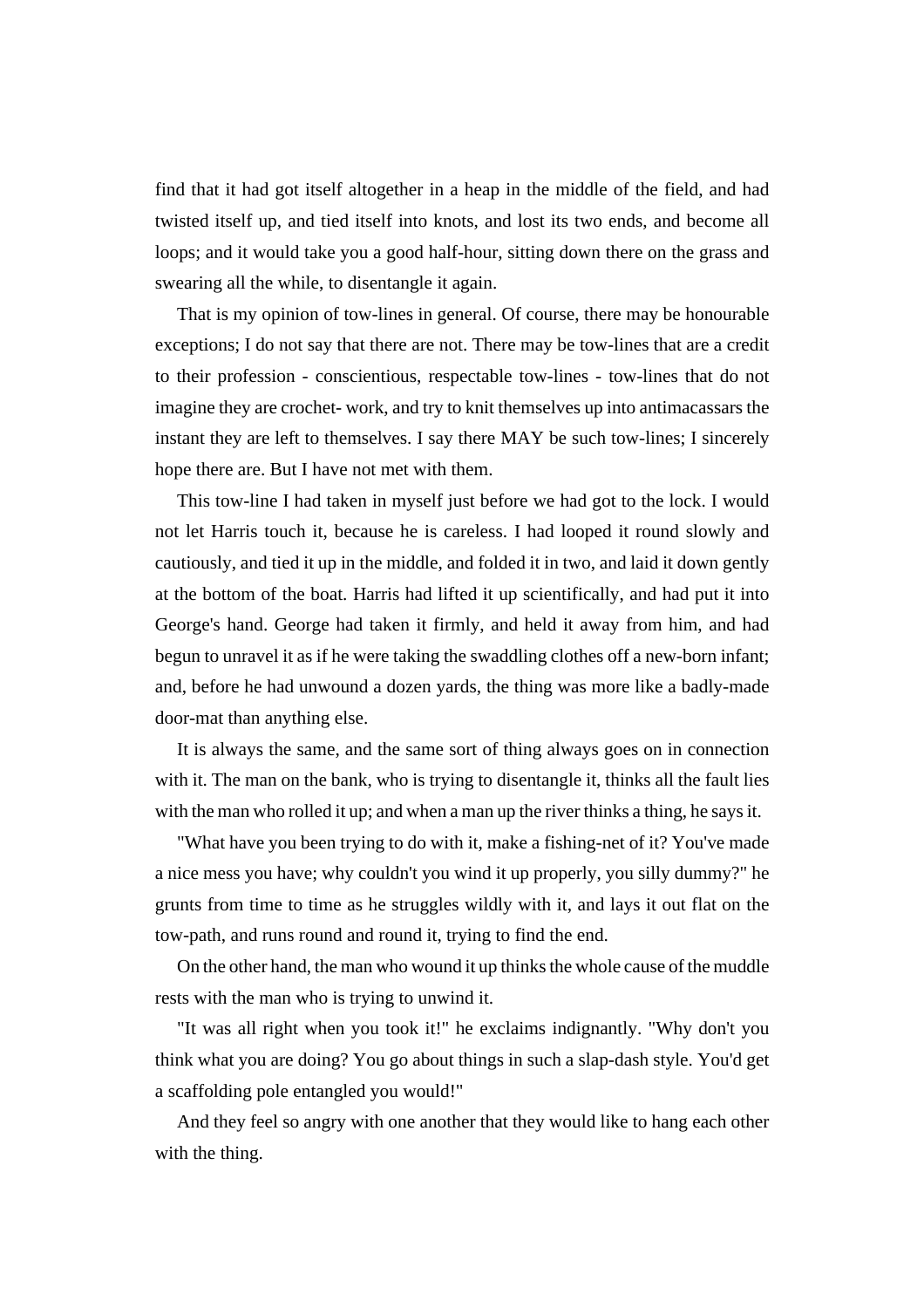find that it had got itself altogether in a heap in the middle of the field, and had twisted itself up, and tied itself into knots, and lost its two ends, and become all loops; and it would take you a good half-hour, sitting down there on the grass and swearing all the while, to disentangle it again.

That is my opinion of tow-lines in general. Of course, there may be honourable exceptions; I do not say that there are not. There may be tow-lines that are a credit to their profession - conscientious, respectable tow-lines - tow-lines that do not imagine they are crochet- work, and try to knit themselves up into antimacassars the instant they are left to themselves. I say there MAY be such tow-lines; I sincerely hope there are. But I have not met with them.

This tow-line I had taken in myself just before we had got to the lock. I would not let Harris touch it, because he is careless. I had looped it round slowly and cautiously, and tied it up in the middle, and folded it in two, and laid it down gently at the bottom of the boat. Harris had lifted it up scientifically, and had put it into George's hand. George had taken it firmly, and held it away from him, and had begun to unravel it as if he were taking the swaddling clothes off a new-born infant; and, before he had unwound a dozen yards, the thing was more like a badly-made door-mat than anything else.

It is always the same, and the same sort of thing always goes on in connection with it. The man on the bank, who is trying to disentangle it, thinks all the fault lies with the man who rolled it up; and when a man up the river thinks a thing, he says it.

"What have you been trying to do with it, make a fishing-net of it? You've made a nice mess you have; why couldn't you wind it up properly, you silly dummy?" he grunts from time to time as he struggles wildly with it, and lays it out flat on the tow-path, and runs round and round it, trying to find the end.

On the other hand, the man who wound it up thinks the whole cause of the muddle rests with the man who is trying to unwind it.

"It was all right when you took it!" he exclaims indignantly. "Why don't you think what you are doing? You go about things in such a slap-dash style. You'd get a scaffolding pole entangled you would!"

And they feel so angry with one another that they would like to hang each other with the thing.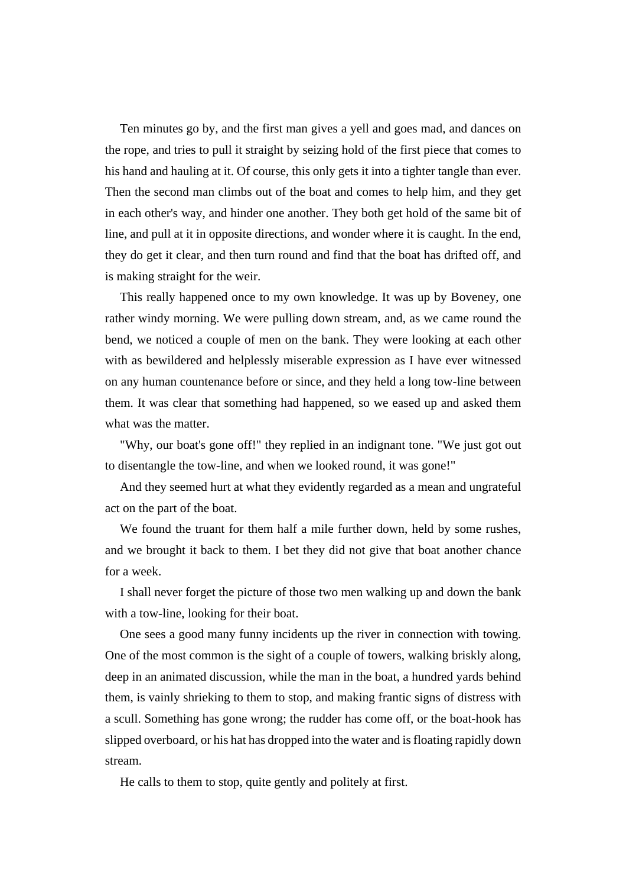Ten minutes go by, and the first man gives a yell and goes mad, and dances on the rope, and tries to pull it straight by seizing hold of the first piece that comes to his hand and hauling at it. Of course, this only gets it into a tighter tangle than ever. Then the second man climbs out of the boat and comes to help him, and they get in each other's way, and hinder one another. They both get hold of the same bit of line, and pull at it in opposite directions, and wonder where it is caught. In the end, they do get it clear, and then turn round and find that the boat has drifted off, and is making straight for the weir.

This really happened once to my own knowledge. It was up by Boveney, one rather windy morning. We were pulling down stream, and, as we came round the bend, we noticed a couple of men on the bank. They were looking at each other with as bewildered and helplessly miserable expression as I have ever witnessed on any human countenance before or since, and they held a long tow-line between them. It was clear that something had happened, so we eased up and asked them what was the matter.

"Why, our boat's gone off!" they replied in an indignant tone. "We just got out to disentangle the tow-line, and when we looked round, it was gone!"

And they seemed hurt at what they evidently regarded as a mean and ungrateful act on the part of the boat.

We found the truant for them half a mile further down, held by some rushes, and we brought it back to them. I bet they did not give that boat another chance for a week.

I shall never forget the picture of those two men walking up and down the bank with a tow-line, looking for their boat.

One sees a good many funny incidents up the river in connection with towing. One of the most common is the sight of a couple of towers, walking briskly along, deep in an animated discussion, while the man in the boat, a hundred yards behind them, is vainly shrieking to them to stop, and making frantic signs of distress with a scull. Something has gone wrong; the rudder has come off, or the boat-hook has slipped overboard, or his hat has dropped into the water and is floating rapidly down stream.

He calls to them to stop, quite gently and politely at first.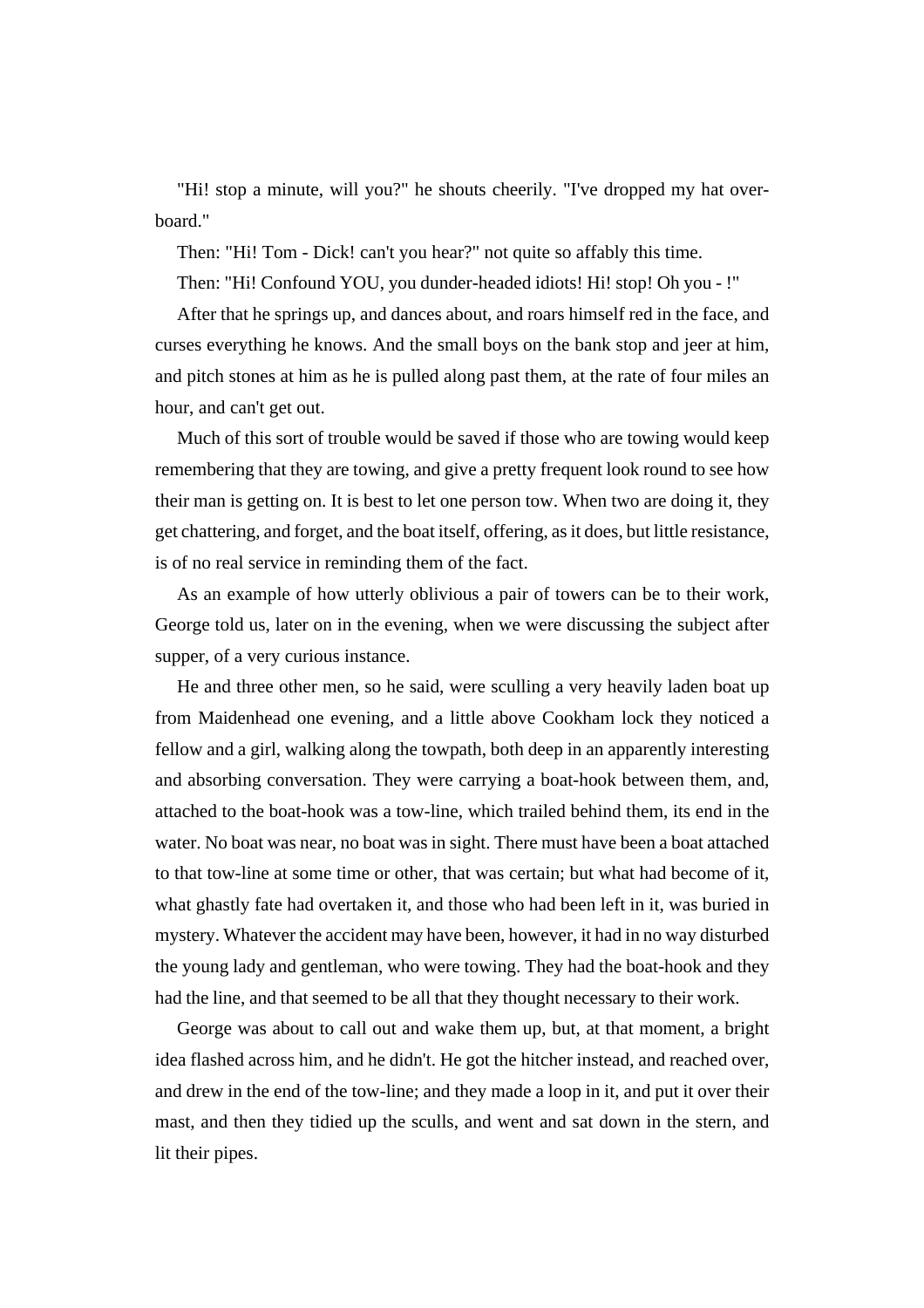"Hi! stop a minute, will you?" he shouts cheerily. "I've dropped my hat overboard."

Then: "Hi! Tom - Dick! can't you hear?" not quite so affably this time.

Then: "Hi! Confound YOU, you dunder-headed idiots! Hi! stop! Oh you - !"

After that he springs up, and dances about, and roars himself red in the face, and curses everything he knows. And the small boys on the bank stop and jeer at him, and pitch stones at him as he is pulled along past them, at the rate of four miles an hour, and can't get out.

Much of this sort of trouble would be saved if those who are towing would keep remembering that they are towing, and give a pretty frequent look round to see how their man is getting on. It is best to let one person tow. When two are doing it, they get chattering, and forget, and the boat itself, offering, as it does, but little resistance, is of no real service in reminding them of the fact.

As an example of how utterly oblivious a pair of towers can be to their work, George told us, later on in the evening, when we were discussing the subject after supper, of a very curious instance.

He and three other men, so he said, were sculling a very heavily laden boat up from Maidenhead one evening, and a little above Cookham lock they noticed a fellow and a girl, walking along the towpath, both deep in an apparently interesting and absorbing conversation. They were carrying a boat-hook between them, and, attached to the boat-hook was a tow-line, which trailed behind them, its end in the water. No boat was near, no boat was in sight. There must have been a boat attached to that tow-line at some time or other, that was certain; but what had become of it, what ghastly fate had overtaken it, and those who had been left in it, was buried in mystery. Whatever the accident may have been, however, it had in no way disturbed the young lady and gentleman, who were towing. They had the boat-hook and they had the line, and that seemed to be all that they thought necessary to their work.

George was about to call out and wake them up, but, at that moment, a bright idea flashed across him, and he didn't. He got the hitcher instead, and reached over, and drew in the end of the tow-line; and they made a loop in it, and put it over their mast, and then they tidied up the sculls, and went and sat down in the stern, and lit their pipes.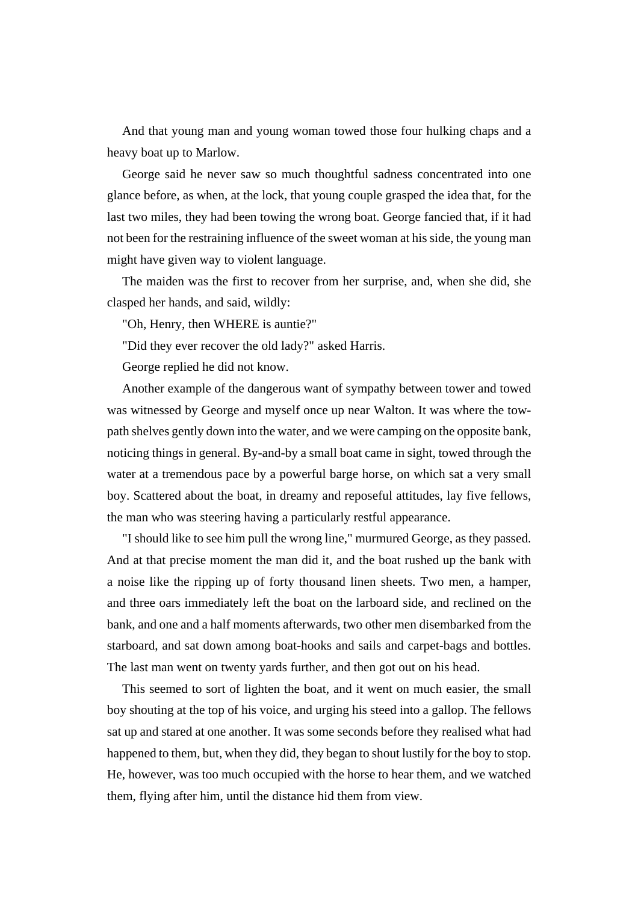And that young man and young woman towed those four hulking chaps and a heavy boat up to Marlow.

George said he never saw so much thoughtful sadness concentrated into one glance before, as when, at the lock, that young couple grasped the idea that, for the last two miles, they had been towing the wrong boat. George fancied that, if it had not been for the restraining influence of the sweet woman at his side, the young man might have given way to violent language.

The maiden was the first to recover from her surprise, and, when she did, she clasped her hands, and said, wildly:

"Oh, Henry, then WHERE is auntie?"

"Did they ever recover the old lady?" asked Harris.

George replied he did not know.

Another example of the dangerous want of sympathy between tower and towed was witnessed by George and myself once up near Walton. It was where the tow-path shelves gently down into the water, and we were camping on the opposite bank, noticing things in general. By-and-by a small boat came in sight, towed through the water at a tremendous pace by a powerful barge horse, on which sat a very small boy. Scattered about the boat, in dreamy and reposeful attitudes, lay five fellows, the man who was steering having a particularly restful appearance.

"I should like to see him pull the wrong line," murmured George, as they passed. And at that precise moment the man did it, and the boat rushed up the bank with a noise like the ripping up of forty thousand linen sheets. Two men, a hamper, and three oars immediately left the boat on the larboard side, and reclined on the bank, and one and a half moments afterwards, two other men disembarked from the starboard, and sat down among boat-hooks and sails and carpet-bags and bottles. The last man went on twenty yards further, and then got out on his head.

This seemed to sort of lighten the boat, and it went on much easier, the small boy shouting at the top of his voice, and urging his steed into a gallop. The fellows sat up and stared at one another. It was some seconds before they realised what had happened to them, but, when they did, they began to shout lustily for the boy to stop. He, however, was too much occupied with the horse to hear them, and we watched them, flying after him, until the distance hid them from view.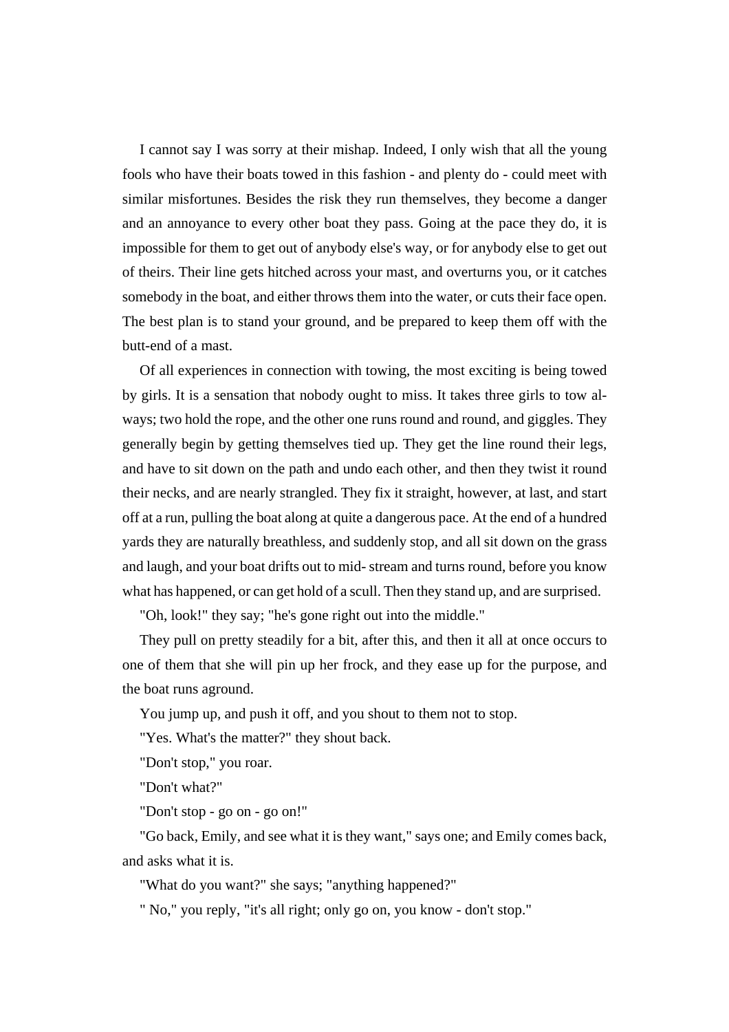I cannot say I was sorry at their mishap. Indeed, I only wish that all the young fools who have their boats towed in this fashion - and plenty do - could meet with similar misfortunes. Besides the risk they run themselves, they become a danger and an annoyance to every other boat they pass. Going at the pace they do, it is impossible for them to get out of anybody else's way, or for anybody else to get out of theirs. Their line gets hitched across your mast, and overturns you, or it catches somebody in the boat, and either throws them into the water, or cuts their face open. The best plan is to stand your ground, and be prepared to keep them off with the butt-end of a mast.

Of all experiences in connection with towing, the most exciting is being towed by girls. It is a sensation that nobody ought to miss. It takes three girls to tow always; two hold the rope, and the other one runs round and round, and giggles. They generally begin by getting themselves tied up. They get the line round their legs, and have to sit down on the path and undo each other, and then they twist it round their necks, and are nearly strangled. They fix it straight, however, at last, and start off at a run, pulling the boat along at quite a dangerous pace. At the end of a hundred yards they are naturally breathless, and suddenly stop, and all sit down on the grass and laugh, and your boat drifts out to mid- stream and turns round, before you know what has happened, or can get hold of a scull. Then they stand up, and are surprised.

"Oh, look!" they say; "he's gone right out into the middle."

They pull on pretty steadily for a bit, after this, and then it all at once occurs to one of them that she will pin up her frock, and they ease up for the purpose, and the boat runs aground.

You jump up, and push it off, and you shout to them not to stop.

"Yes. What's the matter?" they shout back.

"Don't stop," you roar.

"Don't what?"

"Don't stop - go on - go on!"

"Go back, Emily, and see what it is they want," says one; and Emily comes back, and asks what it is.

"What do you want?" she says; "anything happened?"

" No," you reply, "it's all right; only go on, you know - don't stop."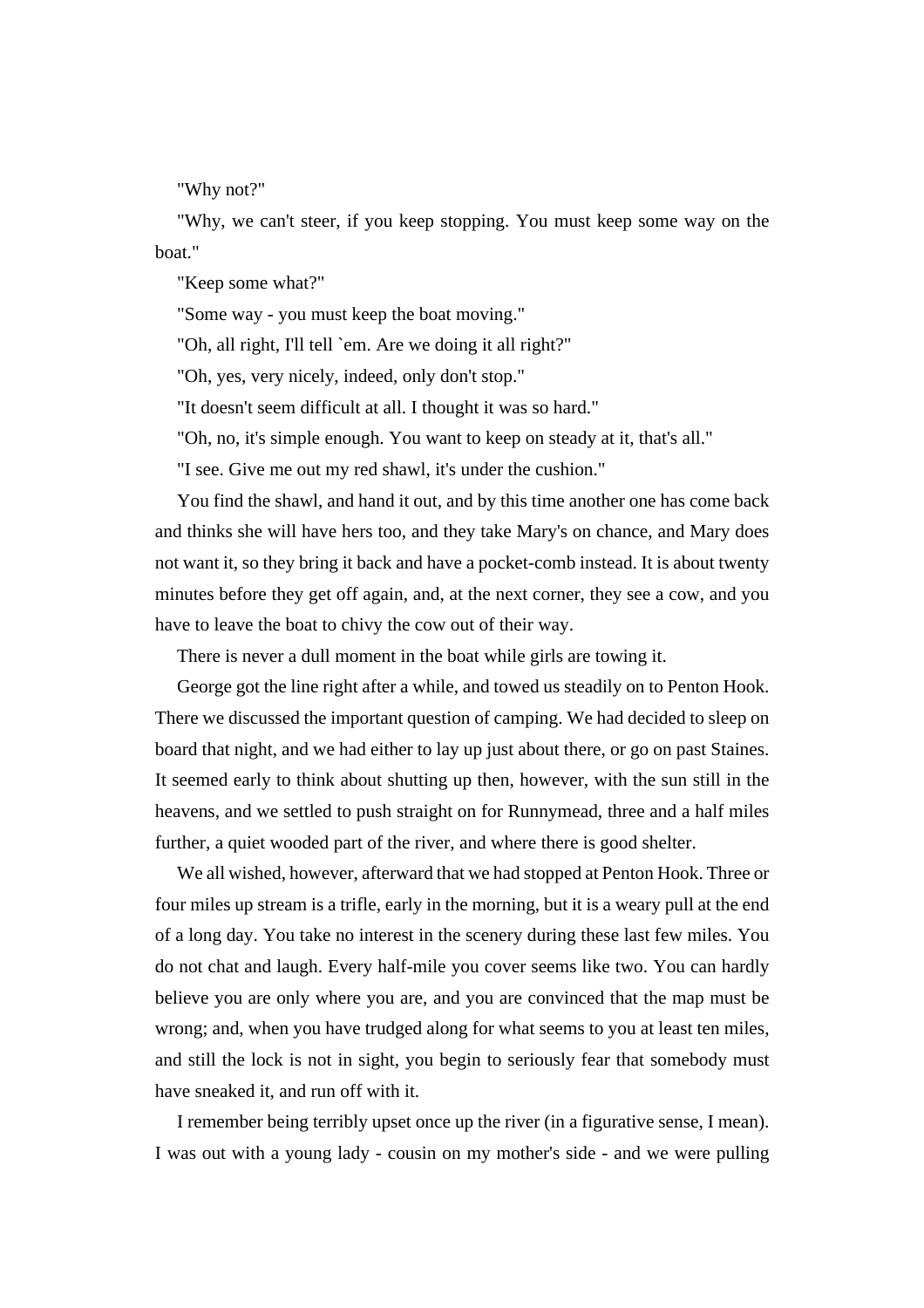"Why not?"

"Why, we can't steer, if you keep stopping. You must keep some way on the boat."

"Keep some what?"

"Some way - you must keep the boat moving."

"Oh, all right, I'll tell `em. Are we doing it all right?"

"Oh, yes, very nicely, indeed, only don't stop."

"It doesn't seem difficult at all. I thought it was so hard."

"Oh, no, it's simple enough. You want to keep on steady at it, that's all."

"I see. Give me out my red shawl, it's under the cushion."

You find the shawl, and hand it out, and by this time another one has come back and thinks she will have hers too, and they take Mary's on chance, and Mary does not want it, so they bring it back and have a pocket-comb instead. It is about twenty minutes before they get off again, and, at the next corner, they see a cow, and you have to leave the boat to chivy the cow out of their way.

There is never a dull moment in the boat while girls are towing it.

George got the line right after a while, and towed us steadily on to Penton Hook. There we discussed the important question of camping. We had decided to sleep on board that night, and we had either to lay up just about there, or go on past Staines. It seemed early to think about shutting up then, however, with the sun still in the heavens, and we settled to push straight on for Runnymead, three and a half miles further, a quiet wooded part of the river, and where there is good shelter.

We all wished, however, afterward that we had stopped at Penton Hook. Three or four miles up stream is a trifle, early in the morning, but it is a weary pull at the end of a long day. You take no interest in the scenery during these last few miles. You do not chat and laugh. Every half-mile you cover seems like two. You can hardly believe you are only where you are, and you are convinced that the map must be wrong; and, when you have trudged along for what seems to you at least ten miles, and still the lock is not in sight, you begin to seriously fear that somebody must have sneaked it, and run off with it.

I remember being terribly upset once up the river (in a figurative sense, I mean). I was out with a young lady - cousin on my mother's side - and we were pulling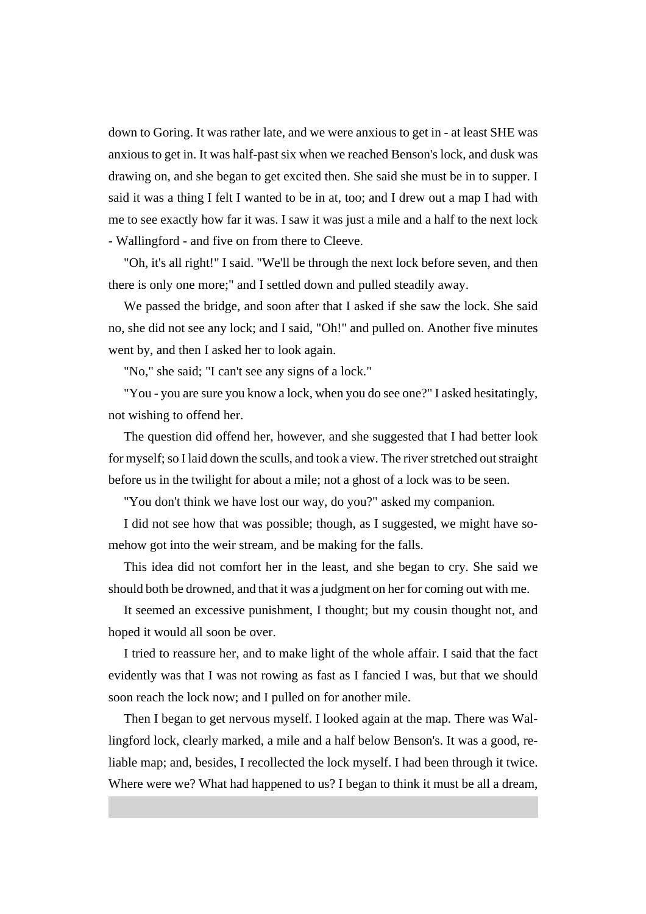down to Goring. It was rather late, and we were anxious to get in - at least SHE was anxious to get in. It was half-past six when we reached Benson's lock, and dusk was drawing on, and she began to get excited then. She said she must be in to supper. I said it was a thing I felt I wanted to be in at, too; and I drew out a map I had with me to see exactly how far it was. I saw it was just a mile and a half to the next lock - Wallingford - and five on from there to Cleeve.

"Oh, it's all right!" I said. "We'll be through the next lock before seven, and then there is only one more;" and I settled down and pulled steadily away.

We passed the bridge, and soon after that I asked if she saw the lock. She said no, she did not see any lock; and I said, "Oh!" and pulled on. Another five minutes went by, and then I asked her to look again.

"No," she said; "I can't see any signs of a lock."

"You - you are sure you know a lock, when you do see one?" I asked hesitatingly, not wishing to offend her.

The question did offend her, however, and she suggested that I had better look for myself; so I laid down the sculls, and took a view. The river stretched out straight before us in the twilight for about a mile; not a ghost of a lock was to be seen.

"You don't think we have lost our way, do you?" asked my companion.

I did not see how that was possible; though, as I suggested, we might have somehow got into the weir stream, and be making for the falls.

This idea did not comfort her in the least, and she began to cry. She said we should both be drowned, and that it was a judgment on her for coming out with me.

It seemed an excessive punishment, I thought; but my cousin thought not, and hoped it would all soon be over.

I tried to reassure her, and to make light of the whole affair. I said that the fact evidently was that I was not rowing as fast as I fancied I was, but that we should soon reach the lock now; and I pulled on for another mile.

Then I began to get nervous myself. I looked again at the map. There was Wallingford lock, clearly marked, a mile and a half below Benson's. It was a good, reliable map; and, besides, I recollected the lock myself. I had been through it twice. Where were we? What had happened to us? I began to think it must be all a dream,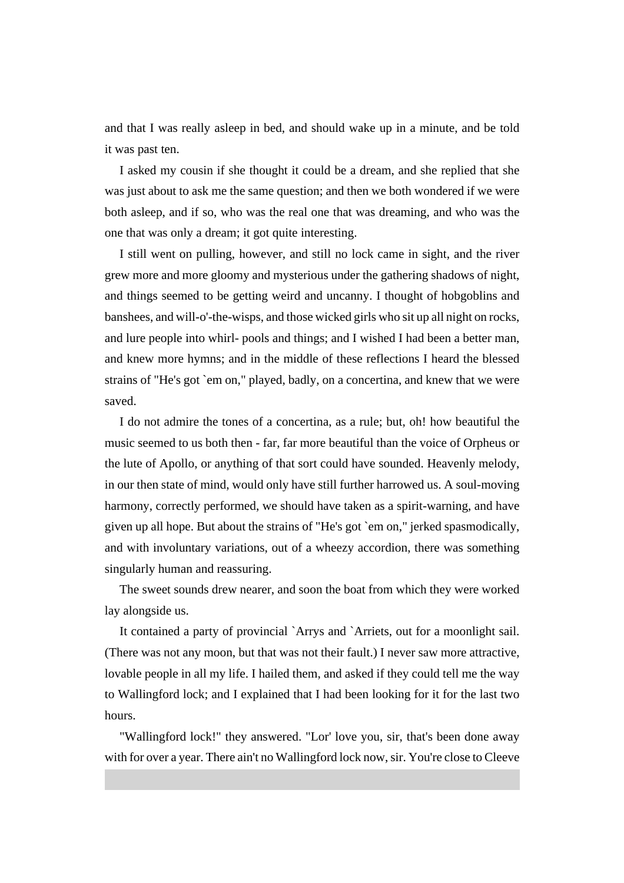and that I was really asleep in bed, and should wake up in a minute, and be told it was past ten.

I asked my cousin if she thought it could be a dream, and she replied that she was just about to ask me the same question; and then we both wondered if we were both asleep, and if so, who was the real one that was dreaming, and who was the one that was only a dream; it got quite interesting.

I still went on pulling, however, and still no lock came in sight, and the river grew more and more gloomy and mysterious under the gathering shadows of night, and things seemed to be getting weird and uncanny. I thought of hobgoblins and banshees, and will-o'-the-wisps, and those wicked girls who sit up all night on rocks, and lure people into whirl- pools and things; and I wished I had been a better man, and knew more hymns; and in the middle of these reflections I heard the blessed strains of "He's got `em on," played, badly, on a concertina, and knew that we were saved.

I do not admire the tones of a concertina, as a rule; but, oh! how beautiful the music seemed to us both then - far, far more beautiful than the voice of Orpheus or the lute of Apollo, or anything of that sort could have sounded. Heavenly melody, in our then state of mind, would only have still further harrowed us. A soul-moving harmony, correctly performed, we should have taken as a spirit-warning, and have given up all hope. But about the strains of "He's got `em on," jerked spasmodically, and with involuntary variations, out of a wheezy accordion, there was something singularly human and reassuring.

The sweet sounds drew nearer, and soon the boat from which they were worked lay alongside us.

It contained a party of provincial `Arrys and `Arriets, out for a moonlight sail. (There was not any moon, but that was not their fault.) I never saw more attractive, lovable people in all my life. I hailed them, and asked if they could tell me the way to Wallingford lock; and I explained that I had been looking for it for the last two hours.

"Wallingford lock!" they answered. "Lor' love you, sir, that's been done away with for over a year. There ain't no Wallingford lock now, sir. You're close to Cleeve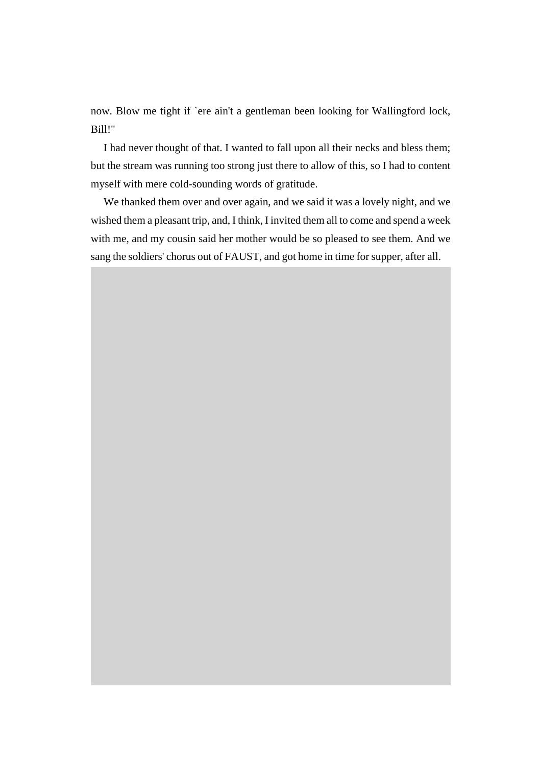now. Blow me tight if `ere ain't a gentleman been looking for Wallingford lock, Bill!"

I had never thought of that. I wanted to fall upon all their necks and bless them; but the stream was running too strong just there to allow of this, so I had to content myself with mere cold-sounding words of gratitude.

We thanked them over and over again, and we said it was a lovely night, and we wished them a pleasant trip, and, I think, I invited them all to come and spend a week with me, and my cousin said her mother would be so pleased to see them. And we sang the soldiers' chorus out of FAUST, and got home in time for supper, after all.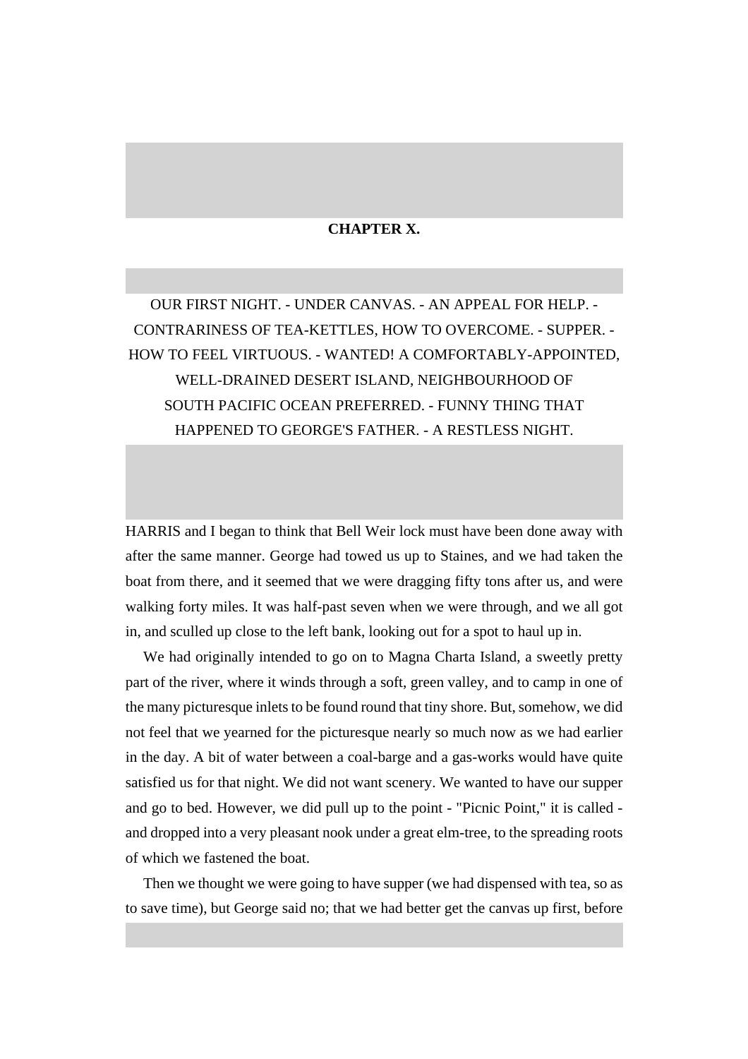## CHAPTER X.

OUR FIRST NIGHT. - UNDER CANVAS. - AN APPEAL FOR HELP. - CONTRARINESS OF TEA-KETTLES, HOW TO OVERCOME. - SUPPER. - HOW TO FEEL VIRTUOUS. - WANTED! A COMFORTABLY-APPOINTED, WELL-DRAINED DESERT ISLAND, NEIGHBOURHOOD OF SOUTH PACIFIC OCEAN PREFERRED. - FUNNY THING THAT HAPPENED TO GEORGE'S FATHER. - A RESTLESS NIGHT.

HARRIS and I began to think that Bell Weir lock must have been done away with after the same manner. George had towed us up to Staines, and we had taken the boat from there, and it seemed that we were dragging fifty tons after us, and were walking forty miles. It was half-past seven when we were through, and we all got in, and sculled up close to the left bank, looking out for a spot to haul up in.

We had originally intended to go on to Magna Charta Island, a sweetly pretty part of the river, where it winds through a soft, green valley, and to camp in one of the many picturesque inlets to be found round that tiny shore. But, somehow, we did not feel that we yearned for the picturesque nearly so much now as we had earlier in the day. A bit of water between a coal-barge and a gas-works would have quite satisfied us for that night. We did not want scenery. We wanted to have our supper and go to bed. However, we did pull up to the point - "Picnic Point," it is called - and dropped into a very pleasant nook under a great elm-tree, to the spreading roots of which we fastened the boat.

Then we thought we were going to have supper (we had dispensed with tea, so as to save time), but George said no; that we had better get the canvas up first, before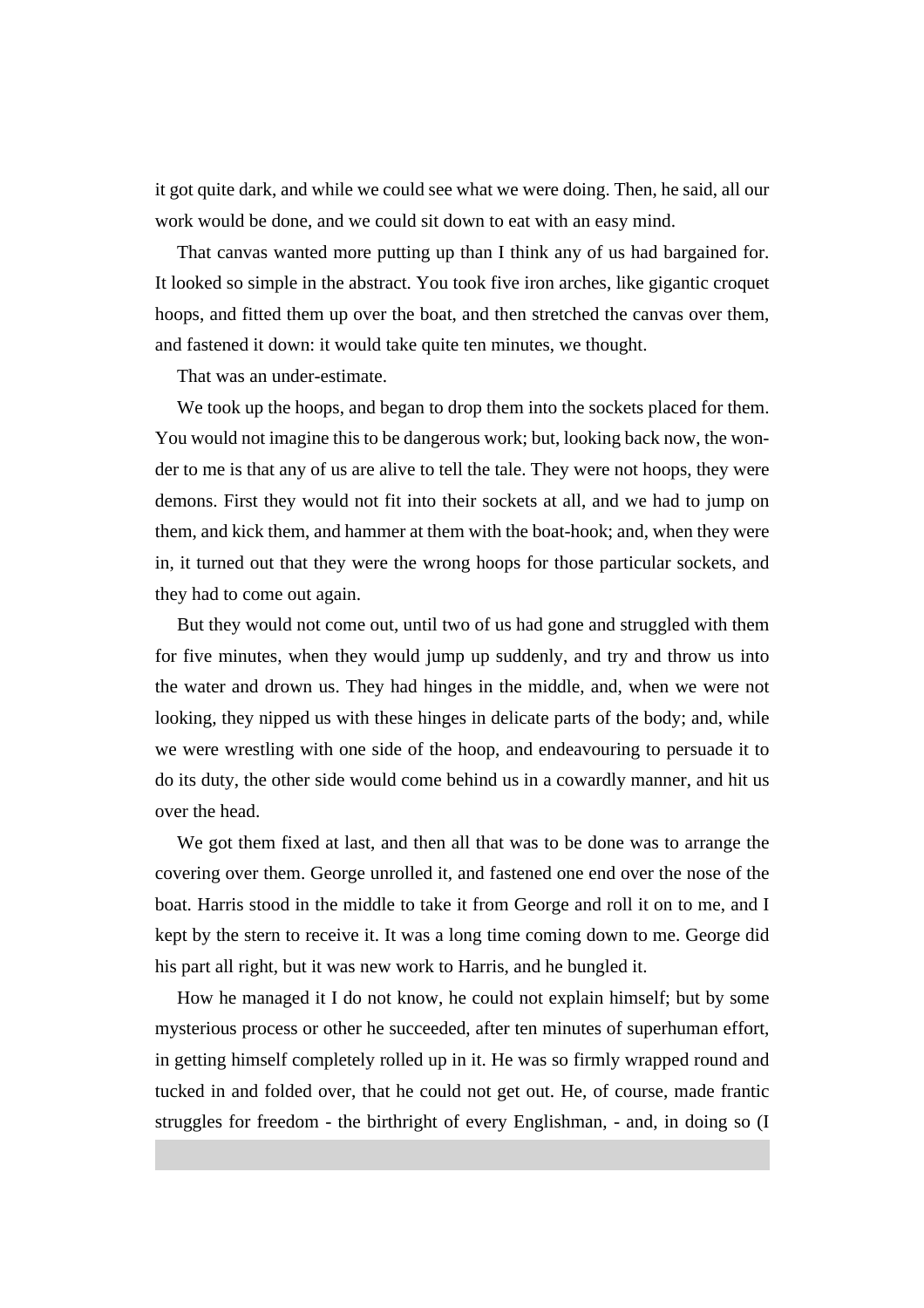it got quite dark, and while we could see what we were doing. Then, he said, all our work would be done, and we could sit down to eat with an easy mind.

That canvas wanted more putting up than I think any of us had bargained for. It looked so simple in the abstract. You took five iron arches, like gigantic croquet hoops, and fitted them up over the boat, and then stretched the canvas over them, and fastened it down: it would take quite ten minutes, we thought.

That was an under-estimate.

We took up the hoops, and began to drop them into the sockets placed for them. You would not imagine this to be dangerous work; but, looking back now, the wonder to me is that any of us are alive to tell the tale. They were not hoops, they were demons. First they would not fit into their sockets at all, and we had to jump on them, and kick them, and hammer at them with the boat-hook; and, when they were in, it turned out that they were the wrong hoops for those particular sockets, and they had to come out again.

But they would not come out, until two of us had gone and struggled with them for five minutes, when they would jump up suddenly, and try and throw us into the water and drown us. They had hinges in the middle, and, when we were not looking, they nipped us with these hinges in delicate parts of the body; and, while we were wrestling with one side of the hoop, and endeavouring to persuade it to do its duty, the other side would come behind us in a cowardly manner, and hit us over the head.

We got them fixed at last, and then all that was to be done was to arrange the covering over them. George unrolled it, and fastened one end over the nose of the boat. Harris stood in the middle to take it from George and roll it on to me, and I kept by the stern to receive it. It was a long time coming down to me. George did his part all right, but it was new work to Harris, and he bungled it.

How he managed it I do not know, he could not explain himself; but by some mysterious process or other he succeeded, after ten minutes of superhuman effort, in getting himself completely rolled up in it. He was so firmly wrapped round and tucked in and folded over, that he could not get out. He, of course, made frantic struggles for freedom - the birthright of every Englishman, - and, in doing so (I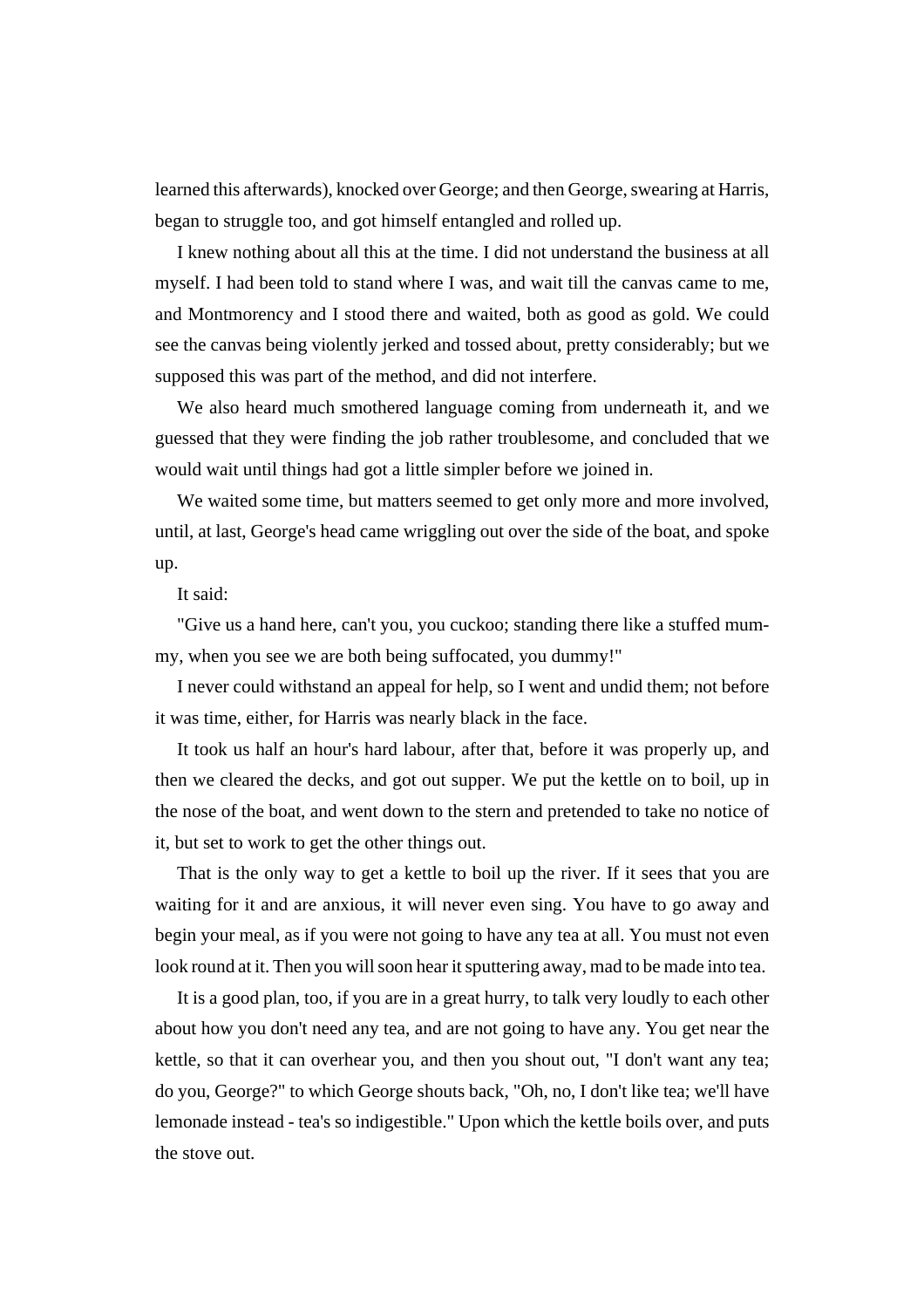learned this afterwards), knocked over George; and then George, swearing at Harris, began to struggle too, and got himself entangled and rolled up.

I knew nothing about all this at the time. I did not understand the business at all myself. I had been told to stand where I was, and wait till the canvas came to me, and Montmorency and I stood there and waited, both as good as gold. We could see the canvas being violently jerked and tossed about, pretty considerably; but we supposed this was part of the method, and did not interfere.

We also heard much smothered language coming from underneath it, and we guessed that they were finding the job rather troublesome, and concluded that we would wait until things had got a little simpler before we joined in.

We waited some time, but matters seemed to get only more and more involved, until, at last, George's head came wriggling out over the side of the boat, and spoke up.

It said:

"Give us a hand here, can't you, you cuckoo; standing there like a stuffed mummy, when you see we are both being suffocated, you dummy!"

I never could withstand an appeal for help, so I went and undid them; not before it was time, either, for Harris was nearly black in the face.

It took us half an hour's hard labour, after that, before it was properly up, and then we cleared the decks, and got out supper. We put the kettle on to boil, up in the nose of the boat, and went down to the stern and pretended to take no notice of it, but set to work to get the other things out.

That is the only way to get a kettle to boil up the river. If it sees that you are waiting for it and are anxious, it will never even sing. You have to go away and begin your meal, as if you were not going to have any tea at all. You must not even look round at it. Then you will soon hear it sputtering away, mad to be made into tea.

It is a good plan, too, if you are in a great hurry, to talk very loudly to each other about how you don't need any tea, and are not going to have any. You get near the kettle, so that it can overhear you, and then you shout out, "I don't want any tea; do you, George?" to which George shouts back, "Oh, no, I don't like tea; we'll have lemonade instead - tea's so indigestible." Upon which the kettle boils over, and puts the stove out.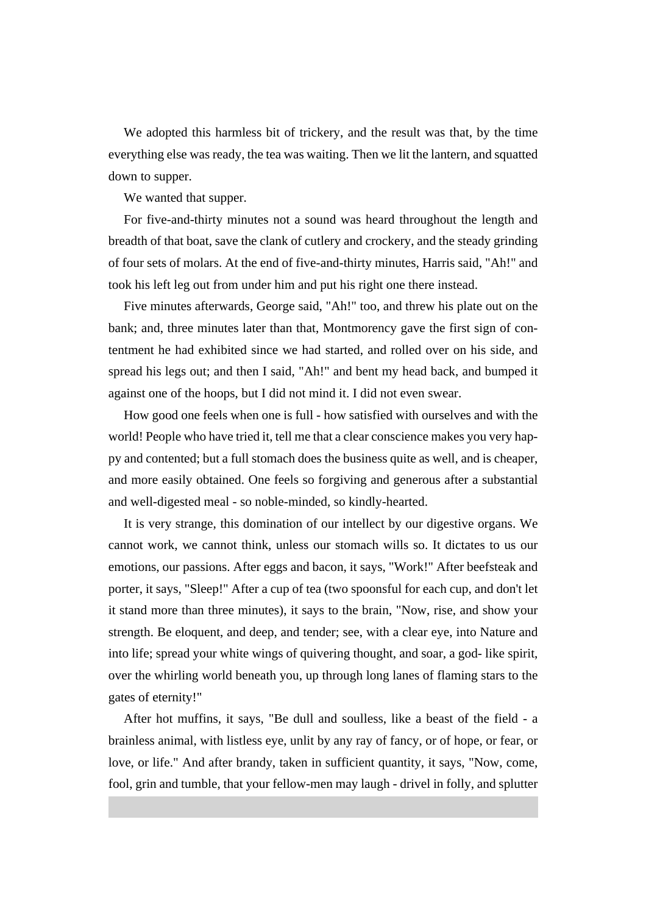We adopted this harmless bit of trickery, and the result was that, by the time everything else was ready, the tea was waiting. Then we lit the lantern, and squatted down to supper.

We wanted that supper.

For five-and-thirty minutes not a sound was heard throughout the length and breadth of that boat, save the clank of cutlery and crockery, and the steady grinding of four sets of molars. At the end of five-and-thirty minutes, Harris said, "Ah!" and took his left leg out from under him and put his right one there instead.

Five minutes afterwards, George said, "Ah!" too, and threw his plate out on the bank; and, three minutes later than that, Montmorency gave the first sign of contentment he had exhibited since we had started, and rolled over on his side, and spread his legs out; and then I said, "Ah!" and bent my head back, and bumped it against one of the hoops, but I did not mind it. I did not even swear.

How good one feels when one is full - how satisfied with ourselves and with the world! People who have tried it, tell me that a clear conscience makes you very happy and contented; but a full stomach does the business quite as well, and is cheaper, and more easily obtained. One feels so forgiving and generous after a substantial and well-digested meal - so noble-minded, so kindly-hearted.

It is very strange, this domination of our intellect by our digestive organs. We cannot work, we cannot think, unless our stomach wills so. It dictates to us our emotions, our passions. After eggs and bacon, it says, "Work!" After beefsteak and porter, it says, "Sleep!" After a cup of tea (two spoonsful for each cup, and don't let it stand more than three minutes), it says to the brain, "Now, rise, and show your strength. Be eloquent, and deep, and tender; see, with a clear eye, into Nature and into life; spread your white wings of quivering thought, and soar, a god- like spirit, over the whirling world beneath you, up through long lanes of flaming stars to the gates of eternity!"

After hot muffins, it says, "Be dull and soulless, like a beast of the field - a brainless animal, with listless eye, unlit by any ray of fancy, or of hope, or fear, or love, or life." And after brandy, taken in sufficient quantity, it says, "Now, come, fool, grin and tumble, that your fellow-men may laugh - drivel in folly, and splutter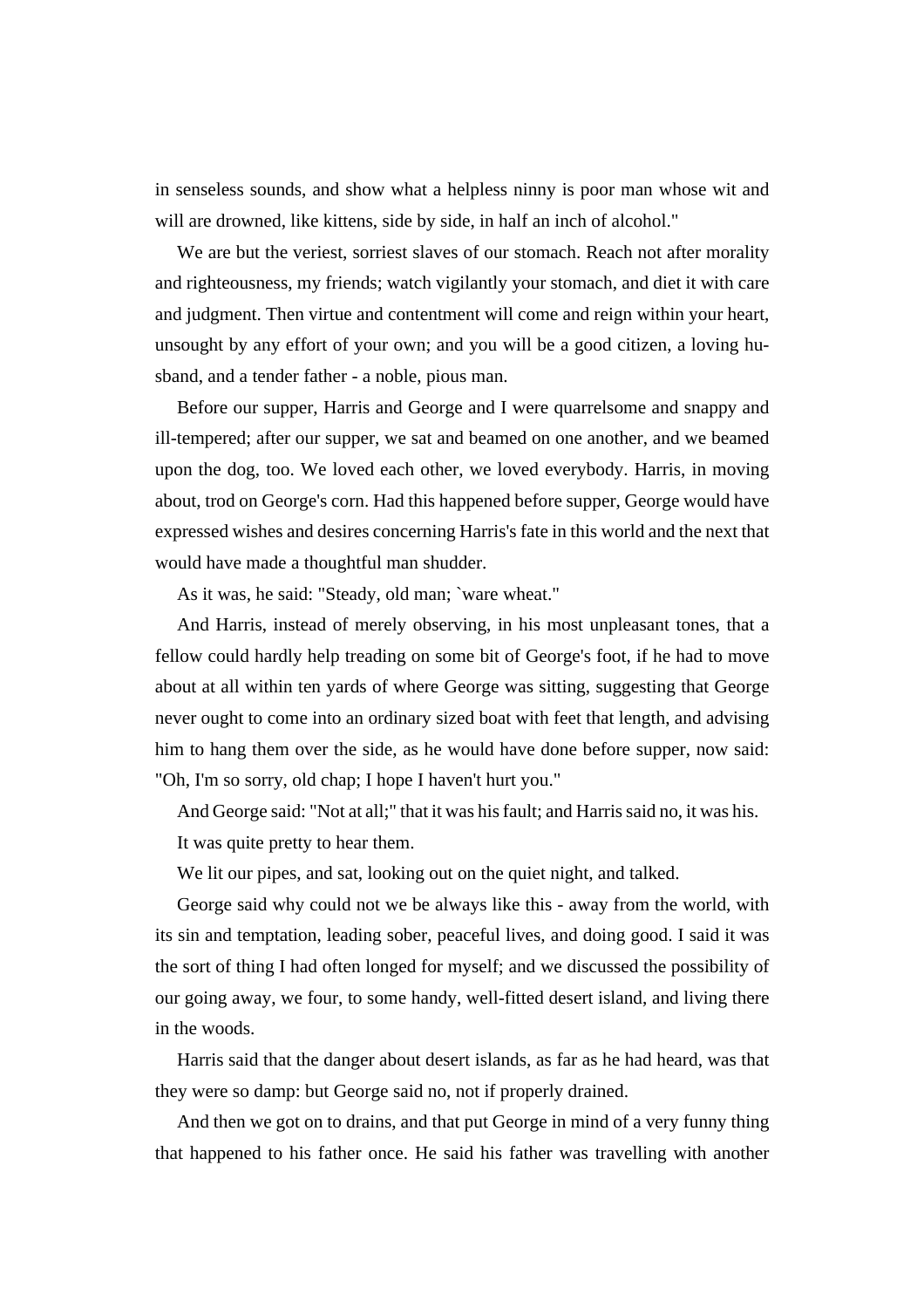in senseless sounds, and show what a helpless ninny is poor man whose wit and will are drowned, like kittens, side by side, in half an inch of alcohol."

We are but the veriest, sorriest slaves of our stomach. Reach not after morality and righteousness, my friends; watch vigilantly your stomach, and diet it with care and judgment. Then virtue and contentment will come and reign within your heart, unsought by any effort of your own; and you will be a good citizen, a loving husband, and a tender father - a noble, pious man.

Before our supper, Harris and George and I were quarrelsome and snappy and ill-tempered; after our supper, we sat and beamed on one another, and we beamed upon the dog, too. We loved each other, we loved everybody. Harris, in moving about, trod on George's corn. Had this happened before supper, George would have expressed wishes and desires concerning Harris's fate in this world and the next that would have made a thoughtful man shudder.

As it was, he said: "Steady, old man; `ware wheat."

And Harris, instead of merely observing, in his most unpleasant tones, that a fellow could hardly help treading on some bit of George's foot, if he had to move about at all within ten yards of where George was sitting, suggesting that George never ought to come into an ordinary sized boat with feet that length, and advising him to hang them over the side, as he would have done before supper, now said: "Oh, I'm so sorry, old chap; I hope I haven't hurt you."

And George said: "Not at all;" that it was his fault; and Harris said no, it was his.

It was quite pretty to hear them.

We lit our pipes, and sat, looking out on the quiet night, and talked.

George said why could not we be always like this - away from the world, with its sin and temptation, leading sober, peaceful lives, and doing good. I said it was the sort of thing I had often longed for myself; and we discussed the possibility of our going away, we four, to some handy, well-fitted desert island, and living there in the woods.

Harris said that the danger about desert islands, as far as he had heard, was that they were so damp: but George said no, not if properly drained.

And then we got on to drains, and that put George in mind of a very funny thing that happened to his father once. He said his father was travelling with another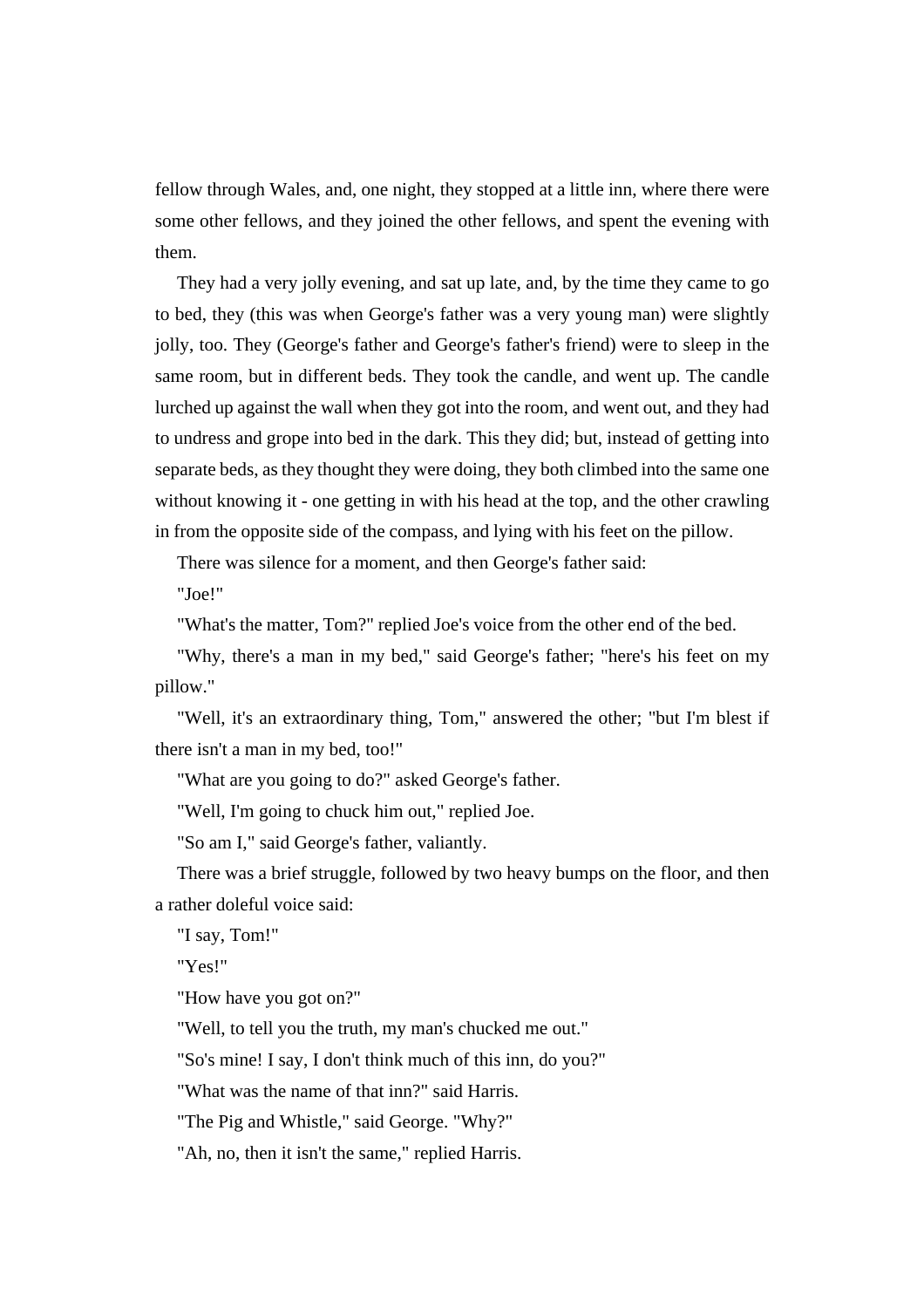fellow through Wales, and, one night, they stopped at a little inn, where there were some other fellows, and they joined the other fellows, and spent the evening with them.

They had a very jolly evening, and sat up late, and, by the time they came to go to bed, they (this was when George's father was a very young man) were slightly jolly, too. They (George's father and George's father's friend) were to sleep in the same room, but in different beds. They took the candle, and went up. The candle lurched up against the wall when they got into the room, and went out, and they had to undress and grope into bed in the dark. This they did; but, instead of getting into separate beds, as they thought they were doing, they both climbed into the same one without knowing it - one getting in with his head at the top, and the other crawling in from the opposite side of the compass, and lying with his feet on the pillow.

There was silence for a moment, and then George's father said:

"Joe!"

"What's the matter, Tom?" replied Joe's voice from the other end of the bed.

"Why, there's a man in my bed," said George's father; "here's his feet on my pillow."

"Well, it's an extraordinary thing, Tom," answered the other; "but I'm blest if there isn't a man in my bed, too!"

"What are you going to do?" asked George's father.

"Well, I'm going to chuck him out," replied Joe.

"So am I," said George's father, valiantly.

There was a brief struggle, followed by two heavy bumps on the floor, and then a rather doleful voice said:

"I say, Tom!"

"Yes!"

"How have you got on?"

"Well, to tell you the truth, my man's chucked me out."

"So's mine! I say, I don't think much of this inn, do you?"

"What was the name of that inn?" said Harris.

"The Pig and Whistle," said George. "Why?"

"Ah, no, then it isn't the same," replied Harris.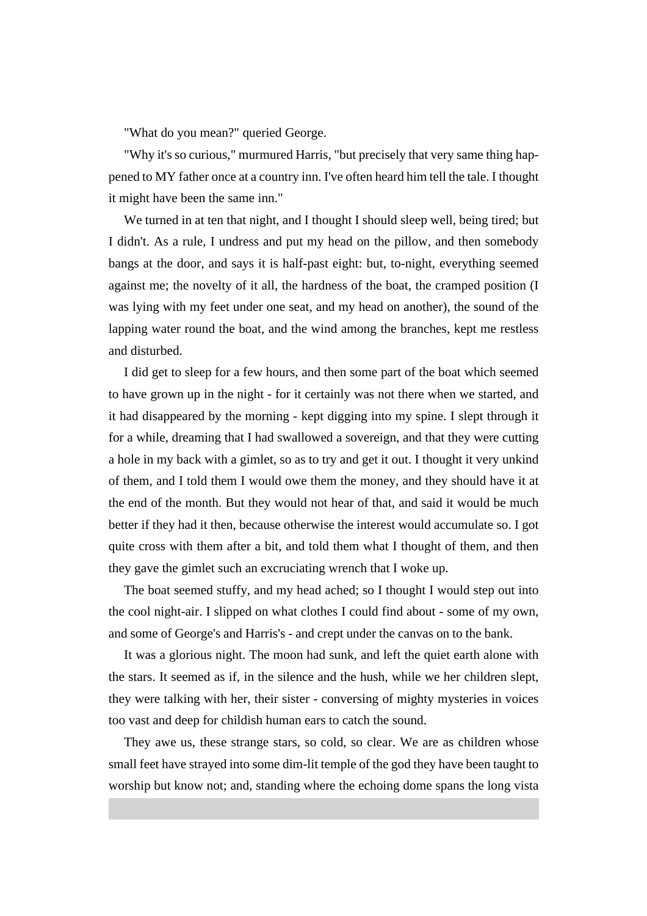"What do you mean?" queried George.

"Why it's so curious," murmured Harris, "but precisely that very same thing happened to MY father once at a country inn. I've often heard him tell the tale. I thought it might have been the same inn."

We turned in at ten that night, and I thought I should sleep well, being tired; but I didn't. As a rule, I undress and put my head on the pillow, and then somebody bangs at the door, and says it is half-past eight: but, to-night, everything seemed against me; the novelty of it all, the hardness of the boat, the cramped position (I was lying with my feet under one seat, and my head on another), the sound of the lapping water round the boat, and the wind among the branches, kept me restless and disturbed.

I did get to sleep for a few hours, and then some part of the boat which seemed to have grown up in the night - for it certainly was not there when we started, and it had disappeared by the morning - kept digging into my spine. I slept through it for a while, dreaming that I had swallowed a sovereign, and that they were cutting a hole in my back with a gimlet, so as to try and get it out. I thought it very unkind of them, and I told them I would owe them the money, and they should have it at the end of the month. But they would not hear of that, and said it would be much better if they had it then, because otherwise the interest would accumulate so. I got quite cross with them after a bit, and told them what I thought of them, and then they gave the gimlet such an excruciating wrench that I woke up.

The boat seemed stuffy, and my head ached; so I thought I would step out into the cool night-air. I slipped on what clothes I could find about - some of my own, and some of George's and Harris's - and crept under the canvas on to the bank.

It was a glorious night. The moon had sunk, and left the quiet earth alone with the stars. It seemed as if, in the silence and the hush, while we her children slept, they were talking with her, their sister - conversing of mighty mysteries in voices too vast and deep for childish human ears to catch the sound.

They awe us, these strange stars, so cold, so clear. We are as children whose small feet have strayed into some dim-lit temple of the god they have been taught to worship but know not; and, standing where the echoing dome spans the long vista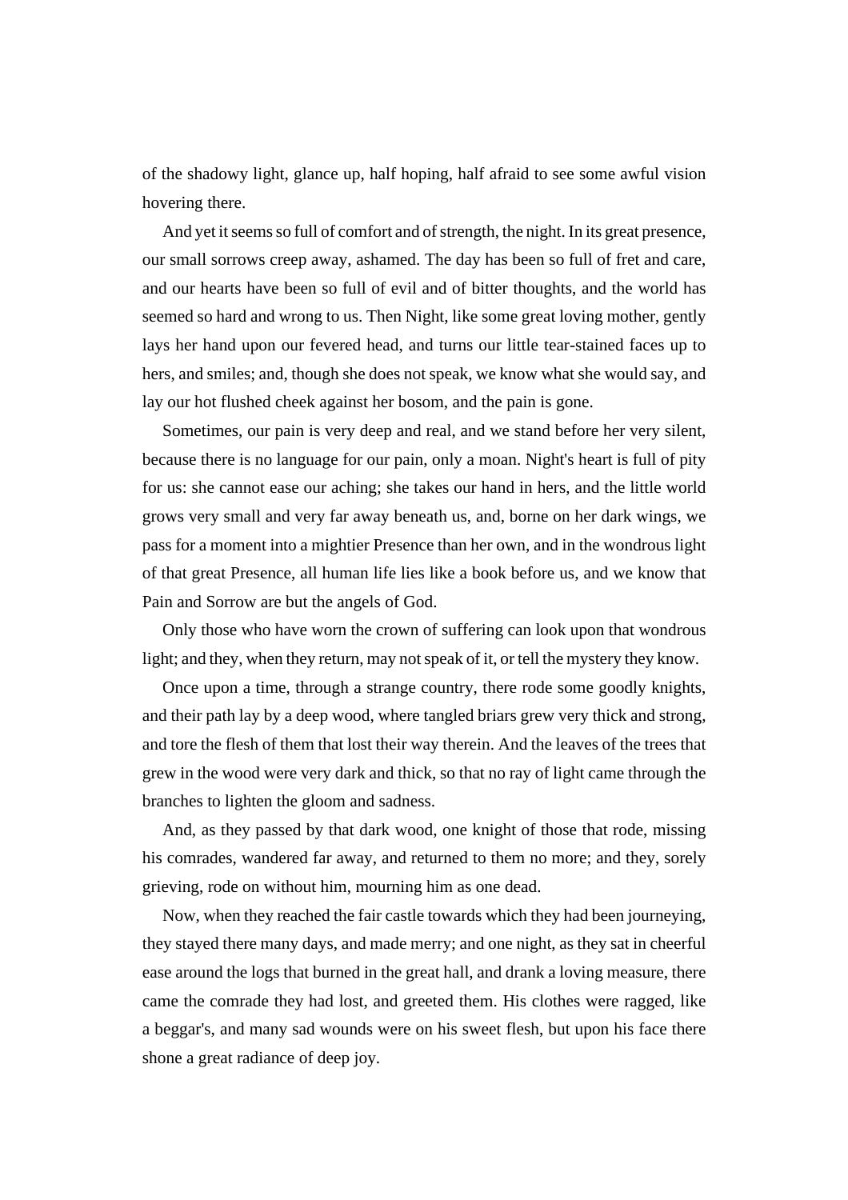of the shadowy light, glance up, half hoping, half afraid to see some awful vision hovering there.

And yet it seems so full of comfort and of strength, the night. In its great presence, our small sorrows creep away, ashamed. The day has been so full of fret and care, and our hearts have been so full of evil and of bitter thoughts, and the world has seemed so hard and wrong to us. Then Night, like some great loving mother, gently lays her hand upon our fevered head, and turns our little tear-stained faces up to hers, and smiles; and, though she does not speak, we know what she would say, and lay our hot flushed cheek against her bosom, and the pain is gone.

Sometimes, our pain is very deep and real, and we stand before her very silent, because there is no language for our pain, only a moan. Night's heart is full of pity for us: she cannot ease our aching; she takes our hand in hers, and the little world grows very small and very far away beneath us, and, borne on her dark wings, we pass for a moment into a mightier Presence than her own, and in the wondrous light of that great Presence, all human life lies like a book before us, and we know that Pain and Sorrow are but the angels of God.

Only those who have worn the crown of suffering can look upon that wondrous light; and they, when they return, may not speak of it, or tell the mystery they know.

Once upon a time, through a strange country, there rode some goodly knights, and their path lay by a deep wood, where tangled briars grew very thick and strong, and tore the flesh of them that lost their way therein. And the leaves of the trees that grew in the wood were very dark and thick, so that no ray of light came through the branches to lighten the gloom and sadness.

And, as they passed by that dark wood, one knight of those that rode, missing his comrades, wandered far away, and returned to them no more; and they, sorely grieving, rode on without him, mourning him as one dead.

Now, when they reached the fair castle towards which they had been journeying, they stayed there many days, and made merry; and one night, as they sat in cheerful ease around the logs that burned in the great hall, and drank a loving measure, there came the comrade they had lost, and greeted them. His clothes were ragged, like a beggar's, and many sad wounds were on his sweet flesh, but upon his face there shone a great radiance of deep joy.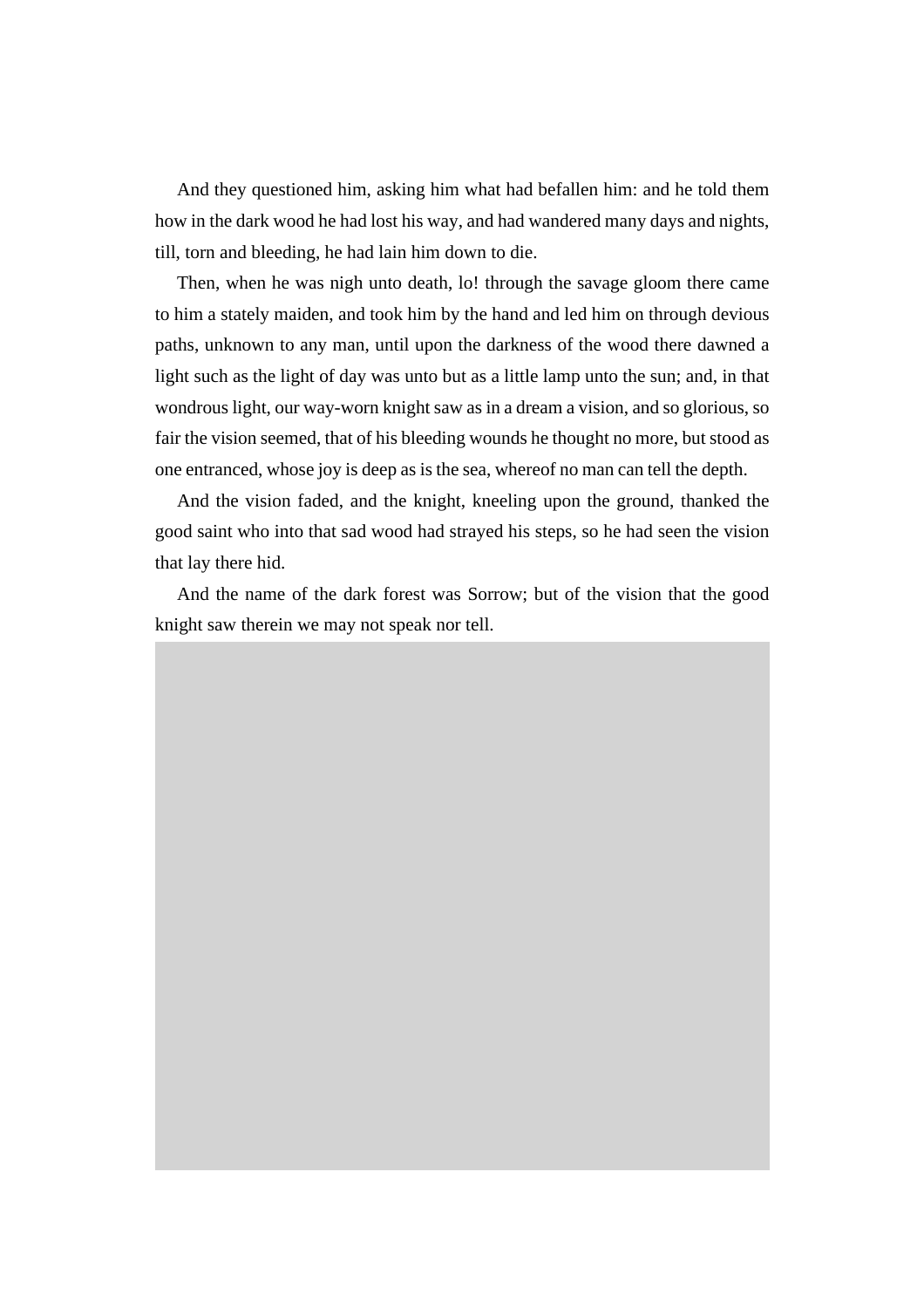And they questioned him, asking him what had befallen him: and he told them how in the dark wood he had lost his way, and had wandered many days and nights, till, torn and bleeding, he had lain him down to die.

Then, when he was nigh unto death, lo! through the savage gloom there came to him a stately maiden, and took him by the hand and led him on through devious paths, unknown to any man, until upon the darkness of the wood there dawned a light such as the light of day was unto but as a little lamp unto the sun; and, in that wondrous light, our way-worn knight saw as in a dream a vision, and so glorious, so fair the vision seemed, that of his bleeding wounds he thought no more, but stood as one entranced, whose joy is deep as is the sea, whereof no man can tell the depth.

And the vision faded, and the knight, kneeling upon the ground, thanked the good saint who into that sad wood had strayed his steps, so he had seen the vision that lay there hid.

And the name of the dark forest was Sorrow; but of the vision that the good knight saw therein we may not speak nor tell.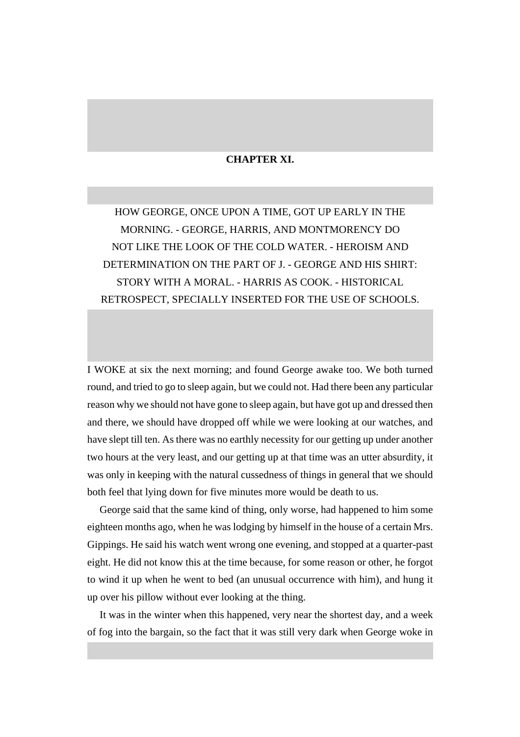## CHAPTER XI.

HOW GEORGE, ONCE UPON A TIME, GOT UP EARLY IN THE MORNING. - GEORGE, HARRIS, AND MONTMORENCY DO NOT LIKE THE LOOK OF THE COLD WATER. - HEROISM AND DETERMINATION ON THE PART OF J. - GEORGE AND HIS SHIRT: STORY WITH A MORAL. - HARRIS AS COOK. - HISTORICAL RETROSPECT, SPECIALLY INSERTED FOR THE USE OF SCHOOLS.

I WOKE at six the next morning; and found George awake too. We both turned round, and tried to go to sleep again, but we could not. Had there been any particular reason why we should not have gone to sleep again, but have got up and dressed then and there, we should have dropped off while we were looking at our watches, and have slept till ten. As there was no earthly necessity for our getting up under another two hours at the very least, and our getting up at that time was an utter absurdity, it was only in keeping with the natural cussedness of things in general that we should both feel that lying down for five minutes more would be death to us.

George said that the same kind of thing, only worse, had happened to him some eighteen months ago, when he was lodging by himself in the house of a certain Mrs. Gippings. He said his watch went wrong one evening, and stopped at a quarter-past eight. He did not know this at the time because, for some reason or other, he forgot to wind it up when he went to bed (an unusual occurrence with him), and hung it up over his pillow without ever looking at the thing.

It was in the winter when this happened, very near the shortest day, and a week of fog into the bargain, so the fact that it was still very dark when George woke in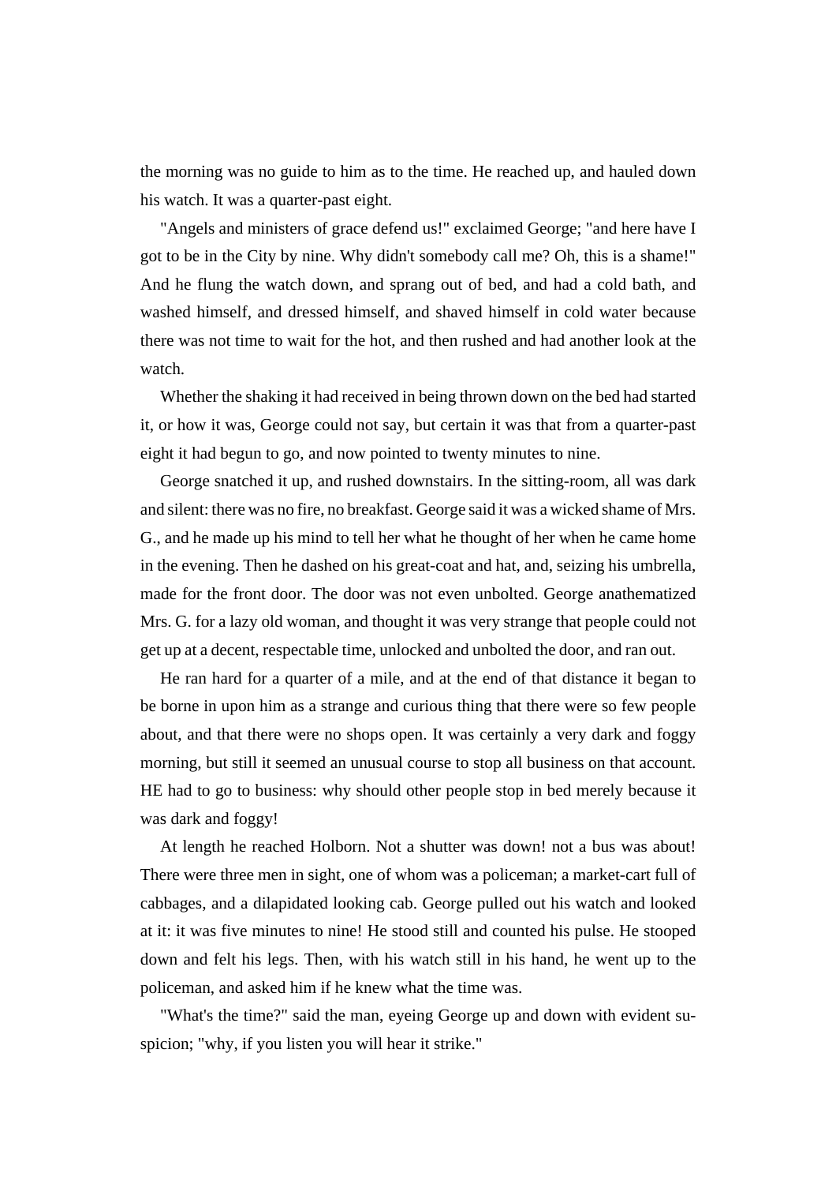the morning was no guide to him as to the time. He reached up, and hauled down his watch. It was a quarter-past eight.

"Angels and ministers of grace defend us!" exclaimed George; "and here have I got to be in the City by nine. Why didn't somebody call me? Oh, this is a shame!" And he flung the watch down, and sprang out of bed, and had a cold bath, and washed himself, and dressed himself, and shaved himself in cold water because there was not time to wait for the hot, and then rushed and had another look at the watch.

Whether the shaking it had received in being thrown down on the bed had started it, or how it was, George could not say, but certain it was that from a quarter-past eight it had begun to go, and now pointed to twenty minutes to nine.

George snatched it up, and rushed downstairs. In the sitting-room, all was dark and silent: there was no fire, no breakfast. George said it was a wicked shame of Mrs. G., and he made up his mind to tell her what he thought of her when he came home in the evening. Then he dashed on his great-coat and hat, and, seizing his umbrella, made for the front door. The door was not even unbolted. George anathematized Mrs. G. for a lazy old woman, and thought it was very strange that people could not get up at a decent, respectable time, unlocked and unbolted the door, and ran out.

He ran hard for a quarter of a mile, and at the end of that distance it began to be borne in upon him as a strange and curious thing that there were so few people about, and that there were no shops open. It was certainly a very dark and foggy morning, but still it seemed an unusual course to stop all business on that account. HE had to go to business: why should other people stop in bed merely because it was dark and foggy!

At length he reached Holborn. Not a shutter was down! not a bus was about! There were three men in sight, one of whom was a policeman; a market-cart full of cabbages, and a dilapidated looking cab. George pulled out his watch and looked at it: it was five minutes to nine! He stood still and counted his pulse. He stooped down and felt his legs. Then, with his watch still in his hand, he went up to the policeman, and asked him if he knew what the time was.

"What's the time?" said the man, eyeing George up and down with evident suspicion; "why, if you listen you will hear it strike."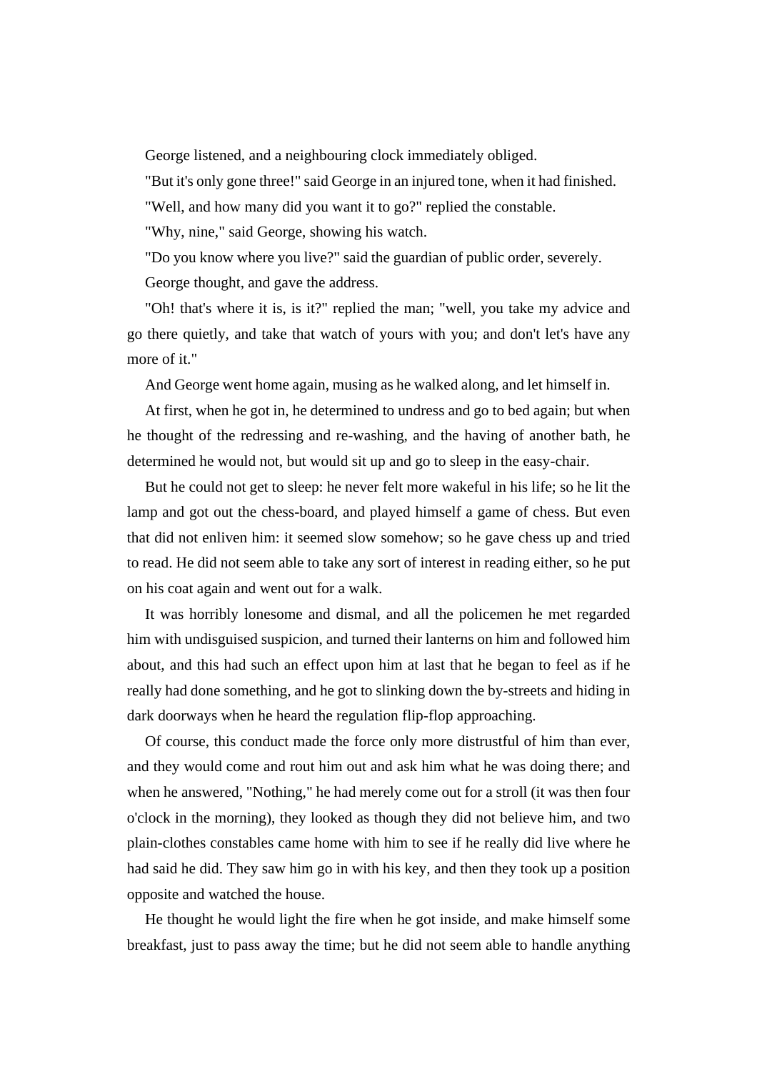George listened, and a neighbouring clock immediately obliged.

"But it's only gone three!" said George in an injured tone, when it had finished.

"Well, and how many did you want it to go?" replied the constable.

"Why, nine," said George, showing his watch.

"Do you know where you live?" said the guardian of public order, severely.

George thought, and gave the address.

"Oh! that's where it is, is it?" replied the man; "well, you take my advice and go there quietly, and take that watch of yours with you; and don't let's have any more of it."

And George went home again, musing as he walked along, and let himself in.

At first, when he got in, he determined to undress and go to bed again; but when he thought of the redressing and re-washing, and the having of another bath, he determined he would not, but would sit up and go to sleep in the easy-chair.

But he could not get to sleep: he never felt more wakeful in his life; so he lit the lamp and got out the chess-board, and played himself a game of chess. But even that did not enliven him: it seemed slow somehow; so he gave chess up and tried to read. He did not seem able to take any sort of interest in reading either, so he put on his coat again and went out for a walk.

It was horribly lonesome and dismal, and all the policemen he met regarded him with undisguised suspicion, and turned their lanterns on him and followed him about, and this had such an effect upon him at last that he began to feel as if he really had done something, and he got to slinking down the by-streets and hiding in dark doorways when he heard the regulation flip-flop approaching.

Of course, this conduct made the force only more distrustful of him than ever, and they would come and rout him out and ask him what he was doing there; and when he answered, "Nothing," he had merely come out for a stroll (it was then four o'clock in the morning), they looked as though they did not believe him, and two plain-clothes constables came home with him to see if he really did live where he had said he did. They saw him go in with his key, and then they took up a position opposite and watched the house.

He thought he would light the fire when he got inside, and make himself some breakfast, just to pass away the time; but he did not seem able to handle anything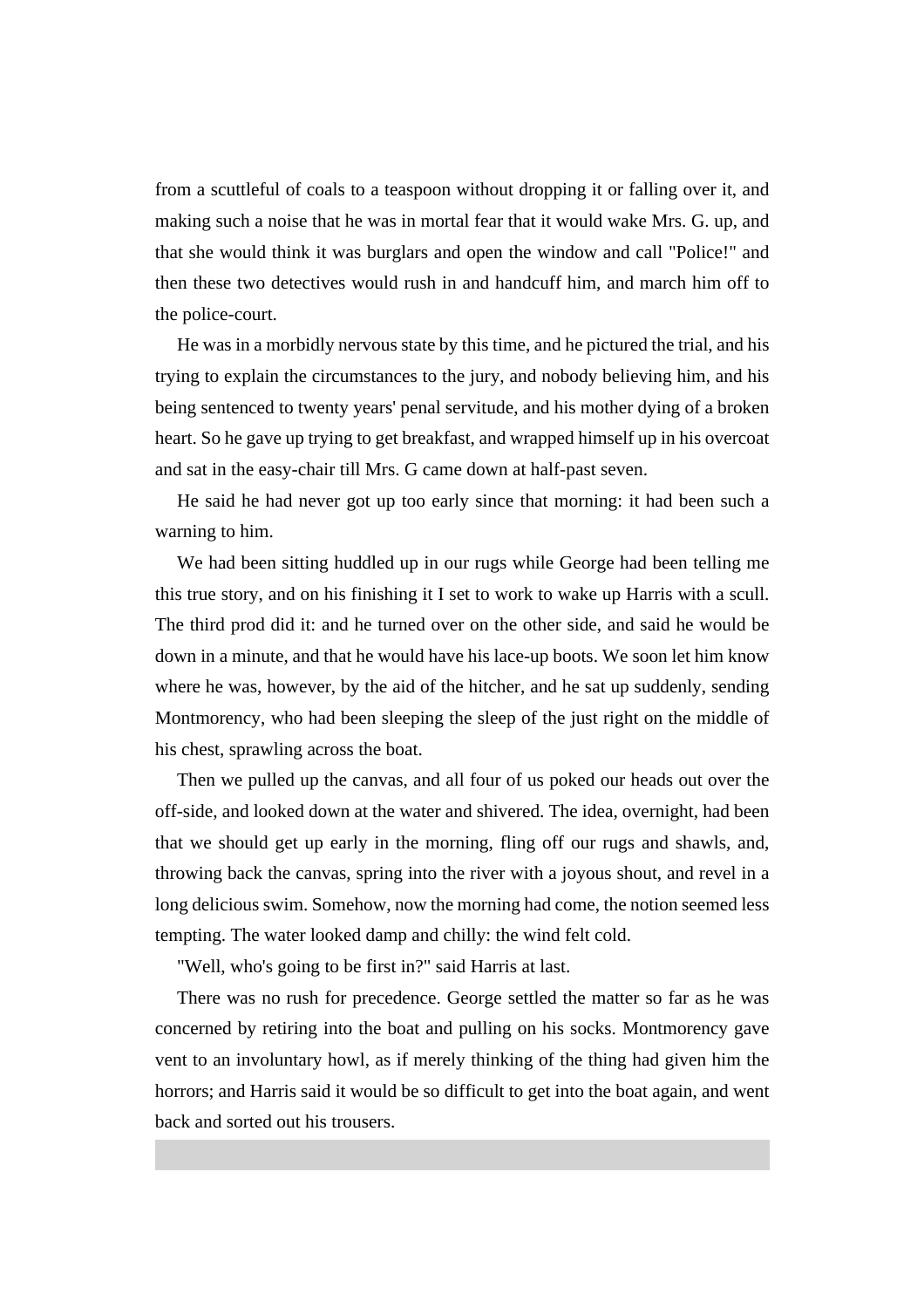from a scuttleful of coals to a teaspoon without dropping it or falling over it, and making such a noise that he was in mortal fear that it would wake Mrs. G. up, and that she would think it was burglars and open the window and call "Police!" and then these two detectives would rush in and handcuff him, and march him off to the police-court.

He was in a morbidly nervous state by this time, and he pictured the trial, and his trying to explain the circumstances to the jury, and nobody believing him, and his being sentenced to twenty years' penal servitude, and his mother dying of a broken heart. So he gave up trying to get breakfast, and wrapped himself up in his overcoat and sat in the easy-chair till Mrs. G came down at half-past seven.

He said he had never got up too early since that morning: it had been such a warning to him.

We had been sitting huddled up in our rugs while George had been telling me this true story, and on his finishing it I set to work to wake up Harris with a scull. The third prod did it: and he turned over on the other side, and said he would be down in a minute, and that he would have his lace-up boots. We soon let him know where he was, however, by the aid of the hitcher, and he sat up suddenly, sending Montmorency, who had been sleeping the sleep of the just right on the middle of his chest, sprawling across the boat.

Then we pulled up the canvas, and all four of us poked our heads out over the off-side, and looked down at the water and shivered. The idea, overnight, had been that we should get up early in the morning, fling off our rugs and shawls, and, throwing back the canvas, spring into the river with a joyous shout, and revel in a long delicious swim. Somehow, now the morning had come, the notion seemed less tempting. The water looked damp and chilly: the wind felt cold.

"Well, who's going to be first in?" said Harris at last.

There was no rush for precedence. George settled the matter so far as he was concerned by retiring into the boat and pulling on his socks. Montmorency gave vent to an involuntary howl, as if merely thinking of the thing had given him the horrors; and Harris said it would be so difficult to get into the boat again, and went back and sorted out his trousers.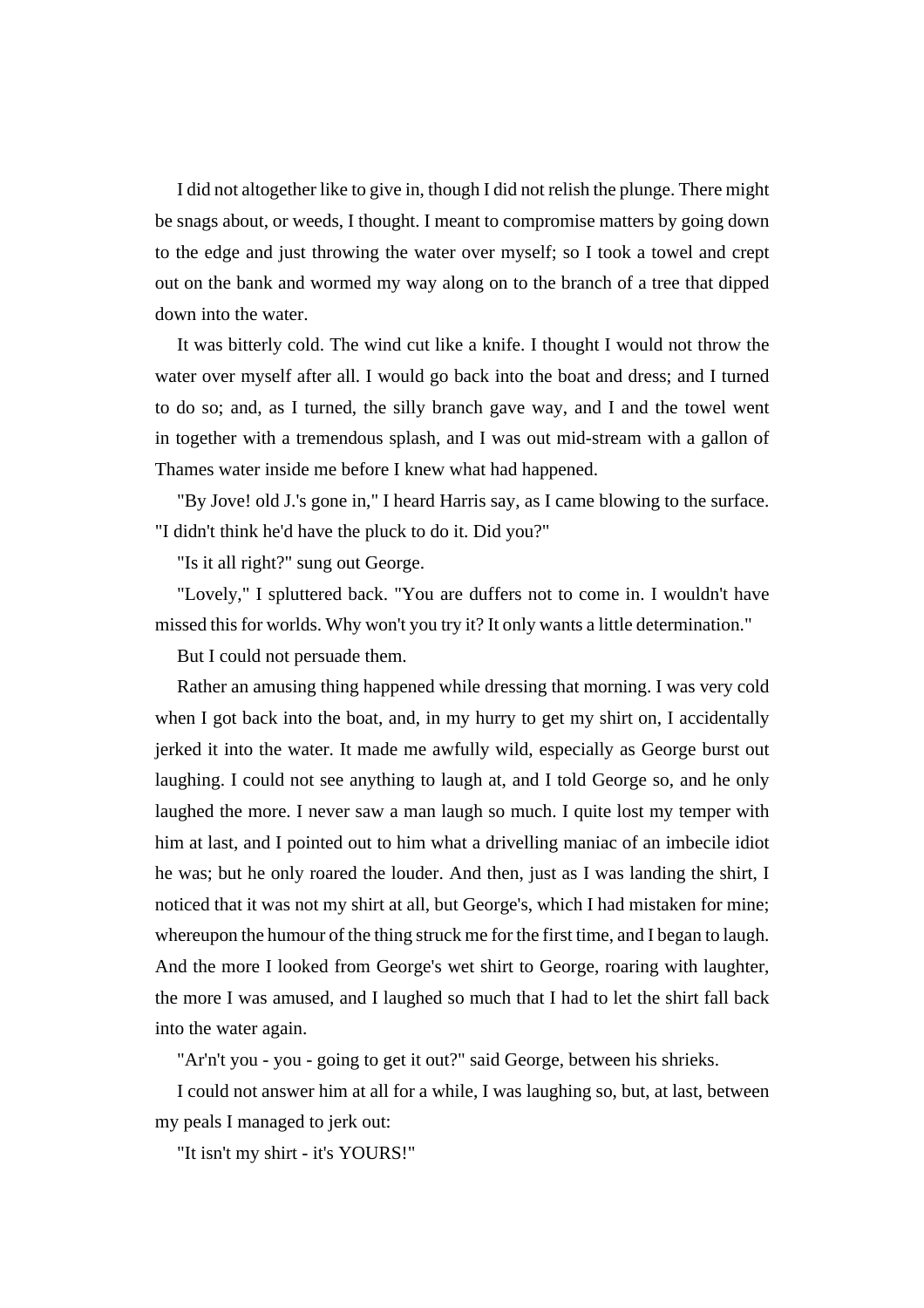I did not altogether like to give in, though I did not relish the plunge. There might be snags about, or weeds, I thought. I meant to compromise matters by going down to the edge and just throwing the water over myself; so I took a towel and crept out on the bank and wormed my way along on to the branch of a tree that dipped down into the water.

It was bitterly cold. The wind cut like a knife. I thought I would not throw the water over myself after all. I would go back into the boat and dress; and I turned to do so; and, as I turned, the silly branch gave way, and I and the towel went in together with a tremendous splash, and I was out mid-stream with a gallon of Thames water inside me before I knew what had happened.

"By Jove! old J.'s gone in," I heard Harris say, as I came blowing to the surface. "I didn't think he'd have the pluck to do it. Did you?"

"Is it all right?" sung out George.

"Lovely," I spluttered back. "You are duffers not to come in. I wouldn't have missed this for worlds. Why won't you try it? It only wants a little determination."

But I could not persuade them.

Rather an amusing thing happened while dressing that morning. I was very cold when I got back into the boat, and, in my hurry to get my shirt on, I accidentally jerked it into the water. It made me awfully wild, especially as George burst out laughing. I could not see anything to laugh at, and I told George so, and he only laughed the more. I never saw a man laugh so much. I quite lost my temper with him at last, and I pointed out to him what a drivelling maniac of an imbecile idiot he was; but he only roared the louder. And then, just as I was landing the shirt, I noticed that it was not my shirt at all, but George's, which I had mistaken for mine; whereupon the humour of the thing struck me for the first time, and I began to laugh. And the more I looked from George's wet shirt to George, roaring with laughter, the more I was amused, and I laughed so much that I had to let the shirt fall back into the water again.

"Ar'n't you - you - going to get it out?" said George, between his shrieks.

I could not answer him at all for a while, I was laughing so, but, at last, between my peals I managed to jerk out:

"It isn't my shirt - it's YOURS!"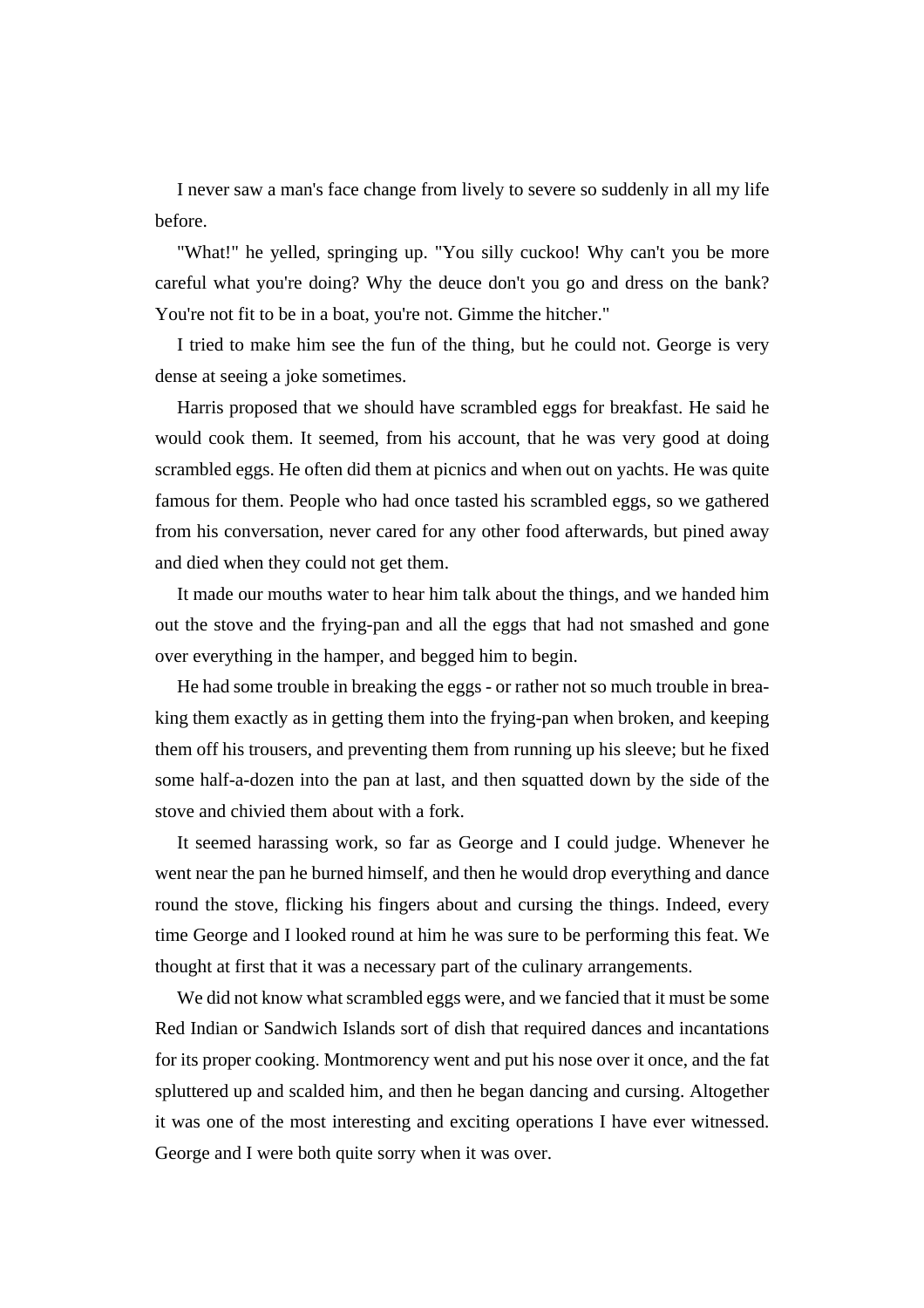I never saw a man's face change from lively to severe so suddenly in all my life before.

"What!" he yelled, springing up. "You silly cuckoo! Why can't you be more careful what you're doing? Why the deuce don't you go and dress on the bank? You're not fit to be in a boat, you're not. Gimme the hitcher."

I tried to make him see the fun of the thing, but he could not. George is very dense at seeing a joke sometimes.

Harris proposed that we should have scrambled eggs for breakfast. He said he would cook them. It seemed, from his account, that he was very good at doing scrambled eggs. He often did them at picnics and when out on yachts. He was quite famous for them. People who had once tasted his scrambled eggs, so we gathered from his conversation, never cared for any other food afterwards, but pined away and died when they could not get them.

It made our mouths water to hear him talk about the things, and we handed him out the stove and the frying-pan and all the eggs that had not smashed and gone over everything in the hamper, and begged him to begin.

He had some trouble in breaking the eggs - or rather not so much trouble in breaking them exactly as in getting them into the frying-pan when broken, and keeping them off his trousers, and preventing them from running up his sleeve; but he fixed some half-a-dozen into the pan at last, and then squatted down by the side of the stove and chivied them about with a fork.

It seemed harassing work, so far as George and I could judge. Whenever he went near the pan he burned himself, and then he would drop everything and dance round the stove, flicking his fingers about and cursing the things. Indeed, every time George and I looked round at him he was sure to be performing this feat. We thought at first that it was a necessary part of the culinary arrangements.

We did not know what scrambled eggs were, and we fancied that it must be some Red Indian or Sandwich Islands sort of dish that required dances and incantations for its proper cooking. Montmorency went and put his nose over it once, and the fat spluttered up and scalded him, and then he began dancing and cursing. Altogether it was one of the most interesting and exciting operations I have ever witnessed. George and I were both quite sorry when it was over.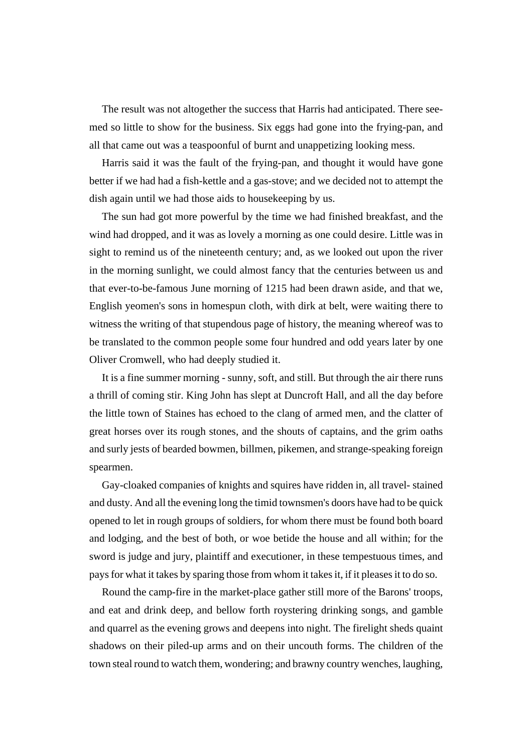The result was not altogether the success that Harris had anticipated. There seemed so little to show for the business. Six eggs had gone into the frying-pan, and all that came out was a teaspoonful of burnt and unappetizing looking mess.

Harris said it was the fault of the frying-pan, and thought it would have gone better if we had had a fish-kettle and a gas-stove; and we decided not to attempt the dish again until we had those aids to housekeeping by us.

The sun had got more powerful by the time we had finished breakfast, and the wind had dropped, and it was as lovely a morning as one could desire. Little was in sight to remind us of the nineteenth century; and, as we looked out upon the river in the morning sunlight, we could almost fancy that the centuries between us and that ever-to-be-famous June morning of 1215 had been drawn aside, and that we, English yeomen's sons in homespun cloth, with dirk at belt, were waiting there to witness the writing of that stupendous page of history, the meaning whereof was to be translated to the common people some four hundred and odd years later by one Oliver Cromwell, who had deeply studied it.

It is a fine summer morning - sunny, soft, and still. But through the air there runs a thrill of coming stir. King John has slept at Duncroft Hall, and all the day before the little town of Staines has echoed to the clang of armed men, and the clatter of great horses over its rough stones, and the shouts of captains, and the grim oaths and surly jests of bearded bowmen, billmen, pikemen, and strange-speaking foreign spearmen.

Gay-cloaked companies of knights and squires have ridden in, all travel- stained and dusty. And all the evening long the timid townsmen's doors have had to be quick opened to let in rough groups of soldiers, for whom there must be found both board and lodging, and the best of both, or woe betide the house and all within; for the sword is judge and jury, plaintiff and executioner, in these tempestuous times, and pays for what it takes by sparing those from whom it takes it, if it pleases it to do so.

Round the camp-fire in the market-place gather still more of the Barons' troops, and eat and drink deep, and bellow forth roystering drinking songs, and gamble and quarrel as the evening grows and deepens into night. The firelight sheds quaint shadows on their piled-up arms and on their uncouth forms. The children of the town steal round to watch them, wondering; and brawny country wenches, laughing,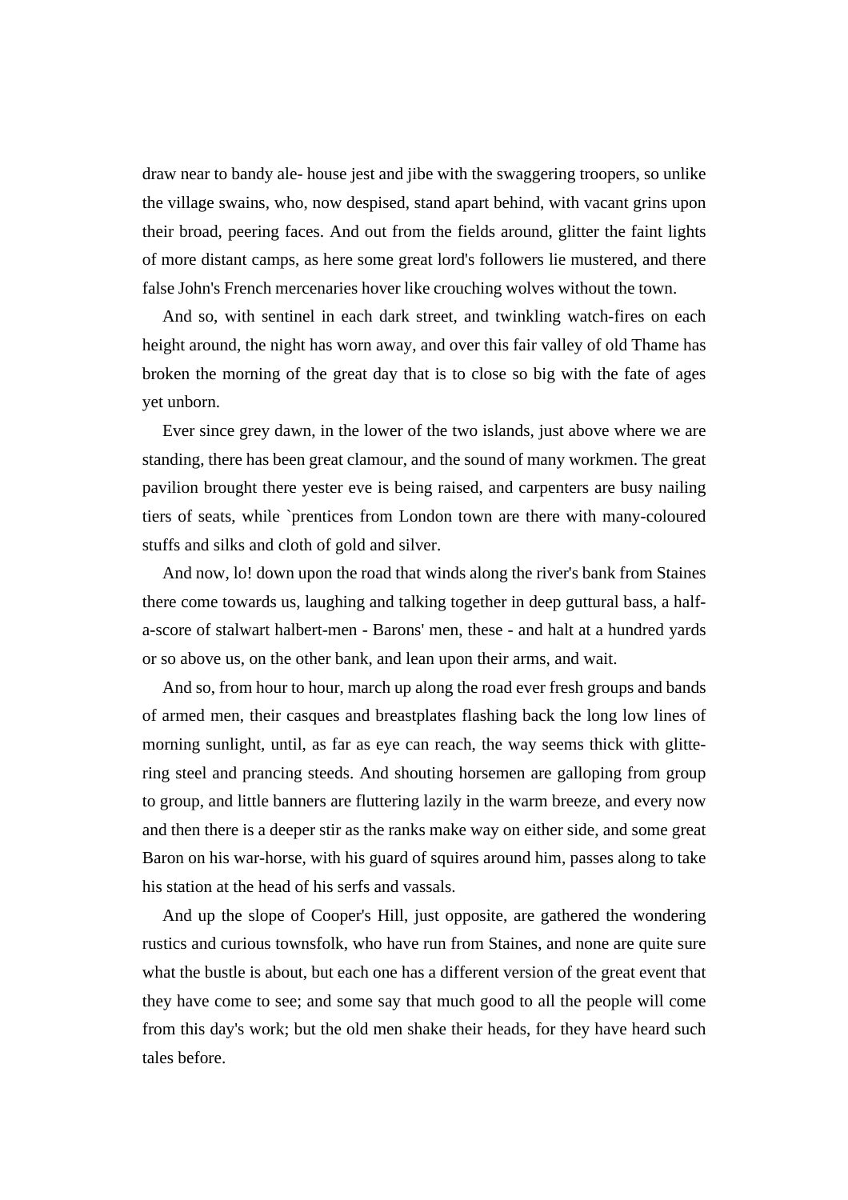draw near to bandy ale- house jest and jibe with the swaggering troopers, so unlike the village swains, who, now despised, stand apart behind, with vacant grins upon their broad, peering faces. And out from the fields around, glitter the faint lights of more distant camps, as here some great lord's followers lie mustered, and there false John's French mercenaries hover like crouching wolves without the town.

And so, with sentinel in each dark street, and twinkling watch-fires on each height around, the night has worn away, and over this fair valley of old Thame has broken the morning of the great day that is to close so big with the fate of ages yet unborn.

Ever since grey dawn, in the lower of the two islands, just above where we are standing, there has been great clamour, and the sound of many workmen. The great pavilion brought there yester eve is being raised, and carpenters are busy nailing tiers of seats, while `prentices from London town are there with many-coloured stuffs and silks and cloth of gold and silver.

And now, lo! down upon the road that winds along the river's bank from Staines there come towards us, laughing and talking together in deep guttural bass, a half-a-score of stalwart halbert-men - Barons' men, these - and halt at a hundred yards or so above us, on the other bank, and lean upon their arms, and wait.

And so, from hour to hour, march up along the road ever fresh groups and bands of armed men, their casques and breastplates flashing back the long low lines of morning sunlight, until, as far as eye can reach, the way seems thick with glittering steel and prancing steeds. And shouting horsemen are galloping from group to group, and little banners are fluttering lazily in the warm breeze, and every now and then there is a deeper stir as the ranks make way on either side, and some great Baron on his war-horse, with his guard of squires around him, passes along to take his station at the head of his serfs and vassals.

And up the slope of Cooper's Hill, just opposite, are gathered the wondering rustics and curious townsfolk, who have run from Staines, and none are quite sure what the bustle is about, but each one has a different version of the great event that they have come to see; and some say that much good to all the people will come from this day's work; but the old men shake their heads, for they have heard such tales before.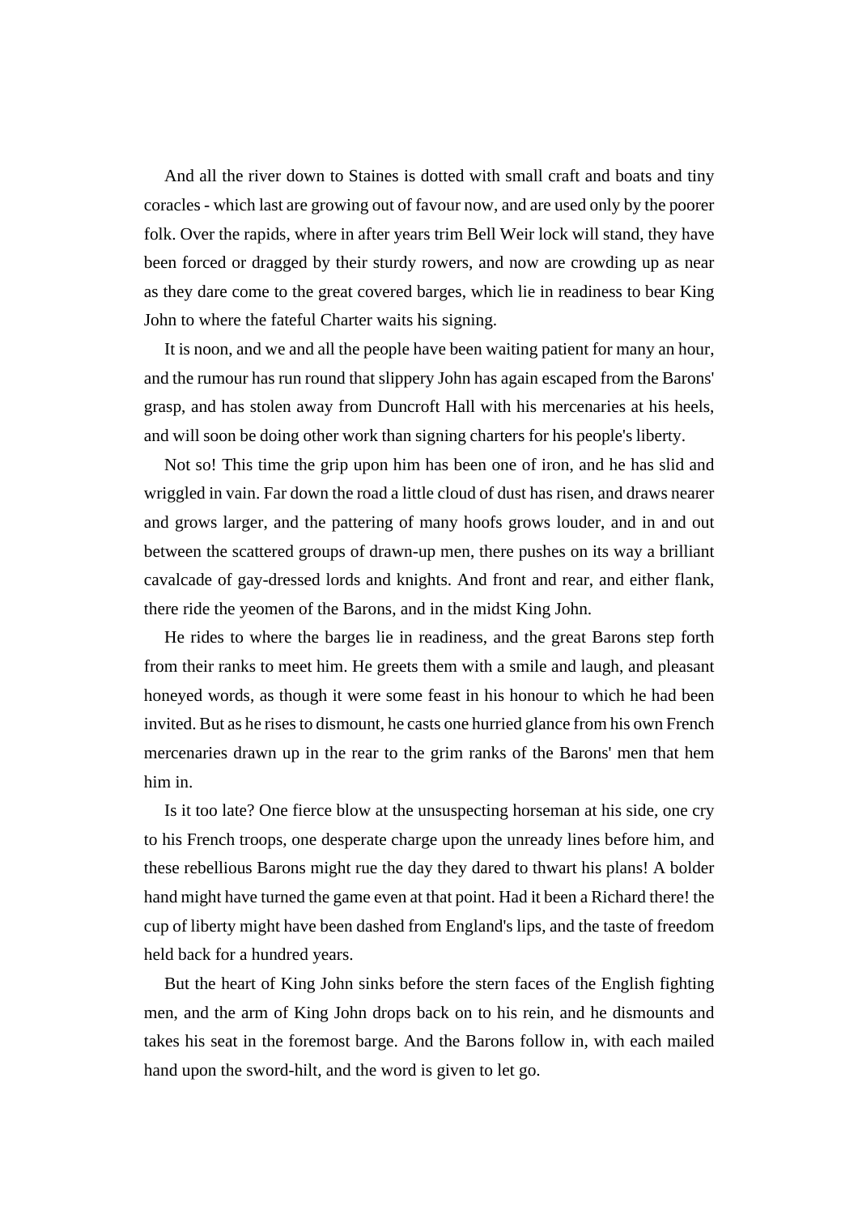And all the river down to Staines is dotted with small craft and boats and tiny coracles - which last are growing out of favour now, and are used only by the poorer folk. Over the rapids, where in after years trim Bell Weir lock will stand, they have been forced or dragged by their sturdy rowers, and now are crowding up as near as they dare come to the great covered barges, which lie in readiness to bear King John to where the fateful Charter waits his signing.

It is noon, and we and all the people have been waiting patient for many an hour, and the rumour has run round that slippery John has again escaped from the Barons' grasp, and has stolen away from Duncroft Hall with his mercenaries at his heels, and will soon be doing other work than signing charters for his people's liberty.

Not so! This time the grip upon him has been one of iron, and he has slid and wriggled in vain. Far down the road a little cloud of dust has risen, and draws nearer and grows larger, and the pattering of many hoofs grows louder, and in and out between the scattered groups of drawn-up men, there pushes on its way a brilliant cavalcade of gay-dressed lords and knights. And front and rear, and either flank, there ride the yeomen of the Barons, and in the midst King John.

He rides to where the barges lie in readiness, and the great Barons step forth from their ranks to meet him. He greets them with a smile and laugh, and pleasant honeyed words, as though it were some feast in his honour to which he had been invited. But as he rises to dismount, he casts one hurried glance from his own French mercenaries drawn up in the rear to the grim ranks of the Barons' men that hem him in.

Is it too late? One fierce blow at the unsuspecting horseman at his side, one cry to his French troops, one desperate charge upon the unready lines before him, and these rebellious Barons might rue the day they dared to thwart his plans! A bolder hand might have turned the game even at that point. Had it been a Richard there! the cup of liberty might have been dashed from England's lips, and the taste of freedom held back for a hundred years.

But the heart of King John sinks before the stern faces of the English fighting men, and the arm of King John drops back on to his rein, and he dismounts and takes his seat in the foremost barge. And the Barons follow in, with each mailed hand upon the sword-hilt, and the word is given to let go.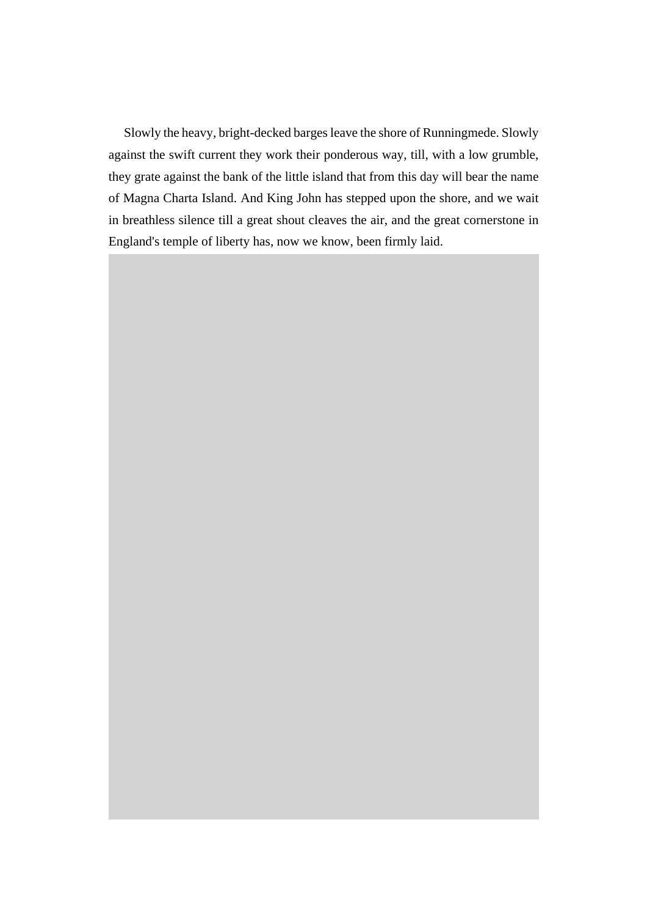Slowly the heavy, bright-decked barges leave the shore of Runningmede. Slowly against the swift current they work their ponderous way, till, with a low grumble, they grate against the bank of the little island that from this day will bear the name of Magna Charta Island. And King John has stepped upon the shore, and we wait in breathless silence till a great shout cleaves the air, and the great cornerstone in England's temple of liberty has, now we know, been firmly laid.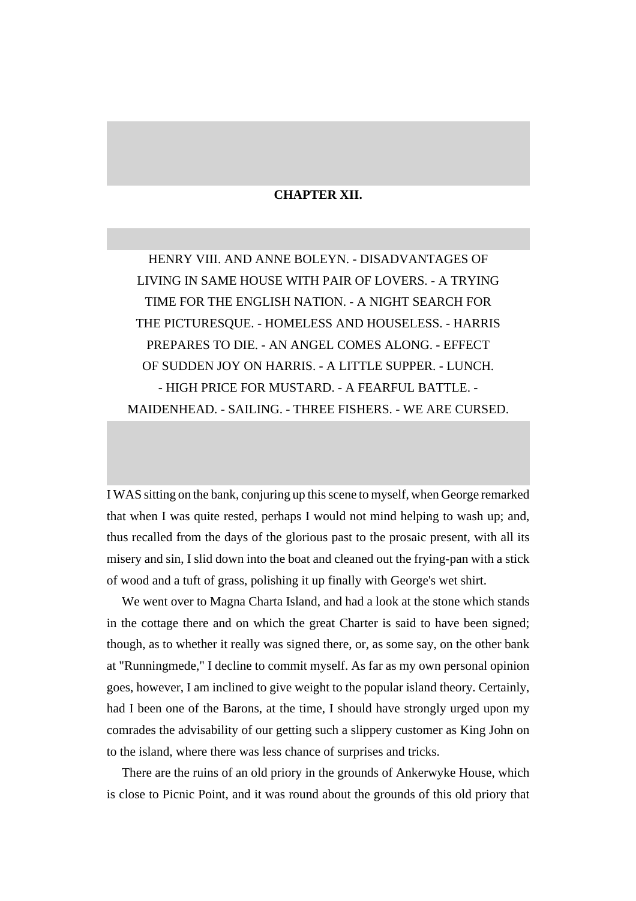## CHAPTER XII.

HENRY VIII. AND ANNE BOLEYN. - DISADVANTAGES OF LIVING IN SAME HOUSE WITH PAIR OF LOVERS. - A TRYING TIME FOR THE ENGLISH NATION. - A NIGHT SEARCH FOR THE PICTURESQUE. - HOMELESS AND HOUSELESS. - HARRIS PREPARES TO DIE. - AN ANGEL COMES ALONG. - EFFECT OF SUDDEN JOY ON HARRIS. - A LITTLE SUPPER. - LUNCH. - HIGH PRICE FOR MUSTARD. - A FEARFUL BATTLE. - MAIDENHEAD. - SAILING. - THREE FISHERS. - WE ARE CURSED.

I WAS sitting on the bank, conjuring up this scene to myself, when George remarked that when I was quite rested, perhaps I would not mind helping to wash up; and, thus recalled from the days of the glorious past to the prosaic present, with all its misery and sin, I slid down into the boat and cleaned out the frying-pan with a stick of wood and a tuft of grass, polishing it up finally with George's wet shirt.

We went over to Magna Charta Island, and had a look at the stone which stands in the cottage there and on which the great Charter is said to have been signed; though, as to whether it really was signed there, or, as some say, on the other bank at "Runningmede," I decline to commit myself. As far as my own personal opinion goes, however, I am inclined to give weight to the popular island theory. Certainly, had I been one of the Barons, at the time, I should have strongly urged upon my comrades the advisability of our getting such a slippery customer as King John on to the island, where there was less chance of surprises and tricks.

There are the ruins of an old priory in the grounds of Ankerwyke House, which is close to Picnic Point, and it was round about the grounds of this old priory that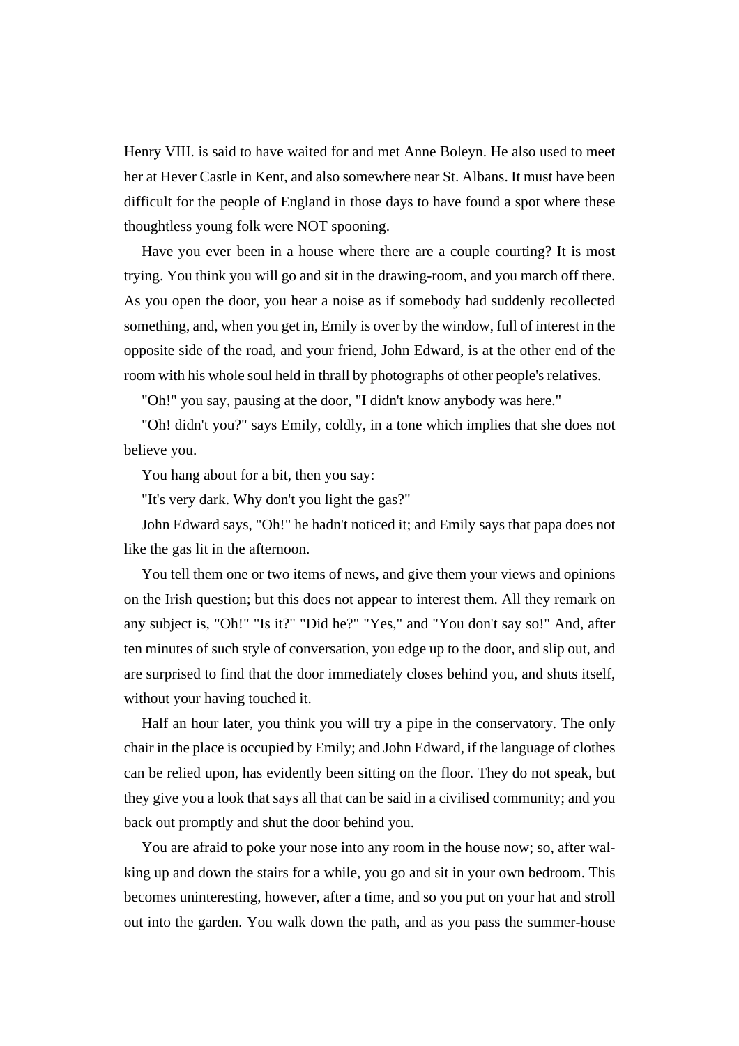Henry VIII. is said to have waited for and met Anne Boleyn. He also used to meet her at Hever Castle in Kent, and also somewhere near St. Albans. It must have been difficult for the people of England in those days to have found a spot where these thoughtless young folk were NOT spooning.

Have you ever been in a house where there are a couple courting? It is most trying. You think you will go and sit in the drawing-room, and you march off there. As you open the door, you hear a noise as if somebody had suddenly recollected something, and, when you get in, Emily is over by the window, full of interest in the opposite side of the road, and your friend, John Edward, is at the other end of the room with his whole soul held in thrall by photographs of other people's relatives.

"Oh!" you say, pausing at the door, "I didn't know anybody was here."

"Oh! didn't you?" says Emily, coldly, in a tone which implies that she does not believe you.

You hang about for a bit, then you say:

"It's very dark. Why don't you light the gas?"

John Edward says, "Oh!" he hadn't noticed it; and Emily says that papa does not like the gas lit in the afternoon.

You tell them one or two items of news, and give them your views and opinions on the Irish question; but this does not appear to interest them. All they remark on any subject is, "Oh!" "Is it?" "Did he?" "Yes," and "You don't say so!" And, after ten minutes of such style of conversation, you edge up to the door, and slip out, and are surprised to find that the door immediately closes behind you, and shuts itself, without your having touched it.

Half an hour later, you think you will try a pipe in the conservatory. The only chair in the place is occupied by Emily; and John Edward, if the language of clothes can be relied upon, has evidently been sitting on the floor. They do not speak, but they give you a look that says all that can be said in a civilised community; and you back out promptly and shut the door behind you.

You are afraid to poke your nose into any room in the house now; so, after walking up and down the stairs for a while, you go and sit in your own bedroom. This becomes uninteresting, however, after a time, and so you put on your hat and stroll out into the garden. You walk down the path, and as you pass the summer-house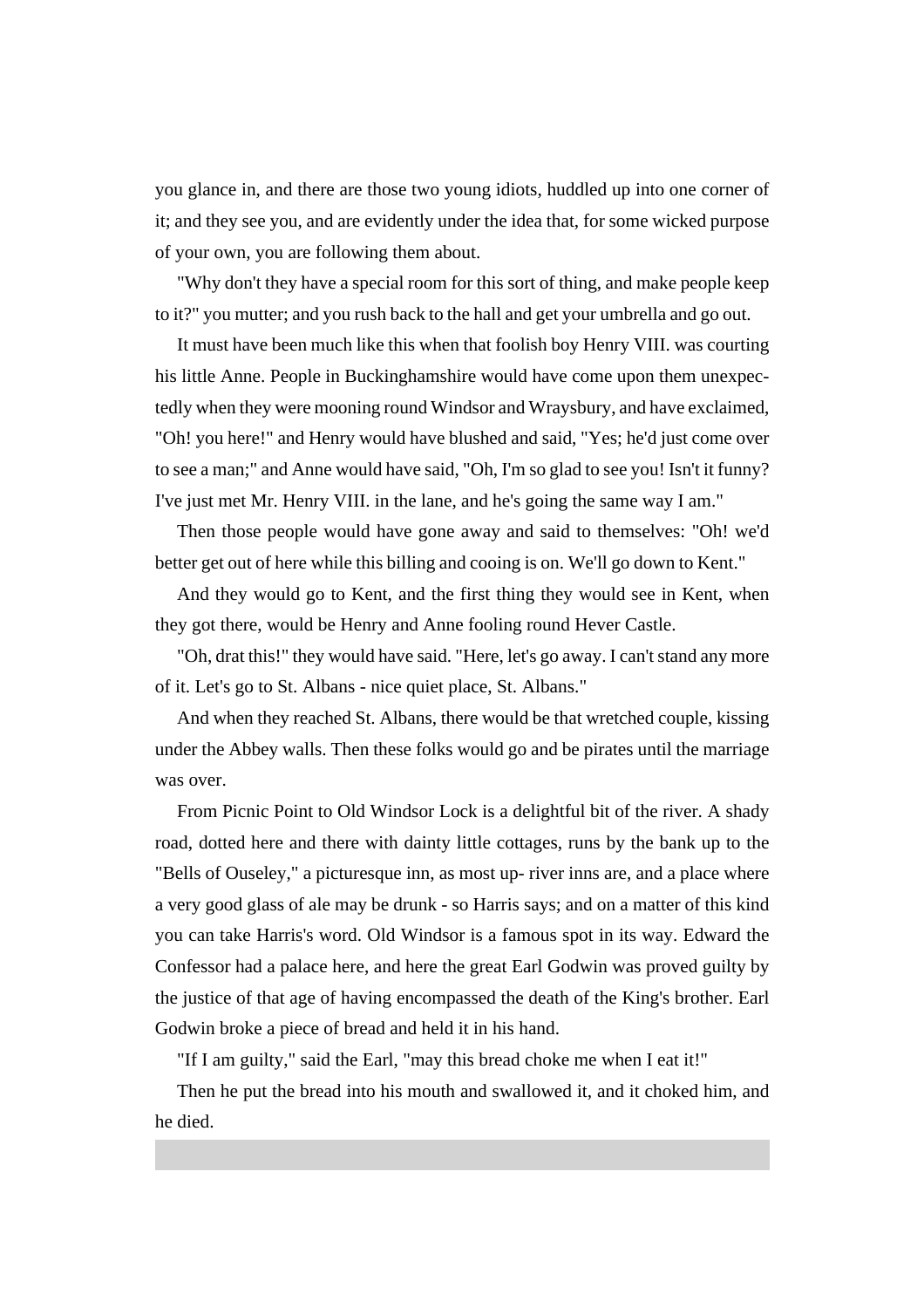you glance in, and there are those two young idiots, huddled up into one corner of it; and they see you, and are evidently under the idea that, for some wicked purpose of your own, you are following them about.

"Why don't they have a special room for this sort of thing, and make people keep to it?" you mutter; and you rush back to the hall and get your umbrella and go out.

It must have been much like this when that foolish boy Henry VIII. was courting his little Anne. People in Buckinghamshire would have come upon them unexpectedly when they were mooning round Windsor and Wraysbury, and have exclaimed, "Oh! you here!" and Henry would have blushed and said, "Yes; he'd just come over to see a man;" and Anne would have said, "Oh, I'm so glad to see you! Isn't it funny? I've just met Mr. Henry VIII. in the lane, and he's going the same way I am."

Then those people would have gone away and said to themselves: "Oh! we'd better get out of here while this billing and cooing is on. We'll go down to Kent."

And they would go to Kent, and the first thing they would see in Kent, when they got there, would be Henry and Anne fooling round Hever Castle.

"Oh, drat this!" they would have said. "Here, let's go away. I can't stand any more of it. Let's go to St. Albans - nice quiet place, St. Albans."

And when they reached St. Albans, there would be that wretched couple, kissing under the Abbey walls. Then these folks would go and be pirates until the marriage was over.

From Picnic Point to Old Windsor Lock is a delightful bit of the river. A shady road, dotted here and there with dainty little cottages, runs by the bank up to the "Bells of Ouseley," a picturesque inn, as most up- river inns are, and a place where a very good glass of ale may be drunk - so Harris says; and on a matter of this kind you can take Harris's word. Old Windsor is a famous spot in its way. Edward the Confessor had a palace here, and here the great Earl Godwin was proved guilty by the justice of that age of having encompassed the death of the King's brother. Earl Godwin broke a piece of bread and held it in his hand.

"If I am guilty," said the Earl, "may this bread choke me when I eat it!"

Then he put the bread into his mouth and swallowed it, and it choked him, and he died.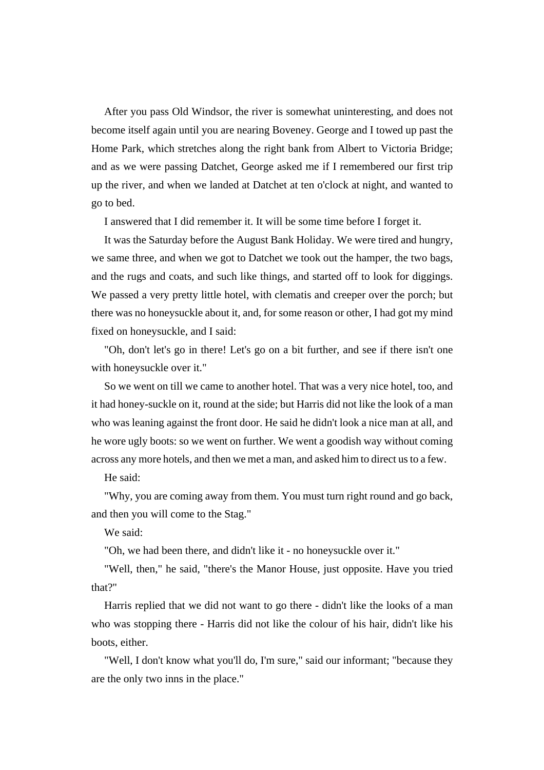After you pass Old Windsor, the river is somewhat uninteresting, and does not become itself again until you are nearing Boveney. George and I towed up past the Home Park, which stretches along the right bank from Albert to Victoria Bridge; and as we were passing Datchet, George asked me if I remembered our first trip up the river, and when we landed at Datchet at ten o'clock at night, and wanted to go to bed.

I answered that I did remember it. It will be some time before I forget it.

It was the Saturday before the August Bank Holiday. We were tired and hungry, we same three, and when we got to Datchet we took out the hamper, the two bags, and the rugs and coats, and such like things, and started off to look for diggings. We passed a very pretty little hotel, with clematis and creeper over the porch; but there was no honeysuckle about it, and, for some reason or other, I had got my mind fixed on honeysuckle, and I said:

"Oh, don't let's go in there! Let's go on a bit further, and see if there isn't one with honeysuckle over it."

So we went on till we came to another hotel. That was a very nice hotel, too, and it had honey-suckle on it, round at the side; but Harris did not like the look of a man who was leaning against the front door. He said he didn't look a nice man at all, and he wore ugly boots: so we went on further. We went a goodish way without coming across any more hotels, and then we met a man, and asked him to direct us to a few.

He said:

"Why, you are coming away from them. You must turn right round and go back, and then you will come to the Stag."

We said:

"Oh, we had been there, and didn't like it - no honeysuckle over it."

"Well, then," he said, "there's the Manor House, just opposite. Have you tried that?"

Harris replied that we did not want to go there - didn't like the looks of a man who was stopping there - Harris did not like the colour of his hair, didn't like his boots, either.

"Well, I don't know what you'll do, I'm sure," said our informant; "because they are the only two inns in the place."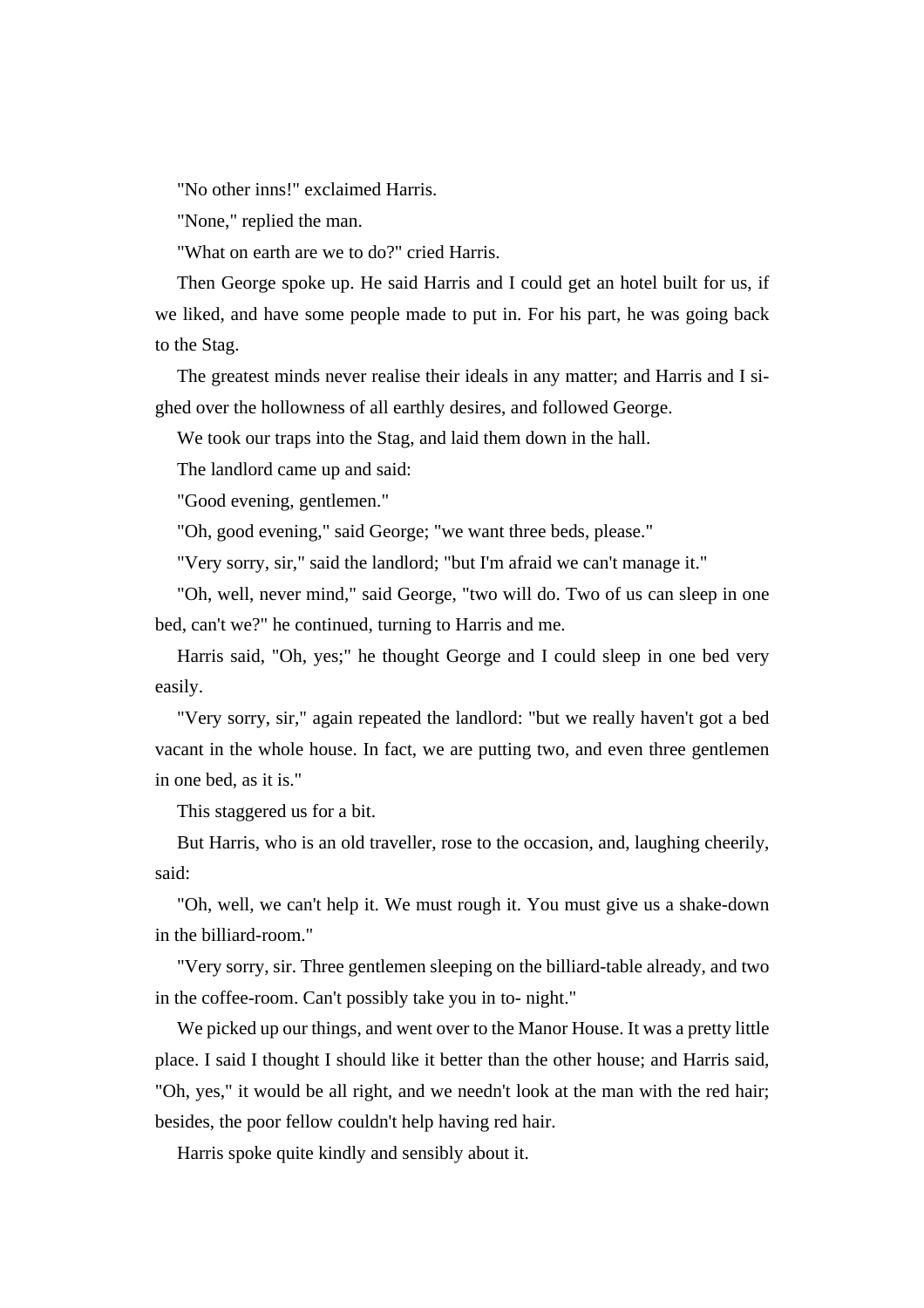"No other inns!" exclaimed Harris.

"None," replied the man.

"What on earth are we to do?" cried Harris.

Then George spoke up. He said Harris and I could get an hotel built for us, if we liked, and have some people made to put in. For his part, he was going back to the Stag.

The greatest minds never realise their ideals in any matter; and Harris and I sighed over the hollowness of all earthly desires, and followed George.

We took our traps into the Stag, and laid them down in the hall.

The landlord came up and said:

"Good evening, gentlemen."

"Oh, good evening," said George; "we want three beds, please."

"Very sorry, sir," said the landlord; "but I'm afraid we can't manage it."

"Oh, well, never mind," said George, "two will do. Two of us can sleep in one bed, can't we?" he continued, turning to Harris and me.

Harris said, "Oh, yes;" he thought George and I could sleep in one bed very easily.

"Very sorry, sir," again repeated the landlord: "but we really haven't got a bed vacant in the whole house. In fact, we are putting two, and even three gentlemen in one bed, as it is."

This staggered us for a bit.

But Harris, who is an old traveller, rose to the occasion, and, laughing cheerily, said:

"Oh, well, we can't help it. We must rough it. You must give us a shake-down in the billiard-room."

"Very sorry, sir. Three gentlemen sleeping on the billiard-table already, and two in the coffee-room. Can't possibly take you in to- night."

We picked up our things, and went over to the Manor House. It was a pretty little place. I said I thought I should like it better than the other house; and Harris said, "Oh, yes," it would be all right, and we needn't look at the man with the red hair; besides, the poor fellow couldn't help having red hair.

Harris spoke quite kindly and sensibly about it.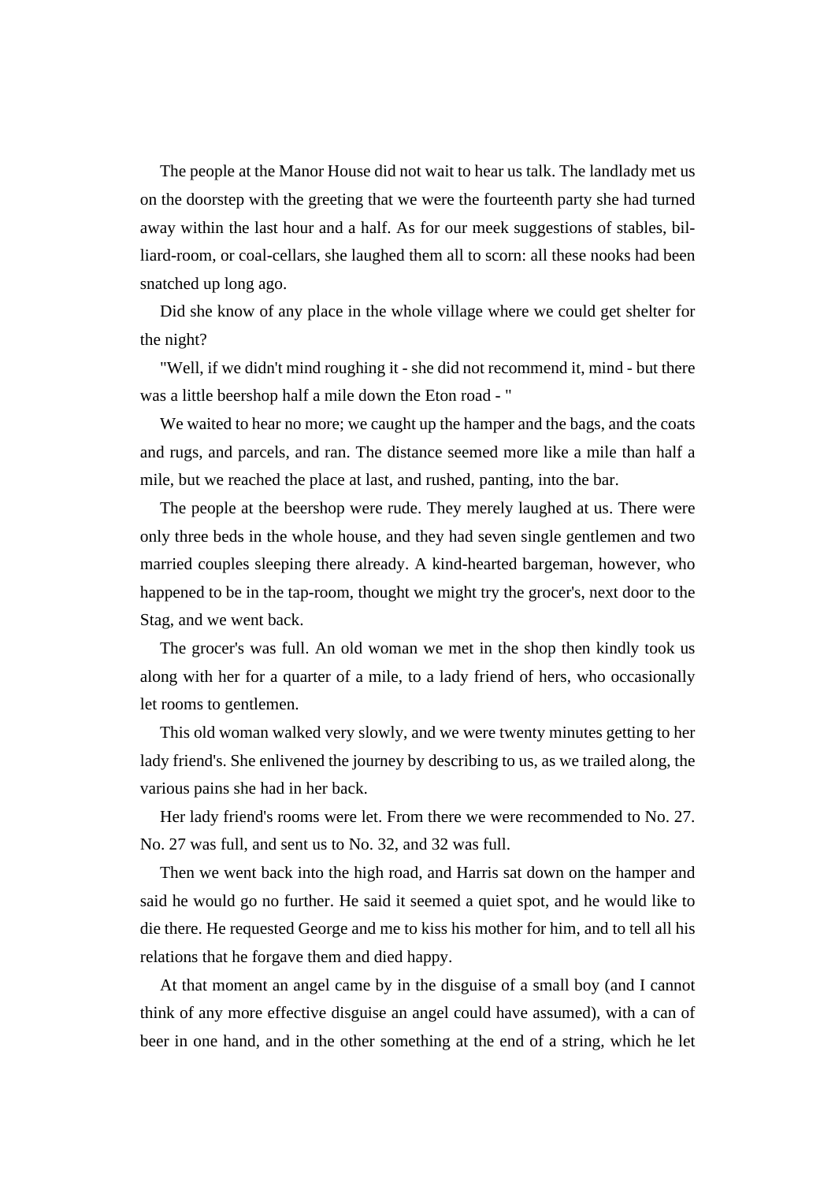The people at the Manor House did not wait to hear us talk. The landlady met us on the doorstep with the greeting that we were the fourteenth party she had turned away within the last hour and a half. As for our meek suggestions of stables, billiard-room, or coal-cellars, she laughed them all to scorn: all these nooks had been snatched up long ago.

Did she know of any place in the whole village where we could get shelter for the night?

"Well, if we didn't mind roughing it - she did not recommend it, mind - but there was a little beershop half a mile down the Eton road - "

We waited to hear no more; we caught up the hamper and the bags, and the coats and rugs, and parcels, and ran. The distance seemed more like a mile than half a mile, but we reached the place at last, and rushed, panting, into the bar.

The people at the beershop were rude. They merely laughed at us. There were only three beds in the whole house, and they had seven single gentlemen and two married couples sleeping there already. A kind-hearted bargeman, however, who happened to be in the tap-room, thought we might try the grocer's, next door to the Stag, and we went back.

The grocer's was full. An old woman we met in the shop then kindly took us along with her for a quarter of a mile, to a lady friend of hers, who occasionally let rooms to gentlemen.

This old woman walked very slowly, and we were twenty minutes getting to her lady friend's. She enlivened the journey by describing to us, as we trailed along, the various pains she had in her back.

Her lady friend's rooms were let. From there we were recommended to No. 27. No. 27 was full, and sent us to No. 32, and 32 was full.

Then we went back into the high road, and Harris sat down on the hamper and said he would go no further. He said it seemed a quiet spot, and he would like to die there. He requested George and me to kiss his mother for him, and to tell all his relations that he forgave them and died happy.

At that moment an angel came by in the disguise of a small boy (and I cannot think of any more effective disguise an angel could have assumed), with a can of beer in one hand, and in the other something at the end of a string, which he let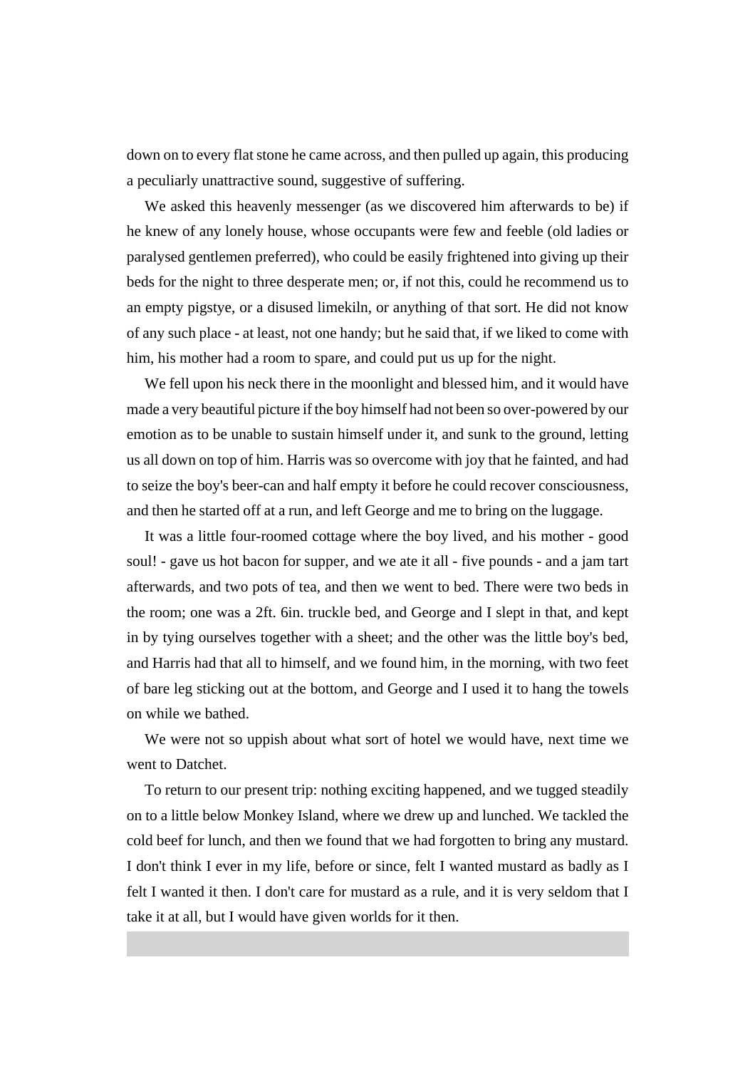down on to every flat stone he came across, and then pulled up again, this producing a peculiarly unattractive sound, suggestive of suffering.

We asked this heavenly messenger (as we discovered him afterwards to be) if he knew of any lonely house, whose occupants were few and feeble (old ladies or paralysed gentlemen preferred), who could be easily frightened into giving up their beds for the night to three desperate men; or, if not this, could he recommend us to an empty pigstye, or a disused limekiln, or anything of that sort. He did not know of any such place - at least, not one handy; but he said that, if we liked to come with him, his mother had a room to spare, and could put us up for the night.

We fell upon his neck there in the moonlight and blessed him, and it would have made a very beautiful picture if the boy himself had not been so over-powered by our emotion as to be unable to sustain himself under it, and sunk to the ground, letting us all down on top of him. Harris was so overcome with joy that he fainted, and had to seize the boy's beer-can and half empty it before he could recover consciousness, and then he started off at a run, and left George and me to bring on the luggage.

It was a little four-roomed cottage where the boy lived, and his mother - good soul! - gave us hot bacon for supper, and we ate it all - five pounds - and a jam tart afterwards, and two pots of tea, and then we went to bed. There were two beds in the room; one was a 2ft. 6in. truckle bed, and George and I slept in that, and kept in by tying ourselves together with a sheet; and the other was the little boy's bed, and Harris had that all to himself, and we found him, in the morning, with two feet of bare leg sticking out at the bottom, and George and I used it to hang the towels on while we bathed.

We were not so uppish about what sort of hotel we would have, next time we went to Datchet.

To return to our present trip: nothing exciting happened, and we tugged steadily on to a little below Monkey Island, where we drew up and lunched. We tackled the cold beef for lunch, and then we found that we had forgotten to bring any mustard. I don't think I ever in my life, before or since, felt I wanted mustard as badly as I felt I wanted it then. I don't care for mustard as a rule, and it is very seldom that I take it at all, but I would have given worlds for it then.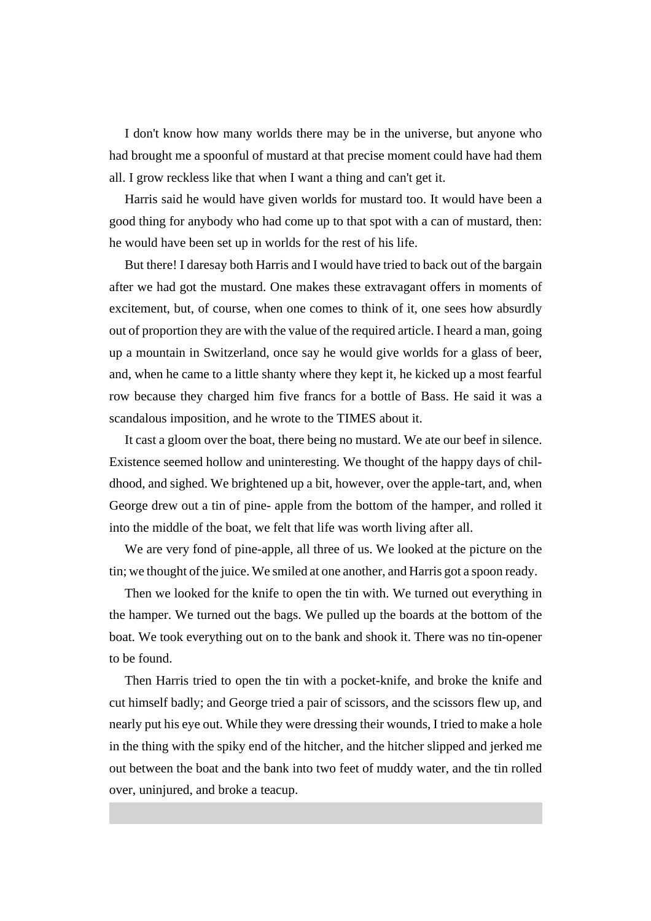I don't know how many worlds there may be in the universe, but anyone who had brought me a spoonful of mustard at that precise moment could have had them all. I grow reckless like that when I want a thing and can't get it.

Harris said he would have given worlds for mustard too. It would have been a good thing for anybody who had come up to that spot with a can of mustard, then: he would have been set up in worlds for the rest of his life.

But there! I daresay both Harris and I would have tried to back out of the bargain after we had got the mustard. One makes these extravagant offers in moments of excitement, but, of course, when one comes to think of it, one sees how absurdly out of proportion they are with the value of the required article. I heard a man, going up a mountain in Switzerland, once say he would give worlds for a glass of beer, and, when he came to a little shanty where they kept it, he kicked up a most fearful row because they charged him five francs for a bottle of Bass. He said it was a scandalous imposition, and he wrote to the TIMES about it.

It cast a gloom over the boat, there being no mustard. We ate our beef in silence. Existence seemed hollow and uninteresting. We thought of the happy days of childhood, and sighed. We brightened up a bit, however, over the apple-tart, and, when George drew out a tin of pine- apple from the bottom of the hamper, and rolled it into the middle of the boat, we felt that life was worth living after all.

We are very fond of pine-apple, all three of us. We looked at the picture on the tin; we thought of the juice. We smiled at one another, and Harris got a spoon ready.

Then we looked for the knife to open the tin with. We turned out everything in the hamper. We turned out the bags. We pulled up the boards at the bottom of the boat. We took everything out on to the bank and shook it. There was no tin-opener to be found.

Then Harris tried to open the tin with a pocket-knife, and broke the knife and cut himself badly; and George tried a pair of scissors, and the scissors flew up, and nearly put his eye out. While they were dressing their wounds, I tried to make a hole in the thing with the spiky end of the hitcher, and the hitcher slipped and jerked me out between the boat and the bank into two feet of muddy water, and the tin rolled over, uninjured, and broke a teacup.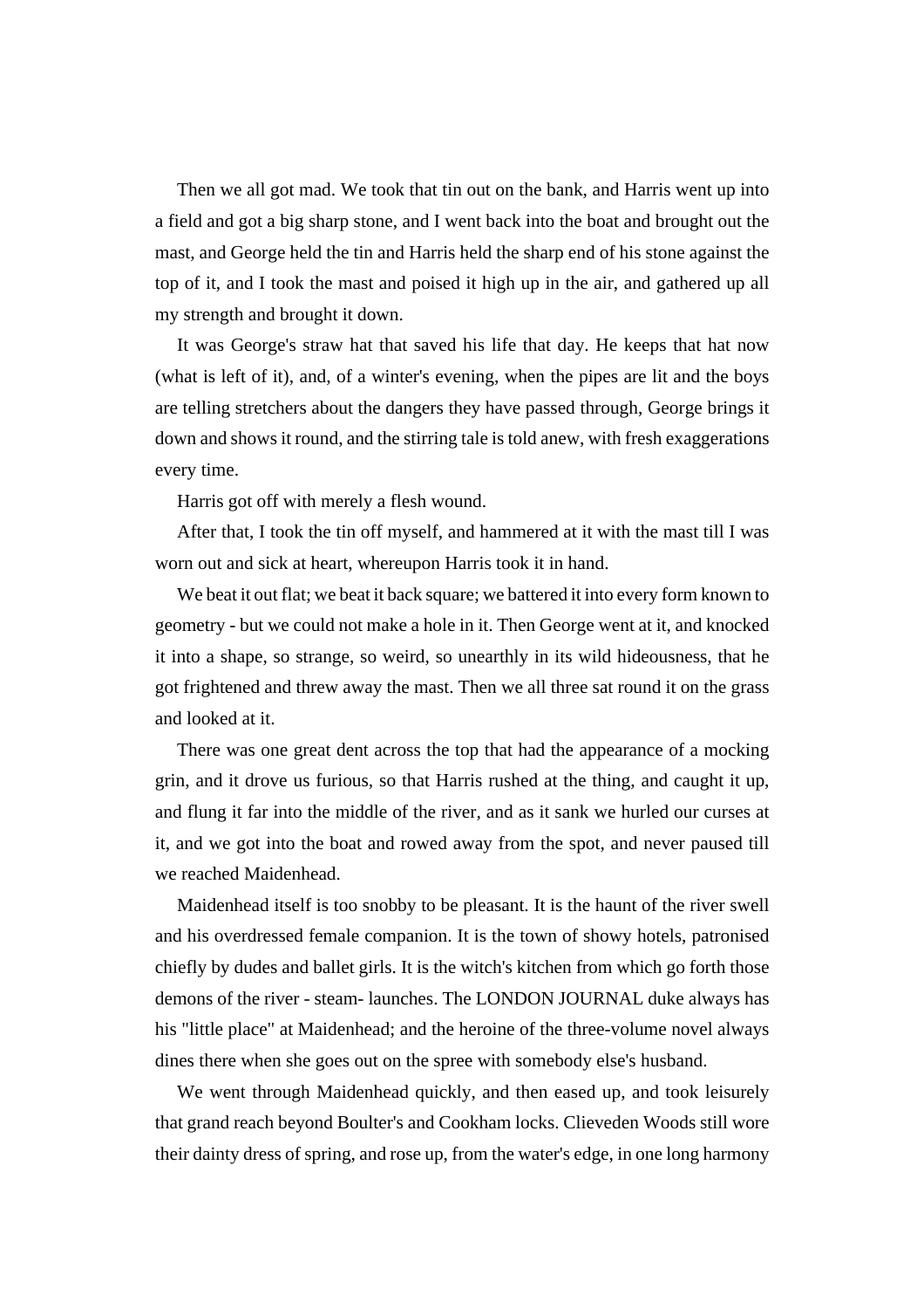Then we all got mad. We took that tin out on the bank, and Harris went up into a field and got a big sharp stone, and I went back into the boat and brought out the mast, and George held the tin and Harris held the sharp end of his stone against the top of it, and I took the mast and poised it high up in the air, and gathered up all my strength and brought it down.

It was George's straw hat that saved his life that day. He keeps that hat now (what is left of it), and, of a winter's evening, when the pipes are lit and the boys are telling stretchers about the dangers they have passed through, George brings it down and shows it round, and the stirring tale is told anew, with fresh exaggerations every time.

Harris got off with merely a flesh wound.

After that, I took the tin off myself, and hammered at it with the mast till I was worn out and sick at heart, whereupon Harris took it in hand.

We beat it out flat; we beat it back square; we battered it into every form known to geometry - but we could not make a hole in it. Then George went at it, and knocked it into a shape, so strange, so weird, so unearthly in its wild hideousness, that he got frightened and threw away the mast. Then we all three sat round it on the grass and looked at it.

There was one great dent across the top that had the appearance of a mocking grin, and it drove us furious, so that Harris rushed at the thing, and caught it up, and flung it far into the middle of the river, and as it sank we hurled our curses at it, and we got into the boat and rowed away from the spot, and never paused till we reached Maidenhead.

Maidenhead itself is too snobby to be pleasant. It is the haunt of the river swell and his overdressed female companion. It is the town of showy hotels, patronised chiefly by dudes and ballet girls. It is the witch's kitchen from which go forth those demons of the river - steam- launches. The LONDON JOURNAL duke always has his "little place" at Maidenhead; and the heroine of the three-volume novel always dines there when she goes out on the spree with somebody else's husband.

We went through Maidenhead quickly, and then eased up, and took leisurely that grand reach beyond Boulter's and Cookham locks. Clieveden Woods still wore their dainty dress of spring, and rose up, from the water's edge, in one long harmony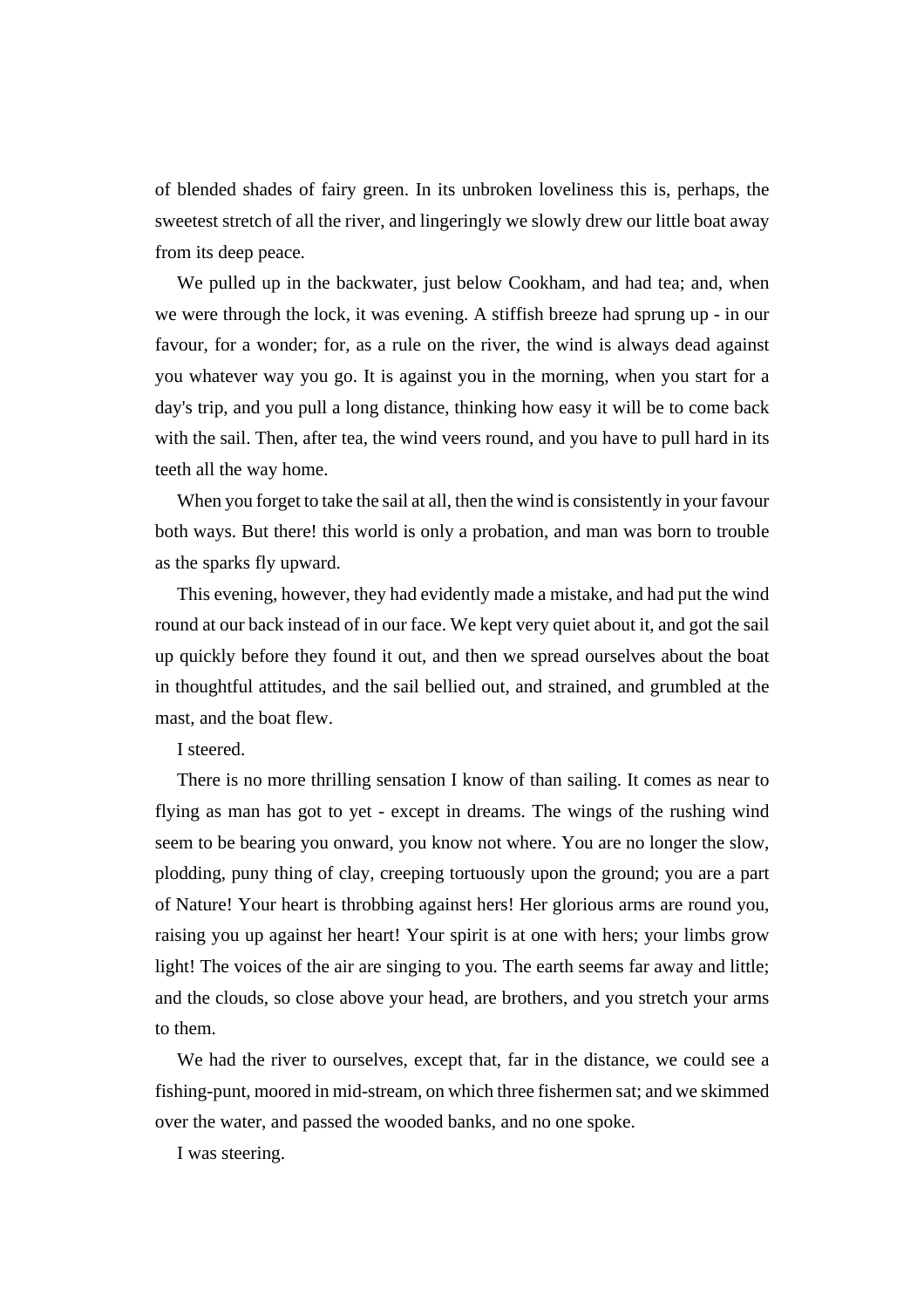of blended shades of fairy green. In its unbroken loveliness this is, perhaps, the sweetest stretch of all the river, and lingeringly we slowly drew our little boat away from its deep peace.

We pulled up in the backwater, just below Cookham, and had tea; and, when we were through the lock, it was evening. A stiffish breeze had sprung up - in our favour, for a wonder; for, as a rule on the river, the wind is always dead against you whatever way you go. It is against you in the morning, when you start for a day's trip, and you pull a long distance, thinking how easy it will be to come back with the sail. Then, after tea, the wind veers round, and you have to pull hard in its teeth all the way home.

When you forget to take the sail at all, then the wind is consistently in your favour both ways. But there! this world is only a probation, and man was born to trouble as the sparks fly upward.

This evening, however, they had evidently made a mistake, and had put the wind round at our back instead of in our face. We kept very quiet about it, and got the sail up quickly before they found it out, and then we spread ourselves about the boat in thoughtful attitudes, and the sail bellied out, and strained, and grumbled at the mast, and the boat flew.

I steered.

There is no more thrilling sensation I know of than sailing. It comes as near to flying as man has got to yet - except in dreams. The wings of the rushing wind seem to be bearing you onward, you know not where. You are no longer the slow, plodding, puny thing of clay, creeping tortuously upon the ground; you are a part of Nature! Your heart is throbbing against hers! Her glorious arms are round you, raising you up against her heart! Your spirit is at one with hers; your limbs grow light! The voices of the air are singing to you. The earth seems far away and little; and the clouds, so close above your head, are brothers, and you stretch your arms to them.

We had the river to ourselves, except that, far in the distance, we could see a fishing-punt, moored in mid-stream, on which three fishermen sat; and we skimmed over the water, and passed the wooded banks, and no one spoke.

I was steering.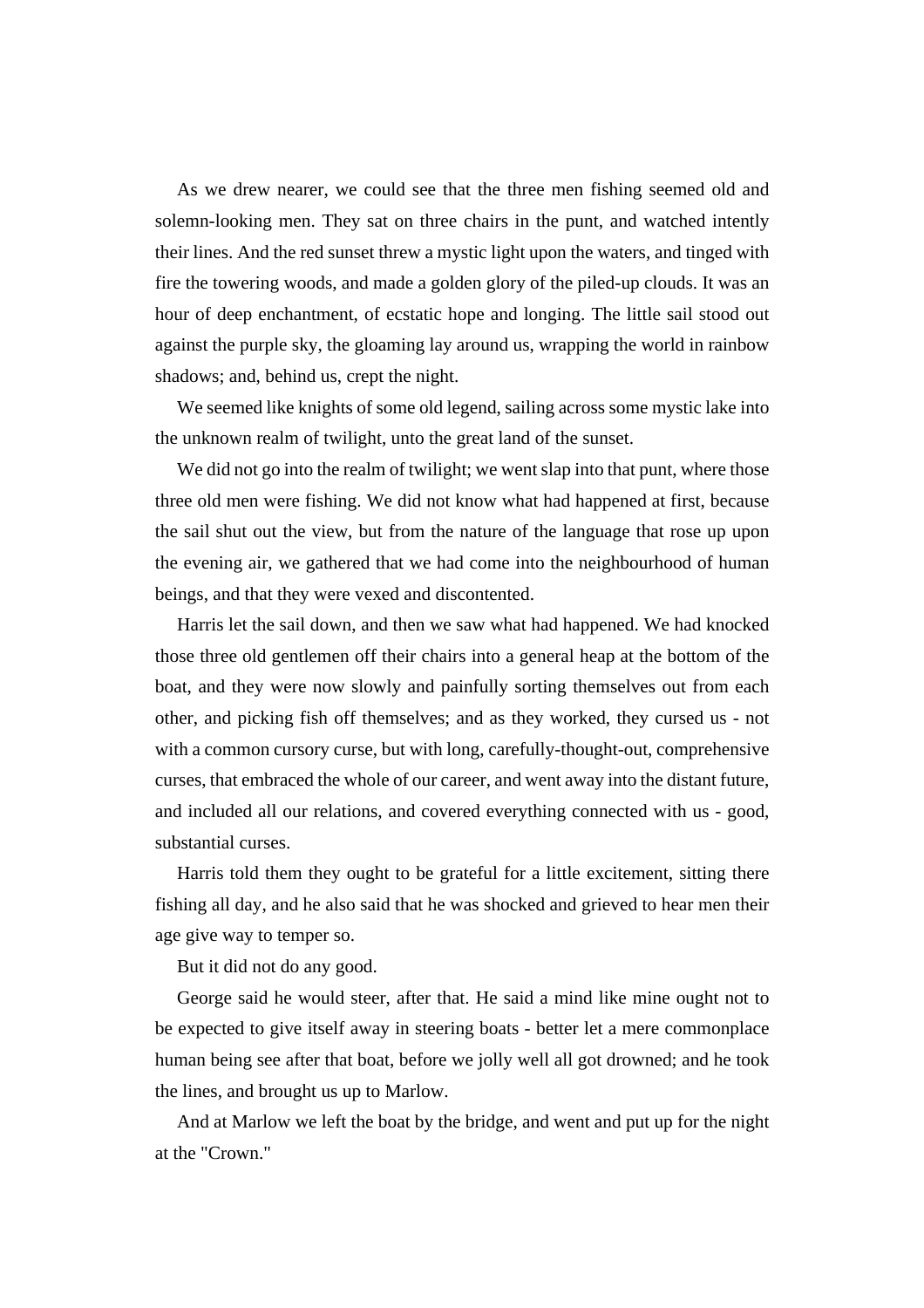As we drew nearer, we could see that the three men fishing seemed old and solemn-looking men. They sat on three chairs in the punt, and watched intently their lines. And the red sunset threw a mystic light upon the waters, and tinged with fire the towering woods, and made a golden glory of the piled-up clouds. It was an hour of deep enchantment, of ecstatic hope and longing. The little sail stood out against the purple sky, the gloaming lay around us, wrapping the world in rainbow shadows; and, behind us, crept the night.

We seemed like knights of some old legend, sailing across some mystic lake into the unknown realm of twilight, unto the great land of the sunset.

We did not go into the realm of twilight; we went slap into that punt, where those three old men were fishing. We did not know what had happened at first, because the sail shut out the view, but from the nature of the language that rose up upon the evening air, we gathered that we had come into the neighbourhood of human beings, and that they were vexed and discontented.

Harris let the sail down, and then we saw what had happened. We had knocked those three old gentlemen off their chairs into a general heap at the bottom of the boat, and they were now slowly and painfully sorting themselves out from each other, and picking fish off themselves; and as they worked, they cursed us - not with a common cursory curse, but with long, carefully-thought-out, comprehensive curses, that embraced the whole of our career, and went away into the distant future, and included all our relations, and covered everything connected with us - good, substantial curses.

Harris told them they ought to be grateful for a little excitement, sitting there fishing all day, and he also said that he was shocked and grieved to hear men their age give way to temper so.

But it did not do any good.

George said he would steer, after that. He said a mind like mine ought not to be expected to give itself away in steering boats - better let a mere commonplace human being see after that boat, before we jolly well all got drowned; and he took the lines, and brought us up to Marlow.

And at Marlow we left the boat by the bridge, and went and put up for the night at the "Crown."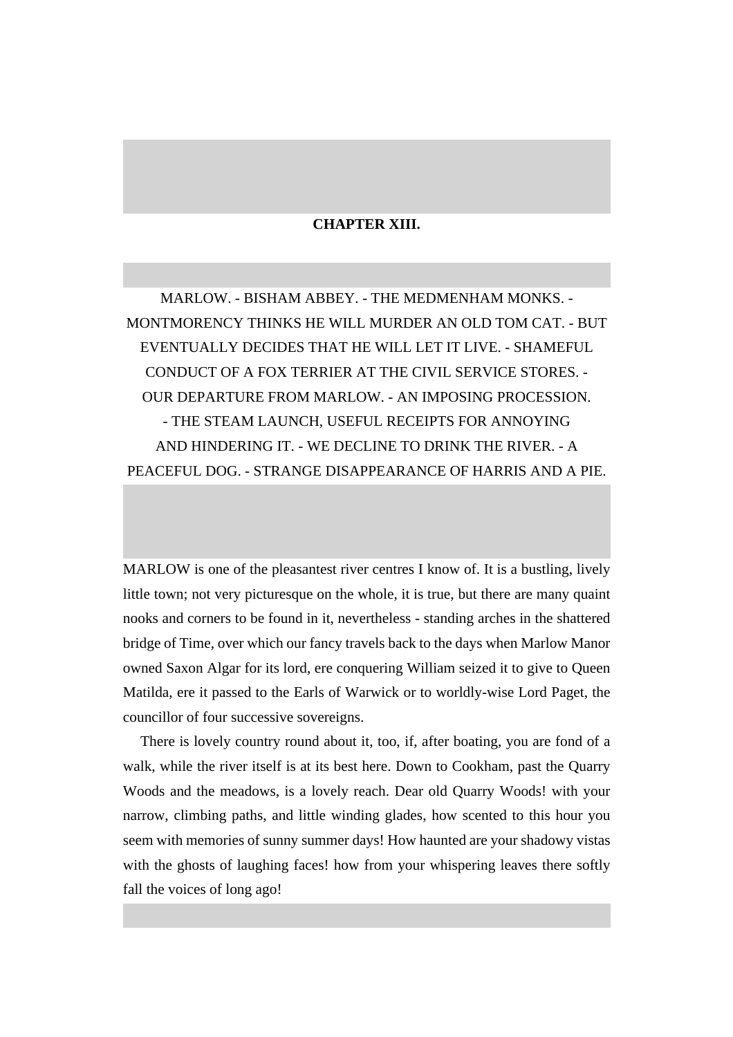## CHAPTER XIII.

MARLOW. - BISHAM ABBEY. - THE MEDMENHAM MONKS. - MONTMORENCY THINKS HE WILL MURDER AN OLD TOM CAT. - BUT EVENTUALLY DECIDES THAT HE WILL LET IT LIVE. - SHAMEFUL CONDUCT OF A FOX TERRIER AT THE CIVIL SERVICE STORES. - OUR DEPARTURE FROM MARLOW. - AN IMPOSING PROCESSION. - THE STEAM LAUNCH, USEFUL RECEIPTS FOR ANNOYING AND HINDERING IT. - WE DECLINE TO DRINK THE RIVER. - A PEACEFUL DOG. - STRANGE DISAPPEARANCE OF HARRIS AND A PIE.

MARLOW is one of the pleasantest river centres I know of. It is a bustling, lively little town; not very picturesque on the whole, it is true, but there are many quaint nooks and corners to be found in it, nevertheless - standing arches in the shattered bridge of Time, over which our fancy travels back to the days when Marlow Manor owned Saxon Algar for its lord, ere conquering William seized it to give to Queen Matilda, ere it passed to the Earls of Warwick or to worldly-wise Lord Paget, the councillor of four successive sovereigns.

There is lovely country round about it, too, if, after boating, you are fond of a walk, while the river itself is at its best here. Down to Cookham, past the Quarry Woods and the meadows, is a lovely reach. Dear old Quarry Woods! with your narrow, climbing paths, and little winding glades, how scented to this hour you seem with memories of sunny summer days! How haunted are your shadowy vistas with the ghosts of laughing faces! how from your whispering leaves there softly fall the voices of long ago!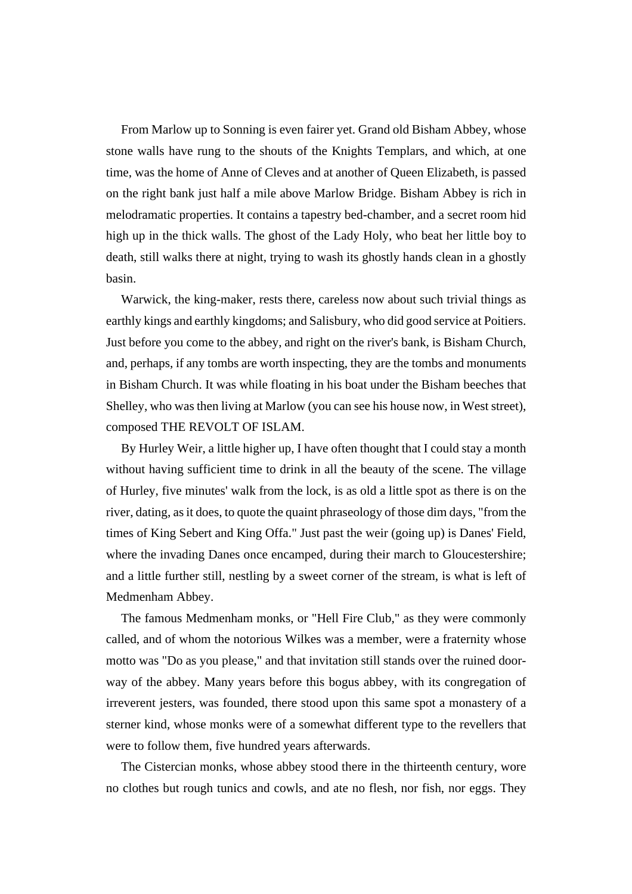From Marlow up to Sonning is even fairer yet. Grand old Bisham Abbey, whose stone walls have rung to the shouts of the Knights Templars, and which, at one time, was the home of Anne of Cleves and at another of Queen Elizabeth, is passed on the right bank just half a mile above Marlow Bridge. Bisham Abbey is rich in melodramatic properties. It contains a tapestry bed-chamber, and a secret room hid high up in the thick walls. The ghost of the Lady Holy, who beat her little boy to death, still walks there at night, trying to wash its ghostly hands clean in a ghostly basin.

Warwick, the king-maker, rests there, careless now about such trivial things as earthly kings and earthly kingdoms; and Salisbury, who did good service at Poitiers. Just before you come to the abbey, and right on the river's bank, is Bisham Church, and, perhaps, if any tombs are worth inspecting, they are the tombs and monuments in Bisham Church. It was while floating in his boat under the Bisham beeches that Shelley, who was then living at Marlow (you can see his house now, in West street), composed THE REVOLT OF ISLAM.

By Hurley Weir, a little higher up, I have often thought that I could stay a month without having sufficient time to drink in all the beauty of the scene. The village of Hurley, five minutes' walk from the lock, is as old a little spot as there is on the river, dating, as it does, to quote the quaint phraseology of those dim days, "from the times of King Sebert and King Offa." Just past the weir (going up) is Danes' Field, where the invading Danes once encamped, during their march to Gloucestershire; and a little further still, nestling by a sweet corner of the stream, is what is left of Medmenham Abbey.

The famous Medmenham monks, or "Hell Fire Club," as they were commonly called, and of whom the notorious Wilkes was a member, were a fraternity whose motto was "Do as you please," and that invitation still stands over the ruined doorway of the abbey. Many years before this bogus abbey, with its congregation of irreverent jesters, was founded, there stood upon this same spot a monastery of a sterner kind, whose monks were of a somewhat different type to the revellers that were to follow them, five hundred years afterwards.

The Cistercian monks, whose abbey stood there in the thirteenth century, wore no clothes but rough tunics and cowls, and ate no flesh, nor fish, nor eggs. They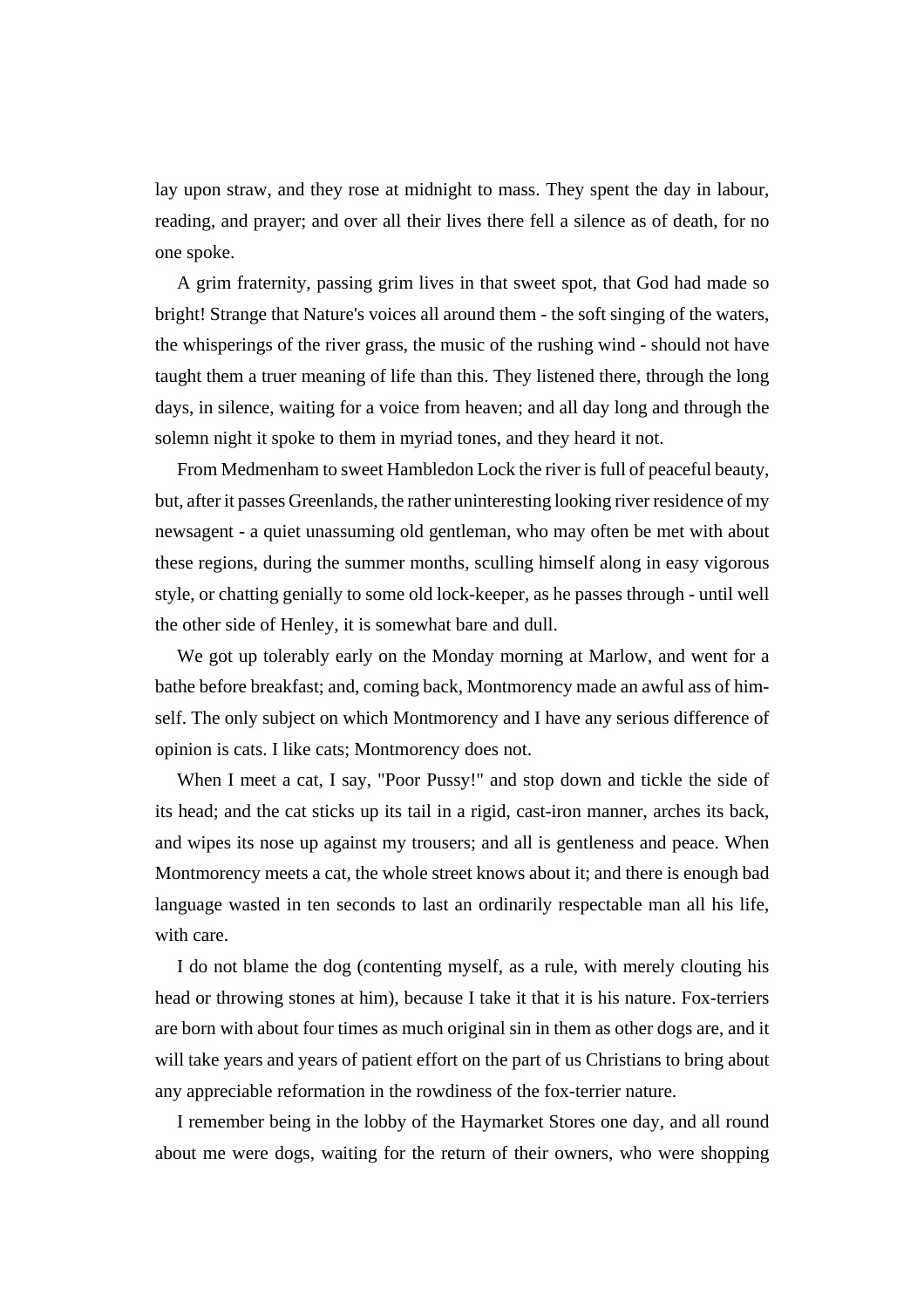lay upon straw, and they rose at midnight to mass. They spent the day in labour, reading, and prayer; and over all their lives there fell a silence as of death, for no one spoke.

A grim fraternity, passing grim lives in that sweet spot, that God had made so bright! Strange that Nature's voices all around them - the soft singing of the waters, the whisperings of the river grass, the music of the rushing wind - should not have taught them a truer meaning of life than this. They listened there, through the long days, in silence, waiting for a voice from heaven; and all day long and through the solemn night it spoke to them in myriad tones, and they heard it not.

From Medmenham to sweet Hambledon Lock the river is full of peaceful beauty, but, after it passes Greenlands, the rather uninteresting looking river residence of my newsagent - a quiet unassuming old gentleman, who may often be met with about these regions, during the summer months, sculling himself along in easy vigorous style, or chatting genially to some old lock-keeper, as he passes through - until well the other side of Henley, it is somewhat bare and dull.

We got up tolerably early on the Monday morning at Marlow, and went for a bathe before breakfast; and, coming back, Montmorency made an awful ass of himself. The only subject on which Montmorency and I have any serious difference of opinion is cats. I like cats; Montmorency does not.

When I meet a cat, I say, "Poor Pussy!" and stop down and tickle the side of its head; and the cat sticks up its tail in a rigid, cast-iron manner, arches its back, and wipes its nose up against my trousers; and all is gentleness and peace. When Montmorency meets a cat, the whole street knows about it; and there is enough bad language wasted in ten seconds to last an ordinarily respectable man all his life, with care.

I do not blame the dog (contenting myself, as a rule, with merely clouting his head or throwing stones at him), because I take it that it is his nature. Fox-terriers are born with about four times as much original sin in them as other dogs are, and it will take years and years of patient effort on the part of us Christians to bring about any appreciable reformation in the rowdiness of the fox-terrier nature.

I remember being in the lobby of the Haymarket Stores one day, and all round about me were dogs, waiting for the return of their owners, who were shopping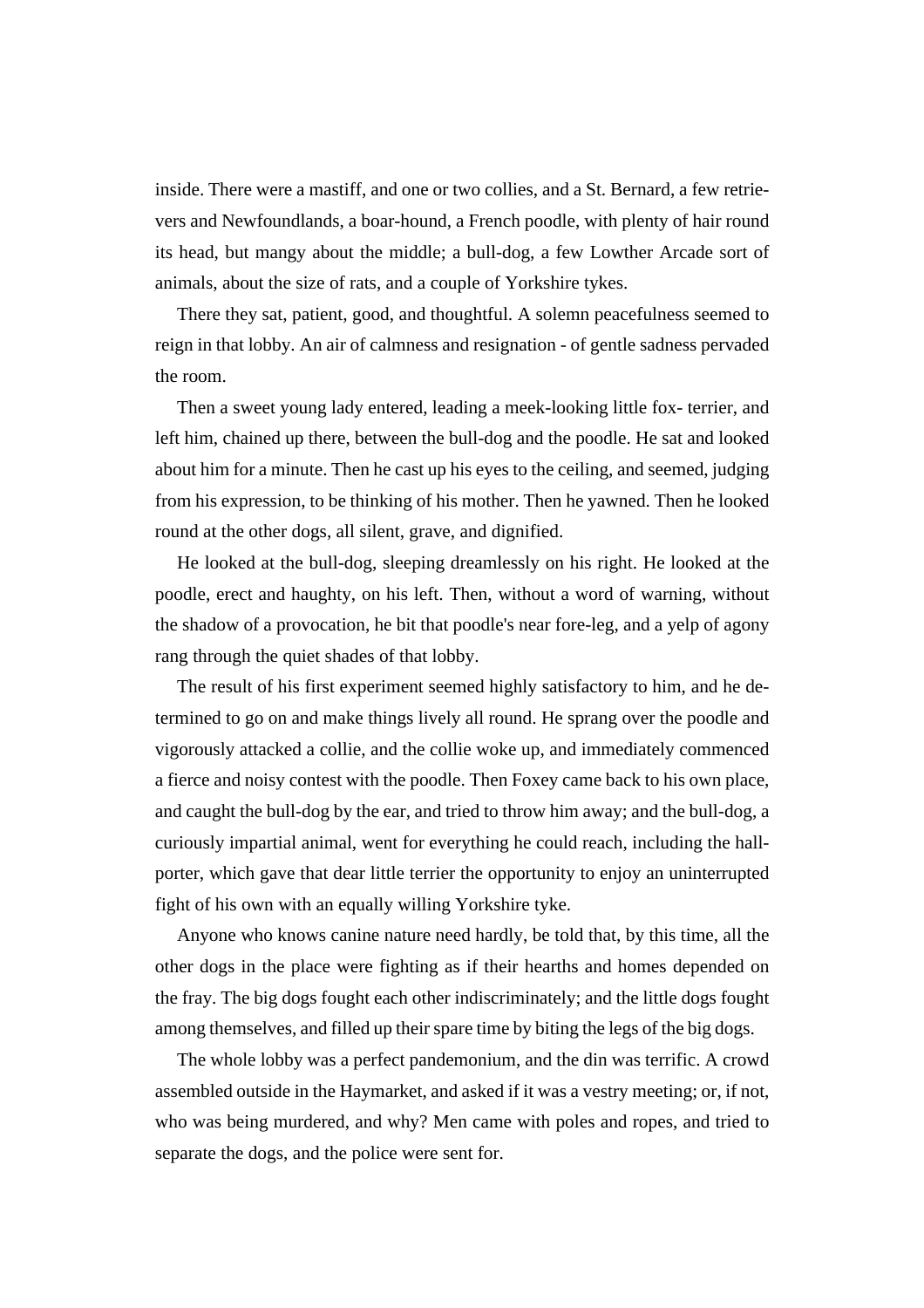inside. There were a mastiff, and one or two collies, and a St. Bernard, a few retrievers and Newfoundlands, a boar-hound, a French poodle, with plenty of hair round its head, but mangy about the middle; a bull-dog, a few Lowther Arcade sort of animals, about the size of rats, and a couple of Yorkshire tykes.

There they sat, patient, good, and thoughtful. A solemn peacefulness seemed to reign in that lobby. An air of calmness and resignation - of gentle sadness pervaded the room.

Then a sweet young lady entered, leading a meek-looking little fox- terrier, and left him, chained up there, between the bull-dog and the poodle. He sat and looked about him for a minute. Then he cast up his eyes to the ceiling, and seemed, judging from his expression, to be thinking of his mother. Then he yawned. Then he looked round at the other dogs, all silent, grave, and dignified.

He looked at the bull-dog, sleeping dreamlessly on his right. He looked at the poodle, erect and haughty, on his left. Then, without a word of warning, without the shadow of a provocation, he bit that poodle's near fore-leg, and a yelp of agony rang through the quiet shades of that lobby.

The result of his first experiment seemed highly satisfactory to him, and he determined to go on and make things lively all round. He sprang over the poodle and vigorously attacked a collie, and the collie woke up, and immediately commenced a fierce and noisy contest with the poodle. Then Foxey came back to his own place, and caught the bull-dog by the ear, and tried to throw him away; and the bull-dog, a curiously impartial animal, went for everything he could reach, including the hall-porter, which gave that dear little terrier the opportunity to enjoy an uninterrupted fight of his own with an equally willing Yorkshire tyke.

Anyone who knows canine nature need hardly, be told that, by this time, all the other dogs in the place were fighting as if their hearths and homes depended on the fray. The big dogs fought each other indiscriminately; and the little dogs fought among themselves, and filled up their spare time by biting the legs of the big dogs.

The whole lobby was a perfect pandemonium, and the din was terrific. A crowd assembled outside in the Haymarket, and asked if it was a vestry meeting; or, if not, who was being murdered, and why? Men came with poles and ropes, and tried to separate the dogs, and the police were sent for.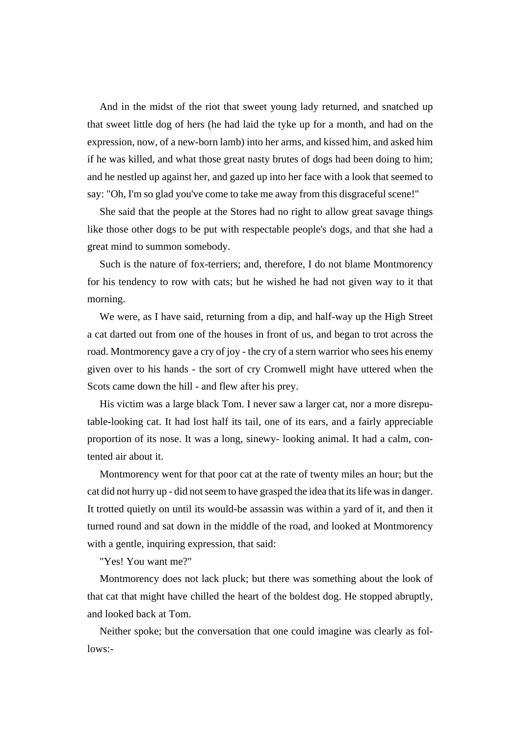And in the midst of the riot that sweet young lady returned, and snatched up that sweet little dog of hers (he had laid the tyke up for a month, and had on the expression, now, of a new-born lamb) into her arms, and kissed him, and asked him if he was killed, and what those great nasty brutes of dogs had been doing to him; and he nestled up against her, and gazed up into her face with a look that seemed to say: "Oh, I'm so glad you've come to take me away from this disgraceful scene!"

She said that the people at the Stores had no right to allow great savage things like those other dogs to be put with respectable people's dogs, and that she had a great mind to summon somebody.

Such is the nature of fox-terriers; and, therefore, I do not blame Montmorency for his tendency to row with cats; but he wished he had not given way to it that morning.

We were, as I have said, returning from a dip, and half-way up the High Street a cat darted out from one of the houses in front of us, and began to trot across the road. Montmorency gave a cry of joy - the cry of a stern warrior who sees his enemy given over to his hands - the sort of cry Cromwell might have uttered when the Scots came down the hill - and flew after his prey.

His victim was a large black Tom. I never saw a larger cat, nor a more disreputable-looking cat. It had lost half its tail, one of its ears, and a fairly appreciable proportion of its nose. It was a long, sinewy- looking animal. It had a calm, contented air about it.

Montmorency went for that poor cat at the rate of twenty miles an hour; but the cat did not hurry up - did not seem to have grasped the idea that its life was in danger. It trotted quietly on until its would-be assassin was within a yard of it, and then it turned round and sat down in the middle of the road, and looked at Montmorency with a gentle, inquiring expression, that said:

"Yes! You want me?"

Montmorency does not lack pluck; but there was something about the look of that cat that might have chilled the heart of the boldest dog. He stopped abruptly, and looked back at Tom.

Neither spoke; but the conversation that one could imagine was clearly as follows:-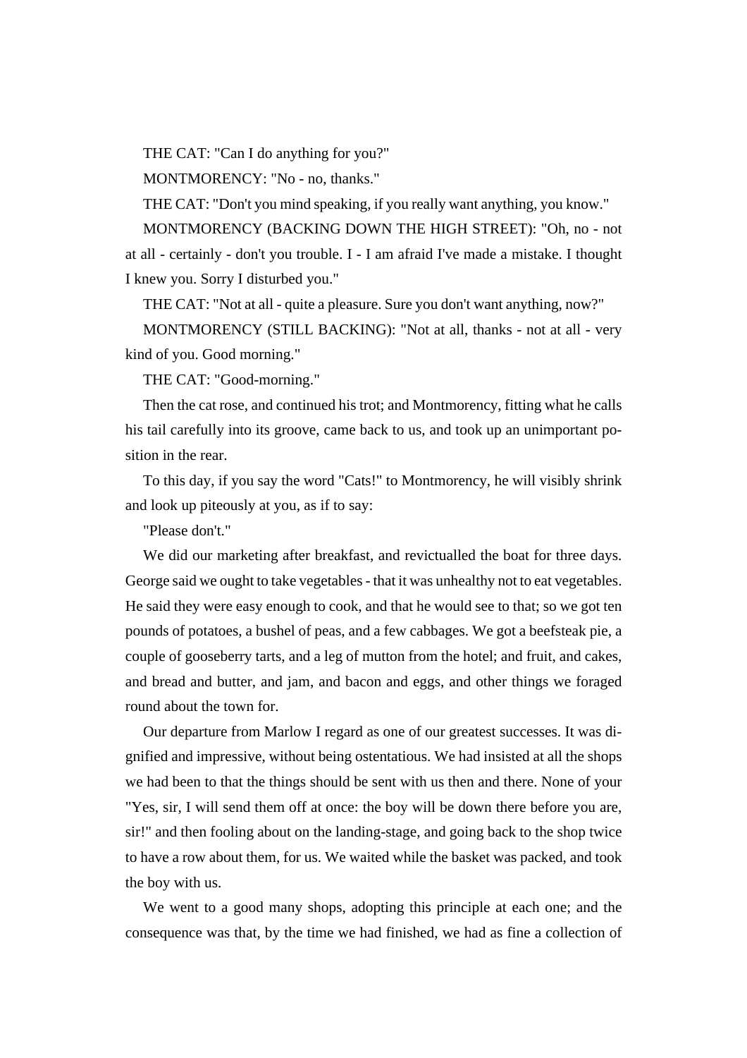THE CAT: "Can I do anything for you?"

MONTMORENCY: "No - no, thanks."

THE CAT: "Don't you mind speaking, if you really want anything, you know."

MONTMORENCY (BACKING DOWN THE HIGH STREET): "Oh, no - not at all - certainly - don't you trouble. I - I am afraid I've made a mistake. I thought I knew you. Sorry I disturbed you."

THE CAT: "Not at all - quite a pleasure. Sure you don't want anything, now?"

MONTMORENCY (STILL BACKING): "Not at all, thanks - not at all - very kind of you. Good morning."

THE CAT: "Good-morning."

Then the cat rose, and continued his trot; and Montmorency, fitting what he calls his tail carefully into its groove, came back to us, and took up an unimportant position in the rear.

To this day, if you say the word "Cats!" to Montmorency, he will visibly shrink and look up piteously at you, as if to say:

"Please don't."

We did our marketing after breakfast, and revictualled the boat for three days. George said we ought to take vegetables - that it was unhealthy not to eat vegetables. He said they were easy enough to cook, and that he would see to that; so we got ten pounds of potatoes, a bushel of peas, and a few cabbages. We got a beefsteak pie, a couple of gooseberry tarts, and a leg of mutton from the hotel; and fruit, and cakes, and bread and butter, and jam, and bacon and eggs, and other things we foraged round about the town for.

Our departure from Marlow I regard as one of our greatest successes. It was dignified and impressive, without being ostentatious. We had insisted at all the shops we had been to that the things should be sent with us then and there. None of your "Yes, sir, I will send them off at once: the boy will be down there before you are, sir!" and then fooling about on the landing-stage, and going back to the shop twice to have a row about them, for us. We waited while the basket was packed, and took the boy with us.

We went to a good many shops, adopting this principle at each one; and the consequence was that, by the time we had finished, we had as fine a collection of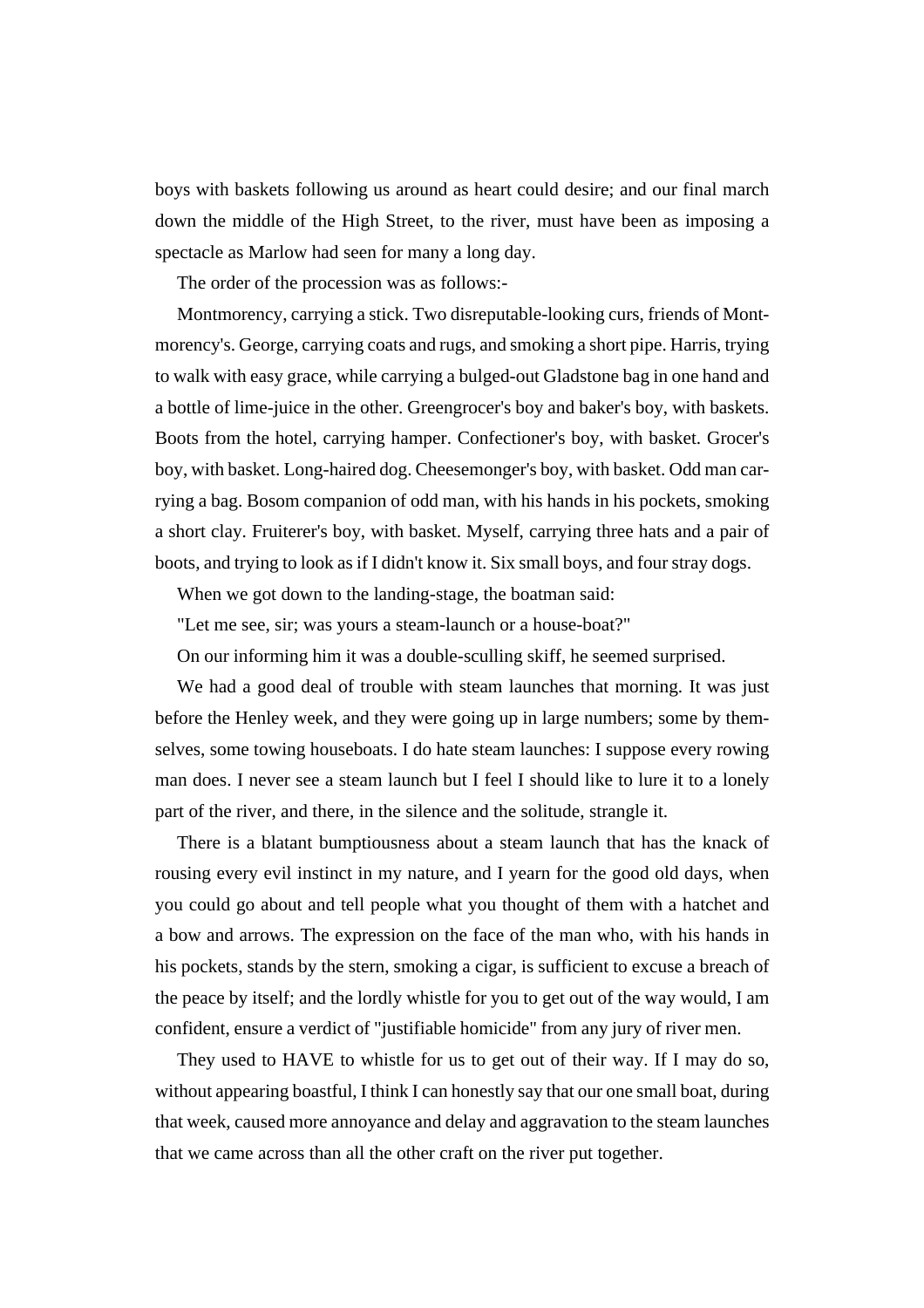boys with baskets following us around as heart could desire; and our final march down the middle of the High Street, to the river, must have been as imposing a spectacle as Marlow had seen for many a long day.

The order of the procession was as follows:-

Montmorency, carrying a stick. Two disreputable-looking curs, friends of Montmorency's. George, carrying coats and rugs, and smoking a short pipe. Harris, trying to walk with easy grace, while carrying a bulged-out Gladstone bag in one hand and a bottle of lime-juice in the other. Greengrocer's boy and baker's boy, with baskets. Boots from the hotel, carrying hamper. Confectioner's boy, with basket. Grocer's boy, with basket. Long-haired dog. Cheesemonger's boy, with basket. Odd man carrying a bag. Bosom companion of odd man, with his hands in his pockets, smoking a short clay. Fruiterer's boy, with basket. Myself, carrying three hats and a pair of boots, and trying to look as if I didn't know it. Six small boys, and four stray dogs.

When we got down to the landing-stage, the boatman said:

"Let me see, sir; was yours a steam-launch or a house-boat?"

On our informing him it was a double-sculling skiff, he seemed surprised.

We had a good deal of trouble with steam launches that morning. It was just before the Henley week, and they were going up in large numbers; some by themselves, some towing houseboats. I do hate steam launches: I suppose every rowing man does. I never see a steam launch but I feel I should like to lure it to a lonely part of the river, and there, in the silence and the solitude, strangle it.

There is a blatant bumptiousness about a steam launch that has the knack of rousing every evil instinct in my nature, and I yearn for the good old days, when you could go about and tell people what you thought of them with a hatchet and a bow and arrows. The expression on the face of the man who, with his hands in his pockets, stands by the stern, smoking a cigar, is sufficient to excuse a breach of the peace by itself; and the lordly whistle for you to get out of the way would, I am confident, ensure a verdict of "justifiable homicide" from any jury of river men.

They used to HAVE to whistle for us to get out of their way. If I may do so, without appearing boastful, I think I can honestly say that our one small boat, during that week, caused more annoyance and delay and aggravation to the steam launches that we came across than all the other craft on the river put together.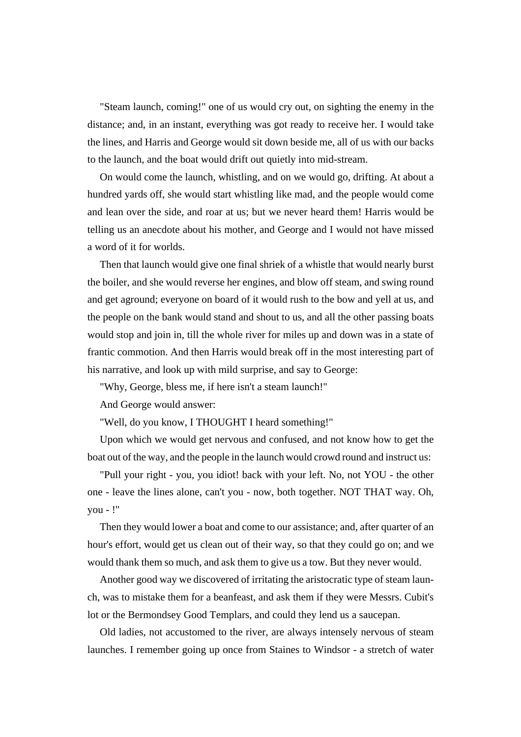"Steam launch, coming!" one of us would cry out, on sighting the enemy in the distance; and, in an instant, everything was got ready to receive her. I would take the lines, and Harris and George would sit down beside me, all of us with our backs to the launch, and the boat would drift out quietly into mid-stream.

On would come the launch, whistling, and on we would go, drifting. At about a hundred yards off, she would start whistling like mad, and the people would come and lean over the side, and roar at us; but we never heard them! Harris would be telling us an anecdote about his mother, and George and I would not have missed a word of it for worlds.

Then that launch would give one final shriek of a whistle that would nearly burst the boiler, and she would reverse her engines, and blow off steam, and swing round and get aground; everyone on board of it would rush to the bow and yell at us, and the people on the bank would stand and shout to us, and all the other passing boats would stop and join in, till the whole river for miles up and down was in a state of frantic commotion. And then Harris would break off in the most interesting part of his narrative, and look up with mild surprise, and say to George:

"Why, George, bless me, if here isn't a steam launch!"

And George would answer:

"Well, do you know, I THOUGHT I heard something!"

Upon which we would get nervous and confused, and not know how to get the boat out of the way, and the people in the launch would crowd round and instruct us:

"Pull your right - you, you idiot! back with your left. No, not YOU - the other one - leave the lines alone, can't you - now, both together. NOT THAT way. Oh, you - !"

Then they would lower a boat and come to our assistance; and, after quarter of an hour's effort, would get us clean out of their way, so that they could go on; and we would thank them so much, and ask them to give us a tow. But they never would.

Another good way we discovered of irritating the aristocratic type of steam launch, was to mistake them for a beanfeast, and ask them if they were Messrs. Cubit's lot or the Bermondsey Good Templars, and could they lend us a saucepan.

Old ladies, not accustomed to the river, are always intensely nervous of steam launches. I remember going up once from Staines to Windsor - a stretch of water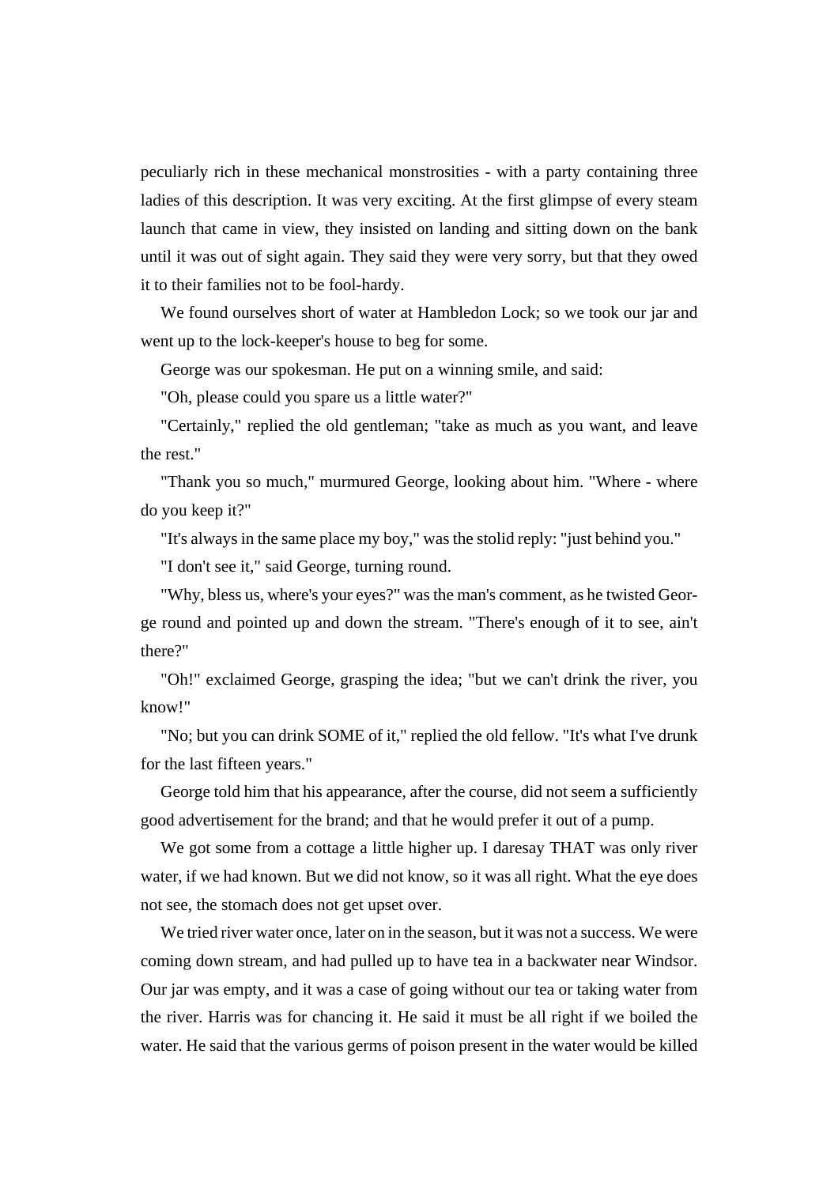peculiarly rich in these mechanical monstrosities - with a party containing three ladies of this description. It was very exciting. At the first glimpse of every steam launch that came in view, they insisted on landing and sitting down on the bank until it was out of sight again. They said they were very sorry, but that they owed it to their families not to be fool-hardy.

We found ourselves short of water at Hambledon Lock; so we took our jar and went up to the lock-keeper's house to beg for some.

George was our spokesman. He put on a winning smile, and said:

"Oh, please could you spare us a little water?"

"Certainly," replied the old gentleman; "take as much as you want, and leave the rest."

"Thank you so much," murmured George, looking about him. "Where - where do you keep it?"

"It's always in the same place my boy," was the stolid reply: "just behind you."

"I don't see it," said George, turning round.

"Why, bless us, where's your eyes?" was the man's comment, as he twisted George round and pointed up and down the stream. "There's enough of it to see, ain't there?"

"Oh!" exclaimed George, grasping the idea; "but we can't drink the river, you know!"

"No; but you can drink SOME of it," replied the old fellow. "It's what I've drunk for the last fifteen years."

George told him that his appearance, after the course, did not seem a sufficiently good advertisement for the brand; and that he would prefer it out of a pump.

We got some from a cottage a little higher up. I daresay THAT was only river water, if we had known. But we did not know, so it was all right. What the eye does not see, the stomach does not get upset over.

We tried river water once, later on in the season, but it was not a success. We were coming down stream, and had pulled up to have tea in a backwater near Windsor. Our jar was empty, and it was a case of going without our tea or taking water from the river. Harris was for chancing it. He said it must be all right if we boiled the water. He said that the various germs of poison present in the water would be killed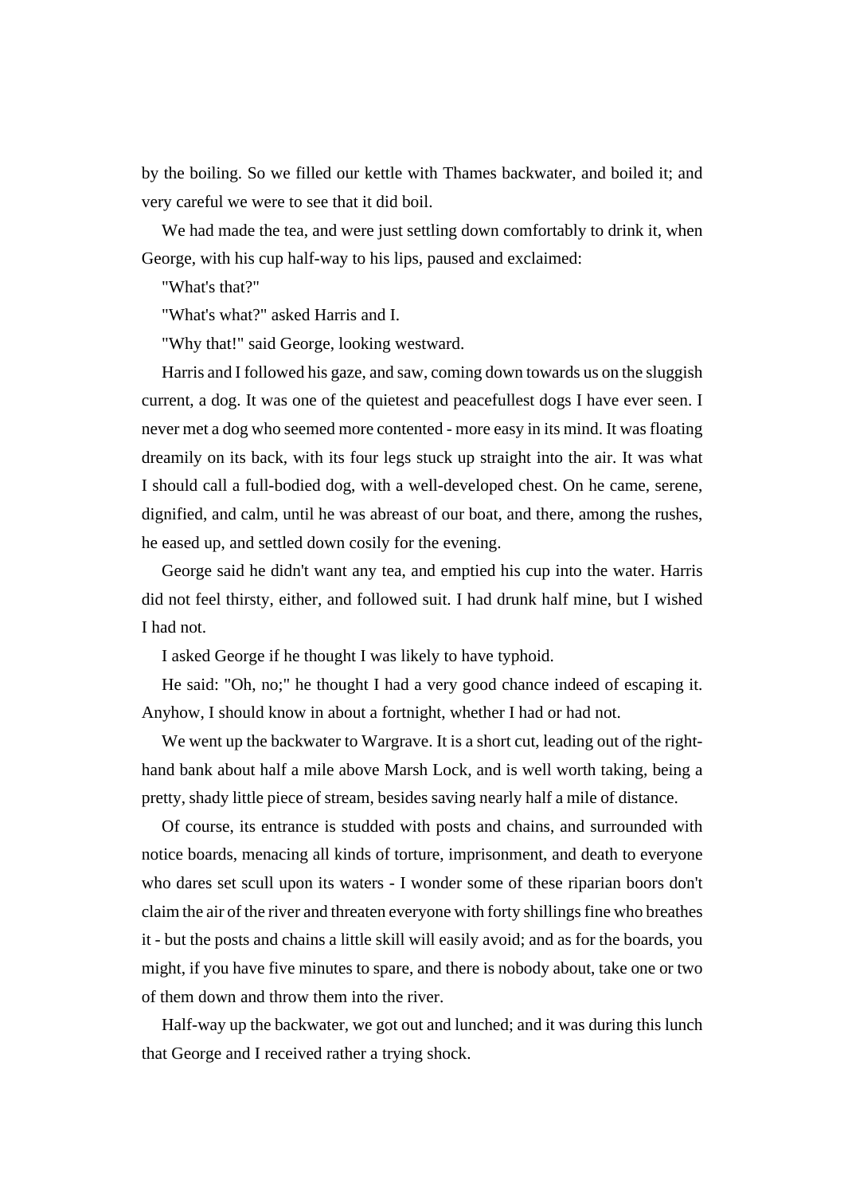by the boiling. So we filled our kettle with Thames backwater, and boiled it; and very careful we were to see that it did boil.

We had made the tea, and were just settling down comfortably to drink it, when George, with his cup half-way to his lips, paused and exclaimed:

"What's that?"

"What's what?" asked Harris and I.

"Why that!" said George, looking westward.

Harris and I followed his gaze, and saw, coming down towards us on the sluggish current, a dog. It was one of the quietest and peacefullest dogs I have ever seen. I never met a dog who seemed more contented - more easy in its mind. It was floating dreamily on its back, with its four legs stuck up straight into the air. It was what I should call a full-bodied dog, with a well-developed chest. On he came, serene, dignified, and calm, until he was abreast of our boat, and there, among the rushes, he eased up, and settled down cosily for the evening.

George said he didn't want any tea, and emptied his cup into the water. Harris did not feel thirsty, either, and followed suit. I had drunk half mine, but I wished I had not.

I asked George if he thought I was likely to have typhoid.

He said: "Oh, no;" he thought I had a very good chance indeed of escaping it. Anyhow, I should know in about a fortnight, whether I had or had not.

We went up the backwater to Wargrave. It is a short cut, leading out of the right-hand bank about half a mile above Marsh Lock, and is well worth taking, being a pretty, shady little piece of stream, besides saving nearly half a mile of distance.

Of course, its entrance is studded with posts and chains, and surrounded with notice boards, menacing all kinds of torture, imprisonment, and death to everyone who dares set scull upon its waters - I wonder some of these riparian boors don't claim the air of the river and threaten everyone with forty shillings fine who breathes it - but the posts and chains a little skill will easily avoid; and as for the boards, you might, if you have five minutes to spare, and there is nobody about, take one or two of them down and throw them into the river.

Half-way up the backwater, we got out and lunched; and it was during this lunch that George and I received rather a trying shock.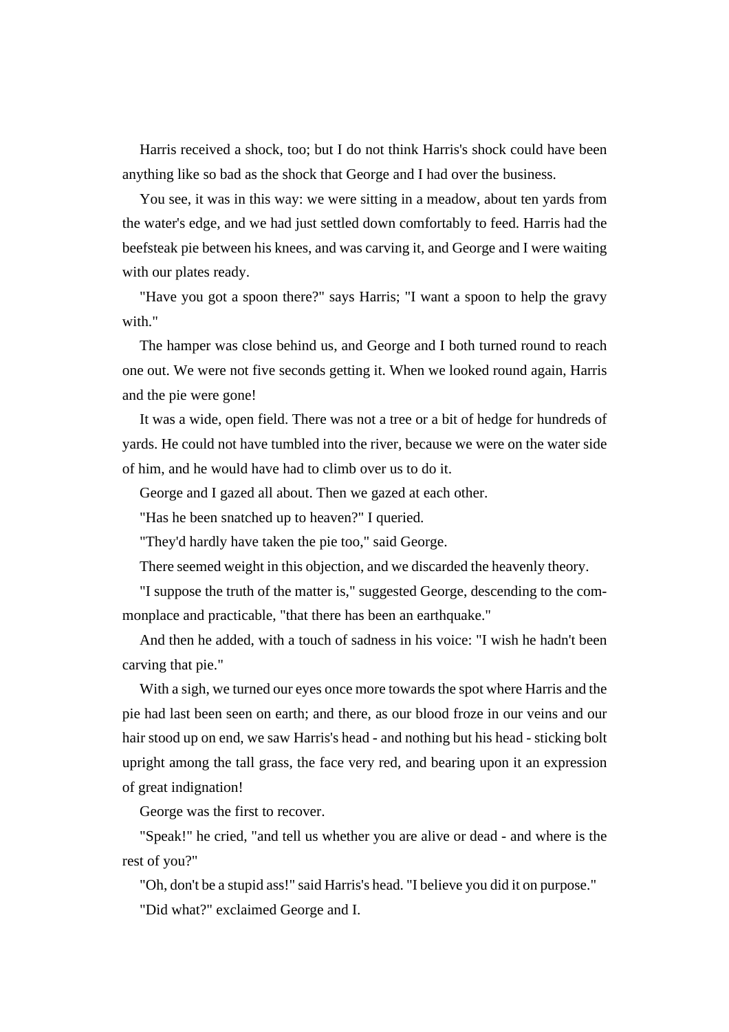Harris received a shock, too; but I do not think Harris's shock could have been anything like so bad as the shock that George and I had over the business.

You see, it was in this way: we were sitting in a meadow, about ten yards from the water's edge, and we had just settled down comfortably to feed. Harris had the beefsteak pie between his knees, and was carving it, and George and I were waiting with our plates ready.

"Have you got a spoon there?" says Harris; "I want a spoon to help the gravy with."

The hamper was close behind us, and George and I both turned round to reach one out. We were not five seconds getting it. When we looked round again, Harris and the pie were gone!

It was a wide, open field. There was not a tree or a bit of hedge for hundreds of yards. He could not have tumbled into the river, because we were on the water side of him, and he would have had to climb over us to do it.

George and I gazed all about. Then we gazed at each other.

"Has he been snatched up to heaven?" I queried.

"They'd hardly have taken the pie too," said George.

There seemed weight in this objection, and we discarded the heavenly theory.

"I suppose the truth of the matter is," suggested George, descending to the commonplace and practicable, "that there has been an earthquake."

And then he added, with a touch of sadness in his voice: "I wish he hadn't been carving that pie."

With a sigh, we turned our eyes once more towards the spot where Harris and the pie had last been seen on earth; and there, as our blood froze in our veins and our hair stood up on end, we saw Harris's head - and nothing but his head - sticking bolt upright among the tall grass, the face very red, and bearing upon it an expression of great indignation!

George was the first to recover.

"Speak!" he cried, "and tell us whether you are alive or dead - and where is the rest of you?"

"Oh, don't be a stupid ass!" said Harris's head. "I believe you did it on purpose."

"Did what?" exclaimed George and I.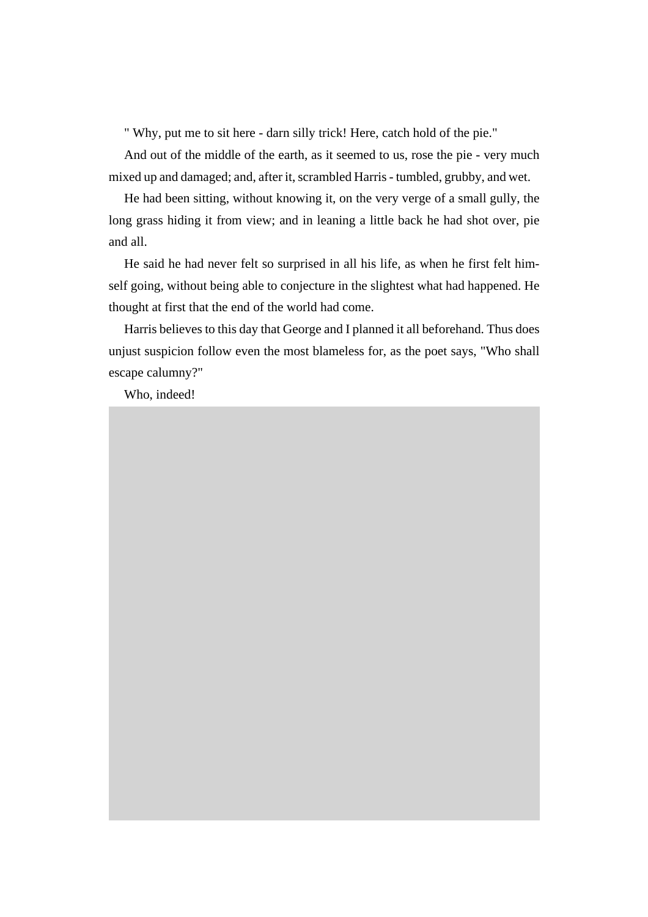" Why, put me to sit here - darn silly trick! Here, catch hold of the pie."

And out of the middle of the earth, as it seemed to us, rose the pie - very much mixed up and damaged; and, after it, scrambled Harris - tumbled, grubby, and wet.

He had been sitting, without knowing it, on the very verge of a small gully, the long grass hiding it from view; and in leaning a little back he had shot over, pie and all.

He said he had never felt so surprised in all his life, as when he first felt himself going, without being able to conjecture in the slightest what had happened. He thought at first that the end of the world had come.

Harris believes to this day that George and I planned it all beforehand. Thus does unjust suspicion follow even the most blameless for, as the poet says, "Who shall escape calumny?"

Who, indeed!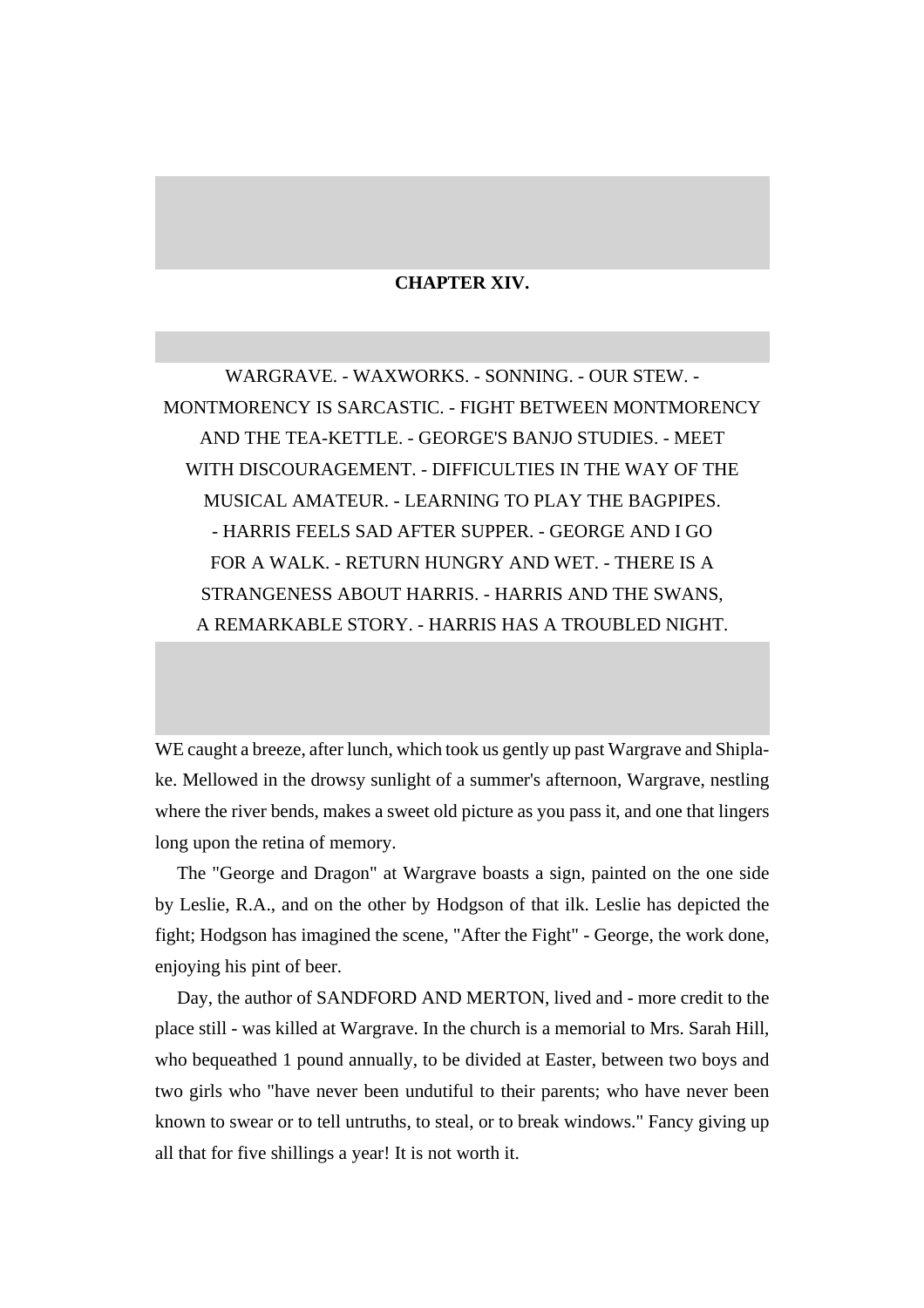## CHAPTER XIV.

WARGRAVE. - WAXWORKS. - SONNING. - OUR STEW. - MONTMORENCY IS SARCASTIC. - FIGHT BETWEEN MONTMORENCY AND THE TEA-KETTLE. - GEORGE'S BANJO STUDIES. - MEET WITH DISCOURAGEMENT. - DIFFICULTIES IN THE WAY OF THE MUSICAL AMATEUR. - LEARNING TO PLAY THE BAGPIPES. - HARRIS FEELS SAD AFTER SUPPER. - GEORGE AND I GO FOR A WALK. - RETURN HUNGRY AND WET. - THERE IS A STRANGENESS ABOUT HARRIS. - HARRIS AND THE SWANS, A REMARKABLE STORY. - HARRIS HAS A TROUBLED NIGHT.

WE caught a breeze, after lunch, which took us gently up past Wargrave and Shiplake. Mellowed in the drowsy sunlight of a summer's afternoon, Wargrave, nestling where the river bends, makes a sweet old picture as you pass it, and one that lingers long upon the retina of memory.

The "George and Dragon" at Wargrave boasts a sign, painted on the one side by Leslie, R.A., and on the other by Hodgson of that ilk. Leslie has depicted the fight; Hodgson has imagined the scene, "After the Fight" - George, the work done, enjoying his pint of beer.

Day, the author of SANDFORD AND MERTON, lived and - more credit to the place still - was killed at Wargrave. In the church is a memorial to Mrs. Sarah Hill, who bequeathed 1 pound annually, to be divided at Easter, between two boys and two girls who "have never been undutiful to their parents; who have never been known to swear or to tell untruths, to steal, or to break windows." Fancy giving up all that for five shillings a year! It is not worth it.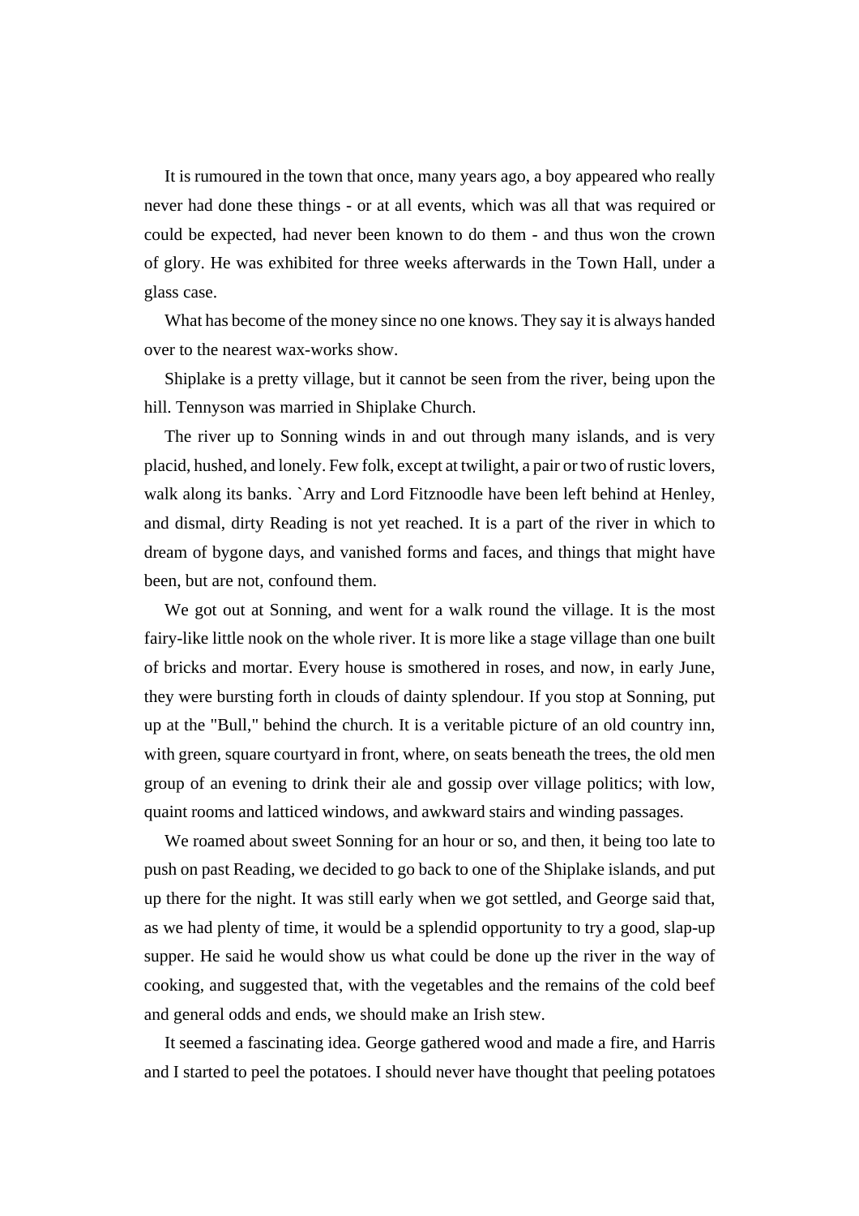It is rumoured in the town that once, many years ago, a boy appeared who really never had done these things - or at all events, which was all that was required or could be expected, had never been known to do them - and thus won the crown of glory. He was exhibited for three weeks afterwards in the Town Hall, under a glass case.

What has become of the money since no one knows. They say it is always handed over to the nearest wax-works show.

Shiplake is a pretty village, but it cannot be seen from the river, being upon the hill. Tennyson was married in Shiplake Church.

The river up to Sonning winds in and out through many islands, and is very placid, hushed, and lonely. Few folk, except at twilight, a pair or two of rustic lovers, walk along its banks. `Arry and Lord Fitznoodle have been left behind at Henley, and dismal, dirty Reading is not yet reached. It is a part of the river in which to dream of bygone days, and vanished forms and faces, and things that might have been, but are not, confound them.

We got out at Sonning, and went for a walk round the village. It is the most fairy-like little nook on the whole river. It is more like a stage village than one built of bricks and mortar. Every house is smothered in roses, and now, in early June, they were bursting forth in clouds of dainty splendour. If you stop at Sonning, put up at the "Bull," behind the church. It is a veritable picture of an old country inn, with green, square courtyard in front, where, on seats beneath the trees, the old men group of an evening to drink their ale and gossip over village politics; with low, quaint rooms and latticed windows, and awkward stairs and winding passages.

We roamed about sweet Sonning for an hour or so, and then, it being too late to push on past Reading, we decided to go back to one of the Shiplake islands, and put up there for the night. It was still early when we got settled, and George said that, as we had plenty of time, it would be a splendid opportunity to try a good, slap-up supper. He said he would show us what could be done up the river in the way of cooking, and suggested that, with the vegetables and the remains of the cold beef and general odds and ends, we should make an Irish stew.

It seemed a fascinating idea. George gathered wood and made a fire, and Harris and I started to peel the potatoes. I should never have thought that peeling potatoes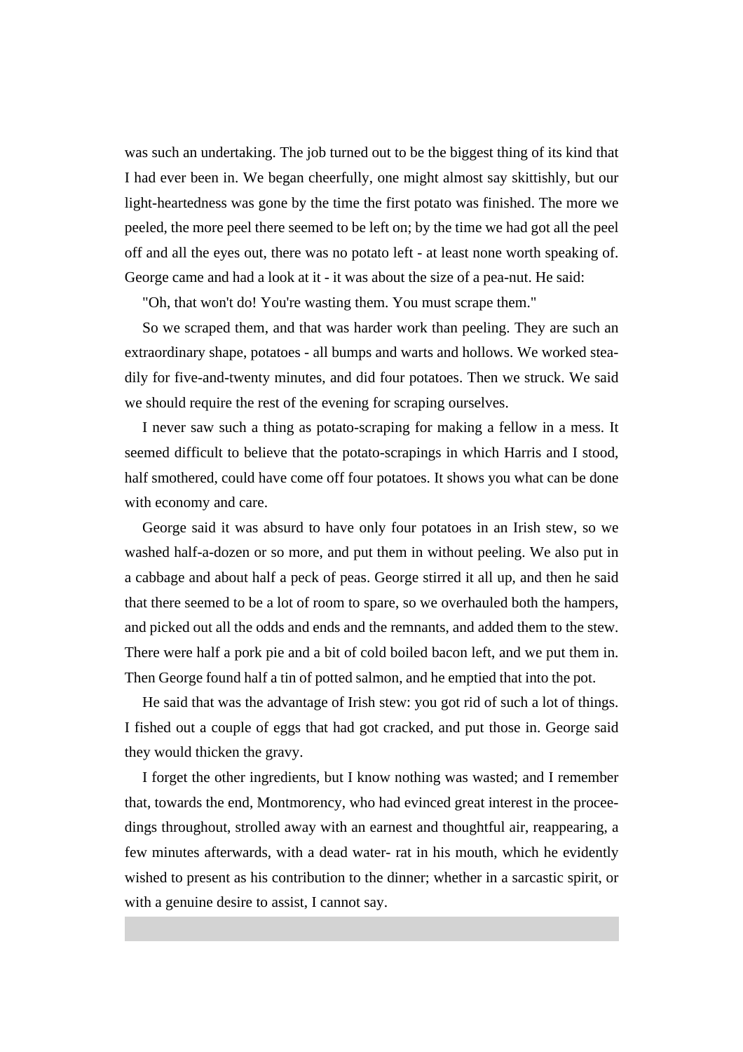was such an undertaking. The job turned out to be the biggest thing of its kind that I had ever been in. We began cheerfully, one might almost say skittishly, but our light-heartedness was gone by the time the first potato was finished. The more we peeled, the more peel there seemed to be left on; by the time we had got all the peel off and all the eyes out, there was no potato left - at least none worth speaking of. George came and had a look at it - it was about the size of a pea-nut. He said:

"Oh, that won't do! You're wasting them. You must scrape them."

So we scraped them, and that was harder work than peeling. They are such an extraordinary shape, potatoes - all bumps and warts and hollows. We worked steadily for five-and-twenty minutes, and did four potatoes. Then we struck. We said we should require the rest of the evening for scraping ourselves.

I never saw such a thing as potato-scraping for making a fellow in a mess. It seemed difficult to believe that the potato-scrapings in which Harris and I stood, half smothered, could have come off four potatoes. It shows you what can be done with economy and care.

George said it was absurd to have only four potatoes in an Irish stew, so we washed half-a-dozen or so more, and put them in without peeling. We also put in a cabbage and about half a peck of peas. George stirred it all up, and then he said that there seemed to be a lot of room to spare, so we overhauled both the hampers, and picked out all the odds and ends and the remnants, and added them to the stew. There were half a pork pie and a bit of cold boiled bacon left, and we put them in. Then George found half a tin of potted salmon, and he emptied that into the pot.

He said that was the advantage of Irish stew: you got rid of such a lot of things. I fished out a couple of eggs that had got cracked, and put those in. George said they would thicken the gravy.

I forget the other ingredients, but I know nothing was wasted; and I remember that, towards the end, Montmorency, who had evinced great interest in the proceedings throughout, strolled away with an earnest and thoughtful air, reappearing, a few minutes afterwards, with a dead water- rat in his mouth, which he evidently wished to present as his contribution to the dinner; whether in a sarcastic spirit, or with a genuine desire to assist, I cannot say.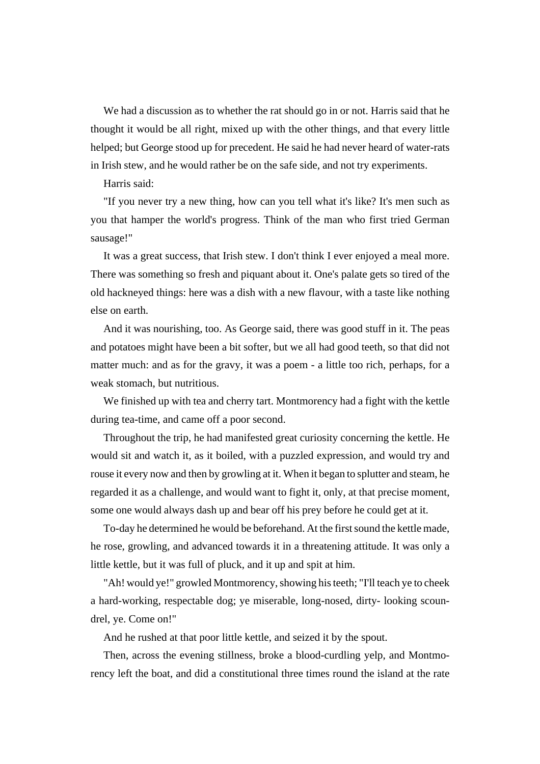We had a discussion as to whether the rat should go in or not. Harris said that he thought it would be all right, mixed up with the other things, and that every little helped; but George stood up for precedent. He said he had never heard of water-rats in Irish stew, and he would rather be on the safe side, and not try experiments.

Harris said:

"If you never try a new thing, how can you tell what it's like? It's men such as you that hamper the world's progress. Think of the man who first tried German sausage!"

It was a great success, that Irish stew. I don't think I ever enjoyed a meal more. There was something so fresh and piquant about it. One's palate gets so tired of the old hackneyed things: here was a dish with a new flavour, with a taste like nothing else on earth.

And it was nourishing, too. As George said, there was good stuff in it. The peas and potatoes might have been a bit softer, but we all had good teeth, so that did not matter much: and as for the gravy, it was a poem - a little too rich, perhaps, for a weak stomach, but nutritious.

We finished up with tea and cherry tart. Montmorency had a fight with the kettle during tea-time, and came off a poor second.

Throughout the trip, he had manifested great curiosity concerning the kettle. He would sit and watch it, as it boiled, with a puzzled expression, and would try and rouse it every now and then by growling at it. When it began to splutter and steam, he regarded it as a challenge, and would want to fight it, only, at that precise moment, some one would always dash up and bear off his prey before he could get at it.

To-day he determined he would be beforehand. At the first sound the kettle made, he rose, growling, and advanced towards it in a threatening attitude. It was only a little kettle, but it was full of pluck, and it up and spit at him.

"Ah! would ye!" growled Montmorency, showing his teeth; "I'll teach ye to cheek a hard-working, respectable dog; ye miserable, long-nosed, dirty- looking scoundrel, ye. Come on!"

And he rushed at that poor little kettle, and seized it by the spout.

Then, across the evening stillness, broke a blood-curdling yelp, and Montmorency left the boat, and did a constitutional three times round the island at the rate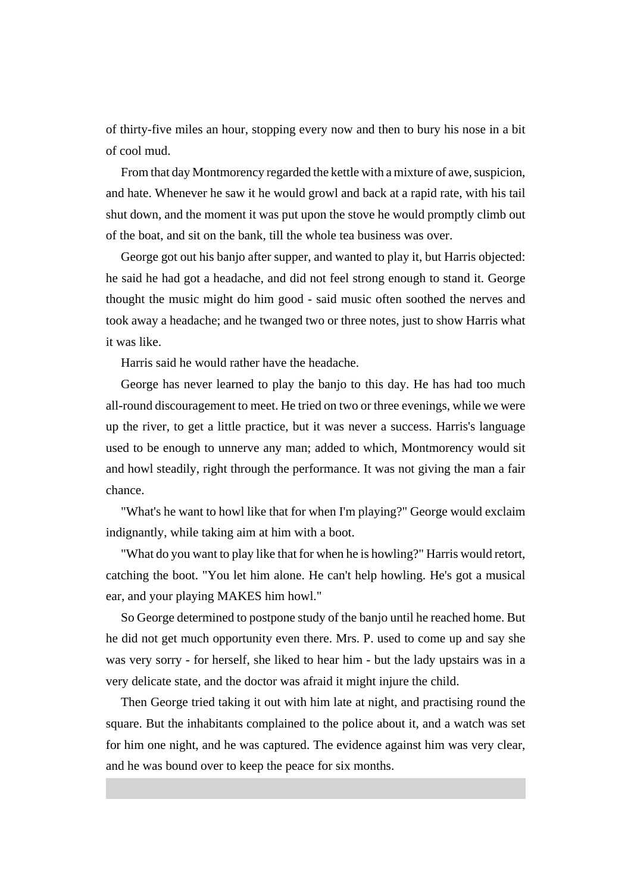of thirty-five miles an hour, stopping every now and then to bury his nose in a bit of cool mud.

From that day Montmorency regarded the kettle with a mixture of awe, suspicion, and hate. Whenever he saw it he would growl and back at a rapid rate, with his tail shut down, and the moment it was put upon the stove he would promptly climb out of the boat, and sit on the bank, till the whole tea business was over.

George got out his banjo after supper, and wanted to play it, but Harris objected: he said he had got a headache, and did not feel strong enough to stand it. George thought the music might do him good - said music often soothed the nerves and took away a headache; and he twanged two or three notes, just to show Harris what it was like.

Harris said he would rather have the headache.

George has never learned to play the banjo to this day. He has had too much all-round discouragement to meet. He tried on two or three evenings, while we were up the river, to get a little practice, but it was never a success. Harris's language used to be enough to unnerve any man; added to which, Montmorency would sit and howl steadily, right through the performance. It was not giving the man a fair chance.

"What's he want to howl like that for when I'm playing?" George would exclaim indignantly, while taking aim at him with a boot.

"What do you want to play like that for when he is howling?" Harris would retort, catching the boot. "You let him alone. He can't help howling. He's got a musical ear, and your playing MAKES him howl."

So George determined to postpone study of the banjo until he reached home. But he did not get much opportunity even there. Mrs. P. used to come up and say she was very sorry - for herself, she liked to hear him - but the lady upstairs was in a very delicate state, and the doctor was afraid it might injure the child.

Then George tried taking it out with him late at night, and practising round the square. But the inhabitants complained to the police about it, and a watch was set for him one night, and he was captured. The evidence against him was very clear, and he was bound over to keep the peace for six months.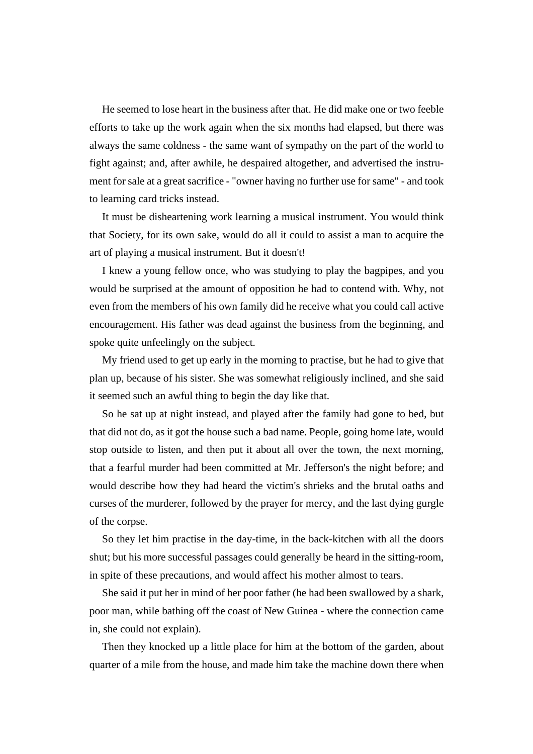He seemed to lose heart in the business after that. He did make one or two feeble efforts to take up the work again when the six months had elapsed, but there was always the same coldness - the same want of sympathy on the part of the world to fight against; and, after awhile, he despaired altogether, and advertised the instrument for sale at a great sacrifice - "owner having no further use for same" - and took to learning card tricks instead.

It must be disheartening work learning a musical instrument. You would think that Society, for its own sake, would do all it could to assist a man to acquire the art of playing a musical instrument. But it doesn't!

I knew a young fellow once, who was studying to play the bagpipes, and you would be surprised at the amount of opposition he had to contend with. Why, not even from the members of his own family did he receive what you could call active encouragement. His father was dead against the business from the beginning, and spoke quite unfeelingly on the subject.

My friend used to get up early in the morning to practise, but he had to give that plan up, because of his sister. She was somewhat religiously inclined, and she said it seemed such an awful thing to begin the day like that.

So he sat up at night instead, and played after the family had gone to bed, but that did not do, as it got the house such a bad name. People, going home late, would stop outside to listen, and then put it about all over the town, the next morning, that a fearful murder had been committed at Mr. Jefferson's the night before; and would describe how they had heard the victim's shrieks and the brutal oaths and curses of the murderer, followed by the prayer for mercy, and the last dying gurgle of the corpse.

So they let him practise in the day-time, in the back-kitchen with all the doors shut; but his more successful passages could generally be heard in the sitting-room, in spite of these precautions, and would affect his mother almost to tears.

She said it put her in mind of her poor father (he had been swallowed by a shark, poor man, while bathing off the coast of New Guinea - where the connection came in, she could not explain).

Then they knocked up a little place for him at the bottom of the garden, about quarter of a mile from the house, and made him take the machine down there when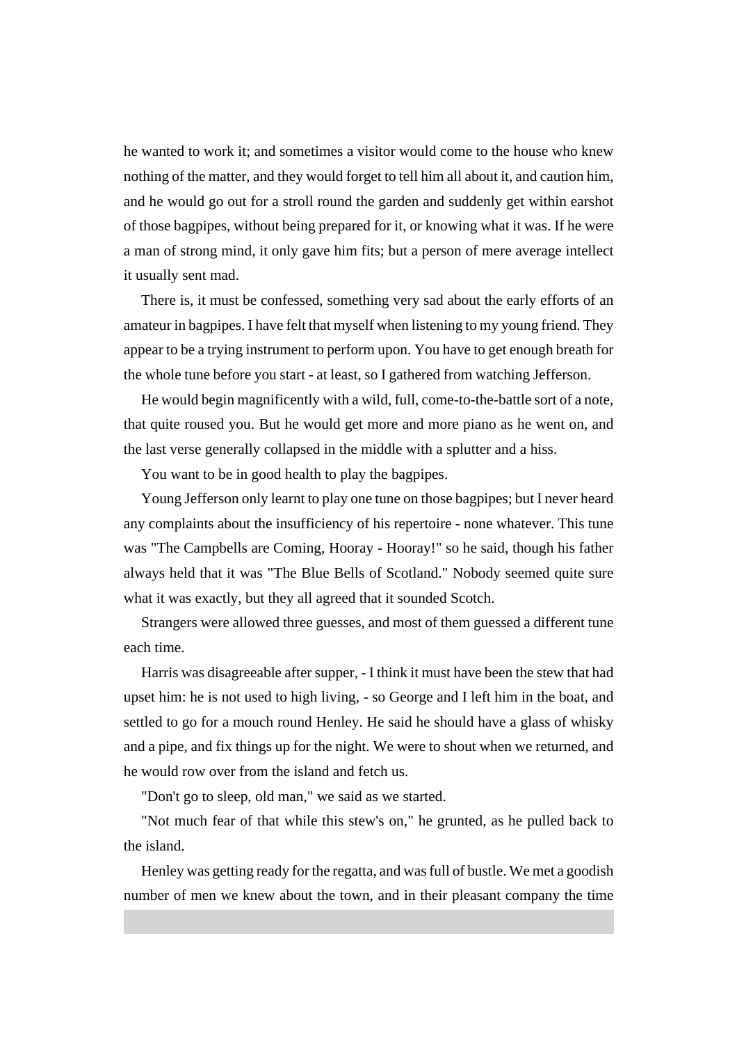he wanted to work it; and sometimes a visitor would come to the house who knew nothing of the matter, and they would forget to tell him all about it, and caution him, and he would go out for a stroll round the garden and suddenly get within earshot of those bagpipes, without being prepared for it, or knowing what it was. If he were a man of strong mind, it only gave him fits; but a person of mere average intellect it usually sent mad.

There is, it must be confessed, something very sad about the early efforts of an amateur in bagpipes. I have felt that myself when listening to my young friend. They appear to be a trying instrument to perform upon. You have to get enough breath for the whole tune before you start - at least, so I gathered from watching Jefferson.

He would begin magnificently with a wild, full, come-to-the-battle sort of a note, that quite roused you. But he would get more and more piano as he went on, and the last verse generally collapsed in the middle with a splutter and a hiss.

You want to be in good health to play the bagpipes.

Young Jefferson only learnt to play one tune on those bagpipes; but I never heard any complaints about the insufficiency of his repertoire - none whatever. This tune was "The Campbells are Coming, Hooray - Hooray!" so he said, though his father always held that it was "The Blue Bells of Scotland." Nobody seemed quite sure what it was exactly, but they all agreed that it sounded Scotch.

Strangers were allowed three guesses, and most of them guessed a different tune each time.

Harris was disagreeable after supper, - I think it must have been the stew that had upset him: he is not used to high living, - so George and I left him in the boat, and settled to go for a mouch round Henley. He said he should have a glass of whisky and a pipe, and fix things up for the night. We were to shout when we returned, and he would row over from the island and fetch us.

"Don't go to sleep, old man," we said as we started.

"Not much fear of that while this stew's on," he grunted, as he pulled back to the island.

Henley was getting ready for the regatta, and was full of bustle. We met a goodish number of men we knew about the town, and in their pleasant company the time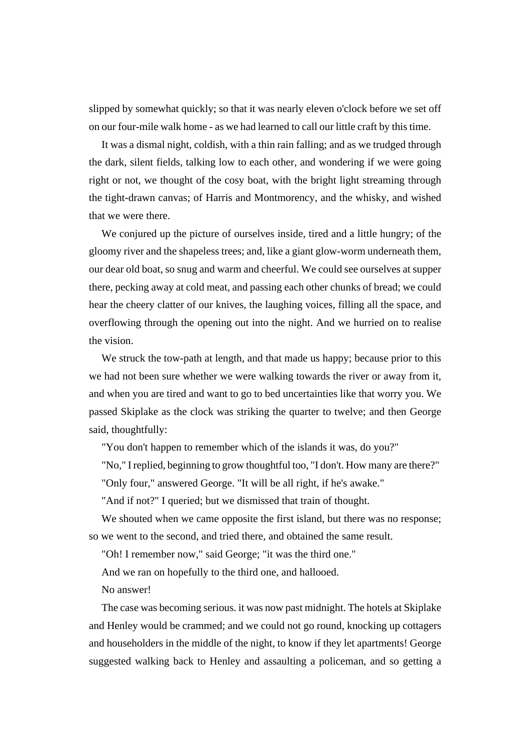slipped by somewhat quickly; so that it was nearly eleven o'clock before we set off on our four-mile walk home - as we had learned to call our little craft by this time.

It was a dismal night, coldish, with a thin rain falling; and as we trudged through the dark, silent fields, talking low to each other, and wondering if we were going right or not, we thought of the cosy boat, with the bright light streaming through the tight-drawn canvas; of Harris and Montmorency, and the whisky, and wished that we were there.

We conjured up the picture of ourselves inside, tired and a little hungry; of the gloomy river and the shapeless trees; and, like a giant glow-worm underneath them, our dear old boat, so snug and warm and cheerful. We could see ourselves at supper there, pecking away at cold meat, and passing each other chunks of bread; we could hear the cheery clatter of our knives, the laughing voices, filling all the space, and overflowing through the opening out into the night. And we hurried on to realise the vision.

We struck the tow-path at length, and that made us happy; because prior to this we had not been sure whether we were walking towards the river or away from it, and when you are tired and want to go to bed uncertainties like that worry you. We passed Skiplake as the clock was striking the quarter to twelve; and then George said, thoughtfully:

"You don't happen to remember which of the islands it was, do you?"

"No," I replied, beginning to grow thoughtful too, "I don't. How many are there?"

"Only four," answered George. "It will be all right, if he's awake."

"And if not?" I queried; but we dismissed that train of thought.

We shouted when we came opposite the first island, but there was no response; so we went to the second, and tried there, and obtained the same result.

"Oh! I remember now," said George; "it was the third one."

And we ran on hopefully to the third one, and hallooed.

No answer!

The case was becoming serious. it was now past midnight. The hotels at Skiplake and Henley would be crammed; and we could not go round, knocking up cottagers and householders in the middle of the night, to know if they let apartments! George suggested walking back to Henley and assaulting a policeman, and so getting a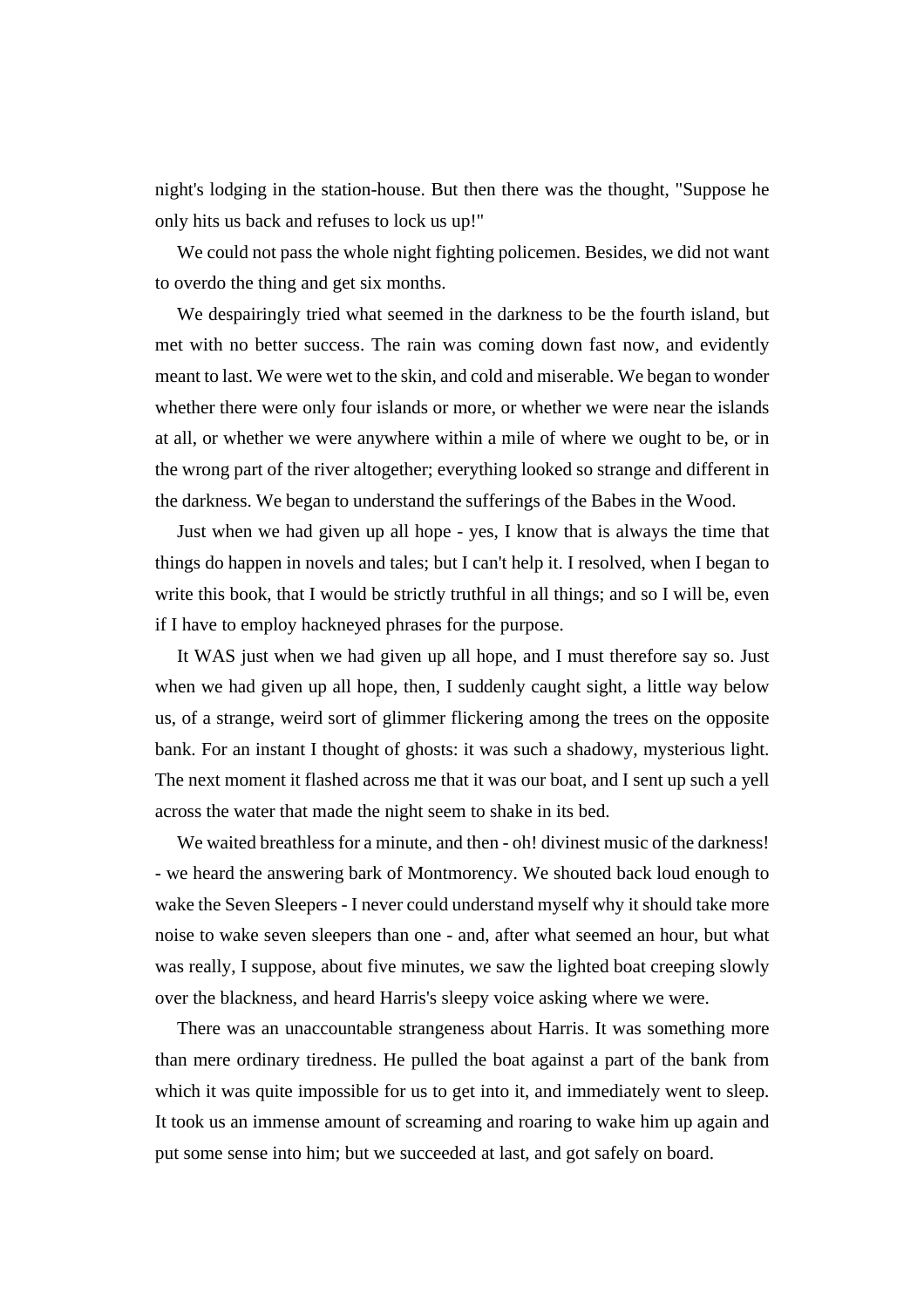night's lodging in the station-house. But then there was the thought, "Suppose he only hits us back and refuses to lock us up!"

We could not pass the whole night fighting policemen. Besides, we did not want to overdo the thing and get six months.

We despairingly tried what seemed in the darkness to be the fourth island, but met with no better success. The rain was coming down fast now, and evidently meant to last. We were wet to the skin, and cold and miserable. We began to wonder whether there were only four islands or more, or whether we were near the islands at all, or whether we were anywhere within a mile of where we ought to be, or in the wrong part of the river altogether; everything looked so strange and different in the darkness. We began to understand the sufferings of the Babes in the Wood.

Just when we had given up all hope - yes, I know that is always the time that things do happen in novels and tales; but I can't help it. I resolved, when I began to write this book, that I would be strictly truthful in all things; and so I will be, even if I have to employ hackneyed phrases for the purpose.

It WAS just when we had given up all hope, and I must therefore say so. Just when we had given up all hope, then, I suddenly caught sight, a little way below us, of a strange, weird sort of glimmer flickering among the trees on the opposite bank. For an instant I thought of ghosts: it was such a shadowy, mysterious light. The next moment it flashed across me that it was our boat, and I sent up such a yell across the water that made the night seem to shake in its bed.

We waited breathless for a minute, and then - oh! divinest music of the darkness! - we heard the answering bark of Montmorency. We shouted back loud enough to wake the Seven Sleepers - I never could understand myself why it should take more noise to wake seven sleepers than one - and, after what seemed an hour, but what was really, I suppose, about five minutes, we saw the lighted boat creeping slowly over the blackness, and heard Harris's sleepy voice asking where we were.

There was an unaccountable strangeness about Harris. It was something more than mere ordinary tiredness. He pulled the boat against a part of the bank from which it was quite impossible for us to get into it, and immediately went to sleep. It took us an immense amount of screaming and roaring to wake him up again and put some sense into him; but we succeeded at last, and got safely on board.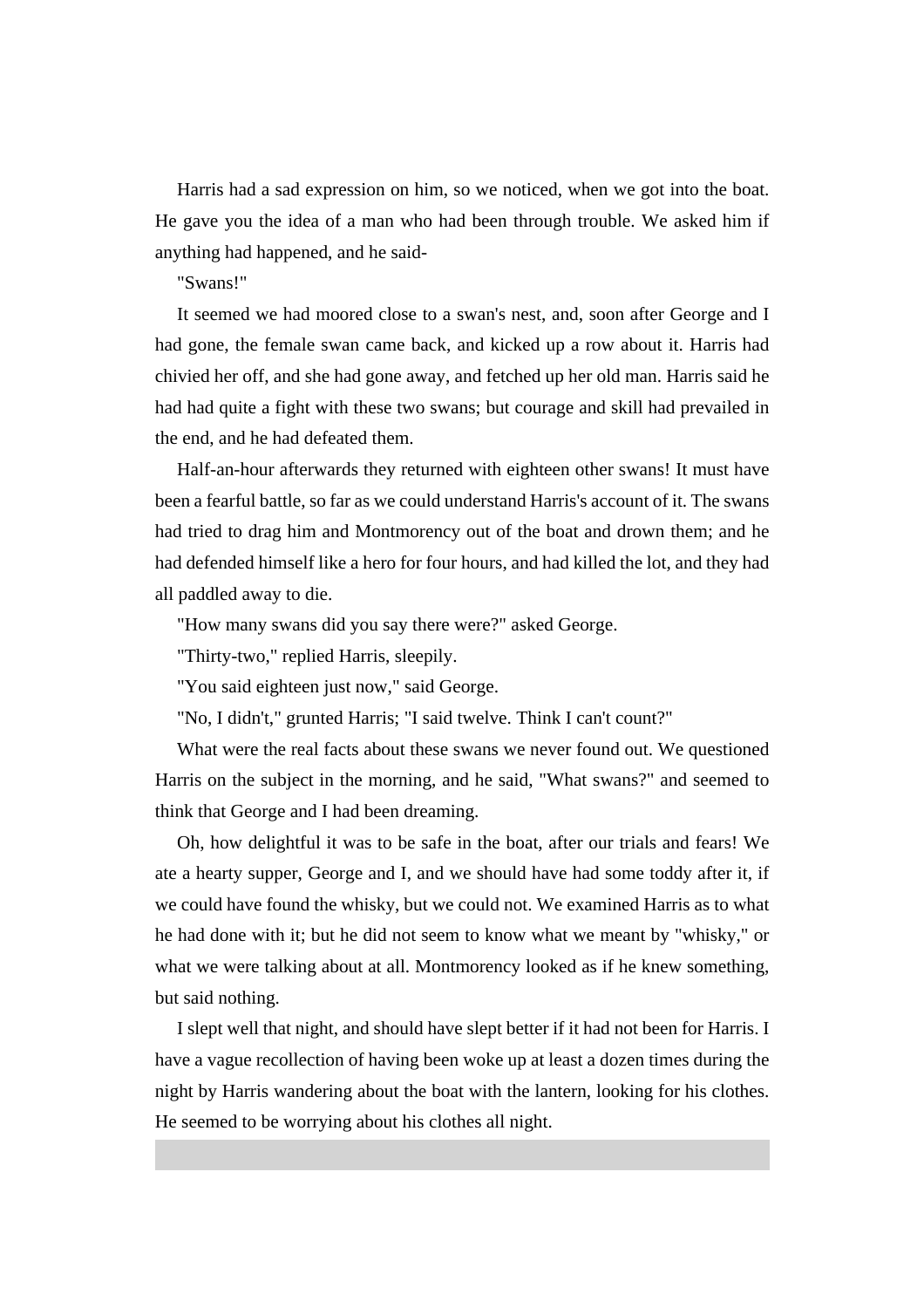Harris had a sad expression on him, so we noticed, when we got into the boat. He gave you the idea of a man who had been through trouble. We asked him if anything had happened, and he said-

"Swans!"

It seemed we had moored close to a swan's nest, and, soon after George and I had gone, the female swan came back, and kicked up a row about it. Harris had chivied her off, and she had gone away, and fetched up her old man. Harris said he had had quite a fight with these two swans; but courage and skill had prevailed in the end, and he had defeated them.

Half-an-hour afterwards they returned with eighteen other swans! It must have been a fearful battle, so far as we could understand Harris's account of it. The swans had tried to drag him and Montmorency out of the boat and drown them; and he had defended himself like a hero for four hours, and had killed the lot, and they had all paddled away to die.

"How many swans did you say there were?" asked George.

"Thirty-two," replied Harris, sleepily.

"You said eighteen just now," said George.

"No, I didn't," grunted Harris; "I said twelve. Think I can't count?"

What were the real facts about these swans we never found out. We questioned Harris on the subject in the morning, and he said, "What swans?" and seemed to think that George and I had been dreaming.

Oh, how delightful it was to be safe in the boat, after our trials and fears! We ate a hearty supper, George and I, and we should have had some toddy after it, if we could have found the whisky, but we could not. We examined Harris as to what he had done with it; but he did not seem to know what we meant by "whisky," or what we were talking about at all. Montmorency looked as if he knew something, but said nothing.

I slept well that night, and should have slept better if it had not been for Harris. I have a vague recollection of having been woke up at least a dozen times during the night by Harris wandering about the boat with the lantern, looking for his clothes. He seemed to be worrying about his clothes all night.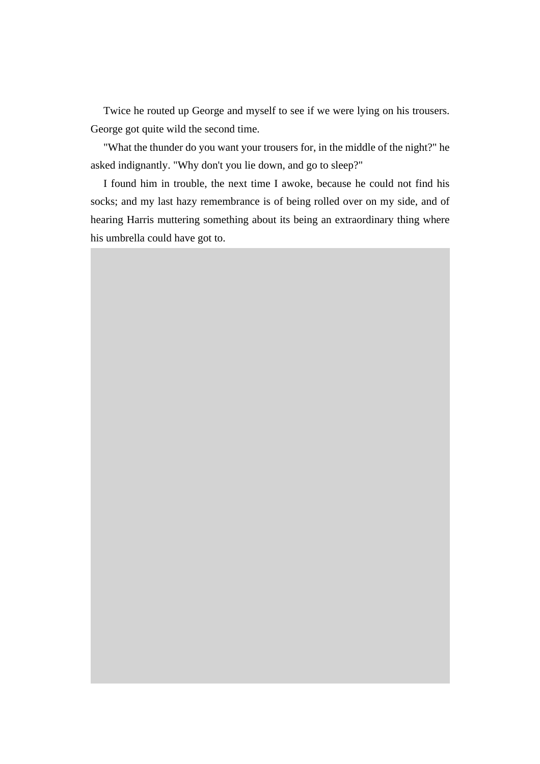Twice he routed up George and myself to see if we were lying on his trousers. George got quite wild the second time.

"What the thunder do you want your trousers for, in the middle of the night?" he asked indignantly. "Why don't you lie down, and go to sleep?"

I found him in trouble, the next time I awoke, because he could not find his socks; and my last hazy remembrance is of being rolled over on my side, and of hearing Harris muttering something about its being an extraordinary thing where his umbrella could have got to.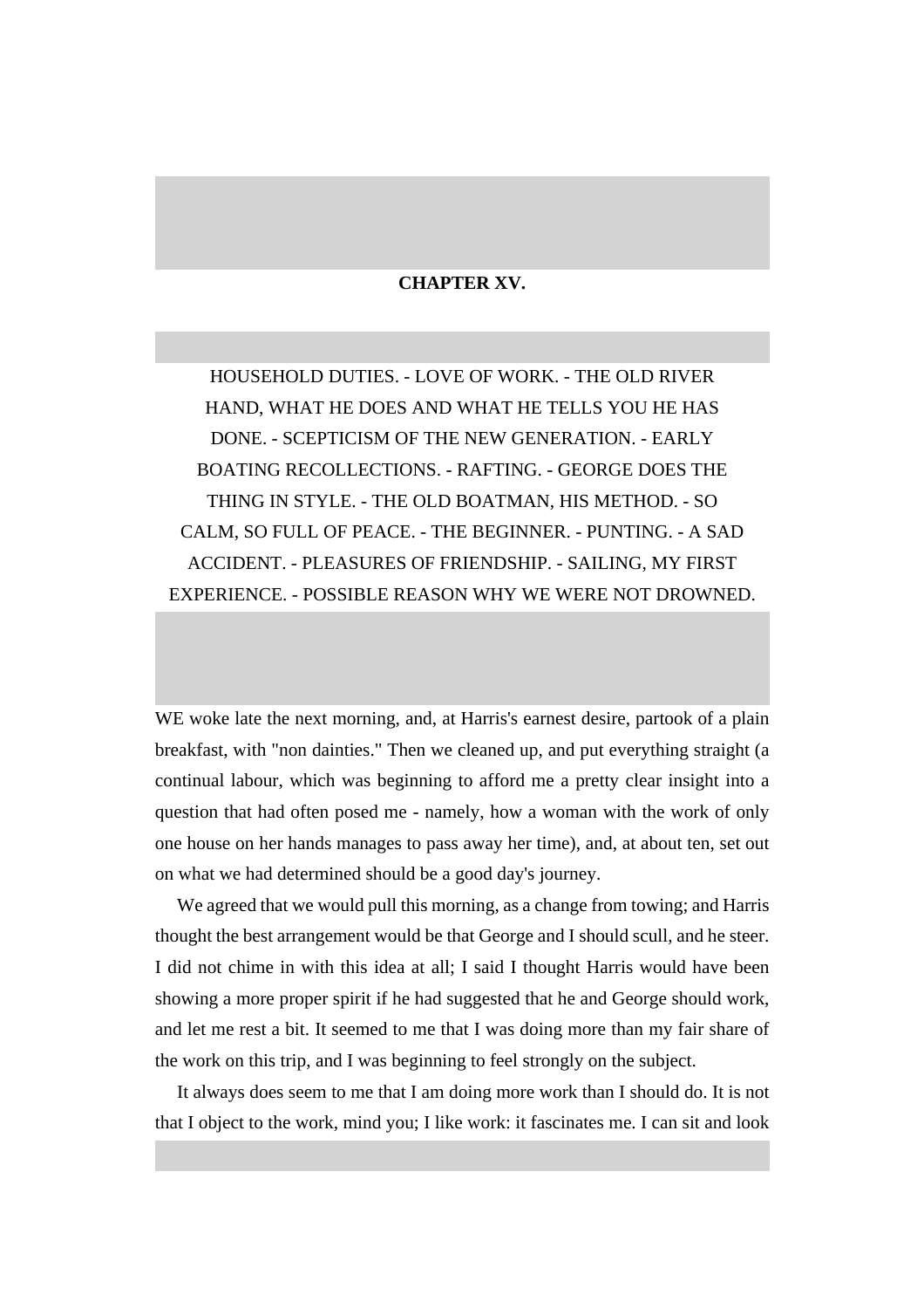## CHAPTER XV.

HOUSEHOLD DUTIES. - LOVE OF WORK. - THE OLD RIVER HAND, WHAT HE DOES AND WHAT HE TELLS YOU HE HAS DONE. - SCEPTICISM OF THE NEW GENERATION. - EARLY BOATING RECOLLECTIONS. - RAFTING. - GEORGE DOES THE THING IN STYLE. - THE OLD BOATMAN, HIS METHOD. - SO CALM, SO FULL OF PEACE. - THE BEGINNER. - PUNTING. - A SAD ACCIDENT. - PLEASURES OF FRIENDSHIP. - SAILING, MY FIRST EXPERIENCE. - POSSIBLE REASON WHY WE WERE NOT DROWNED.

WE woke late the next morning, and, at Harris's earnest desire, partook of a plain breakfast, with "non dainties." Then we cleaned up, and put everything straight (a continual labour, which was beginning to afford me a pretty clear insight into a question that had often posed me - namely, how a woman with the work of only one house on her hands manages to pass away her time), and, at about ten, set out on what we had determined should be a good day's journey.

We agreed that we would pull this morning, as a change from towing; and Harris thought the best arrangement would be that George and I should scull, and he steer. I did not chime in with this idea at all; I said I thought Harris would have been showing a more proper spirit if he had suggested that he and George should work, and let me rest a bit. It seemed to me that I was doing more than my fair share of the work on this trip, and I was beginning to feel strongly on the subject.

It always does seem to me that I am doing more work than I should do. It is not that I object to the work, mind you; I like work: it fascinates me. I can sit and look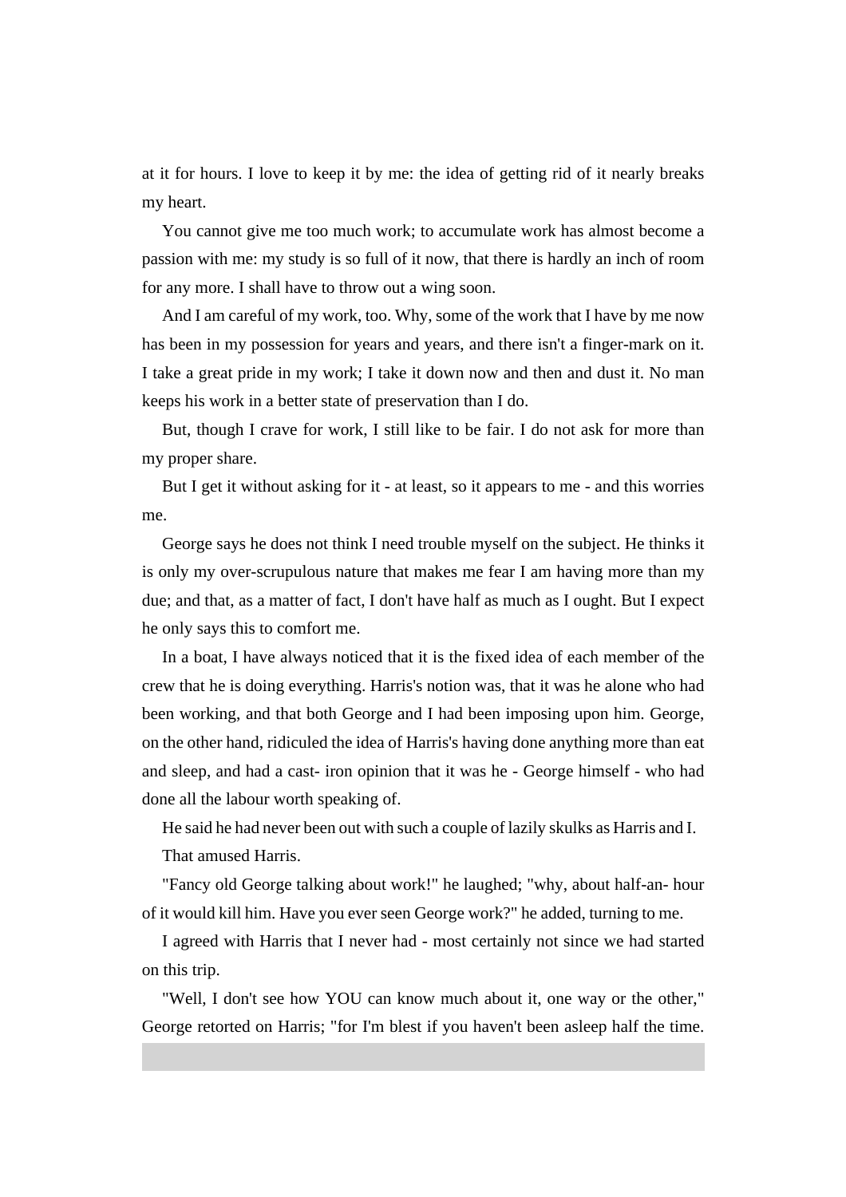at it for hours. I love to keep it by me: the idea of getting rid of it nearly breaks my heart.

You cannot give me too much work; to accumulate work has almost become a passion with me: my study is so full of it now, that there is hardly an inch of room for any more. I shall have to throw out a wing soon.

And I am careful of my work, too. Why, some of the work that I have by me now has been in my possession for years and years, and there isn't a finger-mark on it. I take a great pride in my work; I take it down now and then and dust it. No man keeps his work in a better state of preservation than I do.

But, though I crave for work, I still like to be fair. I do not ask for more than my proper share.

But I get it without asking for it - at least, so it appears to me - and this worries me.

George says he does not think I need trouble myself on the subject. He thinks it is only my over-scrupulous nature that makes me fear I am having more than my due; and that, as a matter of fact, I don't have half as much as I ought. But I expect he only says this to comfort me.

In a boat, I have always noticed that it is the fixed idea of each member of the crew that he is doing everything. Harris's notion was, that it was he alone who had been working, and that both George and I had been imposing upon him. George, on the other hand, ridiculed the idea of Harris's having done anything more than eat and sleep, and had a cast- iron opinion that it was he - George himself - who had done all the labour worth speaking of.

He said he had never been out with such a couple of lazily skulks as Harris and I.

That amused Harris.

"Fancy old George talking about work!" he laughed; "why, about half-an- hour of it would kill him. Have you ever seen George work?" he added, turning to me.

I agreed with Harris that I never had - most certainly not since we had started on this trip.

"Well, I don't see how YOU can know much about it, one way or the other," George retorted on Harris; "for I'm blest if you haven't been asleep half the time.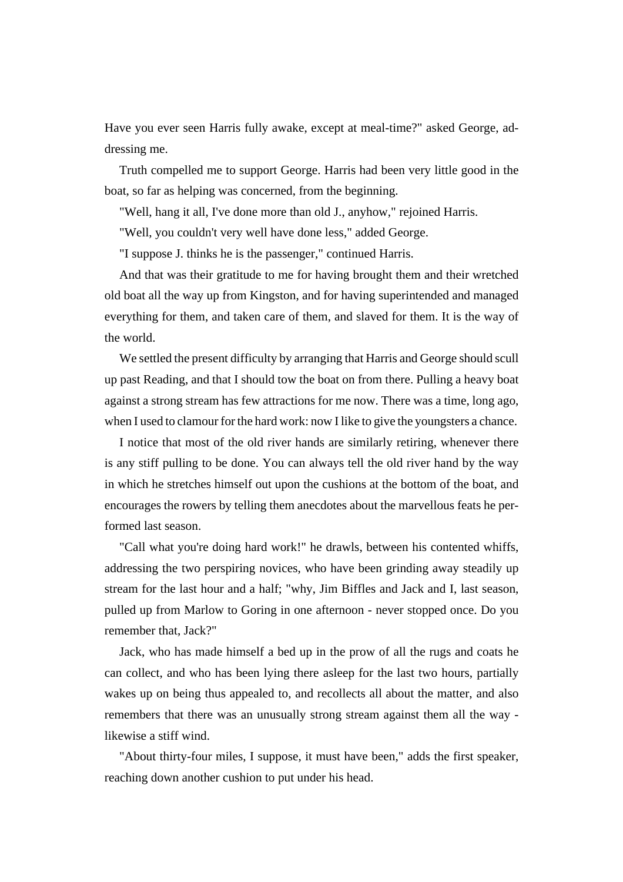Have you ever seen Harris fully awake, except at meal-time?" asked George, addressing me.

Truth compelled me to support George. Harris had been very little good in the boat, so far as helping was concerned, from the beginning.

"Well, hang it all, I've done more than old J., anyhow," rejoined Harris.

"Well, you couldn't very well have done less," added George.

"I suppose J. thinks he is the passenger," continued Harris.

And that was their gratitude to me for having brought them and their wretched old boat all the way up from Kingston, and for having superintended and managed everything for them, and taken care of them, and slaved for them. It is the way of the world.

We settled the present difficulty by arranging that Harris and George should scull up past Reading, and that I should tow the boat on from there. Pulling a heavy boat against a strong stream has few attractions for me now. There was a time, long ago, when I used to clamour for the hard work: now I like to give the youngsters a chance.

I notice that most of the old river hands are similarly retiring, whenever there is any stiff pulling to be done. You can always tell the old river hand by the way in which he stretches himself out upon the cushions at the bottom of the boat, and encourages the rowers by telling them anecdotes about the marvellous feats he performed last season.

"Call what you're doing hard work!" he drawls, between his contented whiffs, addressing the two perspiring novices, who have been grinding away steadily up stream for the last hour and a half; "why, Jim Biffles and Jack and I, last season, pulled up from Marlow to Goring in one afternoon - never stopped once. Do you remember that, Jack?"

Jack, who has made himself a bed up in the prow of all the rugs and coats he can collect, and who has been lying there asleep for the last two hours, partially wakes up on being thus appealed to, and recollects all about the matter, and also remembers that there was an unusually strong stream against them all the way - likewise a stiff wind.

"About thirty-four miles, I suppose, it must have been," adds the first speaker, reaching down another cushion to put under his head.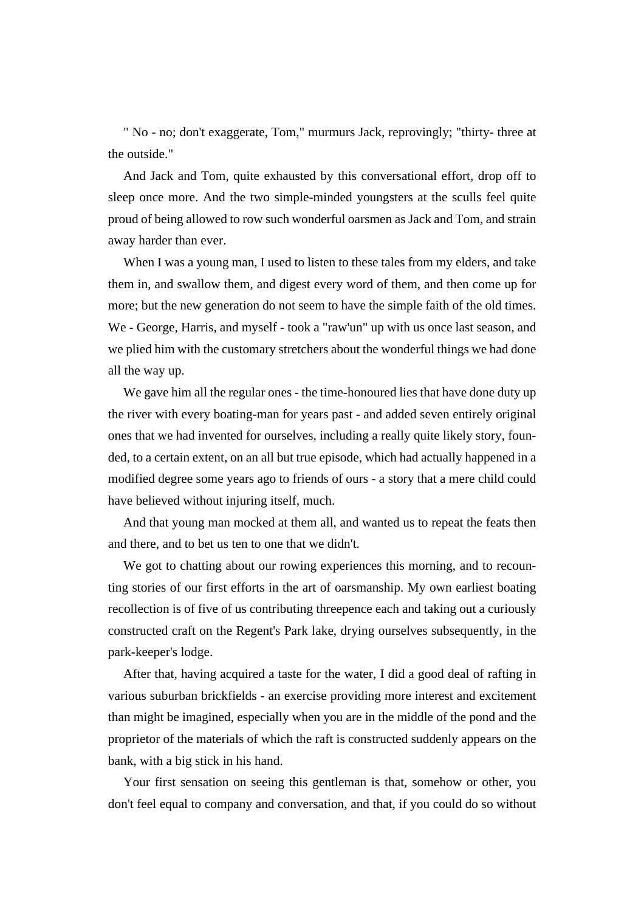" No - no; don't exaggerate, Tom," murmurs Jack, reprovingly; "thirty- three at the outside."

And Jack and Tom, quite exhausted by this conversational effort, drop off to sleep once more. And the two simple-minded youngsters at the sculls feel quite proud of being allowed to row such wonderful oarsmen as Jack and Tom, and strain away harder than ever.

When I was a young man, I used to listen to these tales from my elders, and take them in, and swallow them, and digest every word of them, and then come up for more; but the new generation do not seem to have the simple faith of the old times. We - George, Harris, and myself - took a "raw'un" up with us once last season, and we plied him with the customary stretchers about the wonderful things we had done all the way up.

We gave him all the regular ones - the time-honoured lies that have done duty up the river with every boating-man for years past - and added seven entirely original ones that we had invented for ourselves, including a really quite likely story, founded, to a certain extent, on an all but true episode, which had actually happened in a modified degree some years ago to friends of ours - a story that a mere child could have believed without injuring itself, much.

And that young man mocked at them all, and wanted us to repeat the feats then and there, and to bet us ten to one that we didn't.

We got to chatting about our rowing experiences this morning, and to recounting stories of our first efforts in the art of oarsmanship. My own earliest boating recollection is of five of us contributing threepence each and taking out a curiously constructed craft on the Regent's Park lake, drying ourselves subsequently, in the park-keeper's lodge.

After that, having acquired a taste for the water, I did a good deal of rafting in various suburban brickfields - an exercise providing more interest and excitement than might be imagined, especially when you are in the middle of the pond and the proprietor of the materials of which the raft is constructed suddenly appears on the bank, with a big stick in his hand.

Your first sensation on seeing this gentleman is that, somehow or other, you don't feel equal to company and conversation, and that, if you could do so without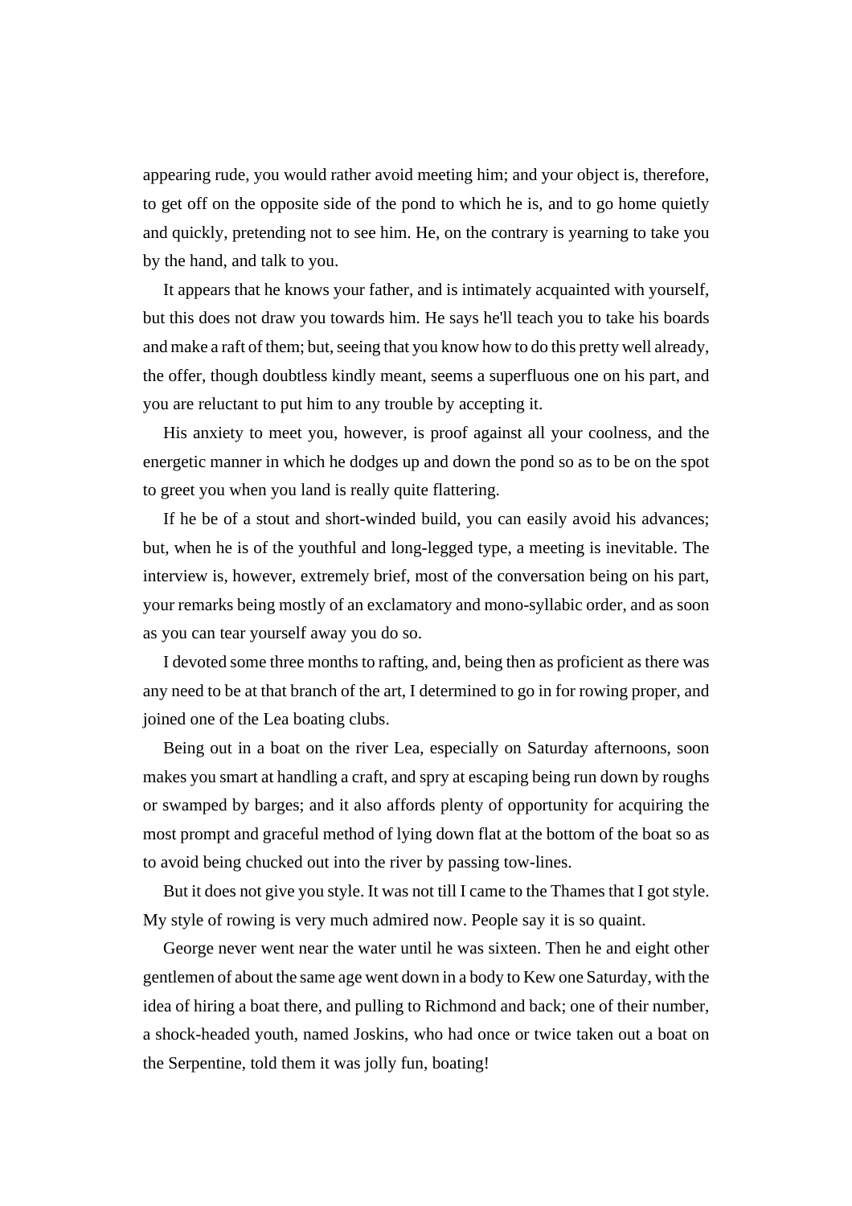appearing rude, you would rather avoid meeting him; and your object is, therefore, to get off on the opposite side of the pond to which he is, and to go home quietly and quickly, pretending not to see him. He, on the contrary is yearning to take you by the hand, and talk to you.

It appears that he knows your father, and is intimately acquainted with yourself, but this does not draw you towards him. He says he'll teach you to take his boards and make a raft of them; but, seeing that you know how to do this pretty well already, the offer, though doubtless kindly meant, seems a superfluous one on his part, and you are reluctant to put him to any trouble by accepting it.

His anxiety to meet you, however, is proof against all your coolness, and the energetic manner in which he dodges up and down the pond so as to be on the spot to greet you when you land is really quite flattering.

If he be of a stout and short-winded build, you can easily avoid his advances; but, when he is of the youthful and long-legged type, a meeting is inevitable. The interview is, however, extremely brief, most of the conversation being on his part, your remarks being mostly of an exclamatory and mono-syllabic order, and as soon as you can tear yourself away you do so.

I devoted some three months to rafting, and, being then as proficient as there was any need to be at that branch of the art, I determined to go in for rowing proper, and joined one of the Lea boating clubs.

Being out in a boat on the river Lea, especially on Saturday afternoons, soon makes you smart at handling a craft, and spry at escaping being run down by roughs or swamped by barges; and it also affords plenty of opportunity for acquiring the most prompt and graceful method of lying down flat at the bottom of the boat so as to avoid being chucked out into the river by passing tow-lines.

But it does not give you style. It was not till I came to the Thames that I got style. My style of rowing is very much admired now. People say it is so quaint.

George never went near the water until he was sixteen. Then he and eight other gentlemen of about the same age went down in a body to Kew one Saturday, with the idea of hiring a boat there, and pulling to Richmond and back; one of their number, a shock-headed youth, named Joskins, who had once or twice taken out a boat on the Serpentine, told them it was jolly fun, boating!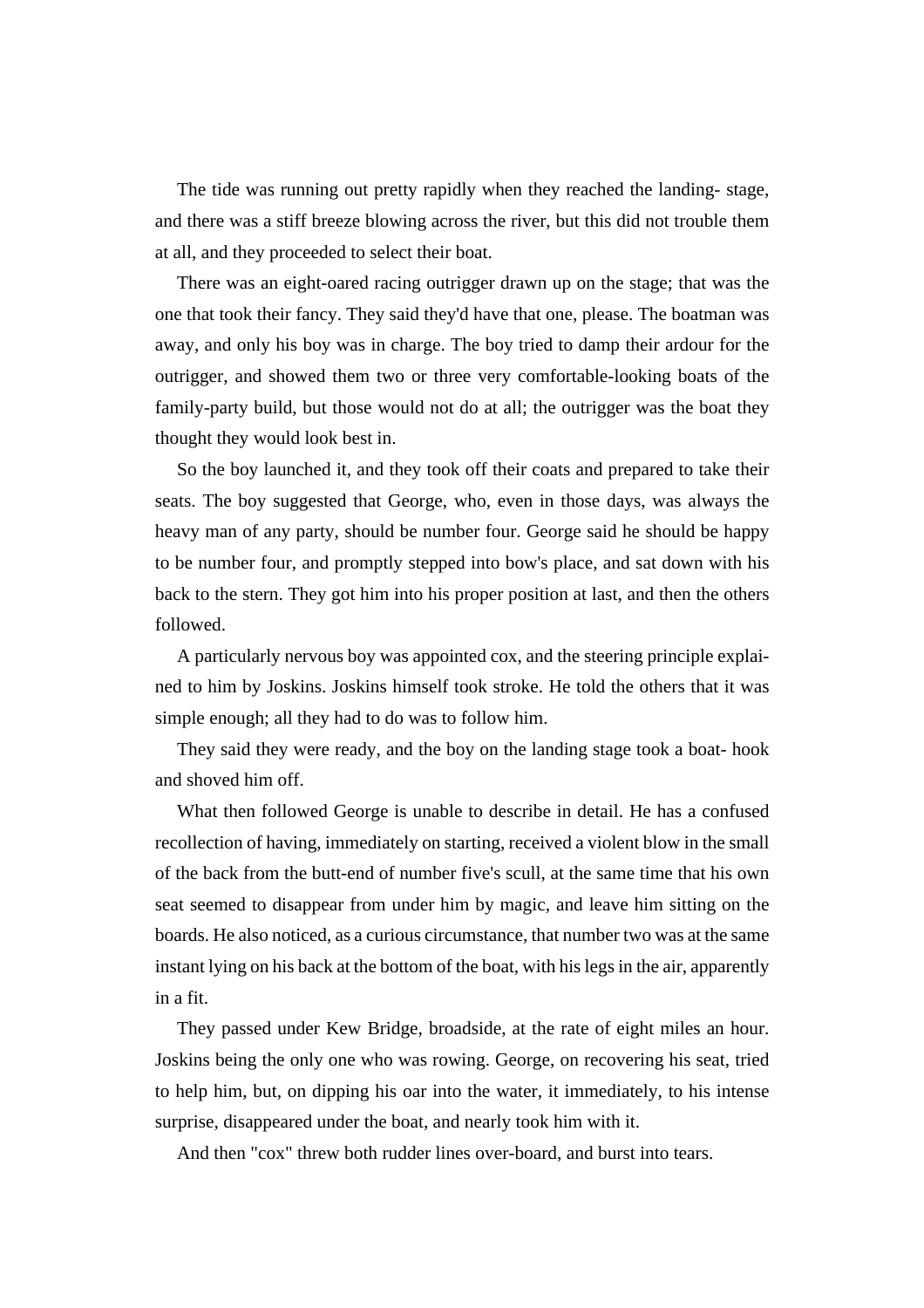The tide was running out pretty rapidly when they reached the landing- stage, and there was a stiff breeze blowing across the river, but this did not trouble them at all, and they proceeded to select their boat.

There was an eight-oared racing outrigger drawn up on the stage; that was the one that took their fancy. They said they'd have that one, please. The boatman was away, and only his boy was in charge. The boy tried to damp their ardour for the outrigger, and showed them two or three very comfortable-looking boats of the family-party build, but those would not do at all; the outrigger was the boat they thought they would look best in.

So the boy launched it, and they took off their coats and prepared to take their seats. The boy suggested that George, who, even in those days, was always the heavy man of any party, should be number four. George said he should be happy to be number four, and promptly stepped into bow's place, and sat down with his back to the stern. They got him into his proper position at last, and then the others followed.

A particularly nervous boy was appointed cox, and the steering principle explained to him by Joskins. Joskins himself took stroke. He told the others that it was simple enough; all they had to do was to follow him.

They said they were ready, and the boy on the landing stage took a boat- hook and shoved him off.

What then followed George is unable to describe in detail. He has a confused recollection of having, immediately on starting, received a violent blow in the small of the back from the butt-end of number five's scull, at the same time that his own seat seemed to disappear from under him by magic, and leave him sitting on the boards. He also noticed, as a curious circumstance, that number two was at the same instant lying on his back at the bottom of the boat, with his legs in the air, apparently in a fit.

They passed under Kew Bridge, broadside, at the rate of eight miles an hour. Joskins being the only one who was rowing. George, on recovering his seat, tried to help him, but, on dipping his oar into the water, it immediately, to his intense surprise, disappeared under the boat, and nearly took him with it.

And then "cox" threw both rudder lines over-board, and burst into tears.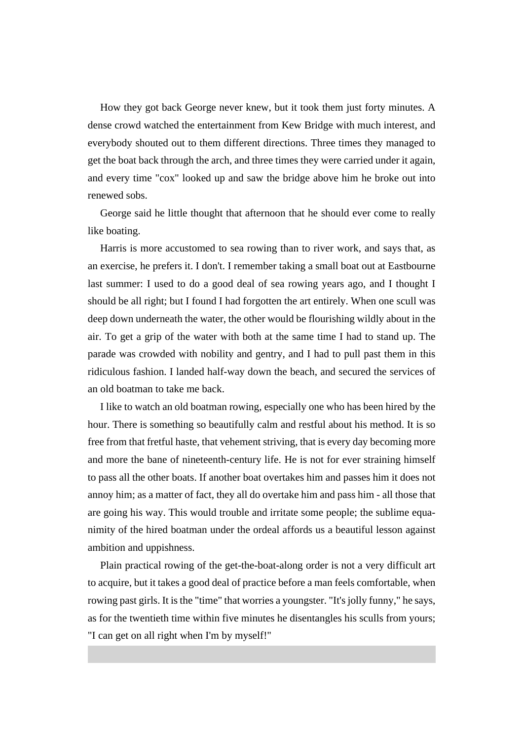How they got back George never knew, but it took them just forty minutes. A dense crowd watched the entertainment from Kew Bridge with much interest, and everybody shouted out to them different directions. Three times they managed to get the boat back through the arch, and three times they were carried under it again, and every time "cox" looked up and saw the bridge above him he broke out into renewed sobs.

George said he little thought that afternoon that he should ever come to really like boating.

Harris is more accustomed to sea rowing than to river work, and says that, as an exercise, he prefers it. I don't. I remember taking a small boat out at Eastbourne last summer: I used to do a good deal of sea rowing years ago, and I thought I should be all right; but I found I had forgotten the art entirely. When one scull was deep down underneath the water, the other would be flourishing wildly about in the air. To get a grip of the water with both at the same time I had to stand up. The parade was crowded with nobility and gentry, and I had to pull past them in this ridiculous fashion. I landed half-way down the beach, and secured the services of an old boatman to take me back.

I like to watch an old boatman rowing, especially one who has been hired by the hour. There is something so beautifully calm and restful about his method. It is so free from that fretful haste, that vehement striving, that is every day becoming more and more the bane of nineteenth-century life. He is not for ever straining himself to pass all the other boats. If another boat overtakes him and passes him it does not annoy him; as a matter of fact, they all do overtake him and pass him - all those that are going his way. This would trouble and irritate some people; the sublime equanimity of the hired boatman under the ordeal affords us a beautiful lesson against ambition and uppishness.

Plain practical rowing of the get-the-boat-along order is not a very difficult art to acquire, but it takes a good deal of practice before a man feels comfortable, when rowing past girls. It is the "time" that worries a youngster. "It's jolly funny," he says, as for the twentieth time within five minutes he disentangles his sculls from yours; "I can get on all right when I'm by myself!"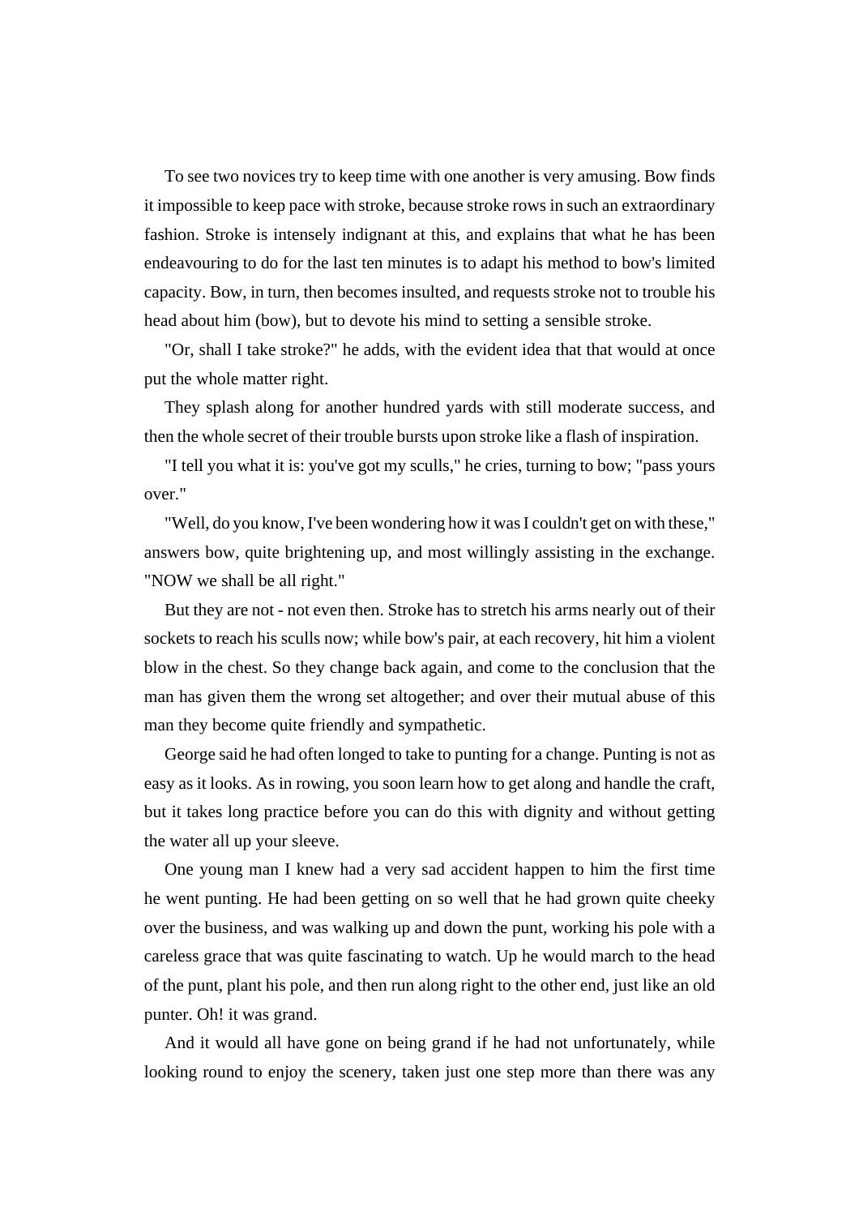To see two novices try to keep time with one another is very amusing. Bow finds it impossible to keep pace with stroke, because stroke rows in such an extraordinary fashion. Stroke is intensely indignant at this, and explains that what he has been endeavouring to do for the last ten minutes is to adapt his method to bow's limited capacity. Bow, in turn, then becomes insulted, and requests stroke not to trouble his head about him (bow), but to devote his mind to setting a sensible stroke.

"Or, shall I take stroke?" he adds, with the evident idea that that would at once put the whole matter right.

They splash along for another hundred yards with still moderate success, and then the whole secret of their trouble bursts upon stroke like a flash of inspiration.

"I tell you what it is: you've got my sculls," he cries, turning to bow; "pass yours over."

"Well, do you know, I've been wondering how it was I couldn't get on with these," answers bow, quite brightening up, and most willingly assisting in the exchange. "NOW we shall be all right."

But they are not - not even then. Stroke has to stretch his arms nearly out of their sockets to reach his sculls now; while bow's pair, at each recovery, hit him a violent blow in the chest. So they change back again, and come to the conclusion that the man has given them the wrong set altogether; and over their mutual abuse of this man they become quite friendly and sympathetic.

George said he had often longed to take to punting for a change. Punting is not as easy as it looks. As in rowing, you soon learn how to get along and handle the craft, but it takes long practice before you can do this with dignity and without getting the water all up your sleeve.

One young man I knew had a very sad accident happen to him the first time he went punting. He had been getting on so well that he had grown quite cheeky over the business, and was walking up and down the punt, working his pole with a careless grace that was quite fascinating to watch. Up he would march to the head of the punt, plant his pole, and then run along right to the other end, just like an old punter. Oh! it was grand.

And it would all have gone on being grand if he had not unfortunately, while looking round to enjoy the scenery, taken just one step more than there was any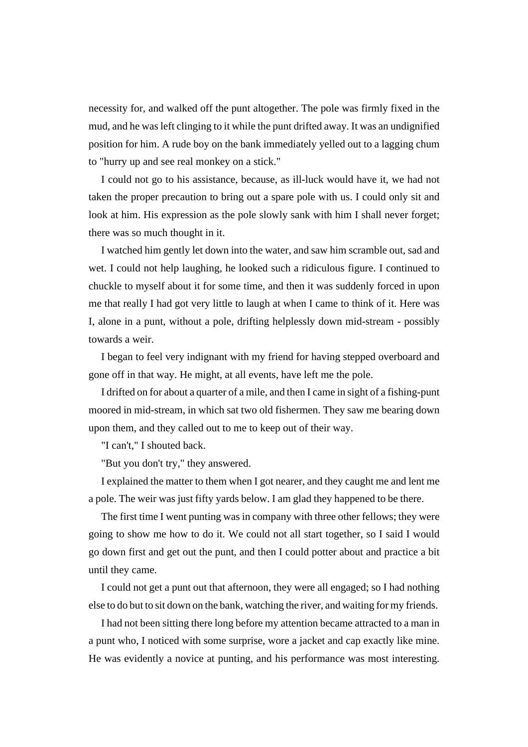necessity for, and walked off the punt altogether. The pole was firmly fixed in the mud, and he was left clinging to it while the punt drifted away. It was an undignified position for him. A rude boy on the bank immediately yelled out to a lagging chum to "hurry up and see real monkey on a stick."

I could not go to his assistance, because, as ill-luck would have it, we had not taken the proper precaution to bring out a spare pole with us. I could only sit and look at him. His expression as the pole slowly sank with him I shall never forget; there was so much thought in it.

I watched him gently let down into the water, and saw him scramble out, sad and wet. I could not help laughing, he looked such a ridiculous figure. I continued to chuckle to myself about it for some time, and then it was suddenly forced in upon me that really I had got very little to laugh at when I came to think of it. Here was I, alone in a punt, without a pole, drifting helplessly down mid-stream - possibly towards a weir.

I began to feel very indignant with my friend for having stepped overboard and gone off in that way. He might, at all events, have left me the pole.

I drifted on for about a quarter of a mile, and then I came in sight of a fishing-punt moored in mid-stream, in which sat two old fishermen. They saw me bearing down upon them, and they called out to me to keep out of their way.

"I can't," I shouted back.

"But you don't try," they answered.

I explained the matter to them when I got nearer, and they caught me and lent me a pole. The weir was just fifty yards below. I am glad they happened to be there.

The first time I went punting was in company with three other fellows; they were going to show me how to do it. We could not all start together, so I said I would go down first and get out the punt, and then I could potter about and practice a bit until they came.

I could not get a punt out that afternoon, they were all engaged; so I had nothing else to do but to sit down on the bank, watching the river, and waiting for my friends.

I had not been sitting there long before my attention became attracted to a man in a punt who, I noticed with some surprise, wore a jacket and cap exactly like mine. He was evidently a novice at punting, and his performance was most interesting.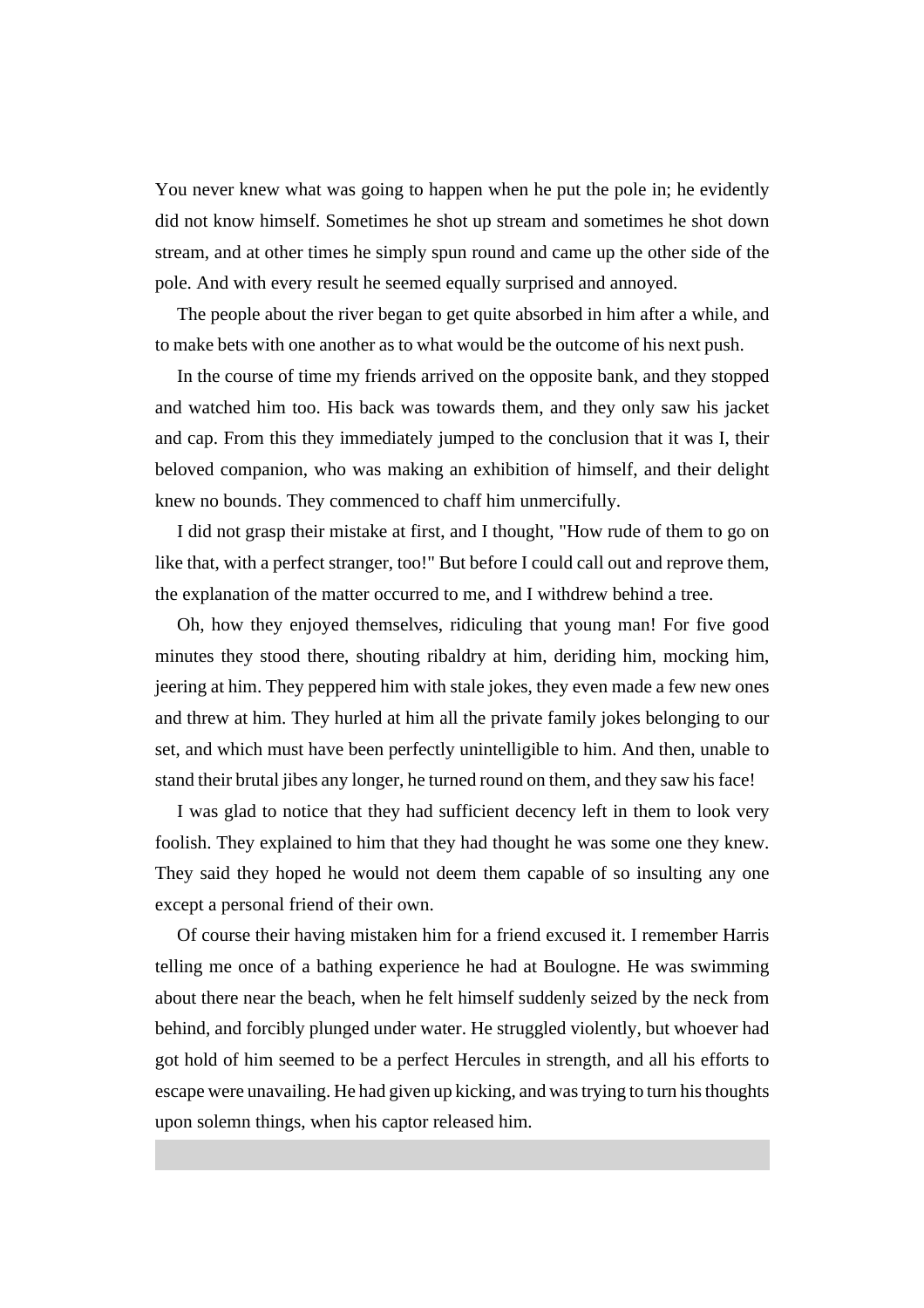You never knew what was going to happen when he put the pole in; he evidently did not know himself. Sometimes he shot up stream and sometimes he shot down stream, and at other times he simply spun round and came up the other side of the pole. And with every result he seemed equally surprised and annoyed.

The people about the river began to get quite absorbed in him after a while, and to make bets with one another as to what would be the outcome of his next push.

In the course of time my friends arrived on the opposite bank, and they stopped and watched him too. His back was towards them, and they only saw his jacket and cap. From this they immediately jumped to the conclusion that it was I, their beloved companion, who was making an exhibition of himself, and their delight knew no bounds. They commenced to chaff him unmercifully.

I did not grasp their mistake at first, and I thought, "How rude of them to go on like that, with a perfect stranger, too!" But before I could call out and reprove them, the explanation of the matter occurred to me, and I withdrew behind a tree.

Oh, how they enjoyed themselves, ridiculing that young man! For five good minutes they stood there, shouting ribaldry at him, deriding him, mocking him, jeering at him. They peppered him with stale jokes, they even made a few new ones and threw at him. They hurled at him all the private family jokes belonging to our set, and which must have been perfectly unintelligible to him. And then, unable to stand their brutal jibes any longer, he turned round on them, and they saw his face!

I was glad to notice that they had sufficient decency left in them to look very foolish. They explained to him that they had thought he was some one they knew. They said they hoped he would not deem them capable of so insulting any one except a personal friend of their own.

Of course their having mistaken him for a friend excused it. I remember Harris telling me once of a bathing experience he had at Boulogne. He was swimming about there near the beach, when he felt himself suddenly seized by the neck from behind, and forcibly plunged under water. He struggled violently, but whoever had got hold of him seemed to be a perfect Hercules in strength, and all his efforts to escape were unavailing. He had given up kicking, and was trying to turn his thoughts upon solemn things, when his captor released him.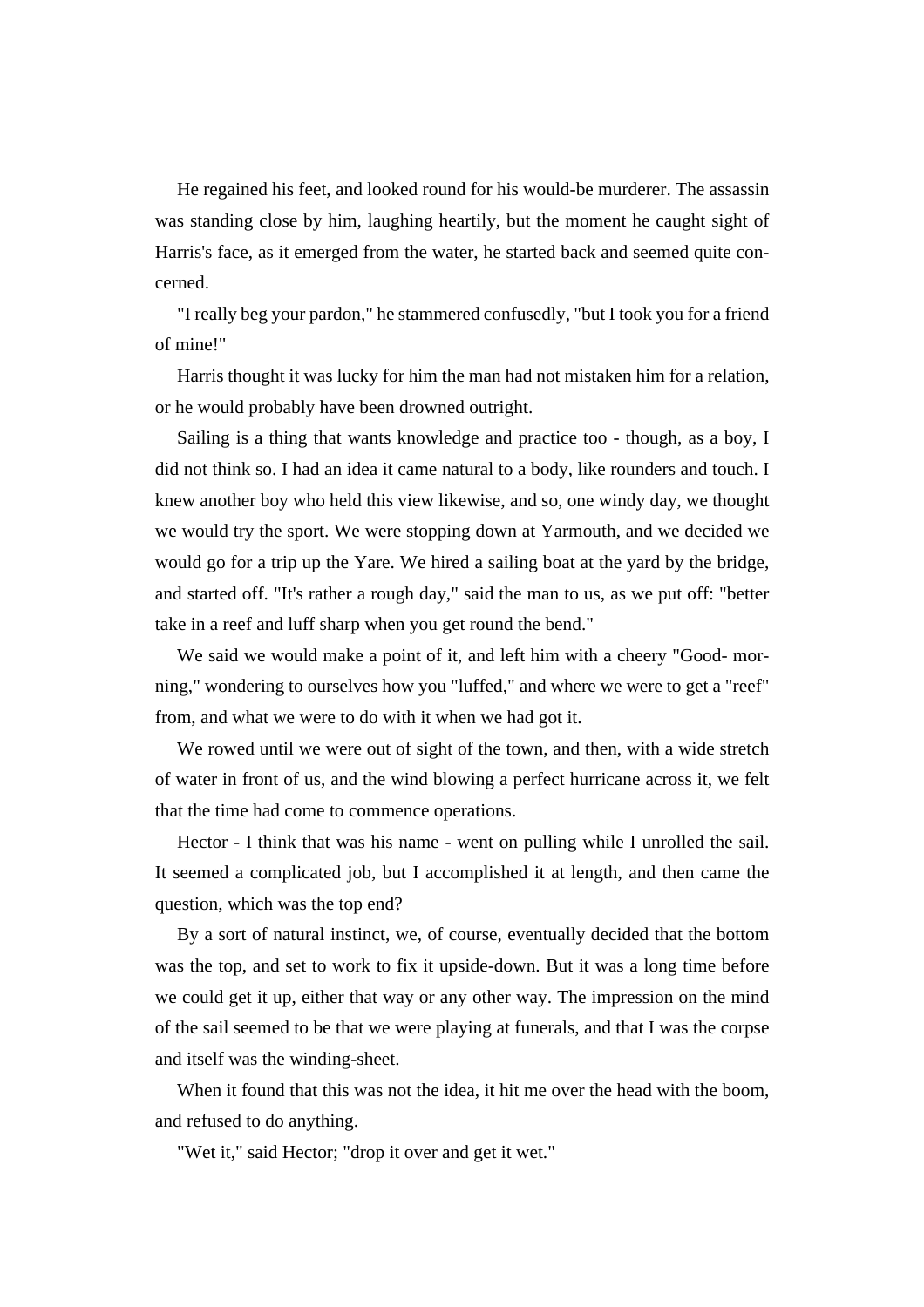He regained his feet, and looked round for his would-be murderer. The assassin was standing close by him, laughing heartily, but the moment he caught sight of Harris's face, as it emerged from the water, he started back and seemed quite concerned.

"I really beg your pardon," he stammered confusedly, "but I took you for a friend of mine!"

Harris thought it was lucky for him the man had not mistaken him for a relation, or he would probably have been drowned outright.

Sailing is a thing that wants knowledge and practice too - though, as a boy, I did not think so. I had an idea it came natural to a body, like rounders and touch. I knew another boy who held this view likewise, and so, one windy day, we thought we would try the sport. We were stopping down at Yarmouth, and we decided we would go for a trip up the Yare. We hired a sailing boat at the yard by the bridge, and started off. "It's rather a rough day," said the man to us, as we put off: "better take in a reef and luff sharp when you get round the bend."

We said we would make a point of it, and left him with a cheery "Good- morning," wondering to ourselves how you "luffed," and where we were to get a "reef" from, and what we were to do with it when we had got it.

We rowed until we were out of sight of the town, and then, with a wide stretch of water in front of us, and the wind blowing a perfect hurricane across it, we felt that the time had come to commence operations.

Hector - I think that was his name - went on pulling while I unrolled the sail. It seemed a complicated job, but I accomplished it at length, and then came the question, which was the top end?

By a sort of natural instinct, we, of course, eventually decided that the bottom was the top, and set to work to fix it upside-down. But it was a long time before we could get it up, either that way or any other way. The impression on the mind of the sail seemed to be that we were playing at funerals, and that I was the corpse and itself was the winding-sheet.

When it found that this was not the idea, it hit me over the head with the boom, and refused to do anything.

"Wet it," said Hector; "drop it over and get it wet."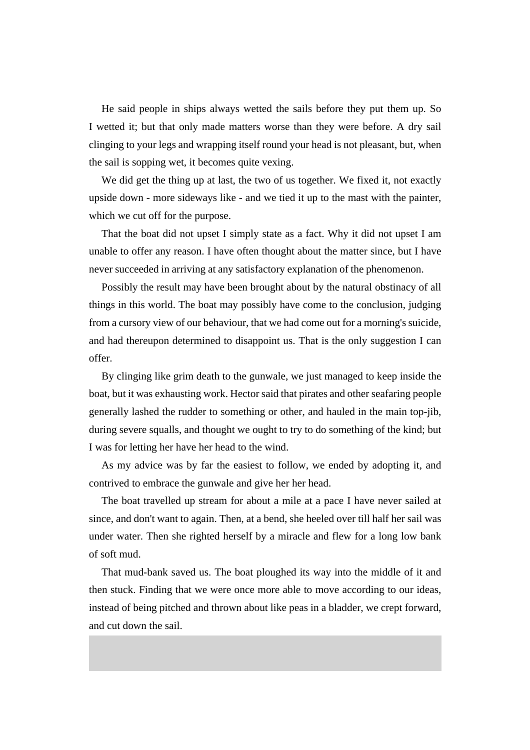He said people in ships always wetted the sails before they put them up. So I wetted it; but that only made matters worse than they were before. A dry sail clinging to your legs and wrapping itself round your head is not pleasant, but, when the sail is sopping wet, it becomes quite vexing.

We did get the thing up at last, the two of us together. We fixed it, not exactly upside down - more sideways like - and we tied it up to the mast with the painter, which we cut off for the purpose.

That the boat did not upset I simply state as a fact. Why it did not upset I am unable to offer any reason. I have often thought about the matter since, but I have never succeeded in arriving at any satisfactory explanation of the phenomenon.

Possibly the result may have been brought about by the natural obstinacy of all things in this world. The boat may possibly have come to the conclusion, judging from a cursory view of our behaviour, that we had come out for a morning's suicide, and had thereupon determined to disappoint us. That is the only suggestion I can offer.

By clinging like grim death to the gunwale, we just managed to keep inside the boat, but it was exhausting work. Hector said that pirates and other seafaring people generally lashed the rudder to something or other, and hauled in the main top-jib, during severe squalls, and thought we ought to try to do something of the kind; but I was for letting her have her head to the wind.

As my advice was by far the easiest to follow, we ended by adopting it, and contrived to embrace the gunwale and give her her head.

The boat travelled up stream for about a mile at a pace I have never sailed at since, and don't want to again. Then, at a bend, she heeled over till half her sail was under water. Then she righted herself by a miracle and flew for a long low bank of soft mud.

That mud-bank saved us. The boat ploughed its way into the middle of it and then stuck. Finding that we were once more able to move according to our ideas, instead of being pitched and thrown about like peas in a bladder, we crept forward, and cut down the sail.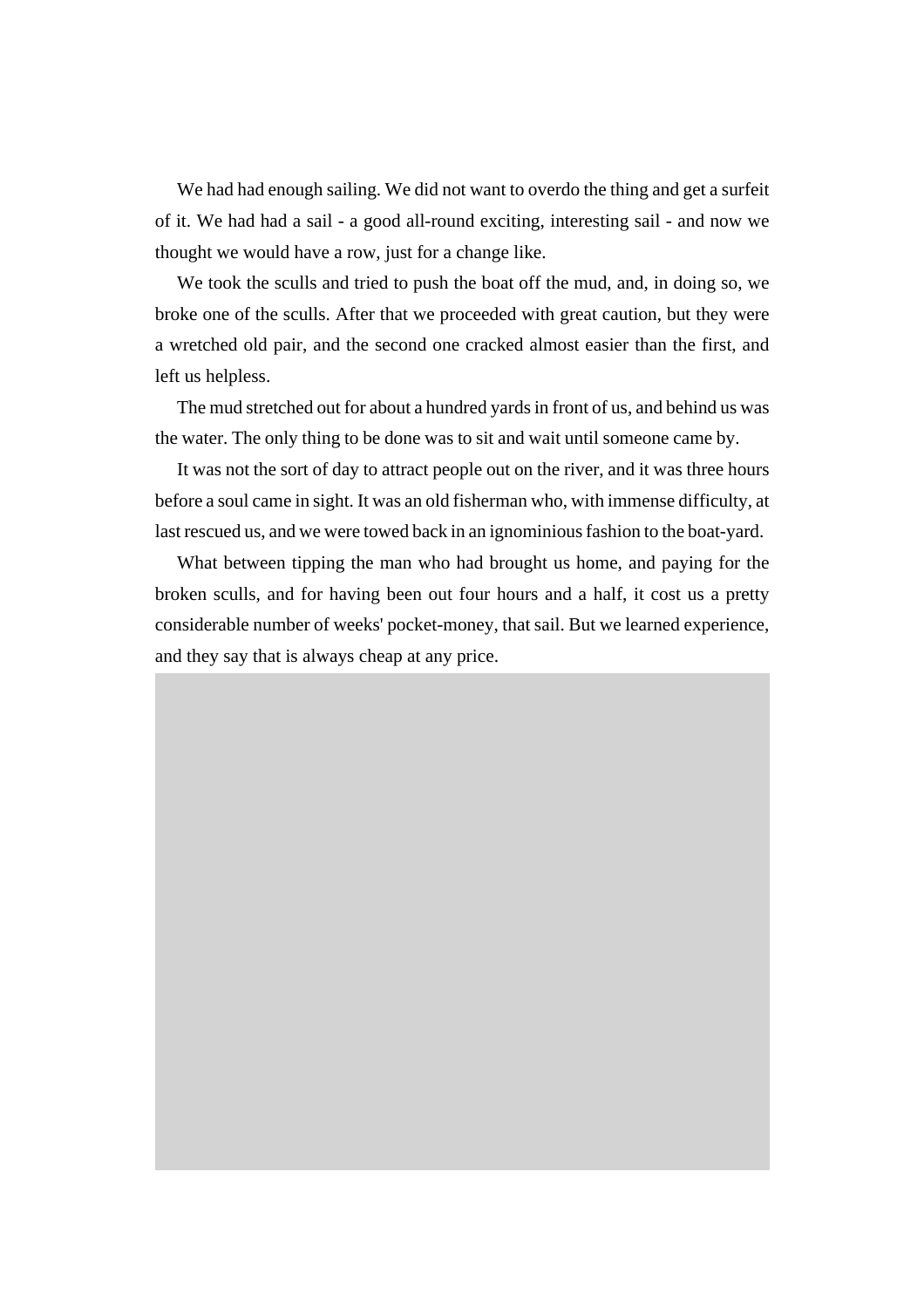We had had enough sailing. We did not want to overdo the thing and get a surfeit of it. We had had a sail - a good all-round exciting, interesting sail - and now we thought we would have a row, just for a change like.

We took the sculls and tried to push the boat off the mud, and, in doing so, we broke one of the sculls. After that we proceeded with great caution, but they were a wretched old pair, and the second one cracked almost easier than the first, and left us helpless.

The mud stretched out for about a hundred yards in front of us, and behind us was the water. The only thing to be done was to sit and wait until someone came by.

It was not the sort of day to attract people out on the river, and it was three hours before a soul came in sight. It was an old fisherman who, with immense difficulty, at last rescued us, and we were towed back in an ignominious fashion to the boat-yard.

What between tipping the man who had brought us home, and paying for the broken sculls, and for having been out four hours and a half, it cost us a pretty considerable number of weeks' pocket-money, that sail. But we learned experience, and they say that is always cheap at any price.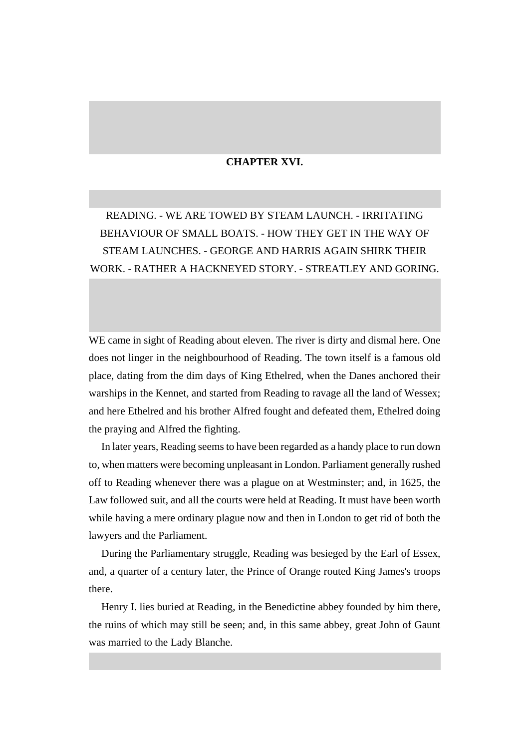## CHAPTER XVI.

READING. - WE ARE TOWED BY STEAM LAUNCH. - IRRITATING BEHAVIOUR OF SMALL BOATS. - HOW THEY GET IN THE WAY OF STEAM LAUNCHES. - GEORGE AND HARRIS AGAIN SHIRK THEIR WORK. - RATHER A HACKNEYED STORY. - STREATLEY AND GORING.

WE came in sight of Reading about eleven. The river is dirty and dismal here. One does not linger in the neighbourhood of Reading. The town itself is a famous old place, dating from the dim days of King Ethelred, when the Danes anchored their warships in the Kennet, and started from Reading to ravage all the land of Wessex; and here Ethelred and his brother Alfred fought and defeated them, Ethelred doing the praying and Alfred the fighting.

In later years, Reading seems to have been regarded as a handy place to run down to, when matters were becoming unpleasant in London. Parliament generally rushed off to Reading whenever there was a plague on at Westminster; and, in 1625, the Law followed suit, and all the courts were held at Reading. It must have been worth while having a mere ordinary plague now and then in London to get rid of both the lawyers and the Parliament.

During the Parliamentary struggle, Reading was besieged by the Earl of Essex, and, a quarter of a century later, the Prince of Orange routed King James's troops there.

Henry I. lies buried at Reading, in the Benedictine abbey founded by him there, the ruins of which may still be seen; and, in this same abbey, great John of Gaunt was married to the Lady Blanche.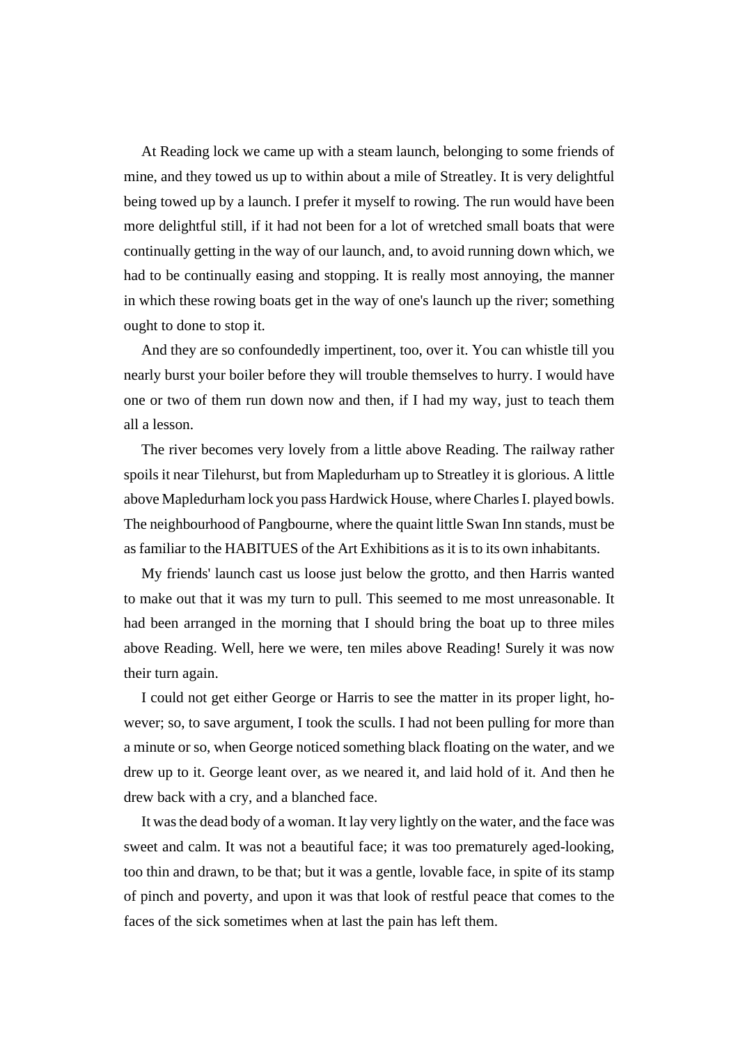At Reading lock we came up with a steam launch, belonging to some friends of mine, and they towed us up to within about a mile of Streatley. It is very delightful being towed up by a launch. I prefer it myself to rowing. The run would have been more delightful still, if it had not been for a lot of wretched small boats that were continually getting in the way of our launch, and, to avoid running down which, we had to be continually easing and stopping. It is really most annoying, the manner in which these rowing boats get in the way of one's launch up the river; something ought to done to stop it.

And they are so confoundedly impertinent, too, over it. You can whistle till you nearly burst your boiler before they will trouble themselves to hurry. I would have one or two of them run down now and then, if I had my way, just to teach them all a lesson.

The river becomes very lovely from a little above Reading. The railway rather spoils it near Tilehurst, but from Mapledurham up to Streatley it is glorious. A little above Mapledurham lock you pass Hardwick House, where Charles I. played bowls. The neighbourhood of Pangbourne, where the quaint little Swan Inn stands, must be as familiar to the HABITUES of the Art Exhibitions as it is to its own inhabitants.

My friends' launch cast us loose just below the grotto, and then Harris wanted to make out that it was my turn to pull. This seemed to me most unreasonable. It had been arranged in the morning that I should bring the boat up to three miles above Reading. Well, here we were, ten miles above Reading! Surely it was now their turn again.

I could not get either George or Harris to see the matter in its proper light, however; so, to save argument, I took the sculls. I had not been pulling for more than a minute or so, when George noticed something black floating on the water, and we drew up to it. George leant over, as we neared it, and laid hold of it. And then he drew back with a cry, and a blanched face.

It was the dead body of a woman. It lay very lightly on the water, and the face was sweet and calm. It was not a beautiful face; it was too prematurely aged-looking, too thin and drawn, to be that; but it was a gentle, lovable face, in spite of its stamp of pinch and poverty, and upon it was that look of restful peace that comes to the faces of the sick sometimes when at last the pain has left them.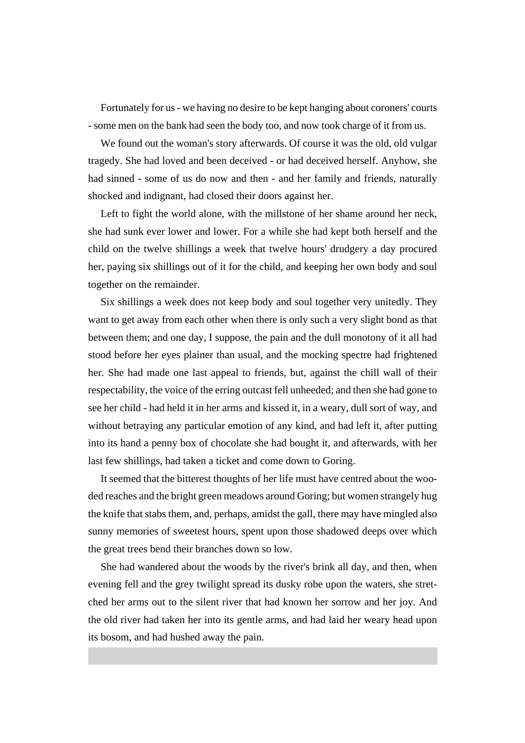Fortunately for us - we having no desire to be kept hanging about coroners' courts - some men on the bank had seen the body too, and now took charge of it from us.

We found out the woman's story afterwards. Of course it was the old, old vulgar tragedy. She had loved and been deceived - or had deceived herself. Anyhow, she had sinned - some of us do now and then - and her family and friends, naturally shocked and indignant, had closed their doors against her.

Left to fight the world alone, with the millstone of her shame around her neck, she had sunk ever lower and lower. For a while she had kept both herself and the child on the twelve shillings a week that twelve hours' drudgery a day procured her, paying six shillings out of it for the child, and keeping her own body and soul together on the remainder.

Six shillings a week does not keep body and soul together very unitedly. They want to get away from each other when there is only such a very slight bond as that between them; and one day, I suppose, the pain and the dull monotony of it all had stood before her eyes plainer than usual, and the mocking spectre had frightened her. She had made one last appeal to friends, but, against the chill wall of their respectability, the voice of the erring outcast fell unheeded; and then she had gone to see her child - had held it in her arms and kissed it, in a weary, dull sort of way, and without betraying any particular emotion of any kind, and had left it, after putting into its hand a penny box of chocolate she had bought it, and afterwards, with her last few shillings, had taken a ticket and come down to Goring.

It seemed that the bitterest thoughts of her life must have centred about the wooded reaches and the bright green meadows around Goring; but women strangely hug the knife that stabs them, and, perhaps, amidst the gall, there may have mingled also sunny memories of sweetest hours, spent upon those shadowed deeps over which the great trees bend their branches down so low.

She had wandered about the woods by the river's brink all day, and then, when evening fell and the grey twilight spread its dusky robe upon the waters, she stretched her arms out to the silent river that had known her sorrow and her joy. And the old river had taken her into its gentle arms, and had laid her weary head upon its bosom, and had hushed away the pain.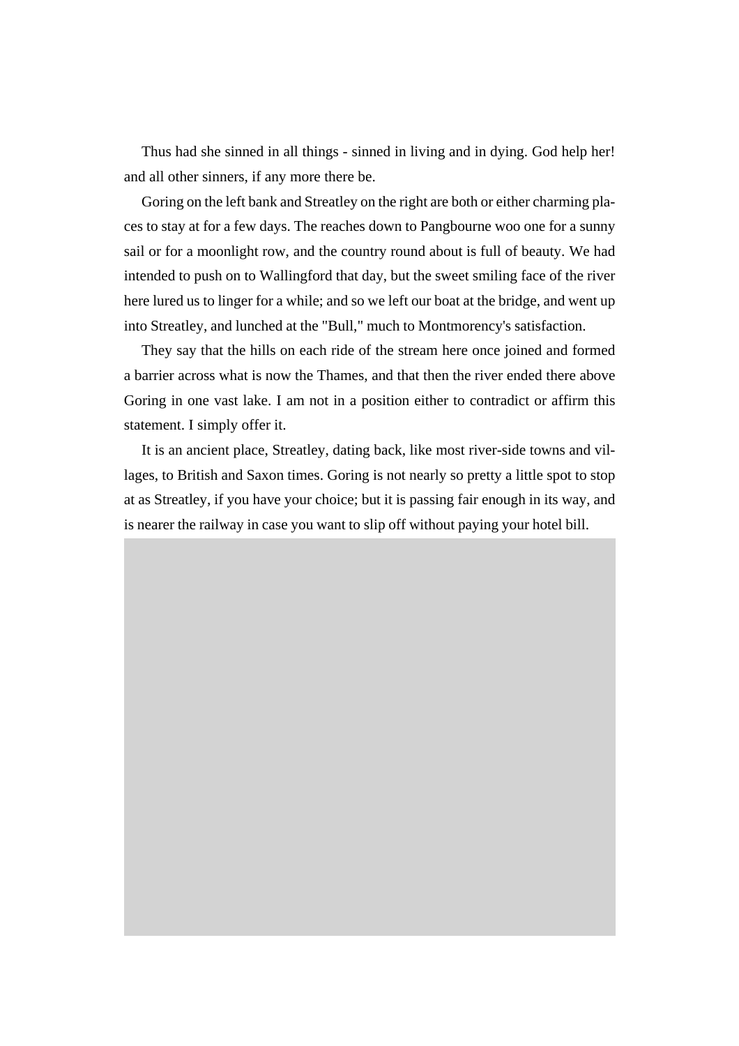Thus had she sinned in all things - sinned in living and in dying. God help her! and all other sinners, if any more there be.

Goring on the left bank and Streatley on the right are both or either charming places to stay at for a few days. The reaches down to Pangbourne woo one for a sunny sail or for a moonlight row, and the country round about is full of beauty. We had intended to push on to Wallingford that day, but the sweet smiling face of the river here lured us to linger for a while; and so we left our boat at the bridge, and went up into Streatley, and lunched at the "Bull," much to Montmorency's satisfaction.

They say that the hills on each ride of the stream here once joined and formed a barrier across what is now the Thames, and that then the river ended there above Goring in one vast lake. I am not in a position either to contradict or affirm this statement. I simply offer it.

It is an ancient place, Streatley, dating back, like most river-side towns and villages, to British and Saxon times. Goring is not nearly so pretty a little spot to stop at as Streatley, if you have your choice; but it is passing fair enough in its way, and is nearer the railway in case you want to slip off without paying your hotel bill.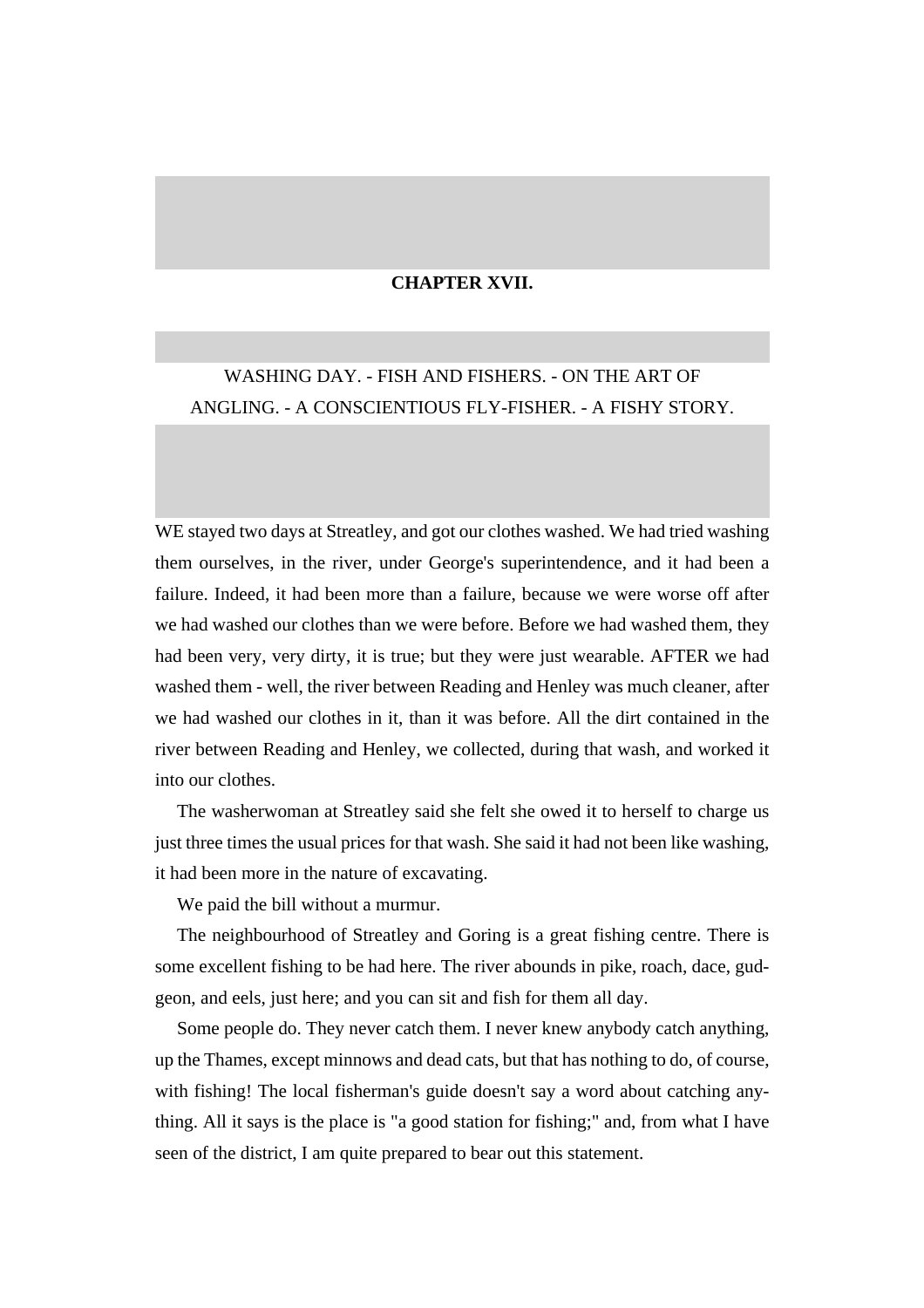## CHAPTER XVII.

WASHING DAY. - FISH AND FISHERS. - ON THE ART OF ANGLING. - A CONSCIENTIOUS FLY-FISHER. - A FISHY STORY.

WE stayed two days at Streatley, and got our clothes washed. We had tried washing them ourselves, in the river, under George's superintendence, and it had been a failure. Indeed, it had been more than a failure, because we were worse off after we had washed our clothes than we were before. Before we had washed them, they had been very, very dirty, it is true; but they were just wearable. AFTER we had washed them - well, the river between Reading and Henley was much cleaner, after we had washed our clothes in it, than it was before. All the dirt contained in the river between Reading and Henley, we collected, during that wash, and worked it into our clothes.

The washerwoman at Streatley said she felt she owed it to herself to charge us just three times the usual prices for that wash. She said it had not been like washing, it had been more in the nature of excavating.

We paid the bill without a murmur.

The neighbourhood of Streatley and Goring is a great fishing centre. There is some excellent fishing to be had here. The river abounds in pike, roach, dace, gudgeon, and eels, just here; and you can sit and fish for them all day.

Some people do. They never catch them. I never knew anybody catch anything, up the Thames, except minnows and dead cats, but that has nothing to do, of course, with fishing! The local fisherman's guide doesn't say a word about catching anything. All it says is the place is "a good station for fishing;" and, from what I have seen of the district, I am quite prepared to bear out this statement.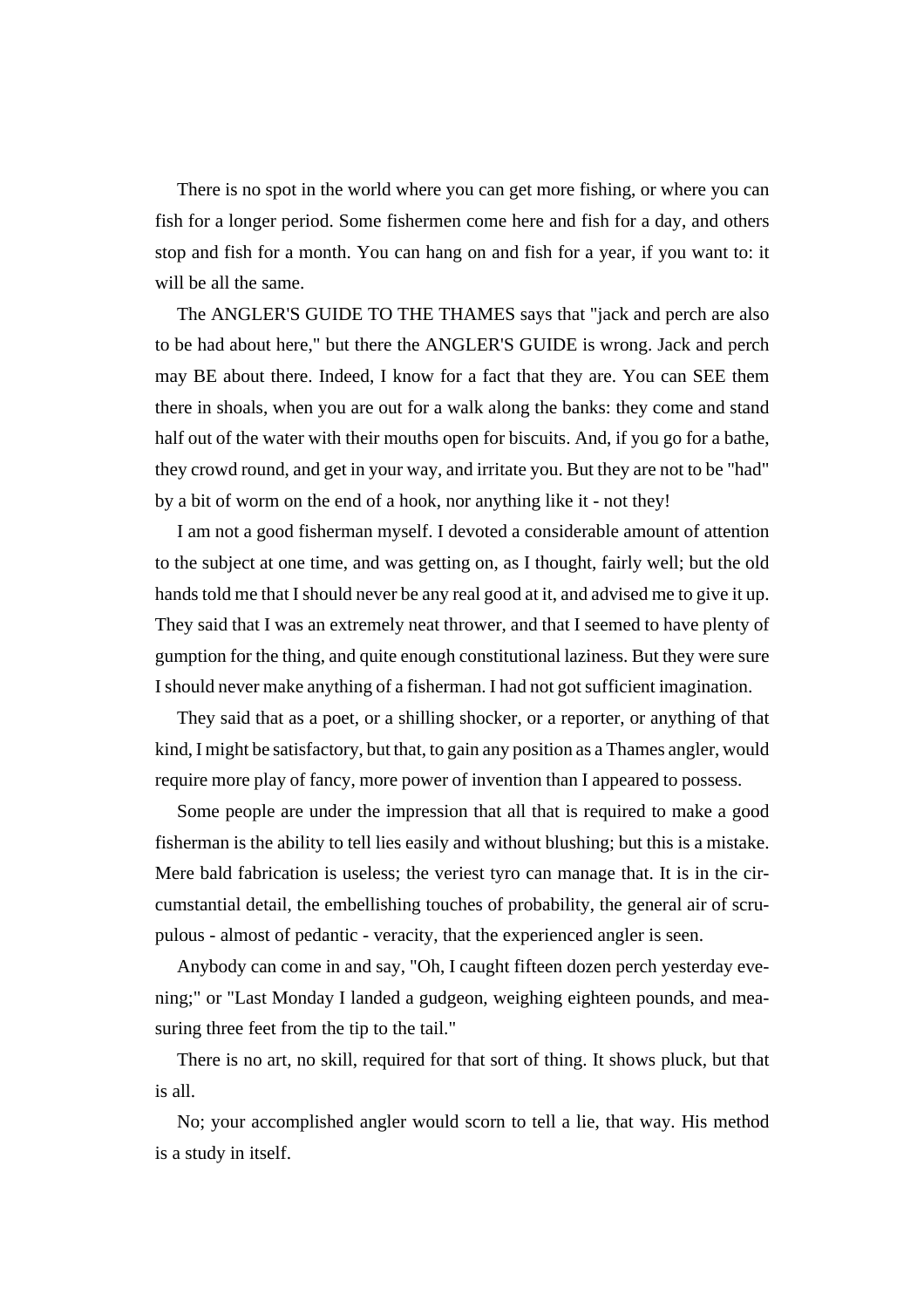There is no spot in the world where you can get more fishing, or where you can fish for a longer period. Some fishermen come here and fish for a day, and others stop and fish for a month. You can hang on and fish for a year, if you want to: it will be all the same.

The ANGLER'S GUIDE TO THE THAMES says that "jack and perch are also to be had about here," but there the ANGLER'S GUIDE is wrong. Jack and perch may BE about there. Indeed, I know for a fact that they are. You can SEE them there in shoals, when you are out for a walk along the banks: they come and stand half out of the water with their mouths open for biscuits. And, if you go for a bathe, they crowd round, and get in your way, and irritate you. But they are not to be "had" by a bit of worm on the end of a hook, nor anything like it - not they!

I am not a good fisherman myself. I devoted a considerable amount of attention to the subject at one time, and was getting on, as I thought, fairly well; but the old hands told me that I should never be any real good at it, and advised me to give it up. They said that I was an extremely neat thrower, and that I seemed to have plenty of gumption for the thing, and quite enough constitutional laziness. But they were sure I should never make anything of a fisherman. I had not got sufficient imagination.

They said that as a poet, or a shilling shocker, or a reporter, or anything of that kind, I might be satisfactory, but that, to gain any position as a Thames angler, would require more play of fancy, more power of invention than I appeared to possess.

Some people are under the impression that all that is required to make a good fisherman is the ability to tell lies easily and without blushing; but this is a mistake. Mere bald fabrication is useless; the veriest tyro can manage that. It is in the circumstantial detail, the embellishing touches of probability, the general air of scrupulous - almost of pedantic - veracity, that the experienced angler is seen.

Anybody can come in and say, "Oh, I caught fifteen dozen perch yesterday evening;" or "Last Monday I landed a gudgeon, weighing eighteen pounds, and measuring three feet from the tip to the tail."

There is no art, no skill, required for that sort of thing. It shows pluck, but that is all.

No; your accomplished angler would scorn to tell a lie, that way. His method is a study in itself.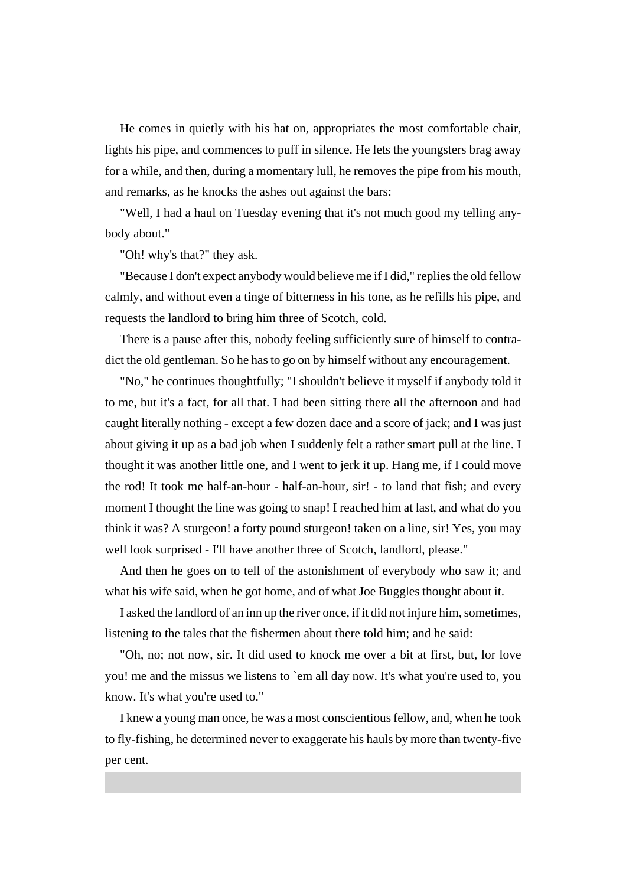He comes in quietly with his hat on, appropriates the most comfortable chair, lights his pipe, and commences to puff in silence. He lets the youngsters brag away for a while, and then, during a momentary lull, he removes the pipe from his mouth, and remarks, as he knocks the ashes out against the bars:

"Well, I had a haul on Tuesday evening that it's not much good my telling anybody about."

"Oh! why's that?" they ask.

"Because I don't expect anybody would believe me if I did," replies the old fellow calmly, and without even a tinge of bitterness in his tone, as he refills his pipe, and requests the landlord to bring him three of Scotch, cold.

There is a pause after this, nobody feeling sufficiently sure of himself to contradict the old gentleman. So he has to go on by himself without any encouragement.

"No," he continues thoughtfully; "I shouldn't believe it myself if anybody told it to me, but it's a fact, for all that. I had been sitting there all the afternoon and had caught literally nothing - except a few dozen dace and a score of jack; and I was just about giving it up as a bad job when I suddenly felt a rather smart pull at the line. I thought it was another little one, and I went to jerk it up. Hang me, if I could move the rod! It took me half-an-hour - half-an-hour, sir! - to land that fish; and every moment I thought the line was going to snap! I reached him at last, and what do you think it was? A sturgeon! a forty pound sturgeon! taken on a line, sir! Yes, you may well look surprised - I'll have another three of Scotch, landlord, please."

And then he goes on to tell of the astonishment of everybody who saw it; and what his wife said, when he got home, and of what Joe Buggles thought about it.

I asked the landlord of an inn up the river once, if it did not injure him, sometimes, listening to the tales that the fishermen about there told him; and he said:

"Oh, no; not now, sir. It did used to knock me over a bit at first, but, lor love you! me and the missus we listens to `em all day now. It's what you're used to, you know. It's what you're used to."

I knew a young man once, he was a most conscientious fellow, and, when he took to fly-fishing, he determined never to exaggerate his hauls by more than twenty-five per cent.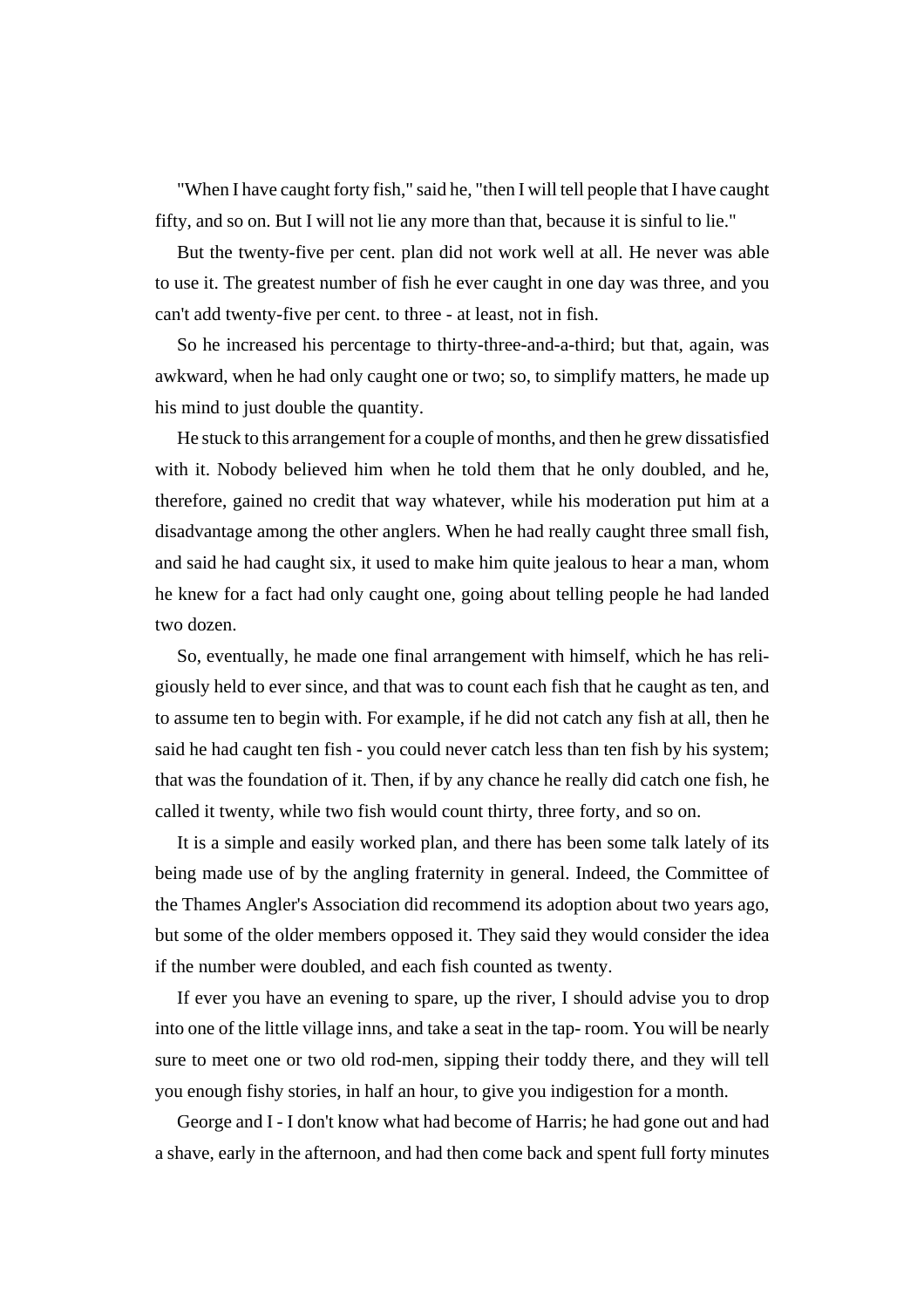"When I have caught forty fish," said he, "then I will tell people that I have caught fifty, and so on. But I will not lie any more than that, because it is sinful to lie."

But the twenty-five per cent. plan did not work well at all. He never was able to use it. The greatest number of fish he ever caught in one day was three, and you can't add twenty-five per cent. to three - at least, not in fish.

So he increased his percentage to thirty-three-and-a-third; but that, again, was awkward, when he had only caught one or two; so, to simplify matters, he made up his mind to just double the quantity.

He stuck to this arrangement for a couple of months, and then he grew dissatisfied with it. Nobody believed him when he told them that he only doubled, and he, therefore, gained no credit that way whatever, while his moderation put him at a disadvantage among the other anglers. When he had really caught three small fish, and said he had caught six, it used to make him quite jealous to hear a man, whom he knew for a fact had only caught one, going about telling people he had landed two dozen.

So, eventually, he made one final arrangement with himself, which he has religiously held to ever since, and that was to count each fish that he caught as ten, and to assume ten to begin with. For example, if he did not catch any fish at all, then he said he had caught ten fish - you could never catch less than ten fish by his system; that was the foundation of it. Then, if by any chance he really did catch one fish, he called it twenty, while two fish would count thirty, three forty, and so on.

It is a simple and easily worked plan, and there has been some talk lately of its being made use of by the angling fraternity in general. Indeed, the Committee of the Thames Angler's Association did recommend its adoption about two years ago, but some of the older members opposed it. They said they would consider the idea if the number were doubled, and each fish counted as twenty.

If ever you have an evening to spare, up the river, I should advise you to drop into one of the little village inns, and take a seat in the tap- room. You will be nearly sure to meet one or two old rod-men, sipping their toddy there, and they will tell you enough fishy stories, in half an hour, to give you indigestion for a month.

George and I - I don't know what had become of Harris; he had gone out and had a shave, early in the afternoon, and had then come back and spent full forty minutes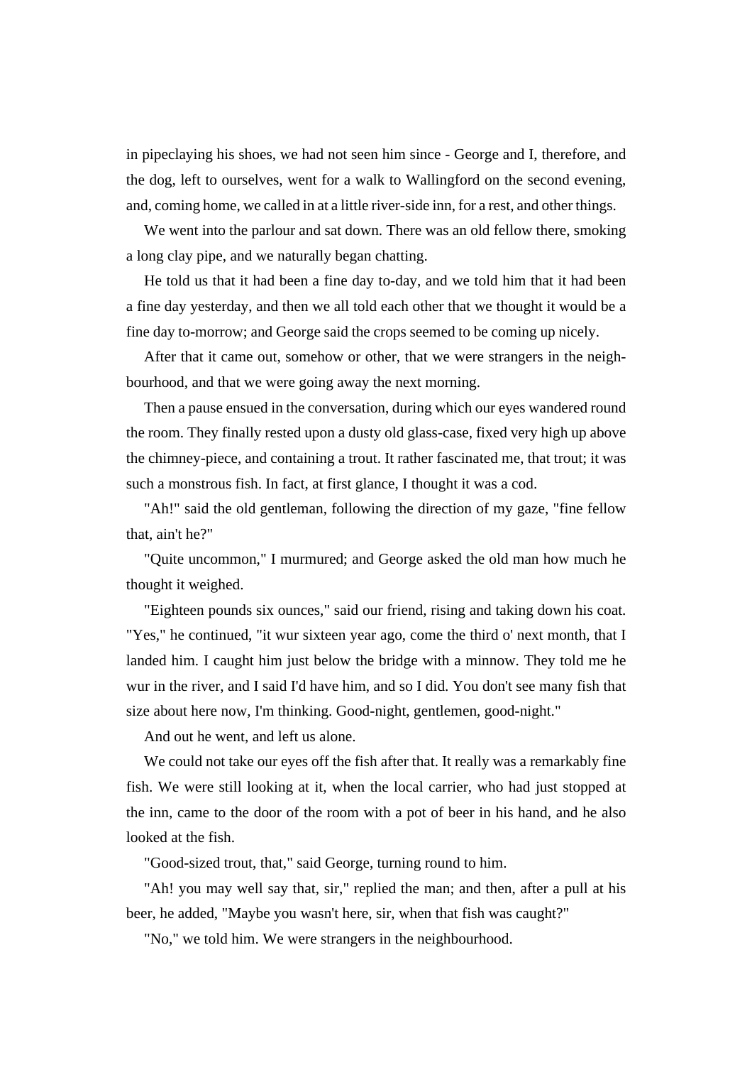in pipeclaying his shoes, we had not seen him since - George and I, therefore, and the dog, left to ourselves, went for a walk to Wallingford on the second evening, and, coming home, we called in at a little river-side inn, for a rest, and other things.

We went into the parlour and sat down. There was an old fellow there, smoking a long clay pipe, and we naturally began chatting.

He told us that it had been a fine day to-day, and we told him that it had been a fine day yesterday, and then we all told each other that we thought it would be a fine day to-morrow; and George said the crops seemed to be coming up nicely.

After that it came out, somehow or other, that we were strangers in the neighbourhood, and that we were going away the next morning.

Then a pause ensued in the conversation, during which our eyes wandered round the room. They finally rested upon a dusty old glass-case, fixed very high up above the chimney-piece, and containing a trout. It rather fascinated me, that trout; it was such a monstrous fish. In fact, at first glance, I thought it was a cod.

"Ah!" said the old gentleman, following the direction of my gaze, "fine fellow that, ain't he?"

"Quite uncommon," I murmured; and George asked the old man how much he thought it weighed.

"Eighteen pounds six ounces," said our friend, rising and taking down his coat. "Yes," he continued, "it wur sixteen year ago, come the third o' next month, that I landed him. I caught him just below the bridge with a minnow. They told me he wur in the river, and I said I'd have him, and so I did. You don't see many fish that size about here now, I'm thinking. Good-night, gentlemen, good-night."

And out he went, and left us alone.

We could not take our eyes off the fish after that. It really was a remarkably fine fish. We were still looking at it, when the local carrier, who had just stopped at the inn, came to the door of the room with a pot of beer in his hand, and he also looked at the fish.

"Good-sized trout, that," said George, turning round to him.

"Ah! you may well say that, sir," replied the man; and then, after a pull at his beer, he added, "Maybe you wasn't here, sir, when that fish was caught?"

"No," we told him. We were strangers in the neighbourhood.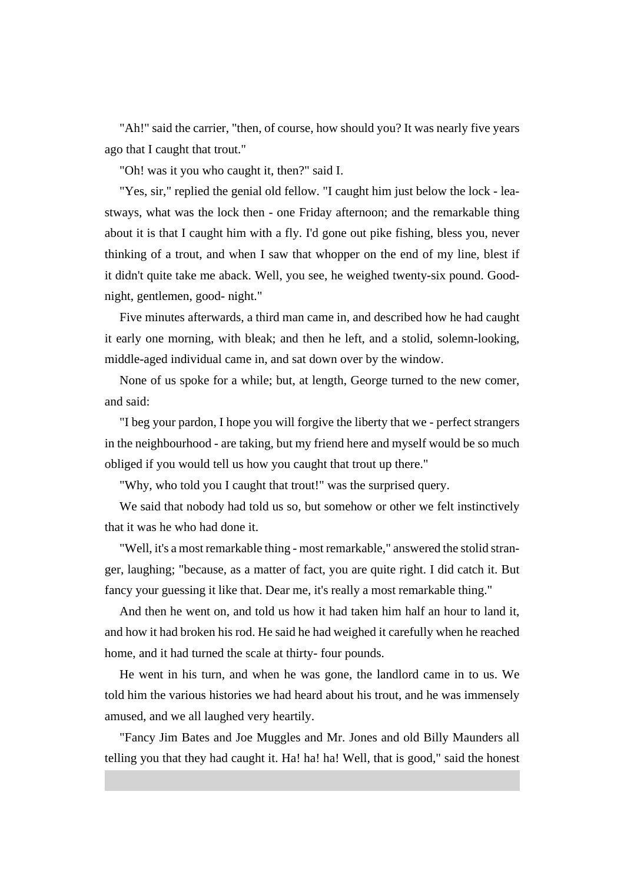"Ah!" said the carrier, "then, of course, how should you? It was nearly five years ago that I caught that trout."

"Oh! was it you who caught it, then?" said I.

"Yes, sir," replied the genial old fellow. "I caught him just below the lock - leastways, what was the lock then - one Friday afternoon; and the remarkable thing about it is that I caught him with a fly. I'd gone out pike fishing, bless you, never thinking of a trout, and when I saw that whopper on the end of my line, blest if it didn't quite take me aback. Well, you see, he weighed twenty-six pound. Good-night, gentlemen, good- night."

Five minutes afterwards, a third man came in, and described how he had caught it early one morning, with bleak; and then he left, and a stolid, solemn-looking, middle-aged individual came in, and sat down over by the window.

None of us spoke for a while; but, at length, George turned to the new comer, and said:

"I beg your pardon, I hope you will forgive the liberty that we - perfect strangers in the neighbourhood - are taking, but my friend here and myself would be so much obliged if you would tell us how you caught that trout up there."

"Why, who told you I caught that trout!" was the surprised query.

We said that nobody had told us so, but somehow or other we felt instinctively that it was he who had done it.

"Well, it's a most remarkable thing - most remarkable," answered the stolid stranger, laughing; "because, as a matter of fact, you are quite right. I did catch it. But fancy your guessing it like that. Dear me, it's really a most remarkable thing."

And then he went on, and told us how it had taken him half an hour to land it, and how it had broken his rod. He said he had weighed it carefully when he reached home, and it had turned the scale at thirty- four pounds.

He went in his turn, and when he was gone, the landlord came in to us. We told him the various histories we had heard about his trout, and he was immensely amused, and we all laughed very heartily.

"Fancy Jim Bates and Joe Muggles and Mr. Jones and old Billy Maunders all telling you that they had caught it. Ha! ha! ha! Well, that is good," said the honest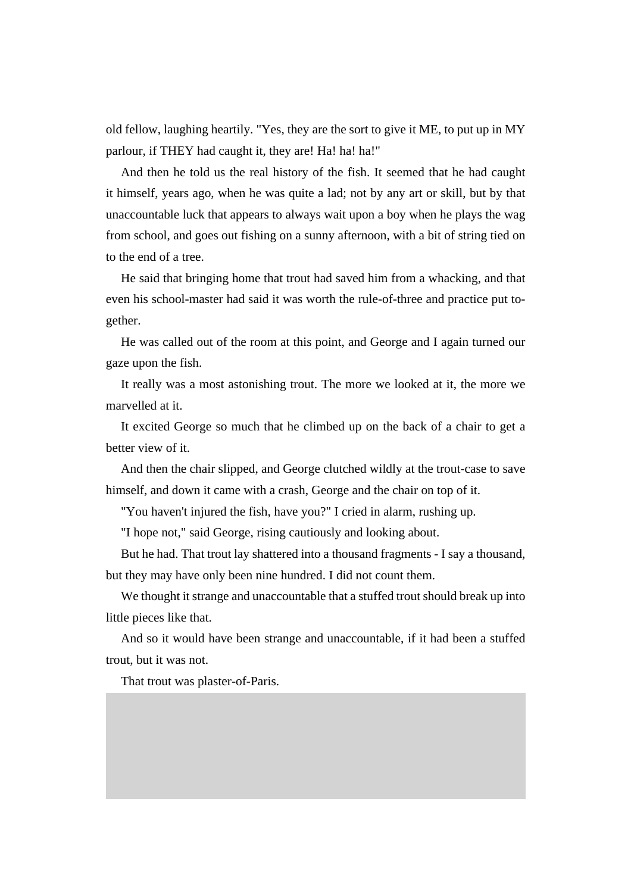old fellow, laughing heartily. "Yes, they are the sort to give it ME, to put up in MY parlour, if THEY had caught it, they are! Ha! ha! ha!"

And then he told us the real history of the fish. It seemed that he had caught it himself, years ago, when he was quite a lad; not by any art or skill, but by that unaccountable luck that appears to always wait upon a boy when he plays the wag from school, and goes out fishing on a sunny afternoon, with a bit of string tied on to the end of a tree.

He said that bringing home that trout had saved him from a whacking, and that even his school-master had said it was worth the rule-of-three and practice put together.

He was called out of the room at this point, and George and I again turned our gaze upon the fish.

It really was a most astonishing trout. The more we looked at it, the more we marvelled at it.

It excited George so much that he climbed up on the back of a chair to get a better view of it.

And then the chair slipped, and George clutched wildly at the trout-case to save himself, and down it came with a crash, George and the chair on top of it.

"You haven't injured the fish, have you?" I cried in alarm, rushing up.

"I hope not," said George, rising cautiously and looking about.

But he had. That trout lay shattered into a thousand fragments - I say a thousand, but they may have only been nine hundred. I did not count them.

We thought it strange and unaccountable that a stuffed trout should break up into little pieces like that.

And so it would have been strange and unaccountable, if it had been a stuffed trout, but it was not.

That trout was plaster-of-Paris.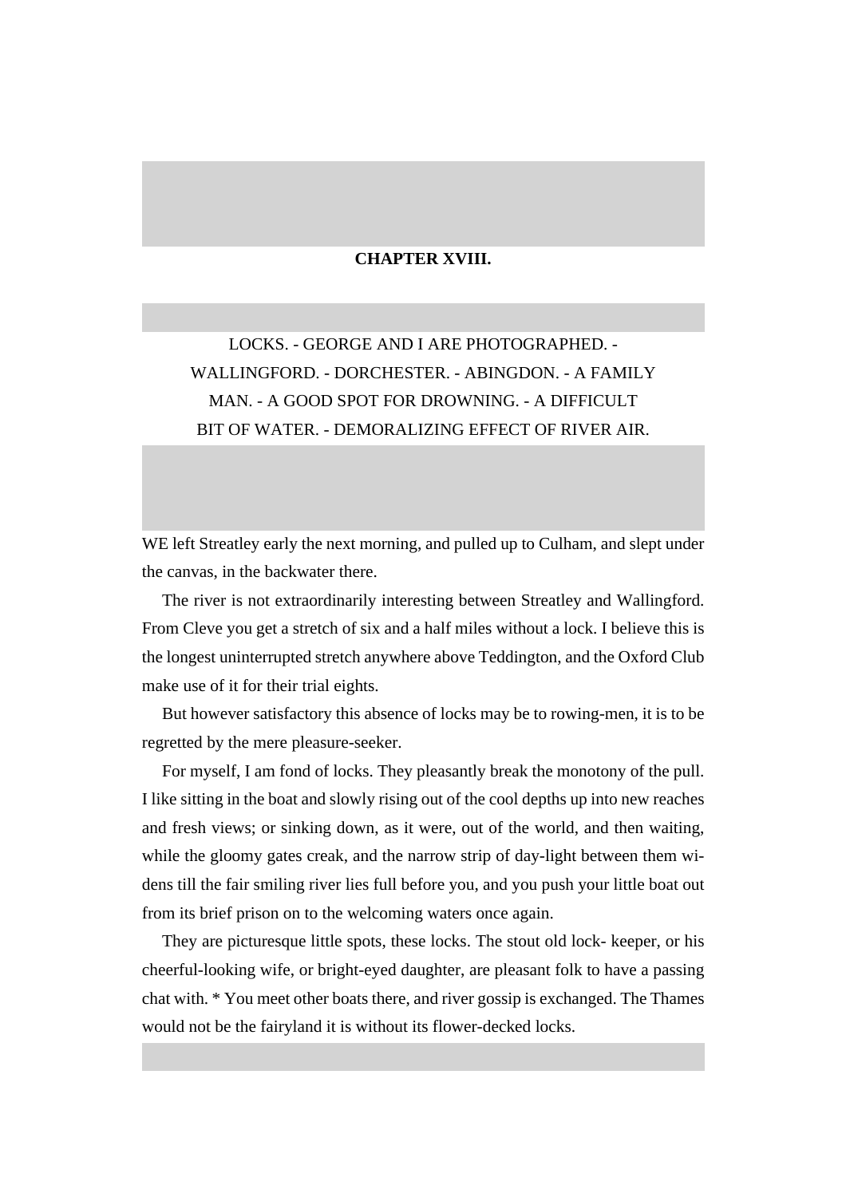## CHAPTER XVIII.

LOCKS. - GEORGE AND I ARE PHOTOGRAPHED. - WALLINGFORD. - DORCHESTER. - ABINGDON. - A FAMILY MAN. - A GOOD SPOT FOR DROWNING. - A DIFFICULT BIT OF WATER. - DEMORALIZING EFFECT OF RIVER AIR.

WE left Streatley early the next morning, and pulled up to Culham, and slept under the canvas, in the backwater there.

The river is not extraordinarily interesting between Streatley and Wallingford. From Cleve you get a stretch of six and a half miles without a lock. I believe this is the longest uninterrupted stretch anywhere above Teddington, and the Oxford Club make use of it for their trial eights.

But however satisfactory this absence of locks may be to rowing-men, it is to be regretted by the mere pleasure-seeker.

For myself, I am fond of locks. They pleasantly break the monotony of the pull. I like sitting in the boat and slowly rising out of the cool depths up into new reaches and fresh views; or sinking down, as it were, out of the world, and then waiting, while the gloomy gates creak, and the narrow strip of day-light between them widens till the fair smiling river lies full before you, and you push your little boat out from its brief prison on to the welcoming waters once again.

They are picturesque little spots, these locks. The stout old lock- keeper, or his cheerful-looking wife, or bright-eyed daughter, are pleasant folk to have a passing chat with. * You meet other boats there, and river gossip is exchanged. The Thames would not be the fairyland it is without its flower-decked locks.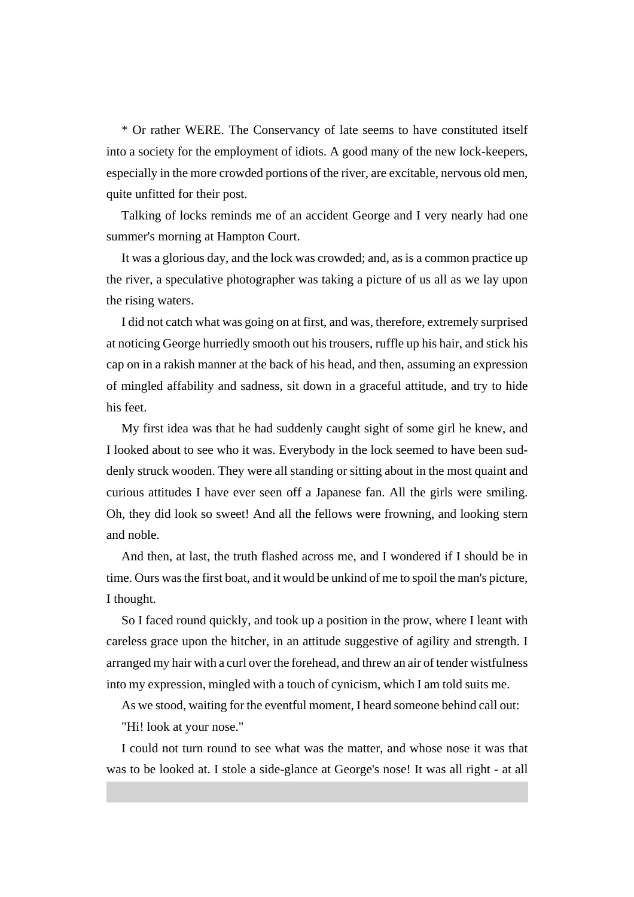* Or rather WERE. The Conservancy of late seems to have constituted itself into a society for the employment of idiots. A good many of the new lock-keepers, especially in the more crowded portions of the river, are excitable, nervous old men, quite unfitted for their post.

Talking of locks reminds me of an accident George and I very nearly had one summer's morning at Hampton Court.

It was a glorious day, and the lock was crowded; and, as is a common practice up the river, a speculative photographer was taking a picture of us all as we lay upon the rising waters.

I did not catch what was going on at first, and was, therefore, extremely surprised at noticing George hurriedly smooth out his trousers, ruffle up his hair, and stick his cap on in a rakish manner at the back of his head, and then, assuming an expression of mingled affability and sadness, sit down in a graceful attitude, and try to hide his feet.

My first idea was that he had suddenly caught sight of some girl he knew, and I looked about to see who it was. Everybody in the lock seemed to have been suddenly struck wooden. They were all standing or sitting about in the most quaint and curious attitudes I have ever seen off a Japanese fan. All the girls were smiling. Oh, they did look so sweet! And all the fellows were frowning, and looking stern and noble.

And then, at last, the truth flashed across me, and I wondered if I should be in time. Ours was the first boat, and it would be unkind of me to spoil the man's picture, I thought.

So I faced round quickly, and took up a position in the prow, where I leant with careless grace upon the hitcher, in an attitude suggestive of agility and strength. I arranged my hair with a curl over the forehead, and threw an air of tender wistfulness into my expression, mingled with a touch of cynicism, which I am told suits me.

As we stood, waiting for the eventful moment, I heard someone behind call out:

"Hi! look at your nose."

I could not turn round to see what was the matter, and whose nose it was that was to be looked at. I stole a side-glance at George's nose! It was all right - at all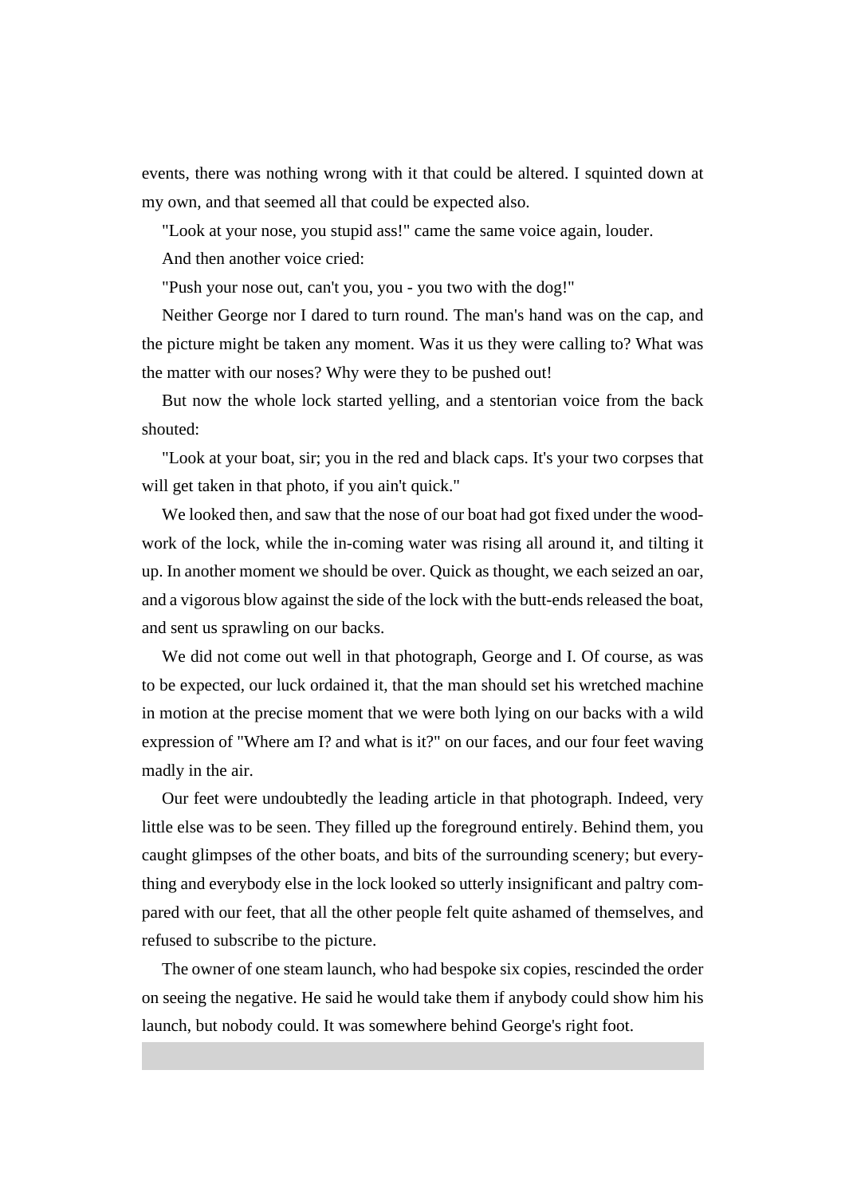events, there was nothing wrong with it that could be altered. I squinted down at my own, and that seemed all that could be expected also.

"Look at your nose, you stupid ass!" came the same voice again, louder.

And then another voice cried:

"Push your nose out, can't you, you - you two with the dog!"

Neither George nor I dared to turn round. The man's hand was on the cap, and the picture might be taken any moment. Was it us they were calling to? What was the matter with our noses? Why were they to be pushed out!

But now the whole lock started yelling, and a stentorian voice from the back shouted:

"Look at your boat, sir; you in the red and black caps. It's your two corpses that will get taken in that photo, if you ain't quick."

We looked then, and saw that the nose of our boat had got fixed under the woodwork of the lock, while the in-coming water was rising all around it, and tilting it up. In another moment we should be over. Quick as thought, we each seized an oar, and a vigorous blow against the side of the lock with the butt-ends released the boat, and sent us sprawling on our backs.

We did not come out well in that photograph, George and I. Of course, as was to be expected, our luck ordained it, that the man should set his wretched machine in motion at the precise moment that we were both lying on our backs with a wild expression of "Where am I? and what is it?" on our faces, and our four feet waving madly in the air.

Our feet were undoubtedly the leading article in that photograph. Indeed, very little else was to be seen. They filled up the foreground entirely. Behind them, you caught glimpses of the other boats, and bits of the surrounding scenery; but everything and everybody else in the lock looked so utterly insignificant and paltry compared with our feet, that all the other people felt quite ashamed of themselves, and refused to subscribe to the picture.

The owner of one steam launch, who had bespoke six copies, rescinded the order on seeing the negative. He said he would take them if anybody could show him his launch, but nobody could. It was somewhere behind George's right foot.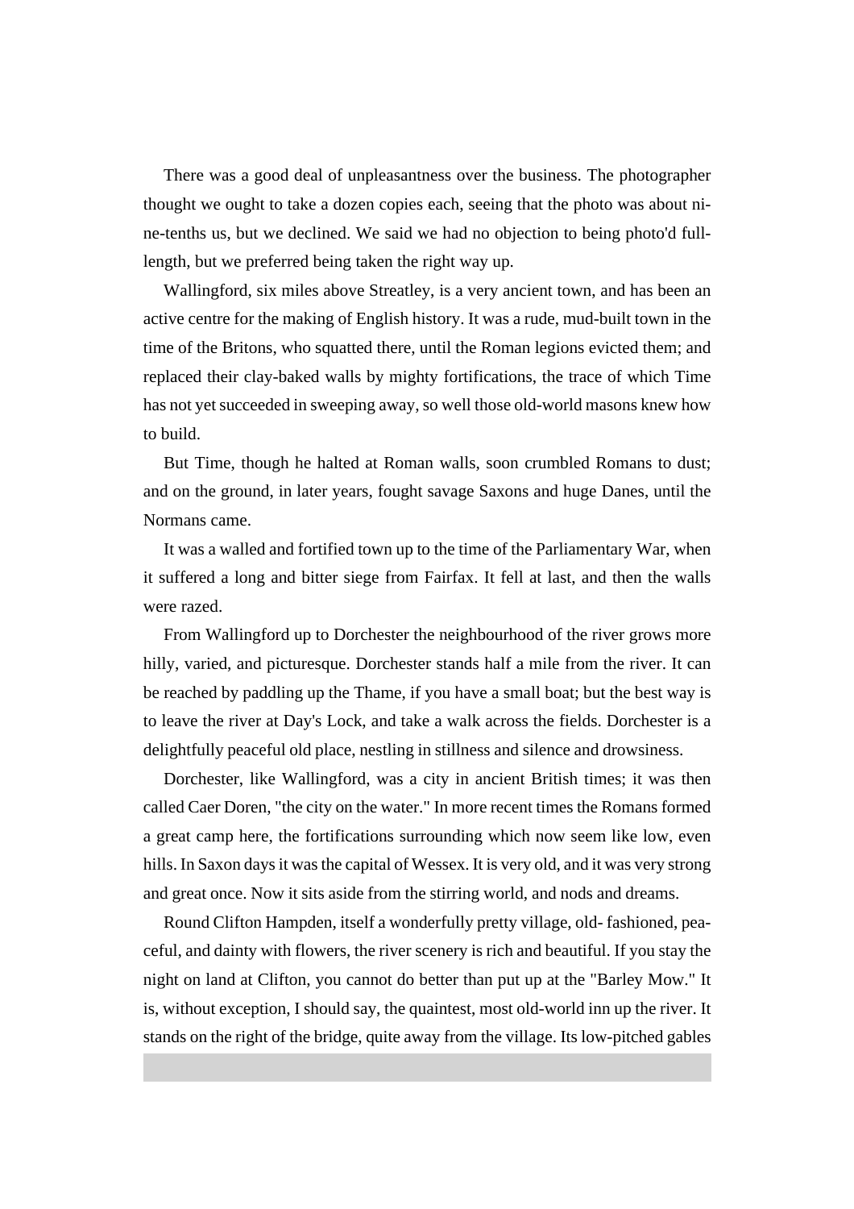There was a good deal of unpleasantness over the business. The photographer thought we ought to take a dozen copies each, seeing that the photo was about nine-tenths us, but we declined. We said we had no objection to being photo'd full-length, but we preferred being taken the right way up.

Wallingford, six miles above Streatley, is a very ancient town, and has been an active centre for the making of English history. It was a rude, mud-built town in the time of the Britons, who squatted there, until the Roman legions evicted them; and replaced their clay-baked walls by mighty fortifications, the trace of which Time has not yet succeeded in sweeping away, so well those old-world masons knew how to build.

But Time, though he halted at Roman walls, soon crumbled Romans to dust; and on the ground, in later years, fought savage Saxons and huge Danes, until the Normans came.

It was a walled and fortified town up to the time of the Parliamentary War, when it suffered a long and bitter siege from Fairfax. It fell at last, and then the walls were razed.

From Wallingford up to Dorchester the neighbourhood of the river grows more hilly, varied, and picturesque. Dorchester stands half a mile from the river. It can be reached by paddling up the Thame, if you have a small boat; but the best way is to leave the river at Day's Lock, and take a walk across the fields. Dorchester is a delightfully peaceful old place, nestling in stillness and silence and drowsiness.

Dorchester, like Wallingford, was a city in ancient British times; it was then called Caer Doren, "the city on the water." In more recent times the Romans formed a great camp here, the fortifications surrounding which now seem like low, even hills. In Saxon days it was the capital of Wessex. It is very old, and it was very strong and great once. Now it sits aside from the stirring world, and nods and dreams.

Round Clifton Hampden, itself a wonderfully pretty village, old- fashioned, peaceful, and dainty with flowers, the river scenery is rich and beautiful. If you stay the night on land at Clifton, you cannot do better than put up at the "Barley Mow." It is, without exception, I should say, the quaintest, most old-world inn up the river. It stands on the right of the bridge, quite away from the village. Its low-pitched gables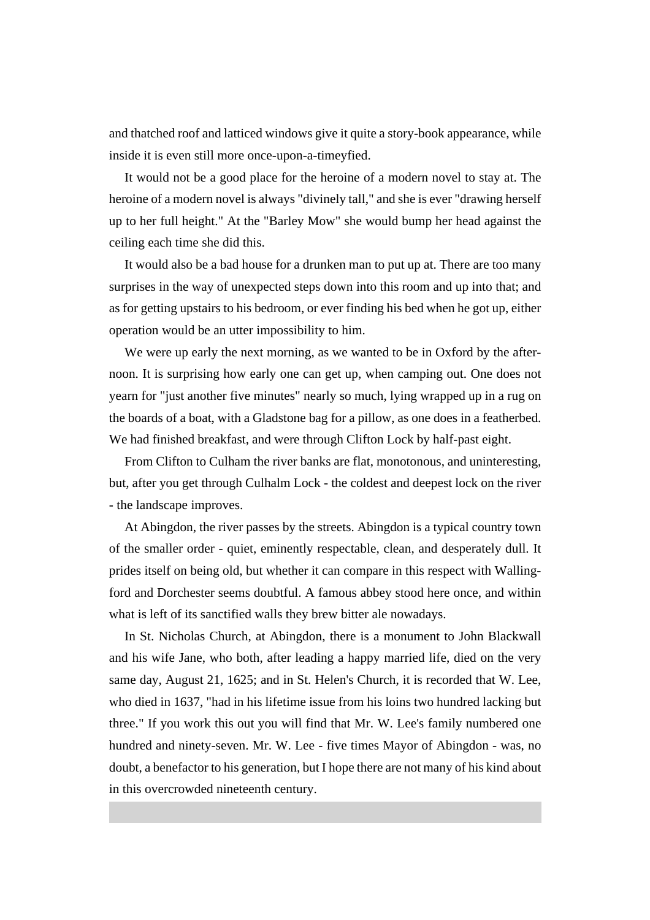and thatched roof and latticed windows give it quite a story-book appearance, while inside it is even still more once-upon-a-timeyfied.

It would not be a good place for the heroine of a modern novel to stay at. The heroine of a modern novel is always "divinely tall," and she is ever "drawing herself up to her full height." At the "Barley Mow" she would bump her head against the ceiling each time she did this.

It would also be a bad house for a drunken man to put up at. There are too many surprises in the way of unexpected steps down into this room and up into that; and as for getting upstairs to his bedroom, or ever finding his bed when he got up, either operation would be an utter impossibility to him.

We were up early the next morning, as we wanted to be in Oxford by the afternoon. It is surprising how early one can get up, when camping out. One does not yearn for "just another five minutes" nearly so much, lying wrapped up in a rug on the boards of a boat, with a Gladstone bag for a pillow, as one does in a featherbed. We had finished breakfast, and were through Clifton Lock by half-past eight.

From Clifton to Culham the river banks are flat, monotonous, and uninteresting, but, after you get through Culhalm Lock - the coldest and deepest lock on the river - the landscape improves.

At Abingdon, the river passes by the streets. Abingdon is a typical country town of the smaller order - quiet, eminently respectable, clean, and desperately dull. It prides itself on being old, but whether it can compare in this respect with Wallingford and Dorchester seems doubtful. A famous abbey stood here once, and within what is left of its sanctified walls they brew bitter ale nowadays.

In St. Nicholas Church, at Abingdon, there is a monument to John Blackwall and his wife Jane, who both, after leading a happy married life, died on the very same day, August 21, 1625; and in St. Helen's Church, it is recorded that W. Lee, who died in 1637, "had in his lifetime issue from his loins two hundred lacking but three." If you work this out you will find that Mr. W. Lee's family numbered one hundred and ninety-seven. Mr. W. Lee - five times Mayor of Abingdon - was, no doubt, a benefactor to his generation, but I hope there are not many of his kind about in this overcrowded nineteenth century.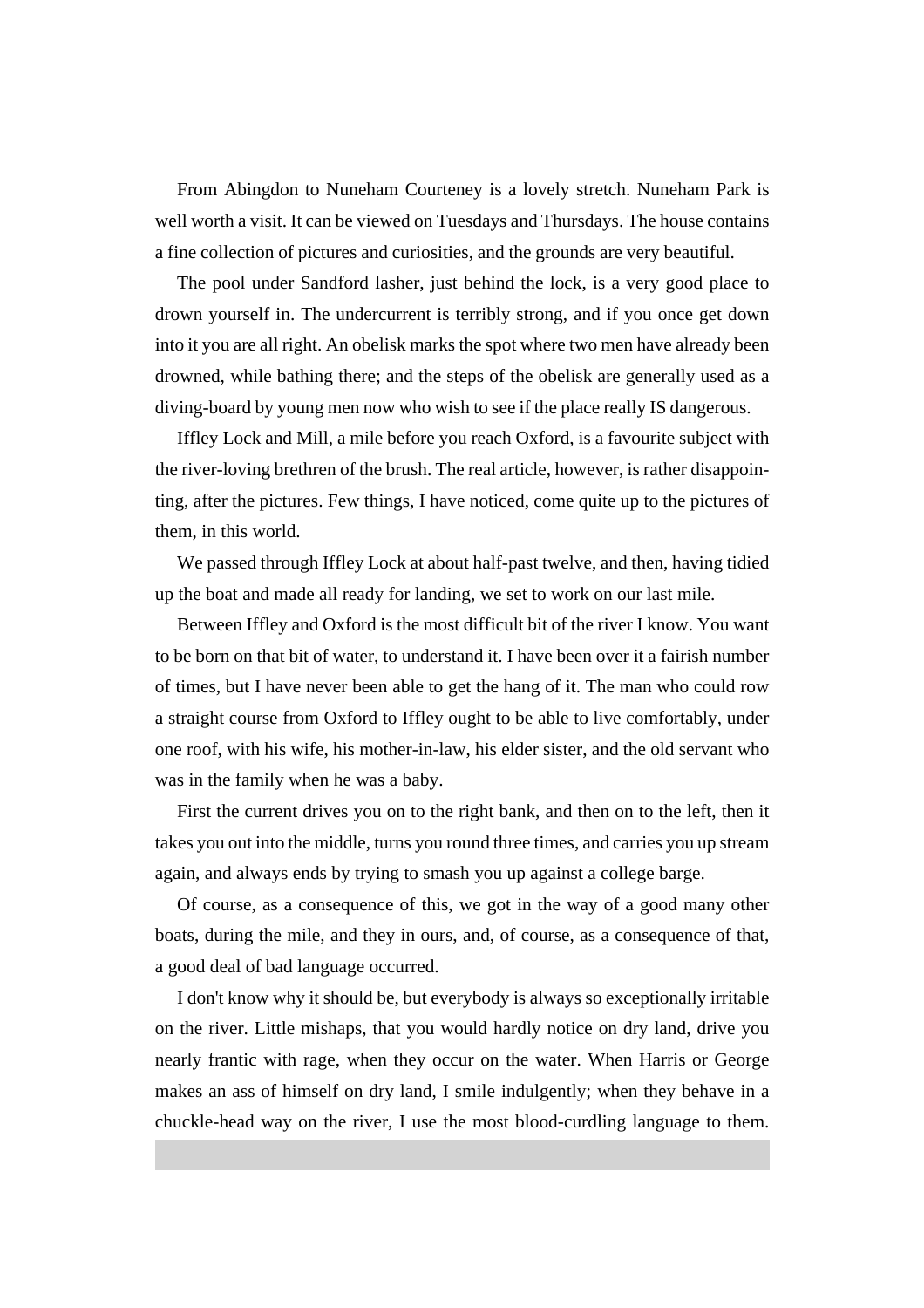From Abingdon to Nuneham Courteney is a lovely stretch. Nuneham Park is well worth a visit. It can be viewed on Tuesdays and Thursdays. The house contains a fine collection of pictures and curiosities, and the grounds are very beautiful.

The pool under Sandford lasher, just behind the lock, is a very good place to drown yourself in. The undercurrent is terribly strong, and if you once get down into it you are all right. An obelisk marks the spot where two men have already been drowned, while bathing there; and the steps of the obelisk are generally used as a diving-board by young men now who wish to see if the place really IS dangerous.

Iffley Lock and Mill, a mile before you reach Oxford, is a favourite subject with the river-loving brethren of the brush. The real article, however, is rather disappointing, after the pictures. Few things, I have noticed, come quite up to the pictures of them, in this world.

We passed through Iffley Lock at about half-past twelve, and then, having tidied up the boat and made all ready for landing, we set to work on our last mile.

Between Iffley and Oxford is the most difficult bit of the river I know. You want to be born on that bit of water, to understand it. I have been over it a fairish number of times, but I have never been able to get the hang of it. The man who could row a straight course from Oxford to Iffley ought to be able to live comfortably, under one roof, with his wife, his mother-in-law, his elder sister, and the old servant who was in the family when he was a baby.

First the current drives you on to the right bank, and then on to the left, then it takes you out into the middle, turns you round three times, and carries you up stream again, and always ends by trying to smash you up against a college barge.

Of course, as a consequence of this, we got in the way of a good many other boats, during the mile, and they in ours, and, of course, as a consequence of that, a good deal of bad language occurred.

I don't know why it should be, but everybody is always so exceptionally irritable on the river. Little mishaps, that you would hardly notice on dry land, drive you nearly frantic with rage, when they occur on the water. When Harris or George makes an ass of himself on dry land, I smile indulgently; when they behave in a chuckle-head way on the river, I use the most blood-curdling language to them.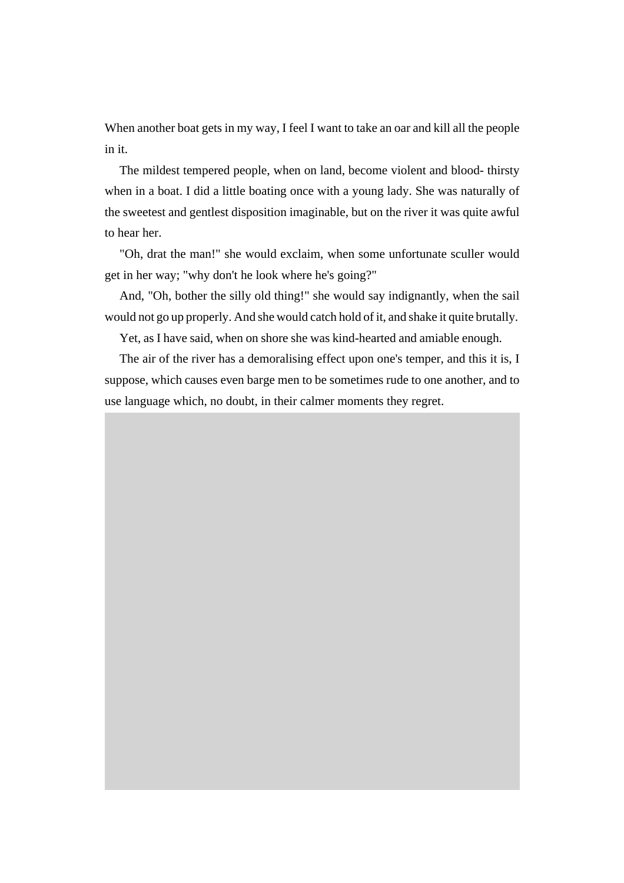When another boat gets in my way, I feel I want to take an oar and kill all the people in it.

The mildest tempered people, when on land, become violent and blood- thirsty when in a boat. I did a little boating once with a young lady. She was naturally of the sweetest and gentlest disposition imaginable, but on the river it was quite awful to hear her.

"Oh, drat the man!" she would exclaim, when some unfortunate sculler would get in her way; "why don't he look where he's going?"

And, "Oh, bother the silly old thing!" she would say indignantly, when the sail would not go up properly. And she would catch hold of it, and shake it quite brutally.

Yet, as I have said, when on shore she was kind-hearted and amiable enough.

The air of the river has a demoralising effect upon one's temper, and this it is, I suppose, which causes even barge men to be sometimes rude to one another, and to use language which, no doubt, in their calmer moments they regret.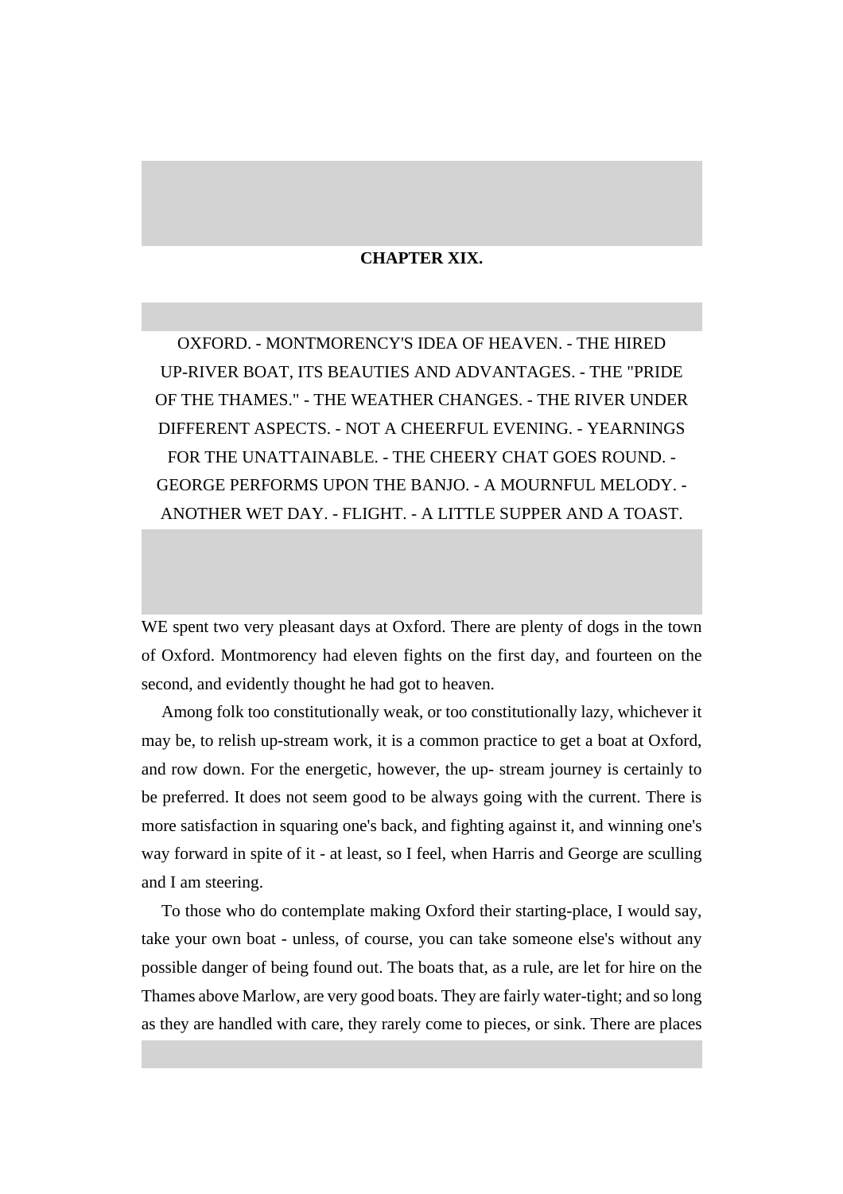## CHAPTER XIX.

OXFORD. - MONTMORENCY'S IDEA OF HEAVEN. - THE HIRED UP-RIVER BOAT, ITS BEAUTIES AND ADVANTAGES. - THE "PRIDE OF THE THAMES." - THE WEATHER CHANGES. - THE RIVER UNDER DIFFERENT ASPECTS. - NOT A CHEERFUL EVENING. - YEARNINGS FOR THE UNATTAINABLE. - THE CHEERY CHAT GOES ROUND. - GEORGE PERFORMS UPON THE BANJO. - A MOURNFUL MELODY. - ANOTHER WET DAY. - FLIGHT. - A LITTLE SUPPER AND A TOAST.

WE spent two very pleasant days at Oxford. There are plenty of dogs in the town of Oxford. Montmorency had eleven fights on the first day, and fourteen on the second, and evidently thought he had got to heaven.

Among folk too constitutionally weak, or too constitutionally lazy, whichever it may be, to relish up-stream work, it is a common practice to get a boat at Oxford, and row down. For the energetic, however, the up- stream journey is certainly to be preferred. It does not seem good to be always going with the current. There is more satisfaction in squaring one's back, and fighting against it, and winning one's way forward in spite of it - at least, so I feel, when Harris and George are sculling and I am steering.

To those who do contemplate making Oxford their starting-place, I would say, take your own boat - unless, of course, you can take someone else's without any possible danger of being found out. The boats that, as a rule, are let for hire on the Thames above Marlow, are very good boats. They are fairly water-tight; and so long as they are handled with care, they rarely come to pieces, or sink. There are places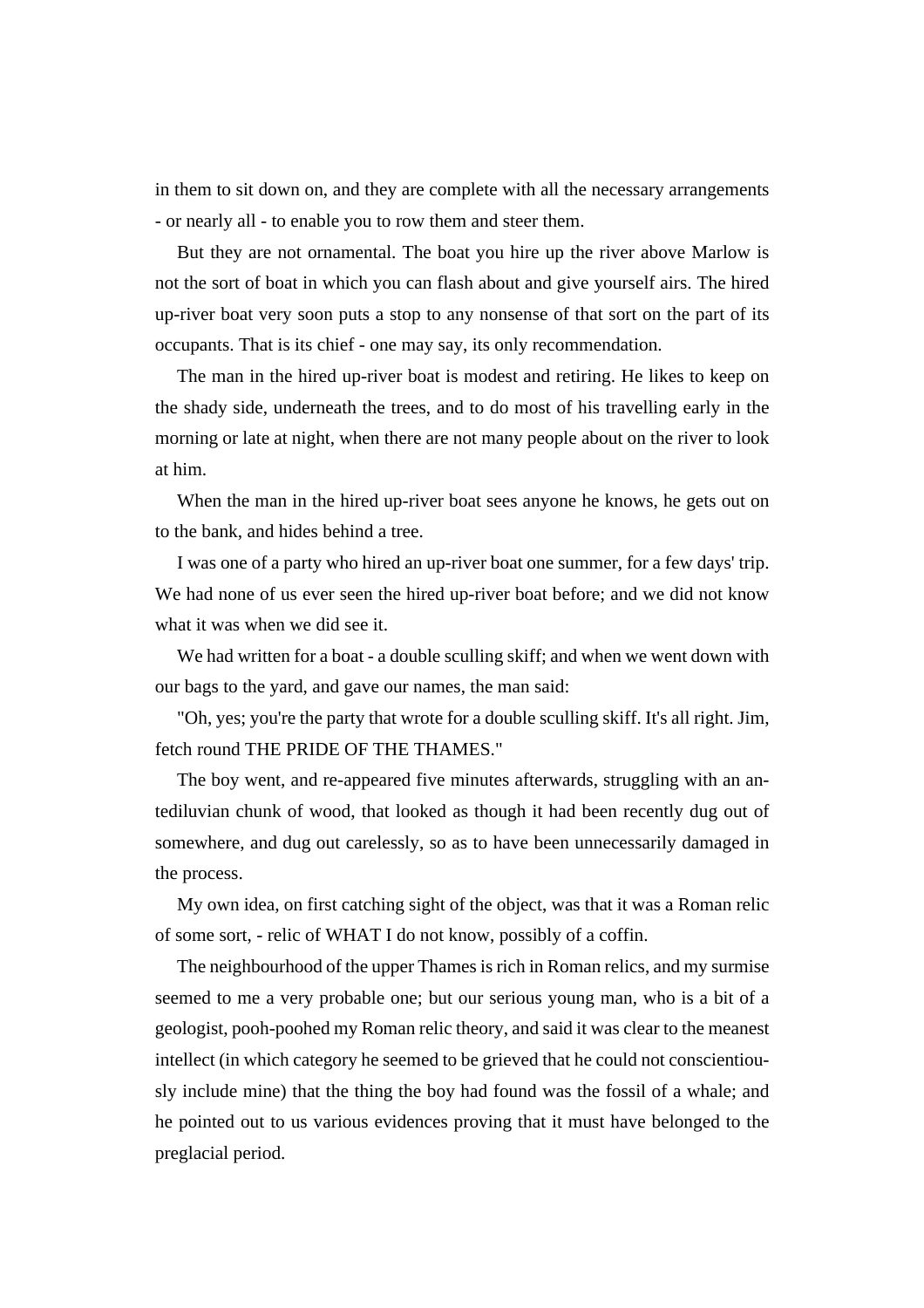in them to sit down on, and they are complete with all the necessary arrangements - or nearly all - to enable you to row them and steer them.

But they are not ornamental. The boat you hire up the river above Marlow is not the sort of boat in which you can flash about and give yourself airs. The hired up-river boat very soon puts a stop to any nonsense of that sort on the part of its occupants. That is its chief - one may say, its only recommendation.

The man in the hired up-river boat is modest and retiring. He likes to keep on the shady side, underneath the trees, and to do most of his travelling early in the morning or late at night, when there are not many people about on the river to look at him.

When the man in the hired up-river boat sees anyone he knows, he gets out on to the bank, and hides behind a tree.

I was one of a party who hired an up-river boat one summer, for a few days' trip. We had none of us ever seen the hired up-river boat before; and we did not know what it was when we did see it.

We had written for a boat - a double sculling skiff; and when we went down with our bags to the yard, and gave our names, the man said:

"Oh, yes; you're the party that wrote for a double sculling skiff. It's all right. Jim, fetch round THE PRIDE OF THE THAMES."

The boy went, and re-appeared five minutes afterwards, struggling with an antediluvian chunk of wood, that looked as though it had been recently dug out of somewhere, and dug out carelessly, so as to have been unnecessarily damaged in the process.

My own idea, on first catching sight of the object, was that it was a Roman relic of some sort, - relic of WHAT I do not know, possibly of a coffin.

The neighbourhood of the upper Thames is rich in Roman relics, and my surmise seemed to me a very probable one; but our serious young man, who is a bit of a geologist, pooh-poohed my Roman relic theory, and said it was clear to the meanest intellect (in which category he seemed to be grieved that he could not conscientiously include mine) that the thing the boy had found was the fossil of a whale; and he pointed out to us various evidences proving that it must have belonged to the preglacial period.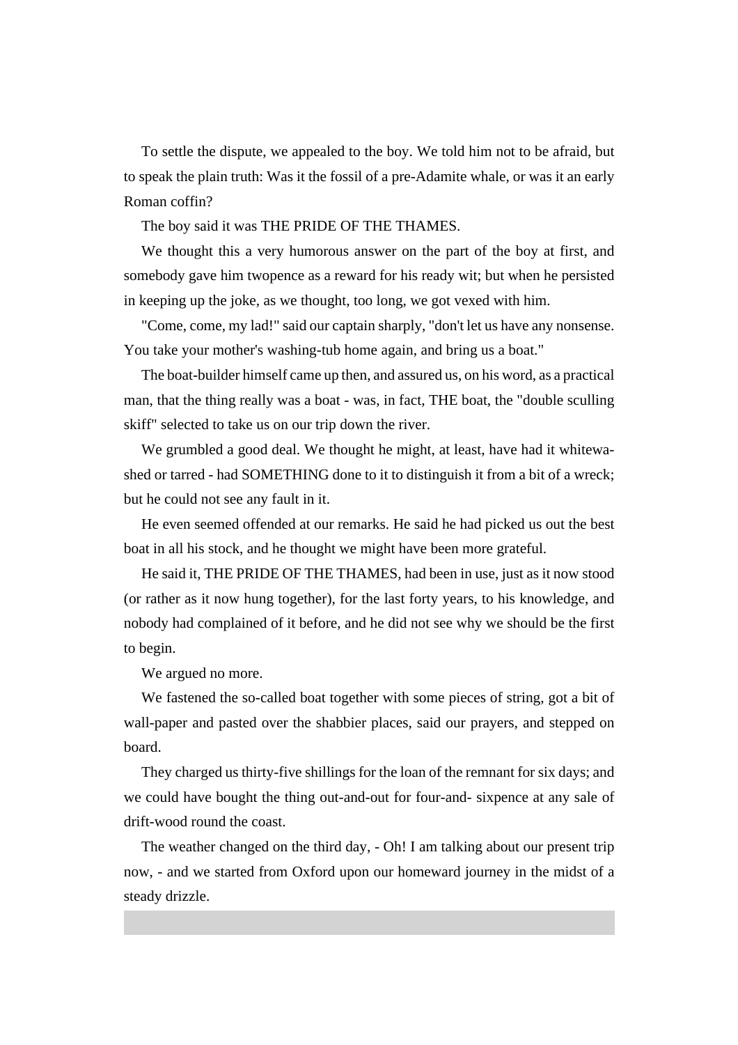To settle the dispute, we appealed to the boy. We told him not to be afraid, but to speak the plain truth: Was it the fossil of a pre-Adamite whale, or was it an early Roman coffin?

The boy said it was THE PRIDE OF THE THAMES.

We thought this a very humorous answer on the part of the boy at first, and somebody gave him twopence as a reward for his ready wit; but when he persisted in keeping up the joke, as we thought, too long, we got vexed with him.

"Come, come, my lad!" said our captain sharply, "don't let us have any nonsense. You take your mother's washing-tub home again, and bring us a boat."

The boat-builder himself came up then, and assured us, on his word, as a practical man, that the thing really was a boat - was, in fact, THE boat, the "double sculling skiff" selected to take us on our trip down the river.

We grumbled a good deal. We thought he might, at least, have had it whitewashed or tarred - had SOMETHING done to it to distinguish it from a bit of a wreck; but he could not see any fault in it.

He even seemed offended at our remarks. He said he had picked us out the best boat in all his stock, and he thought we might have been more grateful.

He said it, THE PRIDE OF THE THAMES, had been in use, just as it now stood (or rather as it now hung together), for the last forty years, to his knowledge, and nobody had complained of it before, and he did not see why we should be the first to begin.

We argued no more.

We fastened the so-called boat together with some pieces of string, got a bit of wall-paper and pasted over the shabbier places, said our prayers, and stepped on board.

They charged us thirty-five shillings for the loan of the remnant for six days; and we could have bought the thing out-and-out for four-and- sixpence at any sale of drift-wood round the coast.

The weather changed on the third day, - Oh! I am talking about our present trip now, - and we started from Oxford upon our homeward journey in the midst of a steady drizzle.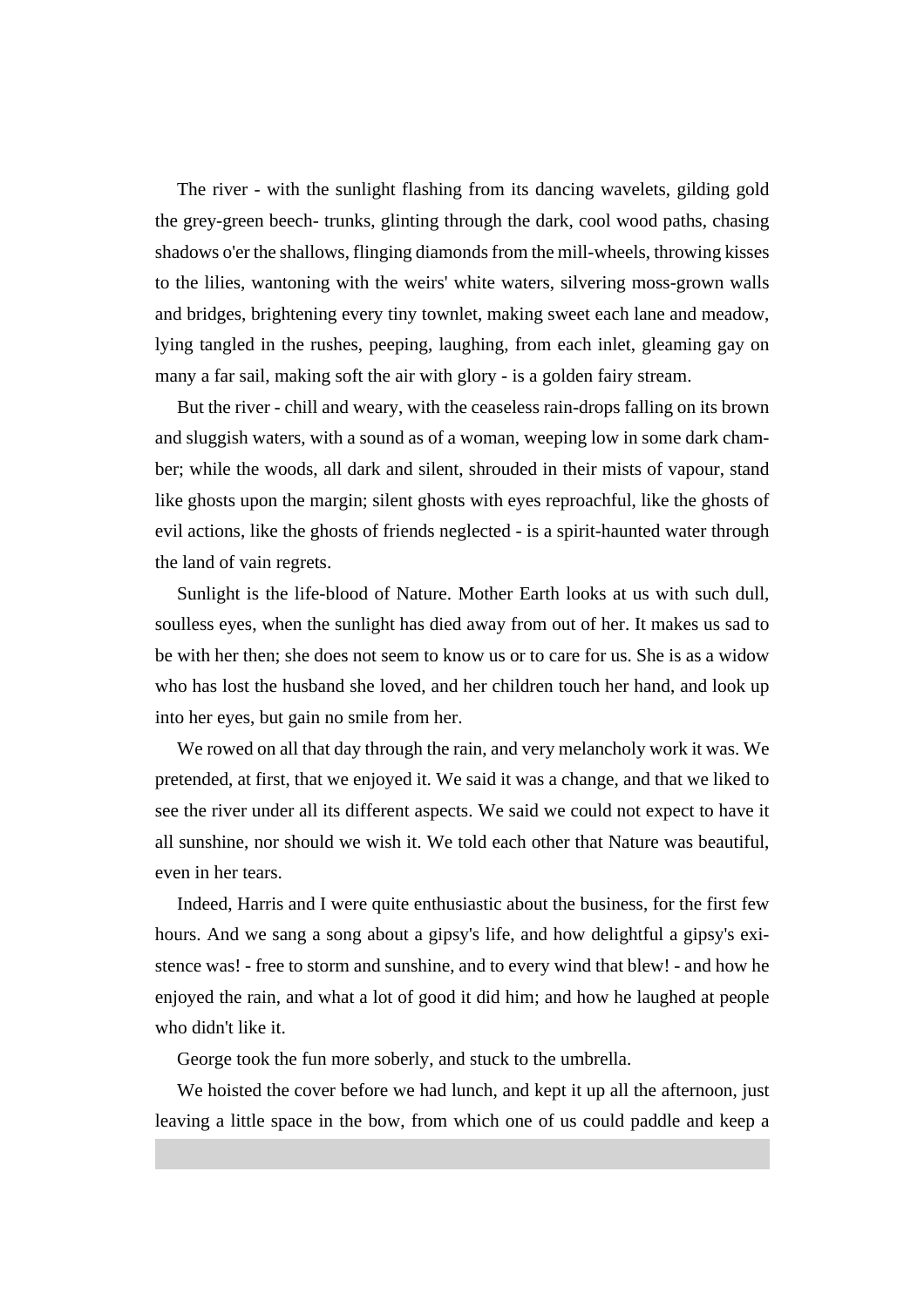The river - with the sunlight flashing from its dancing wavelets, gilding gold the grey-green beech- trunks, glinting through the dark, cool wood paths, chasing shadows o'er the shallows, flinging diamonds from the mill-wheels, throwing kisses to the lilies, wantoning with the weirs' white waters, silvering moss-grown walls and bridges, brightening every tiny townlet, making sweet each lane and meadow, lying tangled in the rushes, peeping, laughing, from each inlet, gleaming gay on many a far sail, making soft the air with glory - is a golden fairy stream.

But the river - chill and weary, with the ceaseless rain-drops falling on its brown and sluggish waters, with a sound as of a woman, weeping low in some dark chamber; while the woods, all dark and silent, shrouded in their mists of vapour, stand like ghosts upon the margin; silent ghosts with eyes reproachful, like the ghosts of evil actions, like the ghosts of friends neglected - is a spirit-haunted water through the land of vain regrets.

Sunlight is the life-blood of Nature. Mother Earth looks at us with such dull, soulless eyes, when the sunlight has died away from out of her. It makes us sad to be with her then; she does not seem to know us or to care for us. She is as a widow who has lost the husband she loved, and her children touch her hand, and look up into her eyes, but gain no smile from her.

We rowed on all that day through the rain, and very melancholy work it was. We pretended, at first, that we enjoyed it. We said it was a change, and that we liked to see the river under all its different aspects. We said we could not expect to have it all sunshine, nor should we wish it. We told each other that Nature was beautiful, even in her tears.

Indeed, Harris and I were quite enthusiastic about the business, for the first few hours. And we sang a song about a gipsy's life, and how delightful a gipsy's existence was! - free to storm and sunshine, and to every wind that blew! - and how he enjoyed the rain, and what a lot of good it did him; and how he laughed at people who didn't like it.

George took the fun more soberly, and stuck to the umbrella.

We hoisted the cover before we had lunch, and kept it up all the afternoon, just leaving a little space in the bow, from which one of us could paddle and keep a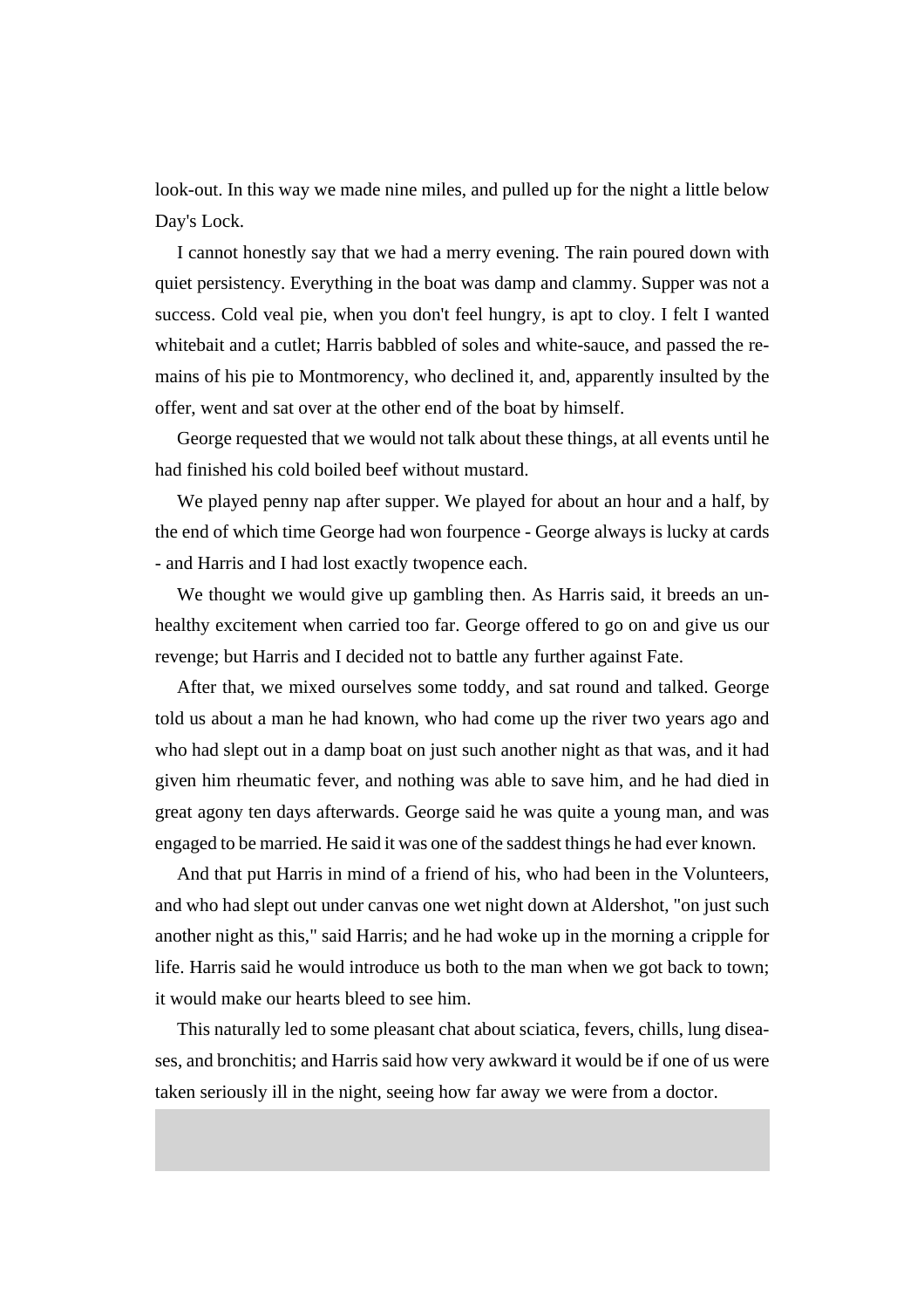look-out. In this way we made nine miles, and pulled up for the night a little below Day's Lock.

I cannot honestly say that we had a merry evening. The rain poured down with quiet persistency. Everything in the boat was damp and clammy. Supper was not a success. Cold veal pie, when you don't feel hungry, is apt to cloy. I felt I wanted whitebait and a cutlet; Harris babbled of soles and white-sauce, and passed the remains of his pie to Montmorency, who declined it, and, apparently insulted by the offer, went and sat over at the other end of the boat by himself.

George requested that we would not talk about these things, at all events until he had finished his cold boiled beef without mustard.

We played penny nap after supper. We played for about an hour and a half, by the end of which time George had won fourpence - George always is lucky at cards - and Harris and I had lost exactly twopence each.

We thought we would give up gambling then. As Harris said, it breeds an unhealthy excitement when carried too far. George offered to go on and give us our revenge; but Harris and I decided not to battle any further against Fate.

After that, we mixed ourselves some toddy, and sat round and talked. George told us about a man he had known, who had come up the river two years ago and who had slept out in a damp boat on just such another night as that was, and it had given him rheumatic fever, and nothing was able to save him, and he had died in great agony ten days afterwards. George said he was quite a young man, and was engaged to be married. He said it was one of the saddest things he had ever known.

And that put Harris in mind of a friend of his, who had been in the Volunteers, and who had slept out under canvas one wet night down at Aldershot, "on just such another night as this," said Harris; and he had woke up in the morning a cripple for life. Harris said he would introduce us both to the man when we got back to town; it would make our hearts bleed to see him.

This naturally led to some pleasant chat about sciatica, fevers, chills, lung diseases, and bronchitis; and Harris said how very awkward it would be if one of us were taken seriously ill in the night, seeing how far away we were from a doctor.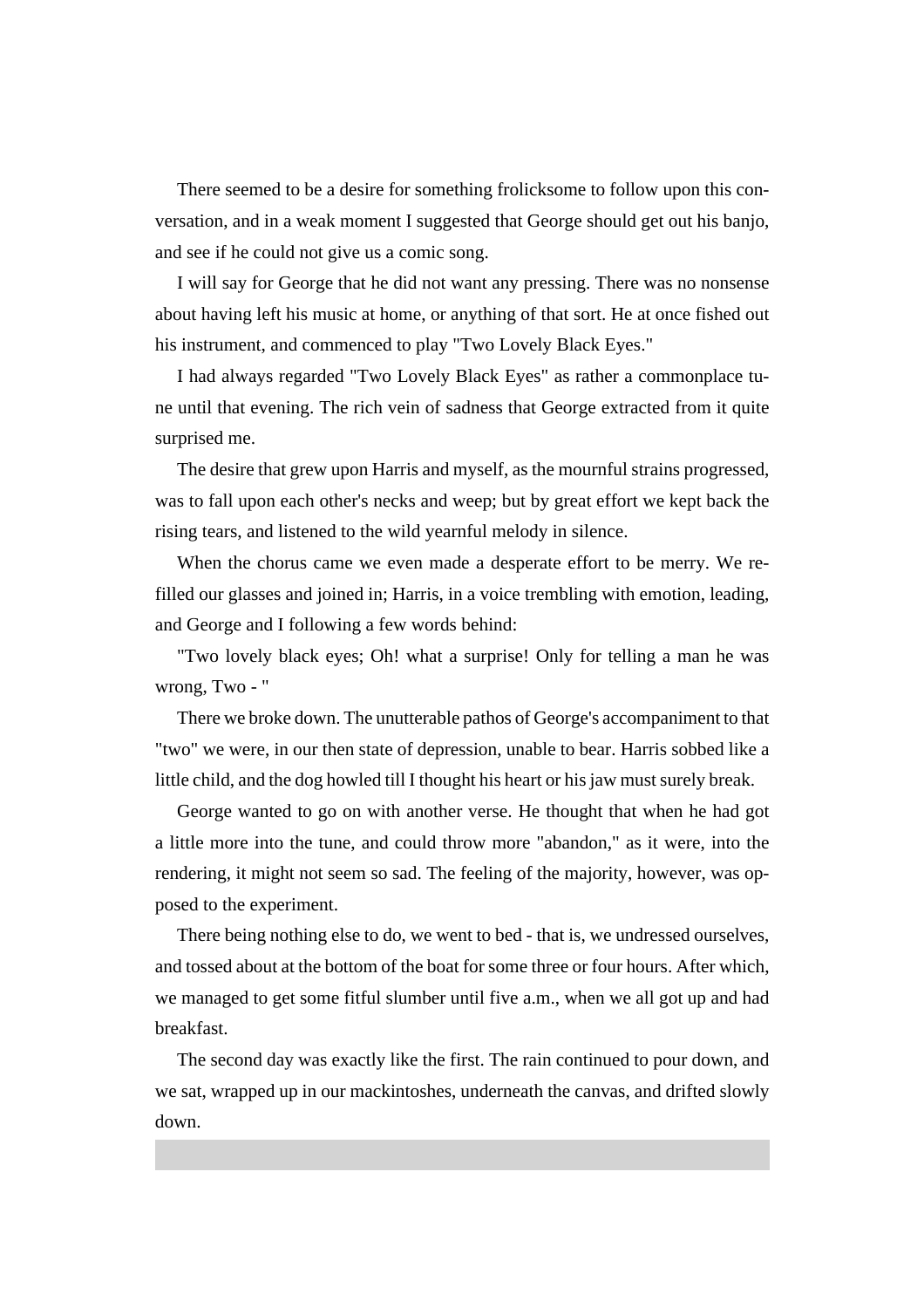There seemed to be a desire for something frolicksome to follow upon this conversation, and in a weak moment I suggested that George should get out his banjo, and see if he could not give us a comic song.

I will say for George that he did not want any pressing. There was no nonsense about having left his music at home, or anything of that sort. He at once fished out his instrument, and commenced to play "Two Lovely Black Eyes."

I had always regarded "Two Lovely Black Eyes" as rather a commonplace tune until that evening. The rich vein of sadness that George extracted from it quite surprised me.

The desire that grew upon Harris and myself, as the mournful strains progressed, was to fall upon each other's necks and weep; but by great effort we kept back the rising tears, and listened to the wild yearnful melody in silence.

When the chorus came we even made a desperate effort to be merry. We refilled our glasses and joined in; Harris, in a voice trembling with emotion, leading, and George and I following a few words behind:

"Two lovely black eyes; Oh! what a surprise! Only for telling a man he was wrong, Two - "

There we broke down. The unutterable pathos of George's accompaniment to that "two" we were, in our then state of depression, unable to bear. Harris sobbed like a little child, and the dog howled till I thought his heart or his jaw must surely break.

George wanted to go on with another verse. He thought that when he had got a little more into the tune, and could throw more "abandon," as it were, into the rendering, it might not seem so sad. The feeling of the majority, however, was opposed to the experiment.

There being nothing else to do, we went to bed - that is, we undressed ourselves, and tossed about at the bottom of the boat for some three or four hours. After which, we managed to get some fitful slumber until five a.m., when we all got up and had breakfast.

The second day was exactly like the first. The rain continued to pour down, and we sat, wrapped up in our mackintoshes, underneath the canvas, and drifted slowly down.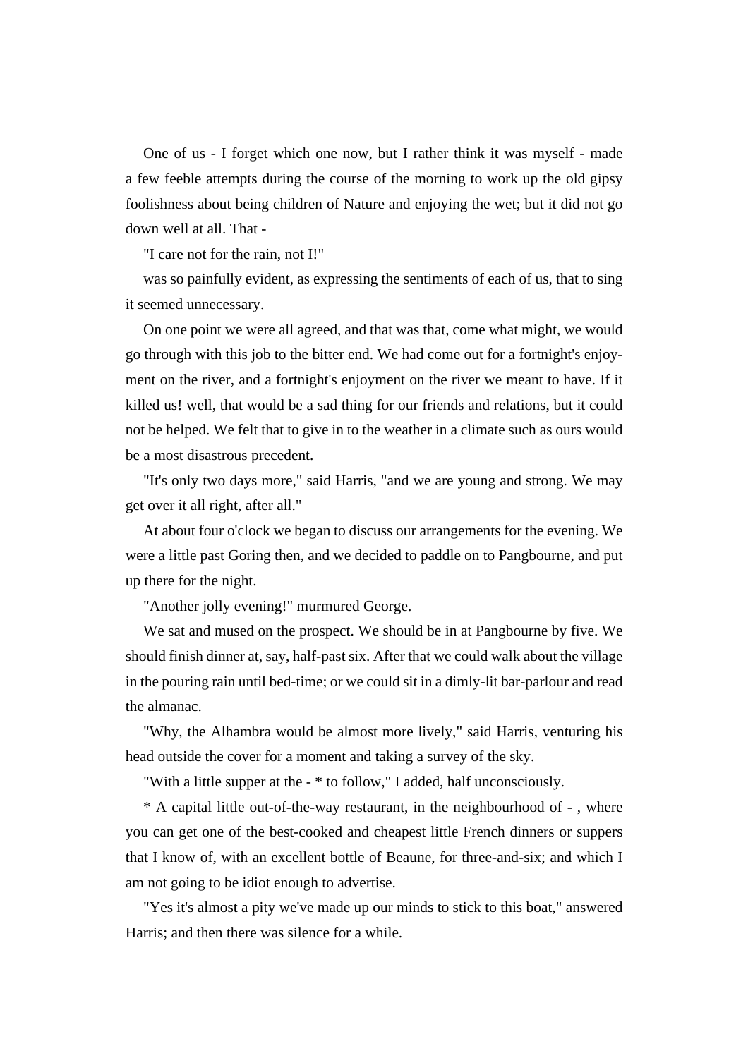One of us - I forget which one now, but I rather think it was myself - made a few feeble attempts during the course of the morning to work up the old gipsy foolishness about being children of Nature and enjoying the wet; but it did not go down well at all. That -

"I care not for the rain, not I!"

was so painfully evident, as expressing the sentiments of each of us, that to sing it seemed unnecessary.

On one point we were all agreed, and that was that, come what might, we would go through with this job to the bitter end. We had come out for a fortnight's enjoyment on the river, and a fortnight's enjoyment on the river we meant to have. If it killed us! well, that would be a sad thing for our friends and relations, but it could not be helped. We felt that to give in to the weather in a climate such as ours would be a most disastrous precedent.

"It's only two days more," said Harris, "and we are young and strong. We may get over it all right, after all."

At about four o'clock we began to discuss our arrangements for the evening. We were a little past Goring then, and we decided to paddle on to Pangbourne, and put up there for the night.

"Another jolly evening!" murmured George.

We sat and mused on the prospect. We should be in at Pangbourne by five. We should finish dinner at, say, half-past six. After that we could walk about the village in the pouring rain until bed-time; or we could sit in a dimly-lit bar-parlour and read the almanac.

"Why, the Alhambra would be almost more lively," said Harris, venturing his head outside the cover for a moment and taking a survey of the sky.

"With a little supper at the - * to follow," I added, half unconsciously.

* A capital little out-of-the-way restaurant, in the neighbourhood of - , where you can get one of the best-cooked and cheapest little French dinners or suppers that I know of, with an excellent bottle of Beaune, for three-and-six; and which I am not going to be idiot enough to advertise.

"Yes it's almost a pity we've made up our minds to stick to this boat," answered Harris; and then there was silence for a while.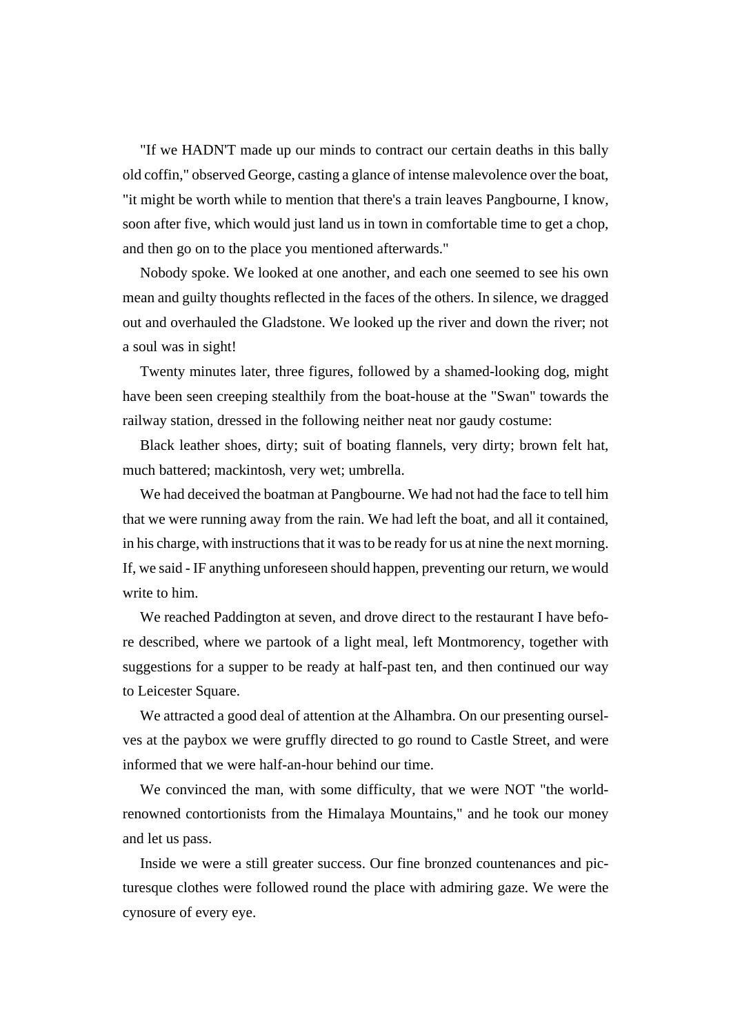"If we HADN'T made up our minds to contract our certain deaths in this bally old coffin," observed George, casting a glance of intense malevolence over the boat, "it might be worth while to mention that there's a train leaves Pangbourne, I know, soon after five, which would just land us in town in comfortable time to get a chop, and then go on to the place you mentioned afterwards."

Nobody spoke. We looked at one another, and each one seemed to see his own mean and guilty thoughts reflected in the faces of the others. In silence, we dragged out and overhauled the Gladstone. We looked up the river and down the river; not a soul was in sight!

Twenty minutes later, three figures, followed by a shamed-looking dog, might have been seen creeping stealthily from the boat-house at the "Swan" towards the railway station, dressed in the following neither neat nor gaudy costume:

Black leather shoes, dirty; suit of boating flannels, very dirty; brown felt hat, much battered; mackintosh, very wet; umbrella.

We had deceived the boatman at Pangbourne. We had not had the face to tell him that we were running away from the rain. We had left the boat, and all it contained, in his charge, with instructions that it was to be ready for us at nine the next morning. If, we said - IF anything unforeseen should happen, preventing our return, we would write to him.

We reached Paddington at seven, and drove direct to the restaurant I have before described, where we partook of a light meal, left Montmorency, together with suggestions for a supper to be ready at half-past ten, and then continued our way to Leicester Square.

We attracted a good deal of attention at the Alhambra. On our presenting ourselves at the paybox we were gruffly directed to go round to Castle Street, and were informed that we were half-an-hour behind our time.

We convinced the man, with some difficulty, that we were NOT "the world-renowned contortionists from the Himalaya Mountains," and he took our money and let us pass.

Inside we were a still greater success. Our fine bronzed countenances and picturesque clothes were followed round the place with admiring gaze. We were the cynosure of every eye.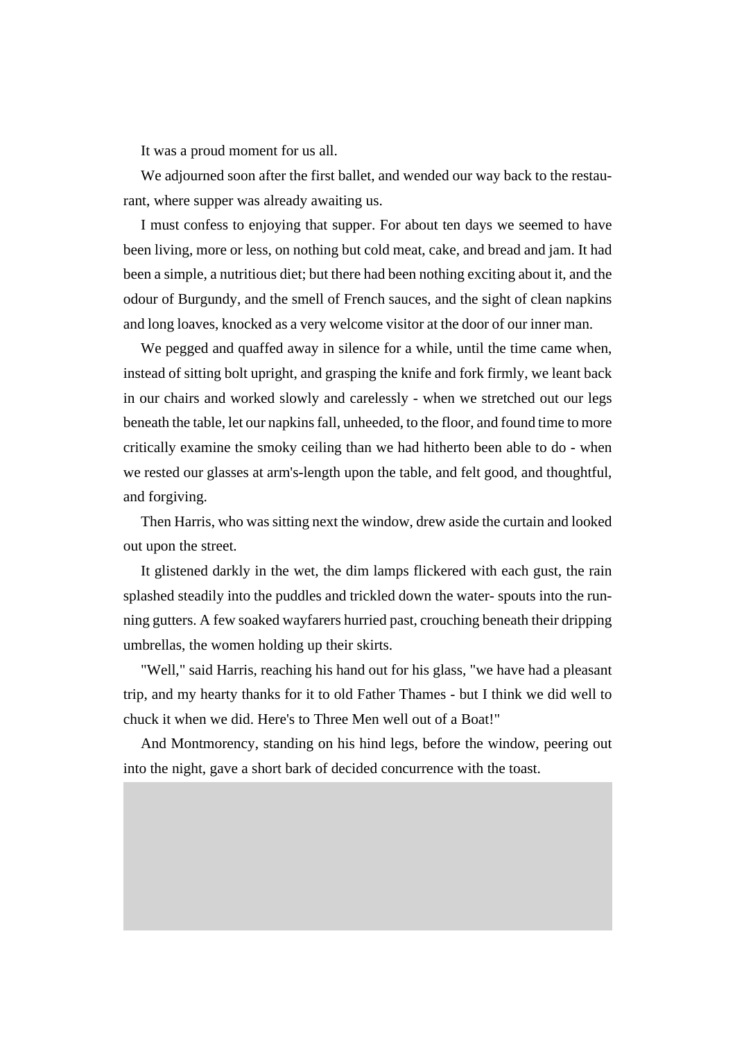It was a proud moment for us all.

We adjourned soon after the first ballet, and wended our way back to the restaurant, where supper was already awaiting us.

I must confess to enjoying that supper. For about ten days we seemed to have been living, more or less, on nothing but cold meat, cake, and bread and jam. It had been a simple, a nutritious diet; but there had been nothing exciting about it, and the odour of Burgundy, and the smell of French sauces, and the sight of clean napkins and long loaves, knocked as a very welcome visitor at the door of our inner man.

We pegged and quaffed away in silence for a while, until the time came when, instead of sitting bolt upright, and grasping the knife and fork firmly, we leant back in our chairs and worked slowly and carelessly - when we stretched out our legs beneath the table, let our napkins fall, unheeded, to the floor, and found time to more critically examine the smoky ceiling than we had hitherto been able to do - when we rested our glasses at arm's-length upon the table, and felt good, and thoughtful, and forgiving.

Then Harris, who was sitting next the window, drew aside the curtain and looked out upon the street.

It glistened darkly in the wet, the dim lamps flickered with each gust, the rain splashed steadily into the puddles and trickled down the water- spouts into the running gutters. A few soaked wayfarers hurried past, crouching beneath their dripping umbrellas, the women holding up their skirts.

"Well," said Harris, reaching his hand out for his glass, "we have had a pleasant trip, and my hearty thanks for it to old Father Thames - but I think we did well to chuck it when we did. Here's to Three Men well out of a Boat!"

And Montmorency, standing on his hind legs, before the window, peering out into the night, gave a short bark of decided concurrence with the toast.